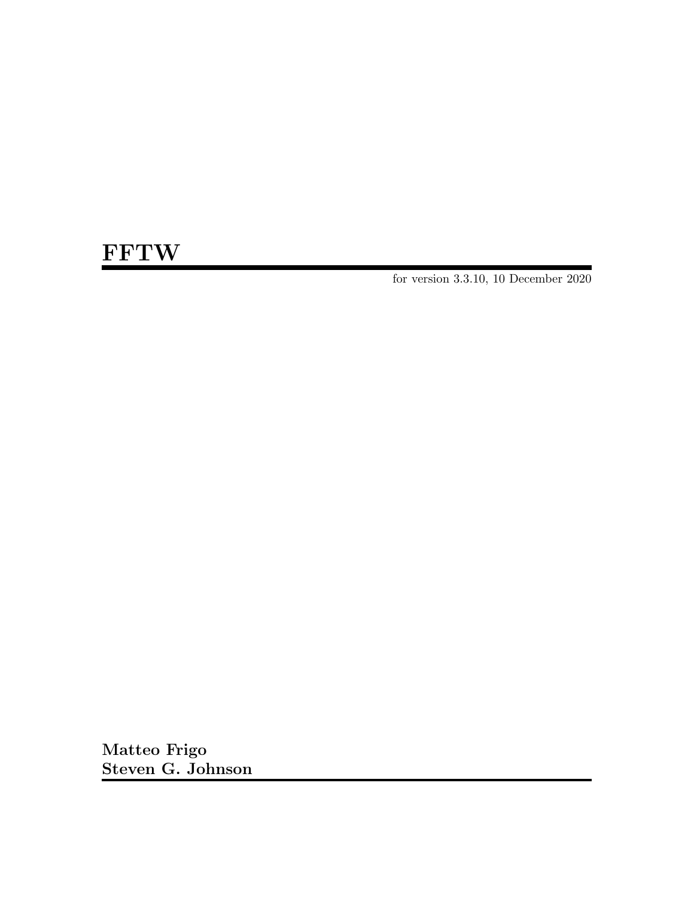# FFTW

for version 3.3.10, 10 December 2020

**Matteo Frigo**
**Steven G. Johnson**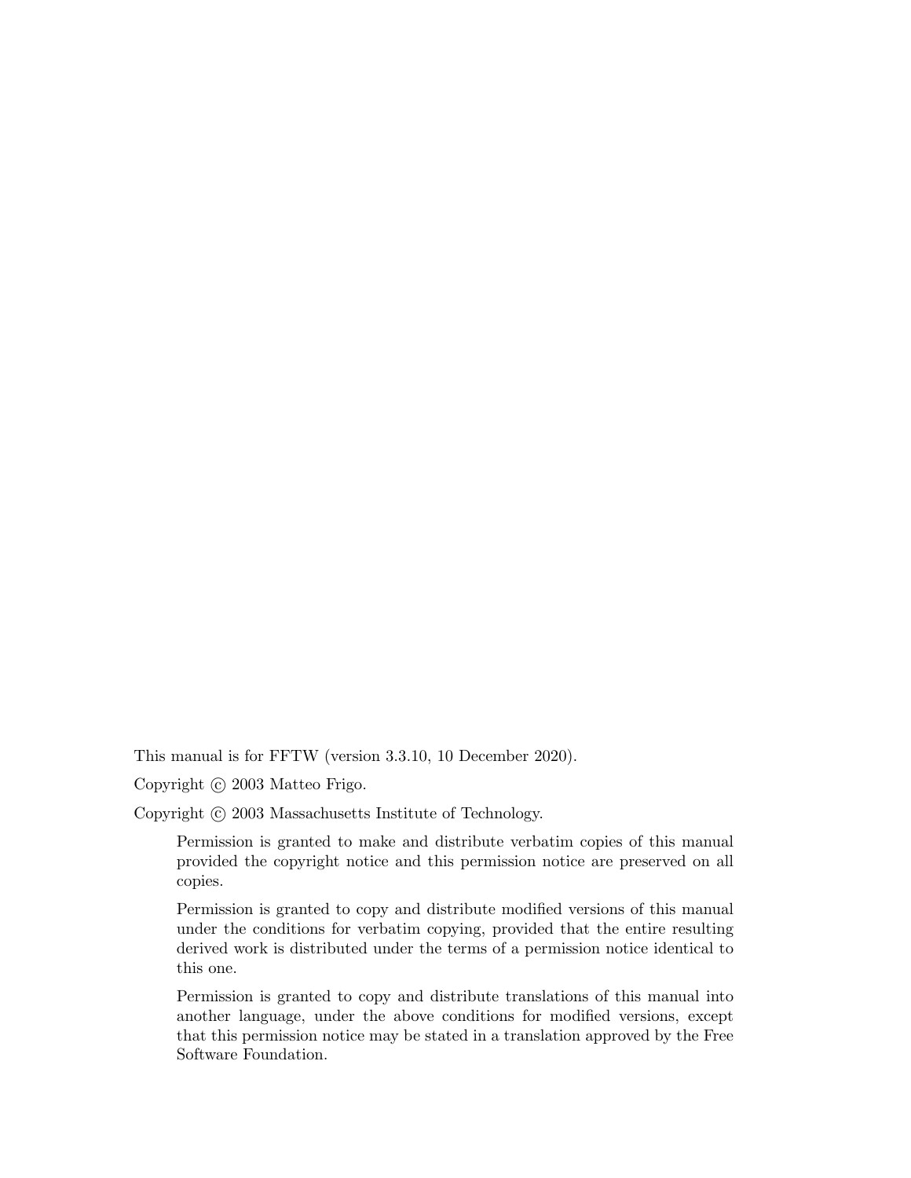This manual is for FFTW (version 3.3.10, 10 December 2020).

Copyright © 2003 Matteo Frigo.

Copyright © 2003 Massachusetts Institute of Technology.

> Permission is granted to make and distribute verbatim copies of this manual provided the copyright notice and this permission notice are preserved on all copies.
>
> Permission is granted to copy and distribute modified versions of this manual under the conditions for verbatim copying, provided that the entire resulting derived work is distributed under the terms of a permission notice identical to this one.
>
> Permission is granted to copy and distribute translations of this manual into another language, under the above conditions for modified versions, except that this permission notice may be stated in a translation approved by the Free Software Foundation.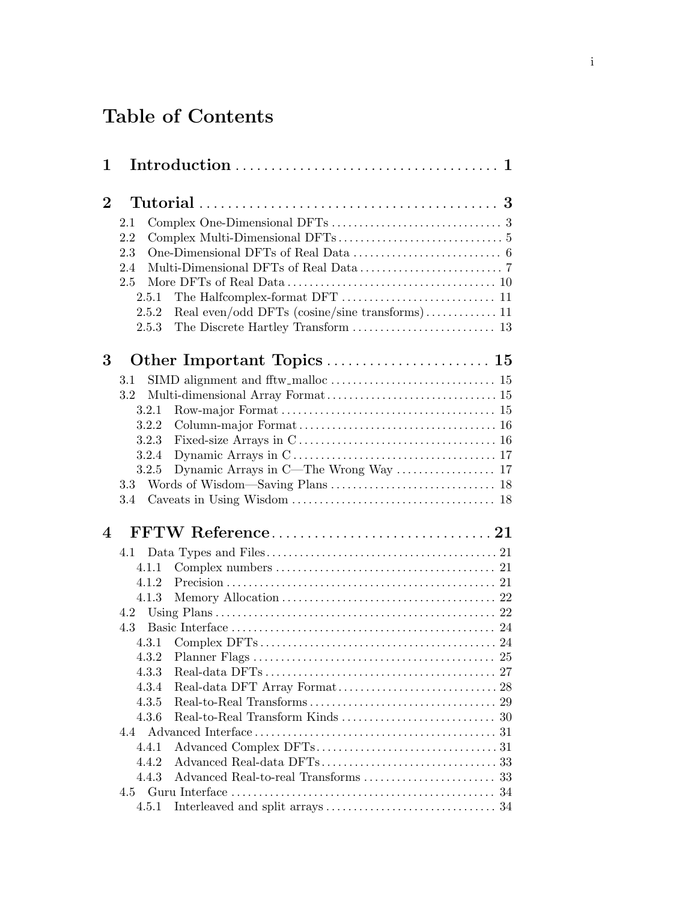# Table of Contents

**1 Introduction** .......................................... **1**

**2 Tutorial** .......................................... **3**

- 2.1 Complex One-Dimensional DFTs .......................... 3
- 2.2 Complex Multi-Dimensional DFTs .......................... 5
- 2.3 One-Dimensional DFTs of Real Data .......................... 6
- 2.4 Multi-Dimensional DFTs of Real Data .......................... 7
- 2.5 More DFTs of Real Data .......................... 10
  - 2.5.1 The Halfcomplex-format DFT .......................... 11
  - 2.5.2 Real even/odd DFTs (cosine/sine transforms) .......................... 11
  - 2.5.3 The Discrete Hartley Transform .......................... 13

**3 Other Important Topics** .......................................... **15**

- 3.1 SIMD alignment and fftw_malloc .......................... 15
- 3.2 Multi-dimensional Array Format .......................... 15
  - 3.2.1 Row-major Format .......................... 15
  - 3.2.2 Column-major Format .......................... 16
  - 3.2.3 Fixed-size Arrays in C .......................... 16
  - 3.2.4 Dynamic Arrays in C .......................... 17
  - 3.2.5 Dynamic Arrays in C—The Wrong Way .......................... 17
- 3.3 Words of Wisdom—Saving Plans .......................... 18
- 3.4 Caveats in Using Wisdom .......................... 18

**4 FFTW Reference** .......................................... **21**

- 4.1 Data Types and Files .......................... 21
  - 4.1.1 Complex numbers .......................... 21
  - 4.1.2 Precision .......................... 21
  - 4.1.3 Memory Allocation .......................... 22
- 4.2 Using Plans .......................... 22
- 4.3 Basic Interface .......................... 24
  - 4.3.1 Complex DFTs .......................... 24
  - 4.3.2 Planner Flags .......................... 25
  - 4.3.3 Real-data DFTs .......................... 27
  - 4.3.4 Real-data DFT Array Format .......................... 28
  - 4.3.5 Real-to-Real Transforms .......................... 29
  - 4.3.6 Real-to-Real Transform Kinds .......................... 30
- 4.4 Advanced Interface .......................... 31
  - 4.4.1 Advanced Complex DFTs .......................... 31
  - 4.4.2 Advanced Real-data DFTs .......................... 33
  - 4.4.3 Advanced Real-to-real Transforms .......................... 33
- 4.5 Guru Interface .......................... 34
  - 4.5.1 Interleaved and split arrays .......................... 34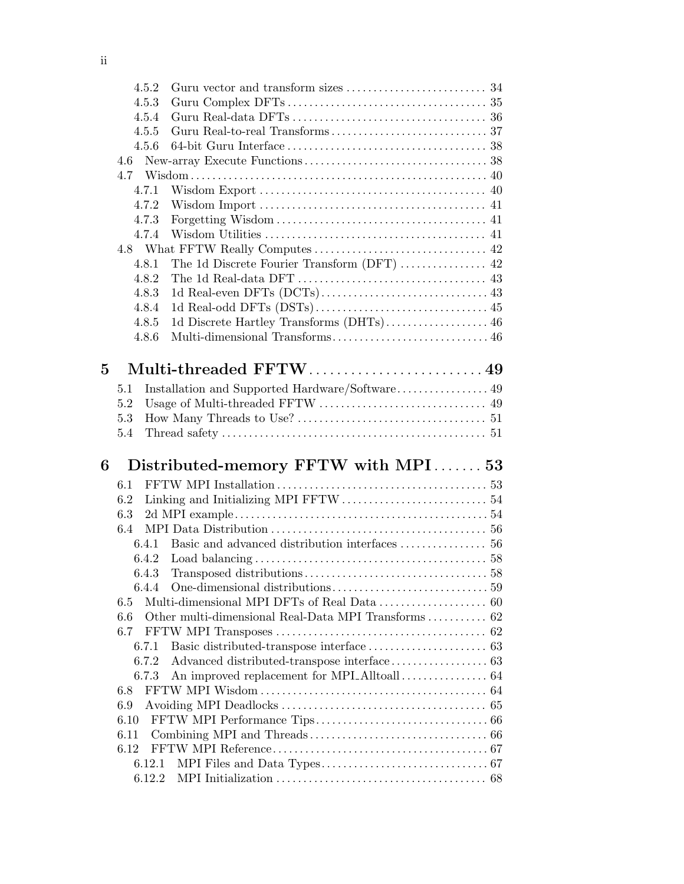4.5.2 Guru vector and transform sizes .......................... 34
4.5.3 Guru Complex DFTs .................................... 35
4.5.4 Guru Real-data DFTs .................................. 36
4.5.5 Guru Real-to-real Transforms ............................ 37
4.5.6 64-bit Guru Interface .................................... 38
4.6 New-array Execute Functions .................................. 38
4.7 Wisdom ...................................................... 40
4.7.1 Wisdom Export .......................................... 40
4.7.2 Wisdom Import .......................................... 41
4.7.3 Forgetting Wisdom ...................................... 41
4.7.4 Wisdom Utilities ........................................ 41
4.8 What FFTW Really Computes ................................ 42
4.8.1 The 1d Discrete Fourier Transform (DFT) ................ 42
4.8.2 The 1d Real-data DFT .................................. 43
4.8.3 1d Real-even DFTs (DCTs) .............................. 43
4.8.4 1d Real-odd DFTs (DSTs) ................................ 45
4.8.5 1d Discrete Hartley Transforms (DHTs) ................... 46
4.8.6 Multi-dimensional Transforms ............................. 46

**5 Multi-threaded FFTW .......................... 49**

5.1 Installation and Supported Hardware/Software ................. 49
5.2 Usage of Multi-threaded FFTW ............................... 49
5.3 How Many Threads to Use? ................................... 51
5.4 Thread safety ................................................. 51

**6 Distributed-memory FFTW with MPI ....... 53**

6.1 FFTW MPI Installation ...................................... 53
6.2 Linking and Initializing MPI FFTW ........................... 54
6.3 2d MPI example .............................................. 54
6.4 MPI Data Distribution ....................................... 56
6.4.1 Basic and advanced distribution interfaces ................ 56
6.4.2 Load balancing .......................................... 58
6.4.3 Transposed distributions .................................. 58
6.4.4 One-dimensional distributions ............................. 59
6.5 Multi-dimensional MPI DFTs of Real Data .................... 60
6.6 Other multi-dimensional Real-Data MPI Transforms ........... 62
6.7 FFTW MPI Transposes ....................................... 62
6.7.1 Basic distributed-transpose interface ...................... 63
6.7.2 Advanced distributed-transpose interface .................. 63
6.7.3 An improved replacement for MPI_Alltoall ................ 64
6.8 FFTW MPI Wisdom .......................................... 64
6.9 Avoiding MPI Deadlocks ...................................... 65
6.10 FFTW MPI Performance Tips ................................ 66
6.11 Combining MPI and Threads ................................. 66
6.12 FFTW MPI Reference ........................................ 67
6.12.1 MPI Files and Data Types ............................... 67
6.12.2 MPI Initialization ...................................... 68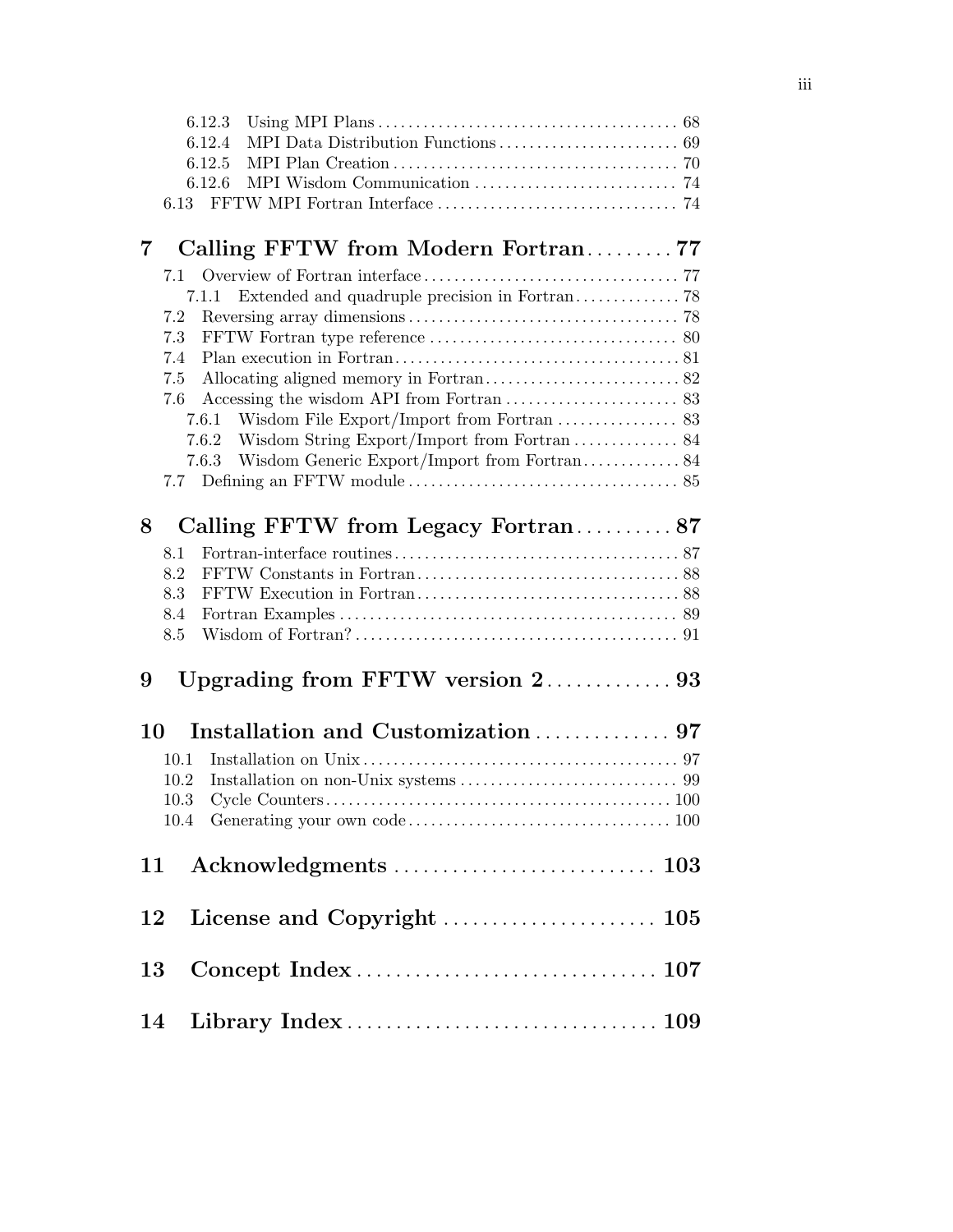6.12.3 Using MPI Plans ........................................ 68
6.12.4 MPI Data Distribution Functions ........................ 69
6.12.5 MPI Plan Creation ...................................... 70
6.12.6 MPI Wisdom Communication ............................... 74
6.13 FFTW MPI Fortran Interface ................................ 74

**7 Calling FFTW from Modern Fortran ......... 77**

7.1 Overview of Fortran interface ................................ 77
7.1.1 Extended and quadruple precision in Fortran .............. 78
7.2 Reversing array dimensions .................................... 78
7.3 FFTW Fortran type reference ................................... 80
7.4 Plan execution in Fortran ...................................... 81
7.5 Allocating aligned memory in Fortran ........................... 82
7.6 Accessing the wisdom API from Fortran .......................... 83
7.6.1 Wisdom File Export/Import from Fortran ................... 83
7.6.2 Wisdom String Export/Import from Fortran ................. 84
7.6.3 Wisdom Generic Export/Import from Fortran ................ 84
7.7 Defining an FFTW module ........................................ 85

**8 Calling FFTW from Legacy Fortran .......... 87**

8.1 Fortran-interface routines ..................................... 87
8.2 FFTW Constants in Fortran ...................................... 88
8.3 FFTW Execution in Fortran ...................................... 88
8.4 Fortran Examples ............................................... 89
8.5 Wisdom of Fortran? ............................................. 91

**9 Upgrading from FFTW version 2 ............. 93**

**10 Installation and Customization .............. 97**

10.1 Installation on Unix .......................................... 97
10.2 Installation on non-Unix systems ............................. 99
10.3 Cycle Counters ............................................... 100
10.4 Generating your own code ..................................... 100

**11 Acknowledgments ........................... 103**

**12 License and Copyright ...................... 105**

**13 Concept Index .............................. 107**

**14 Library Index .............................. 109**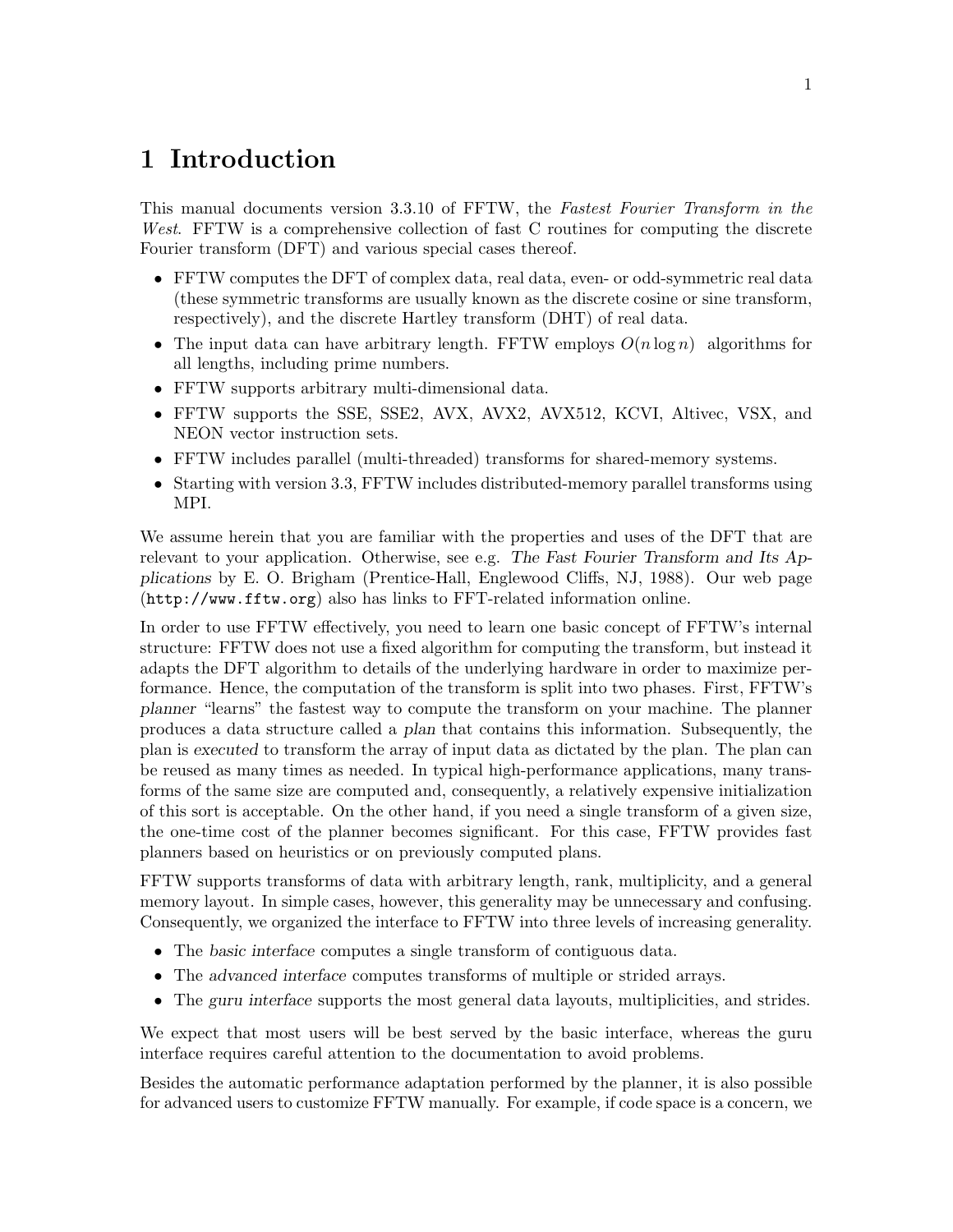# 1 Introduction

This manual documents version 3.3.10 of FFTW, the *Fastest Fourier Transform in the West*. FFTW is a comprehensive collection of fast C routines for computing the discrete Fourier transform (DFT) and various special cases thereof.

- FFTW computes the DFT of complex data, real data, even- or odd-symmetric real data (these symmetric transforms are usually known as the discrete cosine or sine transform, respectively), and the discrete Hartley transform (DHT) of real data.
- The input data can have arbitrary length. FFTW employs $O(n \log n)$ algorithms for all lengths, including prime numbers.
- FFTW supports arbitrary multi-dimensional data.
- FFTW supports the SSE, SSE2, AVX, AVX2, AVX512, KCVI, Altivec, VSX, and NEON vector instruction sets.
- FFTW includes parallel (multi-threaded) transforms for shared-memory systems.
- Starting with version 3.3, FFTW includes distributed-memory parallel transforms using MPI.

We assume herein that you are familiar with the properties and uses of the DFT that are relevant to your application. Otherwise, see e.g. *The Fast Fourier Transform and Its Applications* by E. O. Brigham (Prentice-Hall, Englewood Cliffs, NJ, 1988). Our web page (`http://www.fftw.org`) also has links to FFT-related information online.

In order to use FFTW effectively, you need to learn one basic concept of FFTW's internal structure: FFTW does not use a fixed algorithm for computing the transform, but instead it adapts the DFT algorithm to details of the underlying hardware in order to maximize performance. Hence, the computation of the transform is split into two phases. First, FFTW's *planner* "learns" the fastest way to compute the transform on your machine. The planner produces a data structure called a *plan* that contains this information. Subsequently, the plan is *executed* to transform the array of input data as dictated by the plan. The plan can be reused as many times as needed. In typical high-performance applications, many transforms of the same size are computed and, consequently, a relatively expensive initialization of this sort is acceptable. On the other hand, if you need a single transform of a given size, the one-time cost of the planner becomes significant. For this case, FFTW provides fast planners based on heuristics or on previously computed plans.

FFTW supports transforms of data with arbitrary length, rank, multiplicity, and a general memory layout. In simple cases, however, this generality may be unnecessary and confusing. Consequently, we organized the interface to FFTW into three levels of increasing generality.

- The *basic interface* computes a single transform of contiguous data.
- The *advanced interface* computes transforms of multiple or strided arrays.
- The *guru interface* supports the most general data layouts, multiplicities, and strides.

We expect that most users will be best served by the basic interface, whereas the guru interface requires careful attention to the documentation to avoid problems.

Besides the automatic performance adaptation performed by the planner, it is also possible for advanced users to customize FFTW manually. For example, if code space is a concern, we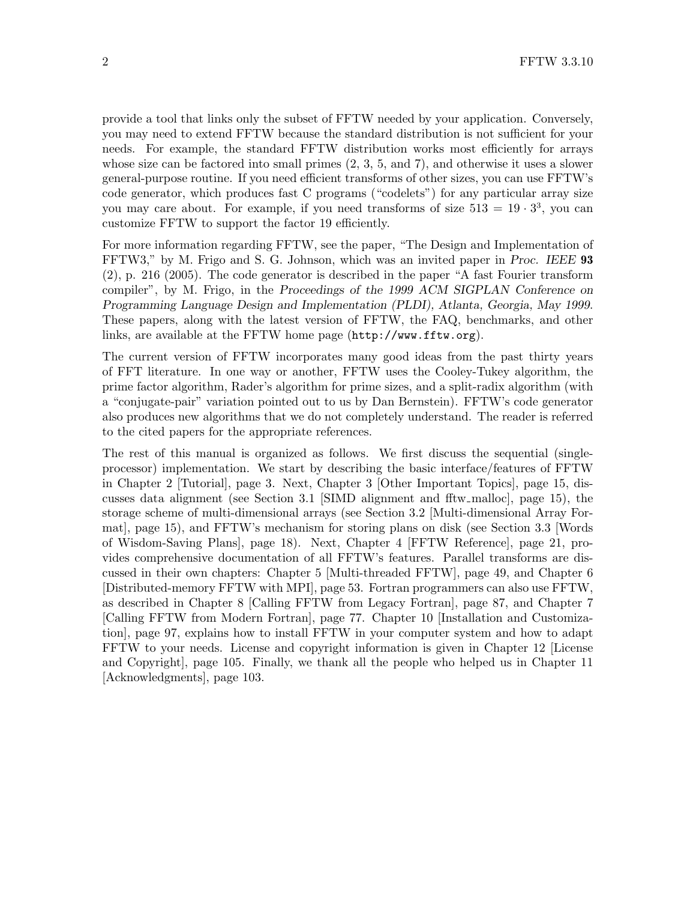provide a tool that links only the subset of FFTW needed by your application. Conversely, you may need to extend FFTW because the standard distribution is not sufficient for your needs. For example, the standard FFTW distribution works most efficiently for arrays whose size can be factored into small primes (2, 3, 5, and 7), and otherwise it uses a slower general-purpose routine. If you need efficient transforms of other sizes, you can use FFTW's code generator, which produces fast C programs ("codelets") for any particular array size you may care about. For example, if you need transforms of size $513 = 19 \cdot 3^3$, you can customize FFTW to support the factor 19 efficiently.

For more information regarding FFTW, see the paper, "The Design and Implementation of FFTW3," by M. Frigo and S. G. Johnson, which was an invited paper in *Proc. IEEE* **93** (2), p. 216 (2005). The code generator is described in the paper "A fast Fourier transform compiler", by M. Frigo, in the *Proceedings of the 1999 ACM SIGPLAN Conference on Programming Language Design and Implementation (PLDI), Atlanta, Georgia, May 1999*. These papers, along with the latest version of FFTW, the FAQ, benchmarks, and other links, are available at the FFTW home page (`http://www.fftw.org`).

The current version of FFTW incorporates many good ideas from the past thirty years of FFT literature. In one way or another, FFTW uses the Cooley-Tukey algorithm, the prime factor algorithm, Rader's algorithm for prime sizes, and a split-radix algorithm (with a "conjugate-pair" variation pointed out to us by Dan Bernstein). FFTW's code generator also produces new algorithms that we do not completely understand. The reader is referred to the cited papers for the appropriate references.

The rest of this manual is organized as follows. We first discuss the sequential (single-processor) implementation. We start by describing the basic interface/features of FFTW in Chapter 2 [Tutorial], page 3. Next, Chapter 3 [Other Important Topics], page 15, discusses data alignment (see Section 3.1 [SIMD alignment and fftw_malloc], page 15), the storage scheme of multi-dimensional arrays (see Section 3.2 [Multi-dimensional Array Format], page 15), and FFTW's mechanism for storing plans on disk (see Section 3.3 [Words of Wisdom-Saving Plans], page 18). Next, Chapter 4 [FFTW Reference], page 21, provides comprehensive documentation of all FFTW's features. Parallel transforms are discussed in their own chapters: Chapter 5 [Multi-threaded FFTW], page 49, and Chapter 6 [Distributed-memory FFTW with MPI], page 53. Fortran programmers can also use FFTW, as described in Chapter 8 [Calling FFTW from Legacy Fortran], page 87, and Chapter 7 [Calling FFTW from Modern Fortran], page 77. Chapter 10 [Installation and Customization], page 97, explains how to install FFTW in your computer system and how to adapt FFTW to your needs. License and copyright information is given in Chapter 12 [License and Copyright], page 105. Finally, we thank all the people who helped us in Chapter 11 [Acknowledgments], page 103.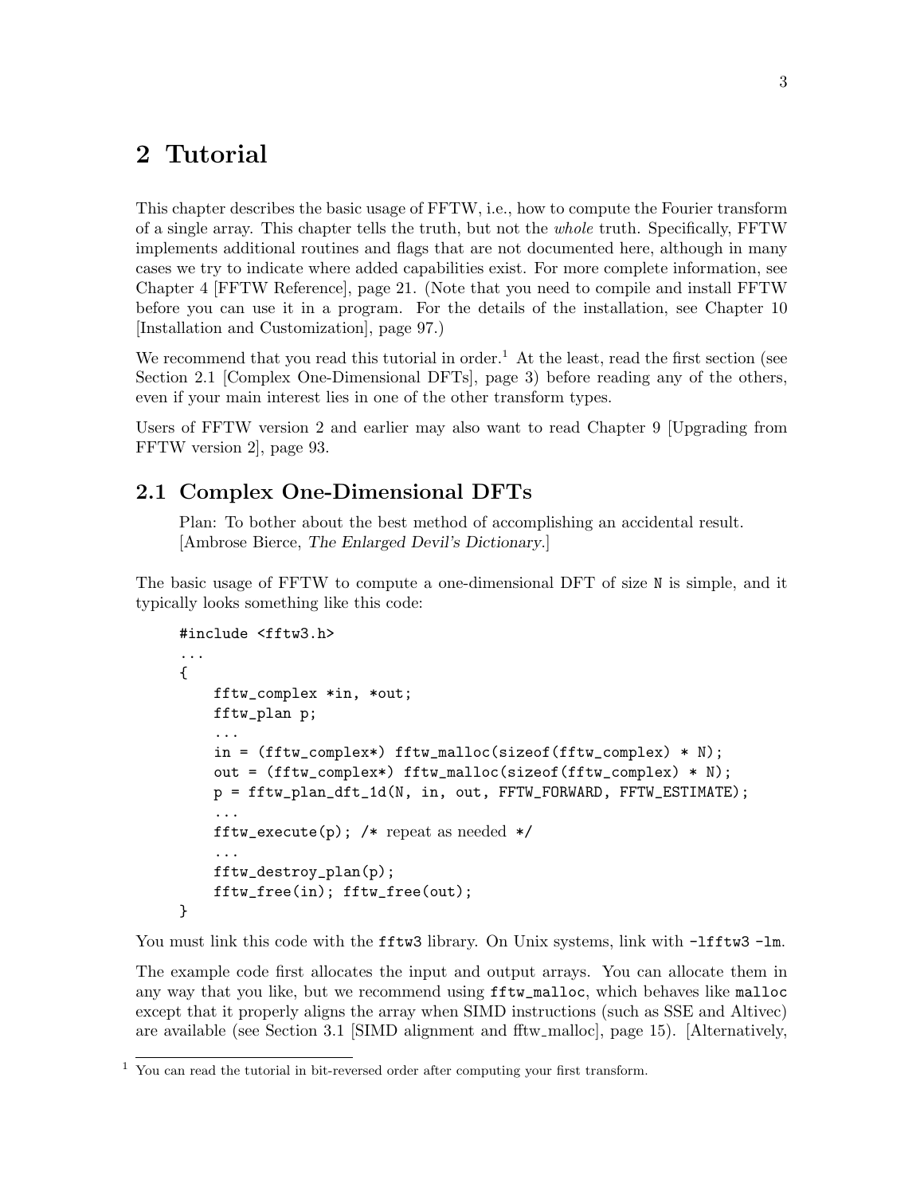# 2 Tutorial

This chapter describes the basic usage of FFTW, i.e., how to compute the Fourier transform of a single array. This chapter tells the truth, but not the *whole* truth. Specifically, FFTW implements additional routines and flags that are not documented here, although in many cases we try to indicate where added capabilities exist. For more complete information, see Chapter 4 [FFTW Reference], page 21. (Note that you need to compile and install FFTW before you can use it in a program. For the details of the installation, see Chapter 10 [Installation and Customization], page 97.)

We recommend that you read this tutorial in order.[1] At the least, read the first section (see Section 2.1 [Complex One-Dimensional DFTs], page 3) before reading any of the others, even if your main interest lies in one of the other transform types.

Users of FFTW version 2 and earlier may also want to read Chapter 9 [Upgrading from FFTW version 2], page 93.

## 2.1 Complex One-Dimensional DFTs

> Plan: To bother about the best method of accomplishing an accidental result. [Ambrose Bierce, *The Enlarged Devil's Dictionary*.]

The basic usage of FFTW to compute a one-dimensional DFT of size `N` is simple, and it typically looks something like this code:

```
#include <fftw3.h>
...
{
    fftw_complex *in, *out;
    fftw_plan p;
    ...
    in = (fftw_complex*) fftw_malloc(sizeof(fftw_complex) * N);
    out = (fftw_complex*) fftw_malloc(sizeof(fftw_complex) * N);
    p = fftw_plan_dft_1d(N, in, out, FFTW_FORWARD, FFTW_ESTIMATE);
    ...
    fftw_execute(p); /* repeat as needed */
    ...
    fftw_destroy_plan(p);
    fftw_free(in); fftw_free(out);
}
```

You must link this code with the `fftw3` library. On Unix systems, link with `-lfftw3 -lm`.

The example code first allocates the input and output arrays. You can allocate them in any way that you like, but we recommend using `fftw_malloc`, which behaves like `malloc` except that it properly aligns the array when SIMD instructions (such as SSE and Altivec) are available (see Section 3.1 [SIMD alignment and fftw_malloc], page 15). [Alternatively,

[1] You can read the tutorial in bit-reversed order after computing your first transform.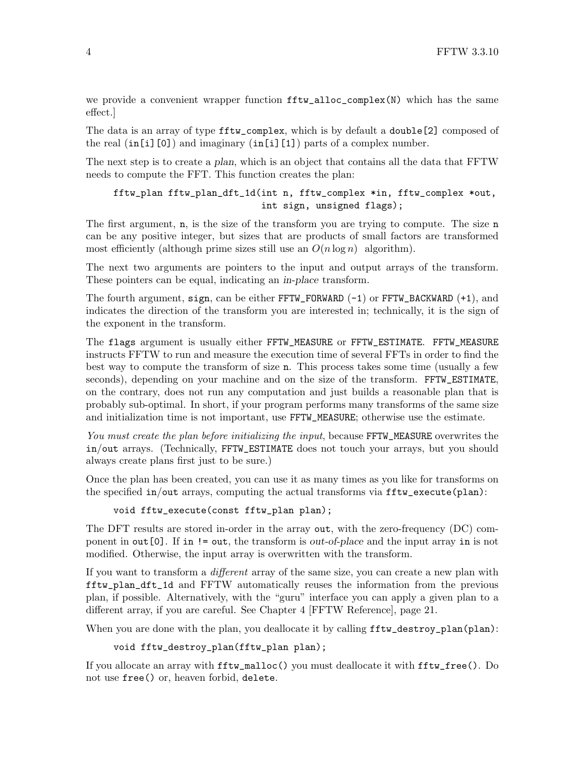we provide a convenient wrapper function `fftw_alloc_complex(N)` which has the same effect.]

The data is an array of type `fftw_complex`, which is by default a `double[2]` composed of the real (`in[i][0]`) and imaginary (`in[i][1]`) parts of a complex number.

The next step is to create a *plan*, which is an object that contains all the data that FFTW needs to compute the FFT. This function creates the plan:

```
fftw_plan fftw_plan_dft_1d(int n, fftw_complex *in, fftw_complex *out,
                           int sign, unsigned flags);
```

The first argument, `n`, is the size of the transform you are trying to compute. The size `n` can be any positive integer, but sizes that are products of small factors are transformed most efficiently (although prime sizes still use an $O(n \log n)$ algorithm).

The next two arguments are pointers to the input and output arrays of the transform. These pointers can be equal, indicating an *in-place* transform.

The fourth argument, `sign`, can be either `FFTW_FORWARD` (`-1`) or `FFTW_BACKWARD` (`+1`), and indicates the direction of the transform you are interested in; technically, it is the sign of the exponent in the transform.

The `flags` argument is usually either `FFTW_MEASURE` or `FFTW_ESTIMATE`. `FFTW_MEASURE` instructs FFTW to run and measure the execution time of several FFTs in order to find the best way to compute the transform of size `n`. This process takes some time (usually a few seconds), depending on your machine and on the size of the transform. `FFTW_ESTIMATE`, on the contrary, does not run any computation and just builds a reasonable plan that is probably sub-optimal. In short, if your program performs many transforms of the same size and initialization time is not important, use `FFTW_MEASURE`; otherwise use the estimate.

*You must create the plan before initializing the input*, because `FFTW_MEASURE` overwrites the `in`/`out` arrays. (Technically, `FFTW_ESTIMATE` does not touch your arrays, but you should always create plans first just to be sure.)

Once the plan has been created, you can use it as many times as you like for transforms on the specified `in`/`out` arrays, computing the actual transforms via `fftw_execute(plan)`:

```
void fftw_execute(const fftw_plan plan);
```

The DFT results are stored in-order in the array `out`, with the zero-frequency (DC) component in `out[0]`. If `in != out`, the transform is *out-of-place* and the input array `in` is not modified. Otherwise, the input array is overwritten with the transform.

If you want to transform a *different* array of the same size, you can create a new plan with `fftw_plan_dft_1d` and FFTW automatically reuses the information from the previous plan, if possible. Alternatively, with the "guru" interface you can apply a given plan to a different array, if you are careful. See Chapter 4 [FFTW Reference], page 21.

When you are done with the plan, you deallocate it by calling `fftw_destroy_plan(plan)`:

```
void fftw_destroy_plan(fftw_plan plan);
```

If you allocate an array with `fftw_malloc()` you must deallocate it with `fftw_free()`. Do not use `free()` or, heaven forbid, `delete`.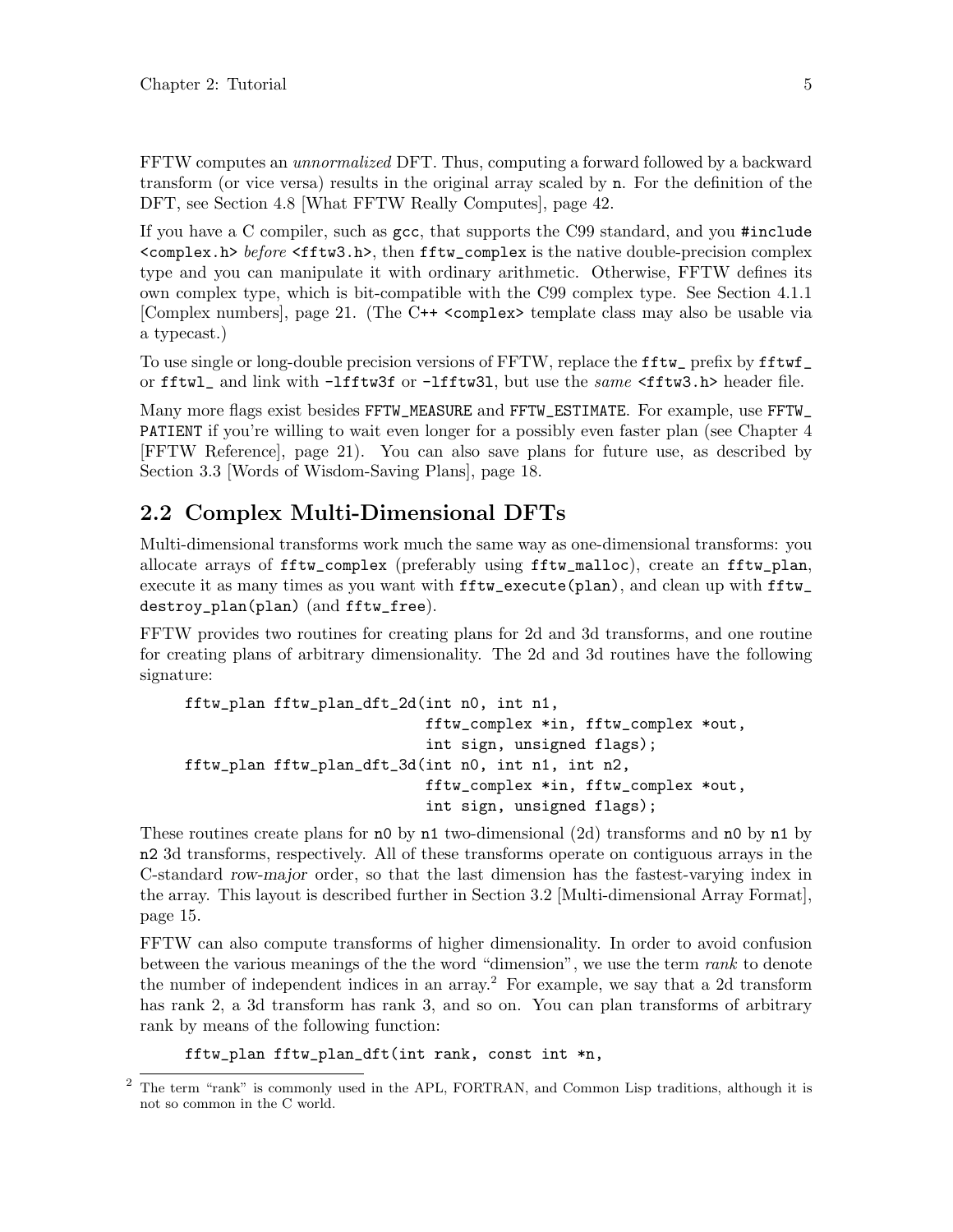FFTW computes an *unnormalized* DFT. Thus, computing a forward followed by a backward transform (or vice versa) results in the original array scaled by `n`. For the definition of the DFT, see Section 4.8 [What FFTW Really Computes], page 42.

If you have a C compiler, such as `gcc`, that supports the C99 standard, and you `#include <complex.h>` *before* `<fftw3.h>`, then `fftw_complex` is the native double-precision complex type and you can manipulate it with ordinary arithmetic. Otherwise, FFTW defines its own complex type, which is bit-compatible with the C99 complex type. See Section 4.1.1 [Complex numbers], page 21. (The C++ `<complex>` template class may also be usable via a typecast.)

To use single or long-double precision versions of FFTW, replace the `fftw_` prefix by `fftwf_` or `fftwl_` and link with `-lfftw3f` or `-lfftw3l`, but use the *same* `<fftw3.h>` header file.

Many more flags exist besides `FFTW_MEASURE` and `FFTW_ESTIMATE`. For example, use `FFTW_PATIENT` if you're willing to wait even longer for a possibly even faster plan (see Chapter 4 [FFTW Reference], page 21). You can also save plans for future use, as described by Section 3.3 [Words of Wisdom-Saving Plans], page 18.

## 2.2 Complex Multi-Dimensional DFTs

Multi-dimensional transforms work much the same way as one-dimensional transforms: you allocate arrays of `fftw_complex` (preferably using `fftw_malloc`), create an `fftw_plan`, execute it as many times as you want with `fftw_execute(plan)`, and clean up with `fftw_destroy_plan(plan)` (and `fftw_free`).

FFTW provides two routines for creating plans for 2d and 3d transforms, and one routine for creating plans of arbitrary dimensionality. The 2d and 3d routines have the following signature:

```
fftw_plan fftw_plan_dft_2d(int n0, int n1,
                           fftw_complex *in, fftw_complex *out,
                           int sign, unsigned flags);
fftw_plan fftw_plan_dft_3d(int n0, int n1, int n2,
                           fftw_complex *in, fftw_complex *out,
                           int sign, unsigned flags);
```

These routines create plans for `n0` by `n1` two-dimensional (2d) transforms and `n0` by `n1` by `n2` 3d transforms, respectively. All of these transforms operate on contiguous arrays in the C-standard *row-major* order, so that the last dimension has the fastest-varying index in the array. This layout is described further in Section 3.2 [Multi-dimensional Array Format], page 15.

FFTW can also compute transforms of higher dimensionality. In order to avoid confusion between the various meanings of the the word "dimension", we use the term *rank* to denote the number of independent indices in an array.[2] For example, we say that a 2d transform has rank 2, a 3d transform has rank 3, and so on. You can plan transforms of arbitrary rank by means of the following function:

```
fftw_plan fftw_plan_dft(int rank, const int *n,
```

[2] The term "rank" is commonly used in the APL, FORTRAN, and Common Lisp traditions, although it is not so common in the C world.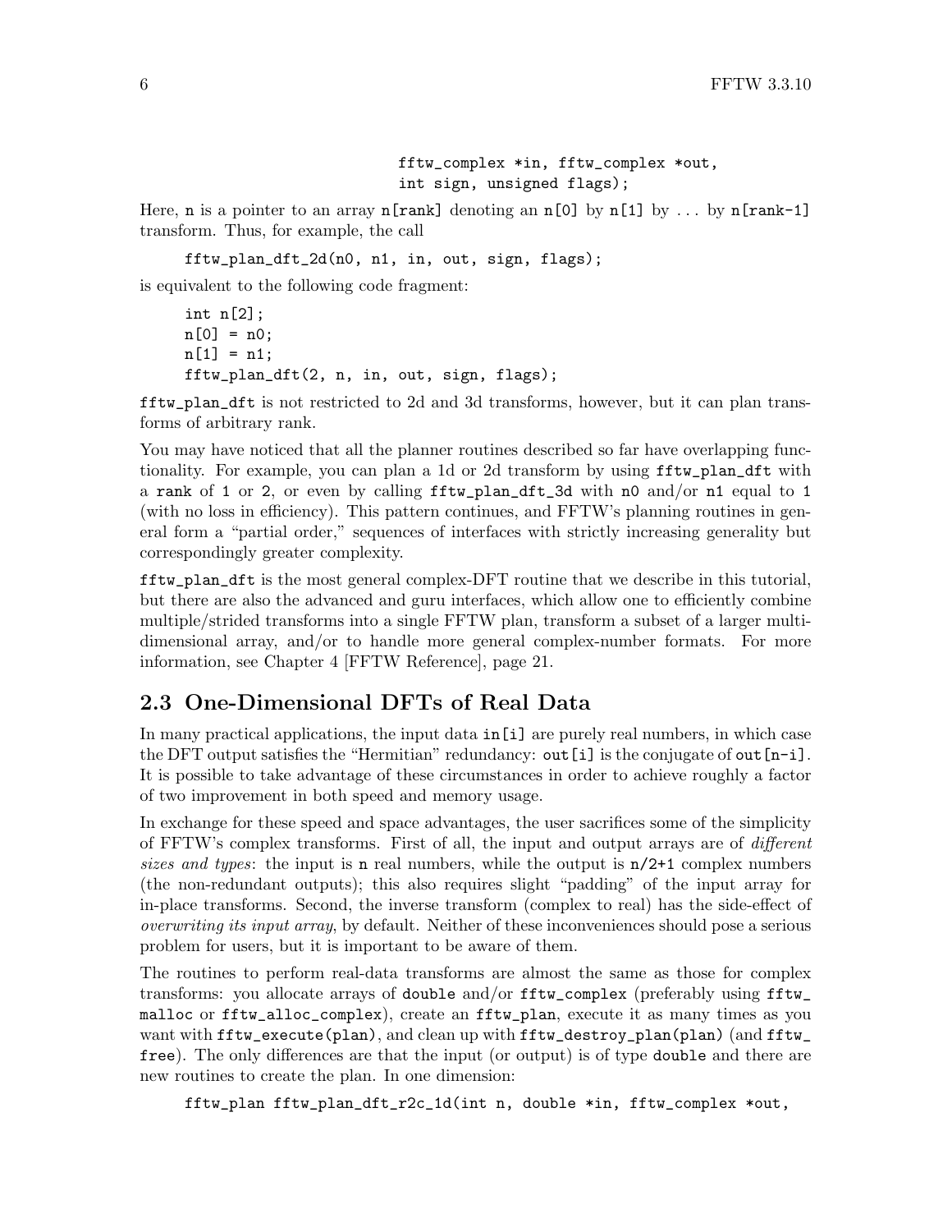```
                              fftw_complex *in, fftw_complex *out,
                              int sign, unsigned flags);
```

Here, `n` is a pointer to an array `n[rank]` denoting an `n[0]` by `n[1]` by ... by `n[rank-1]` transform. Thus, for example, the call

```
fftw_plan_dft_2d(n0, n1, in, out, sign, flags);
```

is equivalent to the following code fragment:

```
int n[2];
n[0] = n0;
n[1] = n1;
fftw_plan_dft(2, n, in, out, sign, flags);
```

`fftw_plan_dft` is not restricted to 2d and 3d transforms, however, but it can plan transforms of arbitrary rank.

You may have noticed that all the planner routines described so far have overlapping functionality. For example, you can plan a 1d or 2d transform by using `fftw_plan_dft` with a `rank` of `1` or `2`, or even by calling `fftw_plan_dft_3d` with `n0` and/or `n1` equal to `1` (with no loss in efficiency). This pattern continues, and FFTW's planning routines in general form a "partial order," sequences of interfaces with strictly increasing generality but correspondingly greater complexity.

`fftw_plan_dft` is the most general complex-DFT routine that we describe in this tutorial, but there are also the advanced and guru interfaces, which allow one to efficiently combine multiple/strided transforms into a single FFTW plan, transform a subset of a larger multi-dimensional array, and/or to handle more general complex-number formats. For more information, see Chapter 4 [FFTW Reference], page 21.

## 2.3 One-Dimensional DFTs of Real Data

In many practical applications, the input data `in[i]` are purely real numbers, in which case the DFT output satisfies the "Hermitian" redundancy: `out[i]` is the conjugate of `out[n-i]`. It is possible to take advantage of these circumstances in order to achieve roughly a factor of two improvement in both speed and memory usage.

In exchange for these speed and space advantages, the user sacrifices some of the simplicity of FFTW's complex transforms. First of all, the input and output arrays are of *different sizes and types*: the input is `n` real numbers, while the output is `n/2+1` complex numbers (the non-redundant outputs); this also requires slight "padding" of the input array for in-place transforms. Second, the inverse transform (complex to real) has the side-effect of *overwriting its input array*, by default. Neither of these inconveniences should pose a serious problem for users, but it is important to be aware of them.

The routines to perform real-data transforms are almost the same as those for complex transforms: you allocate arrays of `double` and/or `fftw_complex` (preferably using `fftw_malloc` or `fftw_alloc_complex`), create an `fftw_plan`, execute it as many times as you want with `fftw_execute(plan)`, and clean up with `fftw_destroy_plan(plan)` (and `fftw_free`). The only differences are that the input (or output) is of type `double` and there are new routines to create the plan. In one dimension:

```
fftw_plan fftw_plan_dft_r2c_1d(int n, double *in, fftw_complex *out,
```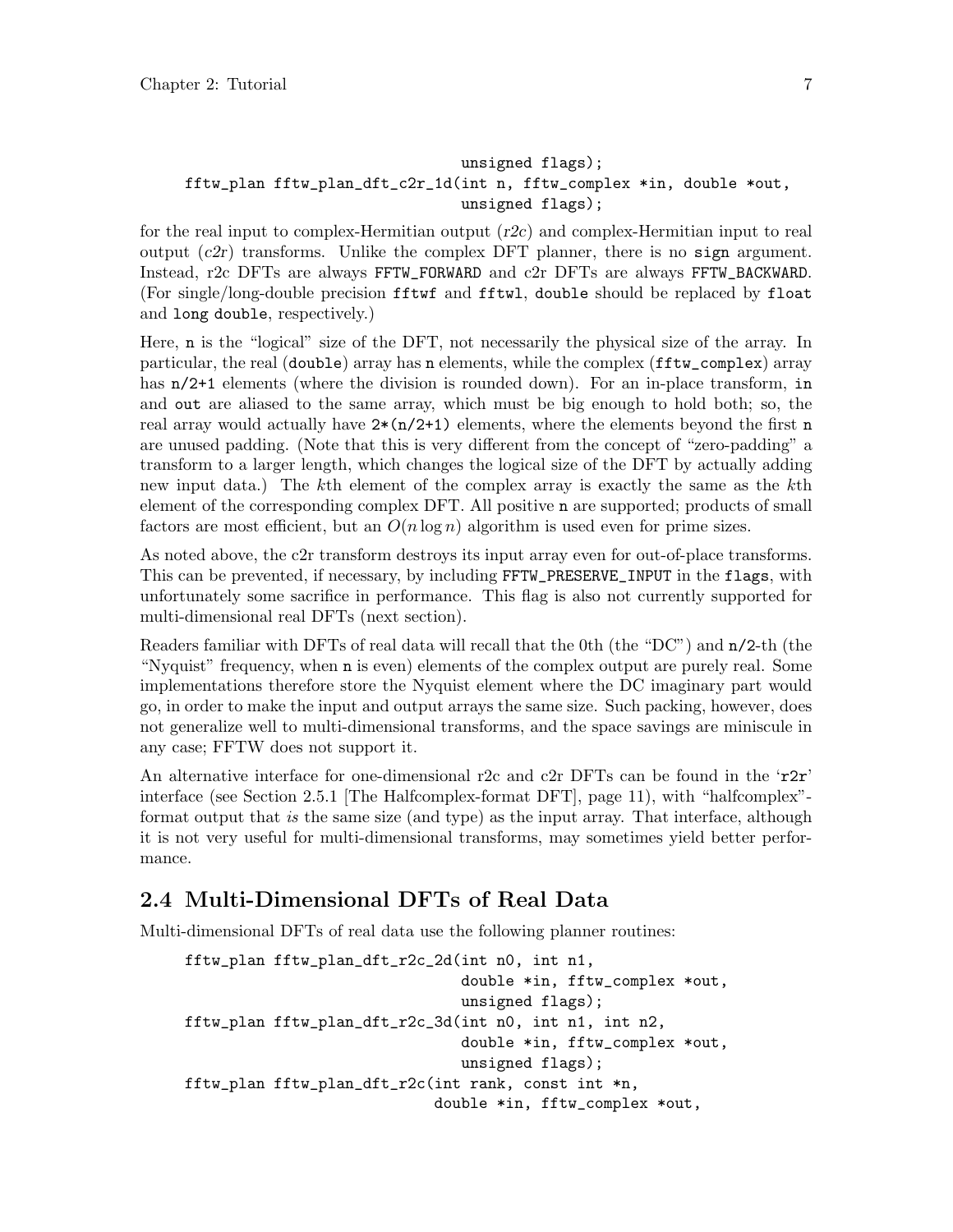```
                                  unsigned flags);
fftw_plan fftw_plan_dft_c2r_1d(int n, fftw_complex *in, double *out,
                               unsigned flags);
```

for the real input to complex-Hermitian output (*r2c*) and complex-Hermitian input to real output (*c2r*) transforms. Unlike the complex DFT planner, there is no `sign` argument. Instead, r2c DFTs are always `FFTW_FORWARD` and c2r DFTs are always `FFTW_BACKWARD`. (For single/long-double precision `fftwf` and `fftwl`, `double` should be replaced by `float` and `long double`, respectively.)

Here, `n` is the "logical" size of the DFT, not necessarily the physical size of the array. In particular, the real (`double`) array has `n` elements, while the complex (`fftw_complex`) array has `n/2+1` elements (where the division is rounded down). For an in-place transform, `in` and `out` are aliased to the same array, which must be big enough to hold both; so, the real array would actually have `2*(n/2+1)` elements, where the elements beyond the first `n` are unused padding. (Note that this is very different from the concept of "zero-padding" a transform to a larger length, which changes the logical size of the DFT by actually adding new input data.) The $k$th element of the complex array is exactly the same as the $k$th element of the corresponding complex DFT. All positive `n` are supported; products of small factors are most efficient, but an $O(n \log n)$ algorithm is used even for prime sizes.

As noted above, the c2r transform destroys its input array even for out-of-place transforms. This can be prevented, if necessary, by including `FFTW_PRESERVE_INPUT` in the `flags`, with unfortunately some sacrifice in performance. This flag is also not currently supported for multi-dimensional real DFTs (next section).

Readers familiar with DFTs of real data will recall that the 0th (the "DC") and `n/2`-th (the "Nyquist" frequency, when `n` is even) elements of the complex output are purely real. Some implementations therefore store the Nyquist element where the DC imaginary part would go, in order to make the input and output arrays the same size. Such packing, however, does not generalize well to multi-dimensional transforms, and the space savings are miniscule in any case; FFTW does not support it.

An alternative interface for one-dimensional r2c and c2r DFTs can be found in the '`r2r`' interface (see Section 2.5.1 [The Halfcomplex-format DFT], page 11), with "halfcomplex"-format output that *is* the same size (and type) as the input array. That interface, although it is not very useful for multi-dimensional transforms, may sometimes yield better performance.

## 2.4 Multi-Dimensional DFTs of Real Data

Multi-dimensional DFTs of real data use the following planner routines:

```
fftw_plan fftw_plan_dft_r2c_2d(int n0, int n1,
                               double *in, fftw_complex *out,
                               unsigned flags);
fftw_plan fftw_plan_dft_r2c_3d(int n0, int n1, int n2,
                               double *in, fftw_complex *out,
                               unsigned flags);
fftw_plan fftw_plan_dft_r2c(int rank, const int *n,
                            double *in, fftw_complex *out,
```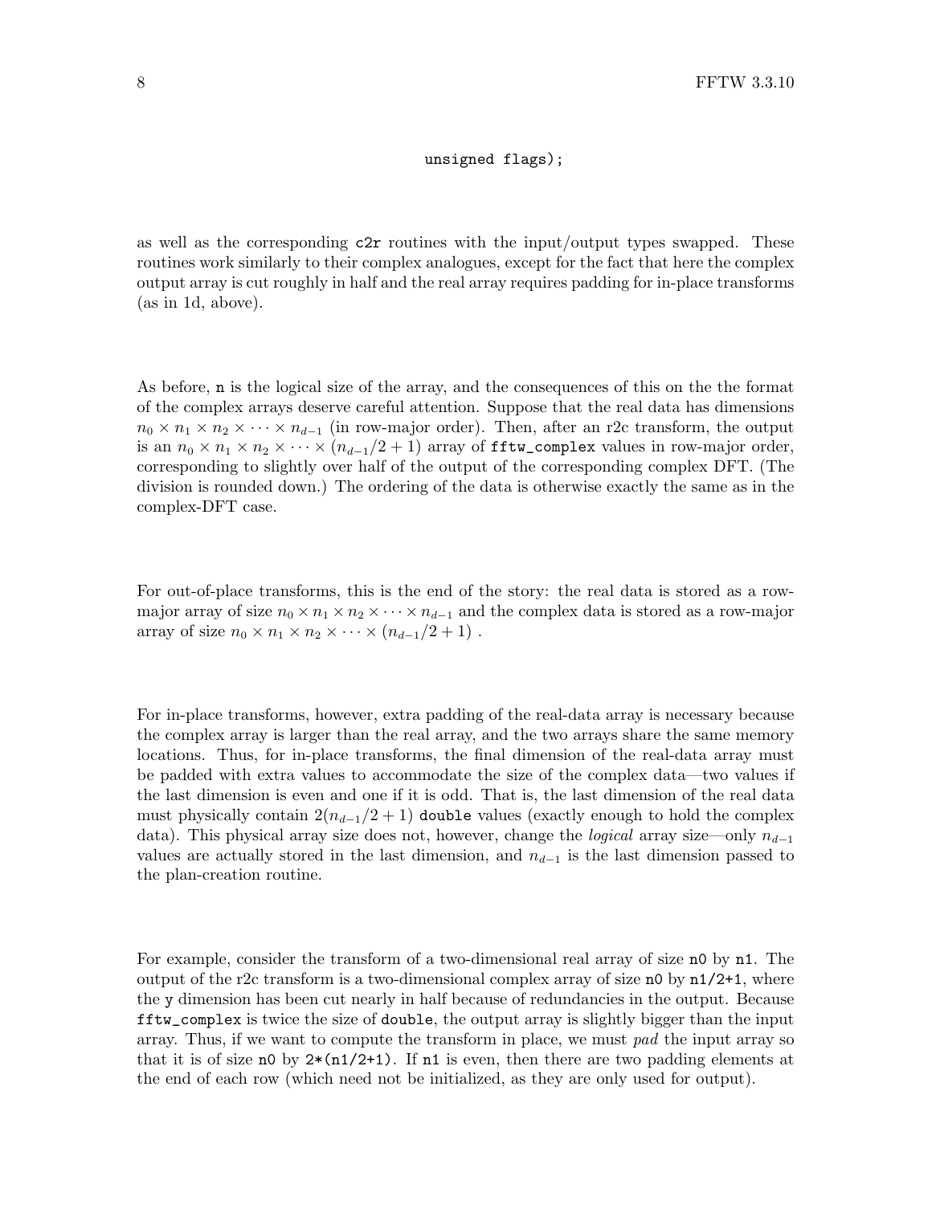```
                                    unsigned flags);
```

as well as the corresponding `c2r` routines with the input/output types swapped. These routines work similarly to their complex analogues, except for the fact that here the complex output array is cut roughly in half and the real array requires padding for in-place transforms (as in 1d, above).

As before, `n` is the logical size of the array, and the consequences of this on the the format of the complex arrays deserve careful attention. Suppose that the real data has dimensions $n_0 \times n_1 \times n_2 \times \cdots \times n_{d-1}$ (in row-major order). Then, after an r2c transform, the output is an $n_0 \times n_1 \times n_2 \times \cdots \times (n_{d-1}/2 + 1)$ array of `fftw_complex` values in row-major order, corresponding to slightly over half of the output of the corresponding complex DFT. (The division is rounded down.) The ordering of the data is otherwise exactly the same as in the complex-DFT case.

For out-of-place transforms, this is the end of the story: the real data is stored as a row-major array of size $n_0 \times n_1 \times n_2 \times \cdots \times n_{d-1}$ and the complex data is stored as a row-major array of size $n_0 \times n_1 \times n_2 \times \cdots \times (n_{d-1}/2 + 1)$ .

For in-place transforms, however, extra padding of the real-data array is necessary because the complex array is larger than the real array, and the two arrays share the same memory locations. Thus, for in-place transforms, the final dimension of the real-data array must be padded with extra values to accommodate the size of the complex data—two values if the last dimension is even and one if it is odd. That is, the last dimension of the real data must physically contain $2(n_{d-1}/2 + 1)$ `double` values (exactly enough to hold the complex data). This physical array size does not, however, change the *logical* array size—only $n_{d-1}$ values are actually stored in the last dimension, and $n_{d-1}$ is the last dimension passed to the plan-creation routine.

For example, consider the transform of a two-dimensional real array of size `n0` by `n1`. The output of the r2c transform is a two-dimensional complex array of size `n0` by `n1/2+1`, where the `y` dimension has been cut nearly in half because of redundancies in the output. Because `fftw_complex` is twice the size of `double`, the output array is slightly bigger than the input array. Thus, if we want to compute the transform in place, we must *pad* the input array so that it is of size `n0` by `2*(n1/2+1)`. If `n1` is even, then there are two padding elements at the end of each row (which need not be initialized, as they are only used for output).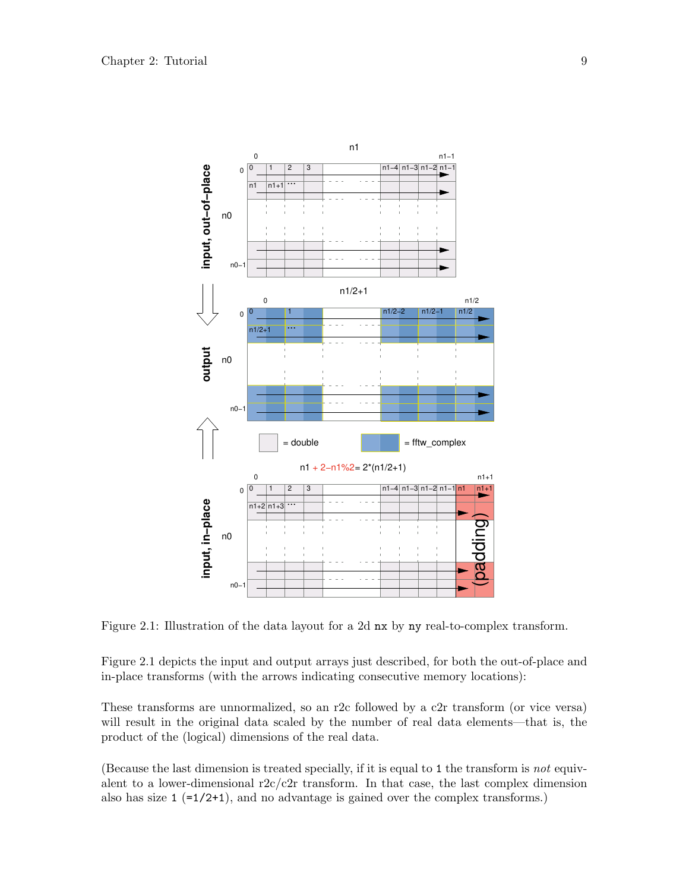Figure 2.1: Illustration of the data layout for a 2d `nx` by `ny` real-to-complex transform.

Figure 2.1 depicts the input and output arrays just described, for both the out-of-place and in-place transforms (with the arrows indicating consecutive memory locations):

These transforms are unnormalized, so an r2c followed by a c2r transform (or vice versa) will result in the original data scaled by the number of real data elements—that is, the product of the (logical) dimensions of the real data.

(Because the last dimension is treated specially, if it is equal to `1` the transform is *not* equivalent to a lower-dimensional r2c/c2r transform. In that case, the last complex dimension also has size `1` (`=1/2+1`), and no advantage is gained over the complex transforms.)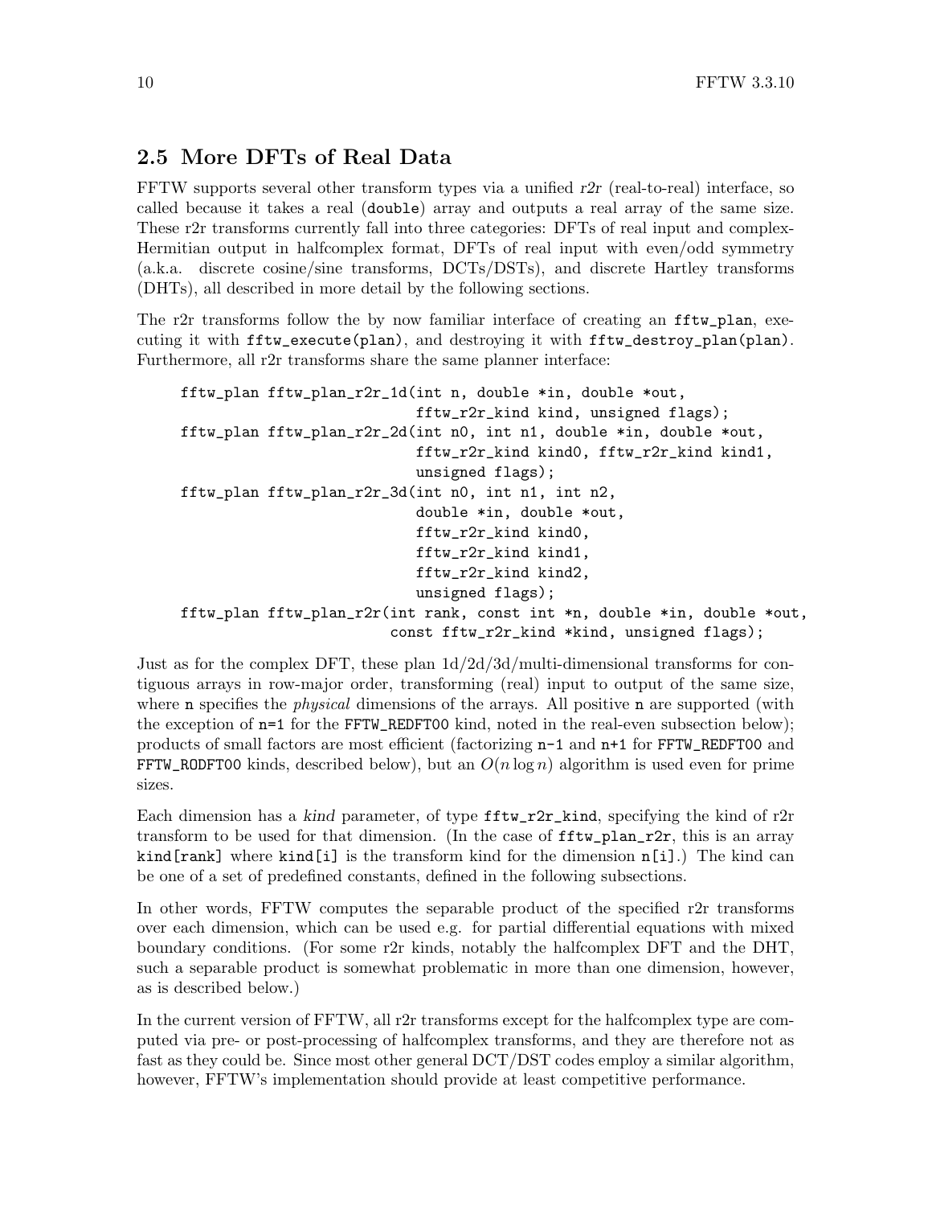## 2.5 More DFTs of Real Data

FFTW supports several other transform types via a unified *r2r* (real-to-real) interface, so called because it takes a real (`double`) array and outputs a real array of the same size. These r2r transforms currently fall into three categories: DFTs of real input and complex-Hermitian output in halfcomplex format, DFTs of real input with even/odd symmetry (a.k.a. discrete cosine/sine transforms, DCTs/DSTs), and discrete Hartley transforms (DHTs), all described in more detail by the following sections.

The r2r transforms follow the by now familiar interface of creating an `fftw_plan`, executing it with `fftw_execute(plan)`, and destroying it with `fftw_destroy_plan(plan)`. Furthermore, all r2r transforms share the same planner interface:

```
fftw_plan fftw_plan_r2r_1d(int n, double *in, double *out,
                           fftw_r2r_kind kind, unsigned flags);
fftw_plan fftw_plan_r2r_2d(int n0, int n1, double *in, double *out,
                           fftw_r2r_kind kind0, fftw_r2r_kind kind1,
                           unsigned flags);
fftw_plan fftw_plan_r2r_3d(int n0, int n1, int n2,
                           double *in, double *out,
                           fftw_r2r_kind kind0,
                           fftw_r2r_kind kind1,
                           fftw_r2r_kind kind2,
                           unsigned flags);
fftw_plan fftw_plan_r2r(int rank, const int *n, double *in, double *out,
                        const fftw_r2r_kind *kind, unsigned flags);
```

Just as for the complex DFT, these plan 1d/2d/3d/multi-dimensional transforms for contiguous arrays in row-major order, transforming (real) input to output of the same size, where `n` specifies the *physical* dimensions of the arrays. All positive `n` are supported (with the exception of `n=1` for the `FFTW_REDFT00` kind, noted in the real-even subsection below); products of small factors are most efficient (factorizing `n-1` and `n+1` for `FFTW_REDFT00` and `FFTW_RODFT00` kinds, described below), but an $O(n \log n)$ algorithm is used even for prime sizes.

Each dimension has a *kind* parameter, of type `fftw_r2r_kind`, specifying the kind of r2r transform to be used for that dimension. (In the case of `fftw_plan_r2r`, this is an array `kind[rank]` where `kind[i]` is the transform kind for the dimension `n[i]`.) The kind can be one of a set of predefined constants, defined in the following subsections.

In other words, FFTW computes the separable product of the specified r2r transforms over each dimension, which can be used e.g. for partial differential equations with mixed boundary conditions. (For some r2r kinds, notably the halfcomplex DFT and the DHT, such a separable product is somewhat problematic in more than one dimension, however, as is described below.)

In the current version of FFTW, all r2r transforms except for the halfcomplex type are computed via pre- or post-processing of halfcomplex transforms, and they are therefore not as fast as they could be. Since most other general DCT/DST codes employ a similar algorithm, however, FFTW's implementation should provide at least competitive performance.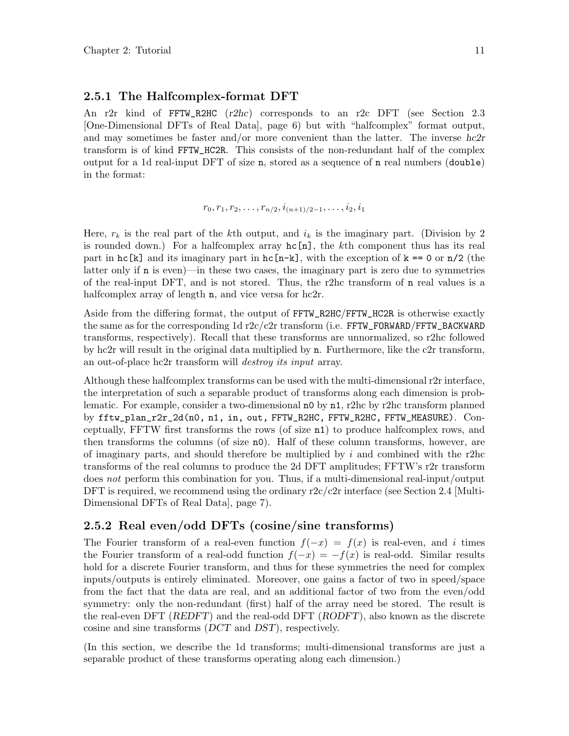### 2.5.1 The Halfcomplex-format DFT

An r2r kind of `FFTW_R2HC` (*r2hc*) corresponds to an r2c DFT (see Section 2.3 [One-Dimensional DFTs of Real Data], page 6) but with "halfcomplex" format output, and may sometimes be faster and/or more convenient than the latter. The inverse *hc2r* transform is of kind `FFTW_HC2R`. This consists of the non-redundant half of the complex output for a 1d real-input DFT of size `n`, stored as a sequence of `n` real numbers (`double`) in the format:

$$r_0, r_1, r_2, \ldots, r_{n/2}, i_{(n+1)/2-1}, \ldots, i_2, i_1$$

Here, $r_k$ is the real part of the $k$th output, and $i_k$ is the imaginary part. (Division by 2 is rounded down.) For a halfcomplex array `hc[n]`, the $k$th component thus has its real part in `hc[k]` and its imaginary part in `hc[n-k]`, with the exception of `k == 0` or `n/2` (the latter only if `n` is even)—in these two cases, the imaginary part is zero due to symmetries of the real-input DFT, and is not stored. Thus, the r2hc transform of `n` real values is a halfcomplex array of length `n`, and vice versa for hc2r.

Aside from the differing format, the output of `FFTW_R2HC`/`FFTW_HC2R` is otherwise exactly the same as for the corresponding 1d r2c/c2r transform (i.e. `FFTW_FORWARD`/`FFTW_BACKWARD` transforms, respectively). Recall that these transforms are unnormalized, so r2hc followed by hc2r will result in the original data multiplied by `n`. Furthermore, like the c2r transform, an out-of-place hc2r transform will *destroy its input* array.

Although these halfcomplex transforms can be used with the multi-dimensional r2r interface, the interpretation of such a separable product of transforms along each dimension is problematic. For example, consider a two-dimensional `n0` by `n1`, r2hc by r2hc transform planned by `fftw_plan_r2r_2d(n0, n1, in, out, FFTW_R2HC, FFTW_R2HC, FFTW_MEASURE)`. Conceptually, FFTW first transforms the rows (of size `n1`) to produce halfcomplex rows, and then transforms the columns (of size `n0`). Half of these column transforms, however, are of imaginary parts, and should therefore be multiplied by $i$ and combined with the r2hc transforms of the real columns to produce the 2d DFT amplitudes; FFTW's r2r transform does *not* perform this combination for you. Thus, if a multi-dimensional real-input/output DFT is required, we recommend using the ordinary r2c/c2r interface (see Section 2.4 [Multi-Dimensional DFTs of Real Data], page 7).

### 2.5.2 Real even/odd DFTs (cosine/sine transforms)

The Fourier transform of a real-even function $f(-x) = f(x)$ is real-even, and $i$ times the Fourier transform of a real-odd function $f(-x) = -f(x)$ is real-odd. Similar results hold for a discrete Fourier transform, and thus for these symmetries the need for complex inputs/outputs is entirely eliminated. Moreover, one gains a factor of two in speed/space from the fact that the data are real, and an additional factor of two from the even/odd symmetry: only the non-redundant (first) half of the array need be stored. The result is the real-even DFT (*REDFT*) and the real-odd DFT (*RODFT*), also known as the discrete cosine and sine transforms (*DCT* and *DST*), respectively.

(In this section, we describe the 1d transforms; multi-dimensional transforms are just a separable product of these transforms operating along each dimension.)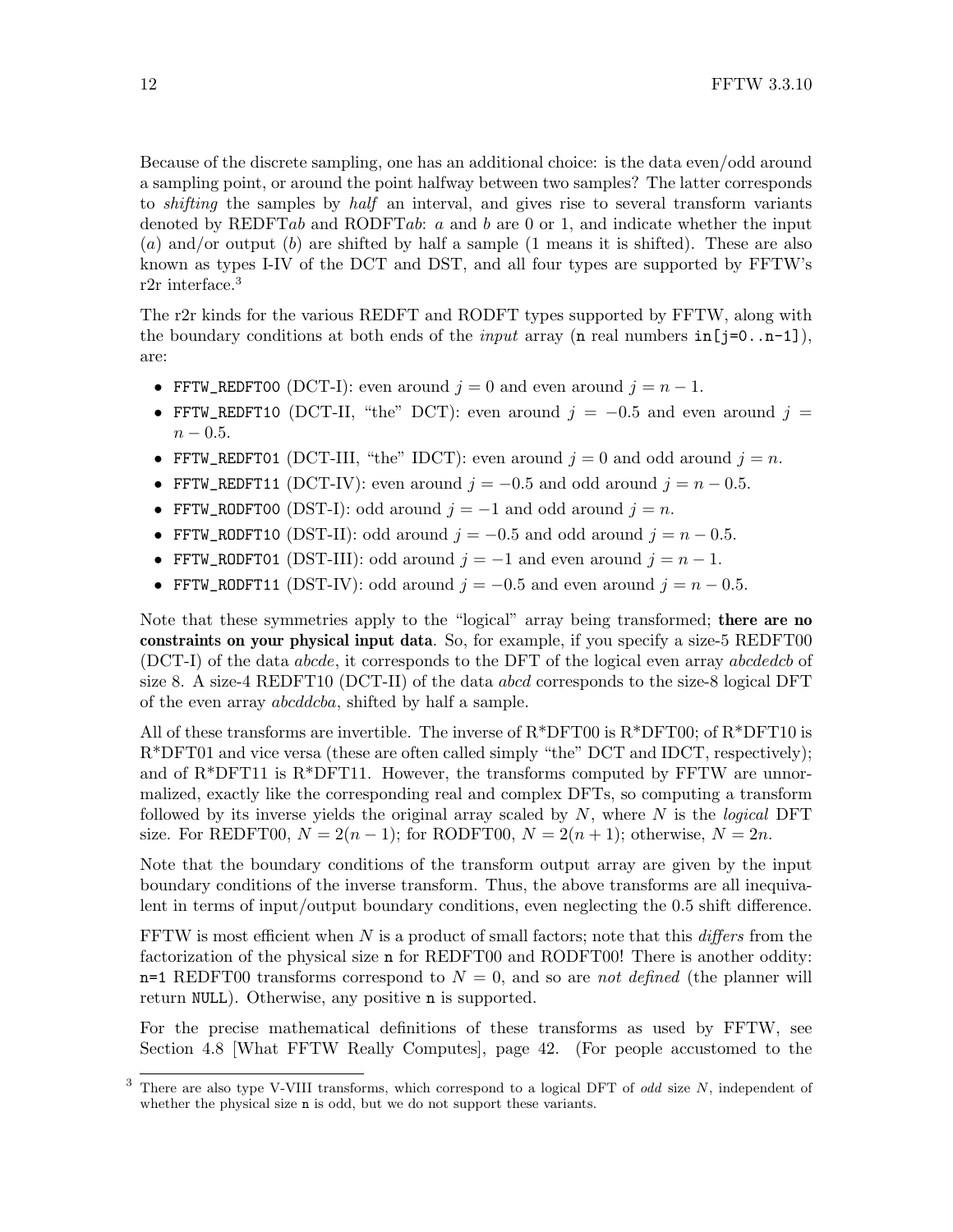Because of the discrete sampling, one has an additional choice: is the data even/odd around a sampling point, or around the point halfway between two samples? The latter corresponds to *shifting* the samples by *half* an interval, and gives rise to several transform variants denoted by REDFT*ab* and RODFT*ab*: *a* and *b* are 0 or 1, and indicate whether the input (*a*) and/or output (*b*) are shifted by half a sample (1 means it is shifted). These are also known as types I-IV of the DCT and DST, and all four types are supported by FFTW's r2r interface.[3]

The r2r kinds for the various REDFT and RODFT types supported by FFTW, along with the boundary conditions at both ends of the *input* array (`n` real numbers `in[j=0..n-1]`), are:

- `FFTW_REDFT00` (DCT-I): even around $j = 0$ and even around $j = n - 1$.
- `FFTW_REDFT10` (DCT-II, "the" DCT): even around $j = -0.5$ and even around $j = n - 0.5$.
- `FFTW_REDFT01` (DCT-III, "the" IDCT): even around $j = 0$ and odd around $j = n$.
- `FFTW_REDFT11` (DCT-IV): even around $j = -0.5$ and odd around $j = n - 0.5$.
- `FFTW_RODFT00` (DST-I): odd around $j = -1$ and odd around $j = n$.
- `FFTW_RODFT10` (DST-II): odd around $j = -0.5$ and odd around $j = n - 0.5$.
- `FFTW_RODFT01` (DST-III): odd around $j = -1$ and even around $j = n - 1$.
- `FFTW_RODFT11` (DST-IV): odd around $j = -0.5$ and even around $j = n - 0.5$.

Note that these symmetries apply to the "logical" array being transformed; **there are no constraints on your physical input data**. So, for example, if you specify a size-5 REDFT00 (DCT-I) of the data *abcde*, it corresponds to the DFT of the logical even array *abcdedcb* of size 8. A size-4 REDFT10 (DCT-II) of the data *abcd* corresponds to the size-8 logical DFT of the even array *abcddcba*, shifted by half a sample.

All of these transforms are invertible. The inverse of R*DFT00 is R*DFT00; of R*DFT10 is R*DFT01 and vice versa (these are often called simply "the" DCT and IDCT, respectively); and of R*DFT11 is R*DFT11. However, the transforms computed by FFTW are unnormalized, exactly like the corresponding real and complex DFTs, so computing a transform followed by its inverse yields the original array scaled by $N$, where $N$ is the *logical* DFT size. For REDFT00, $N = 2(n - 1)$; for RODFT00, $N = 2(n + 1)$; otherwise, $N = 2n$.

Note that the boundary conditions of the transform output array are given by the input boundary conditions of the inverse transform. Thus, the above transforms are all inequivalent in terms of input/output boundary conditions, even neglecting the 0.5 shift difference.

FFTW is most efficient when $N$ is a product of small factors; note that this *differs* from the factorization of the physical size `n` for REDFT00 and RODFT00! There is another oddity: `n=1` REDFT00 transforms correspond to $N = 0$, and so are *not defined* (the planner will return `NULL`). Otherwise, any positive `n` is supported.

For the precise mathematical definitions of these transforms as used by FFTW, see Section 4.8 [What FFTW Really Computes], page 42. (For people accustomed to the

[3] There are also type V-VIII transforms, which correspond to a logical DFT of *odd* size $N$, independent of whether the physical size `n` is odd, but we do not support these variants.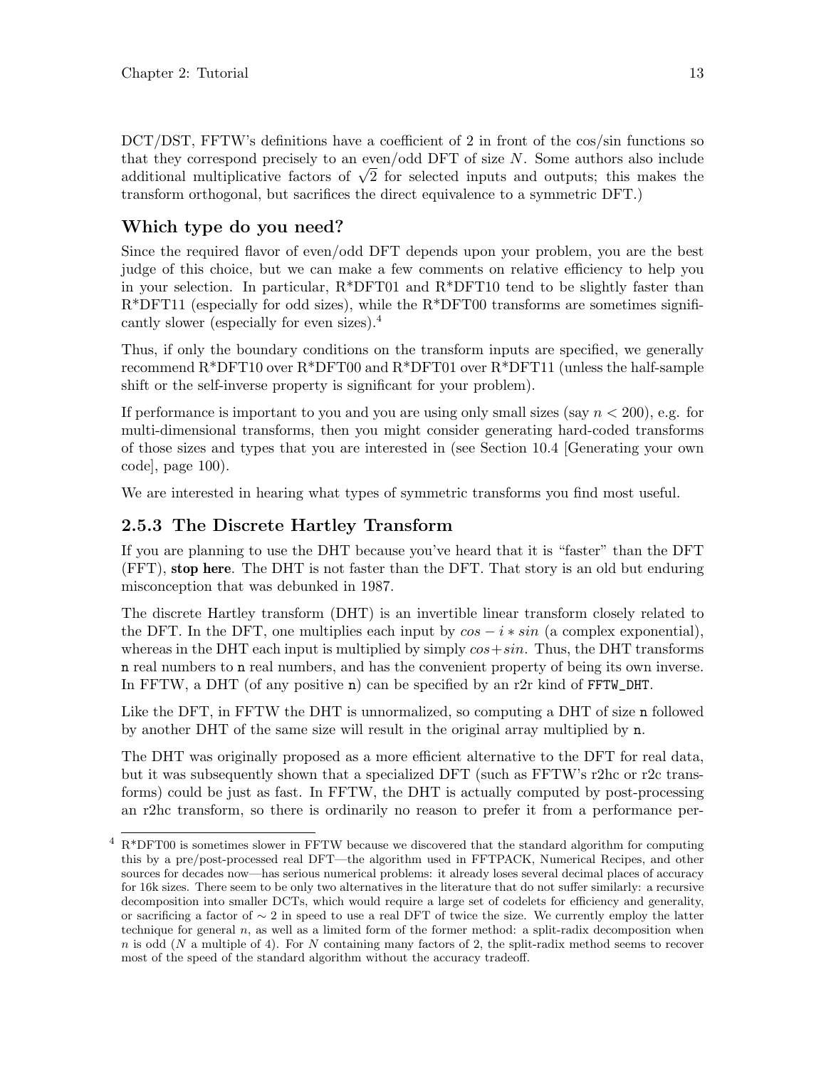DCT/DST, FFTW's definitions have a coefficient of 2 in front of the cos/sin functions so that they correspond precisely to an even/odd DFT of size $N$. Some authors also include additional multiplicative factors of $\sqrt{2}$ for selected inputs and outputs; this makes the transform orthogonal, but sacrifices the direct equivalence to a symmetric DFT.)

### Which type do you need?

Since the required flavor of even/odd DFT depends upon your problem, you are the best judge of this choice, but we can make a few comments on relative efficiency to help you in your selection. In particular, R*DFT01 and R*DFT10 tend to be slightly faster than R*DFT11 (especially for odd sizes), while the R*DFT00 transforms are sometimes significantly slower (especially for even sizes).[4]

Thus, if only the boundary conditions on the transform inputs are specified, we generally recommend R*DFT10 over R*DFT00 and R*DFT01 over R*DFT11 (unless the half-sample shift or the self-inverse property is significant for your problem).

If performance is important to you and you are using only small sizes (say $n < 200$), e.g. for multi-dimensional transforms, then you might consider generating hard-coded transforms of those sizes and types that you are interested in (see Section 10.4 [Generating your own code], page 100).

We are interested in hearing what types of symmetric transforms you find most useful.

## 2.5.3 The Discrete Hartley Transform

If you are planning to use the DHT because you've heard that it is "faster" than the DFT (FFT), **stop here**. The DHT is not faster than the DFT. That story is an old but enduring misconception that was debunked in 1987.

The discrete Hartley transform (DHT) is an invertible linear transform closely related to the DFT. In the DFT, one multiplies each input by $cos - i * sin$ (a complex exponential), whereas in the DHT each input is multiplied by simply $cos + sin$. Thus, the DHT transforms `n` real numbers to `n` real numbers, and has the convenient property of being its own inverse. In FFTW, a DHT (of any positive `n`) can be specified by an r2r kind of `FFTW_DHT`.

Like the DFT, in FFTW the DHT is unnormalized, so computing a DHT of size `n` followed by another DHT of the same size will result in the original array multiplied by `n`.

The DHT was originally proposed as a more efficient alternative to the DFT for real data, but it was subsequently shown that a specialized DFT (such as FFTW's r2hc or r2c transforms) could be just as fast. In FFTW, the DHT is actually computed by post-processing an r2hc transform, so there is ordinarily no reason to prefer it from a performance per-

---

[4] R*DFT00 is sometimes slower in FFTW because we discovered that the standard algorithm for computing this by a pre/post-processed real DFT—the algorithm used in FFTPACK, Numerical Recipes, and other sources for decades now—has serious numerical problems: it already loses several decimal places of accuracy for 16k sizes. There seem to be only two alternatives in the literature that do not suffer similarly: a recursive decomposition into smaller DCTs, which would require a large set of codelets for efficiency and generality, or sacrificing a factor of $\sim 2$ in speed to use a real DFT of twice the size. We currently employ the latter technique for general $n$, as well as a limited form of the former method: a split-radix decomposition when $n$ is odd ($N$ a multiple of 4). For $N$ containing many factors of 2, the split-radix method seems to recover most of the speed of the standard algorithm without the accuracy tradeoff.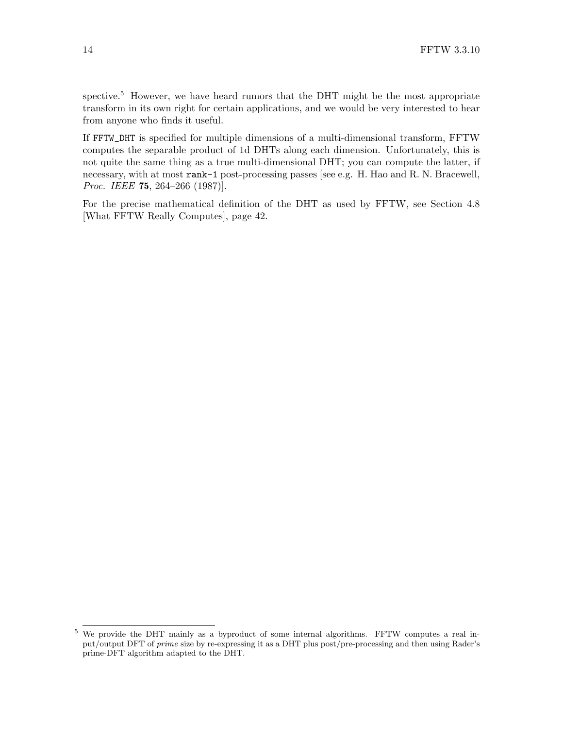spective.[5] However, we have heard rumors that the DHT might be the most appropriate transform in its own right for certain applications, and we would be very interested to hear from anyone who finds it useful.

If `FFTW_DHT` is specified for multiple dimensions of a multi-dimensional transform, FFTW computes the separable product of 1d DHTs along each dimension. Unfortunately, this is not quite the same thing as a true multi-dimensional DHT; you can compute the latter, if necessary, with at most `rank-1` post-processing passes [see e.g. H. Hao and R. N. Bracewell, *Proc. IEEE* **75**, 264–266 (1987)].

For the precise mathematical definition of the DHT as used by FFTW, see Section 4.8 [What FFTW Really Computes], page 42.

---

[5] We provide the DHT mainly as a byproduct of some internal algorithms. FFTW computes a real input/output DFT of *prime* size by re-expressing it as a DHT plus post/pre-processing and then using Rader's prime-DFT algorithm adapted to the DHT.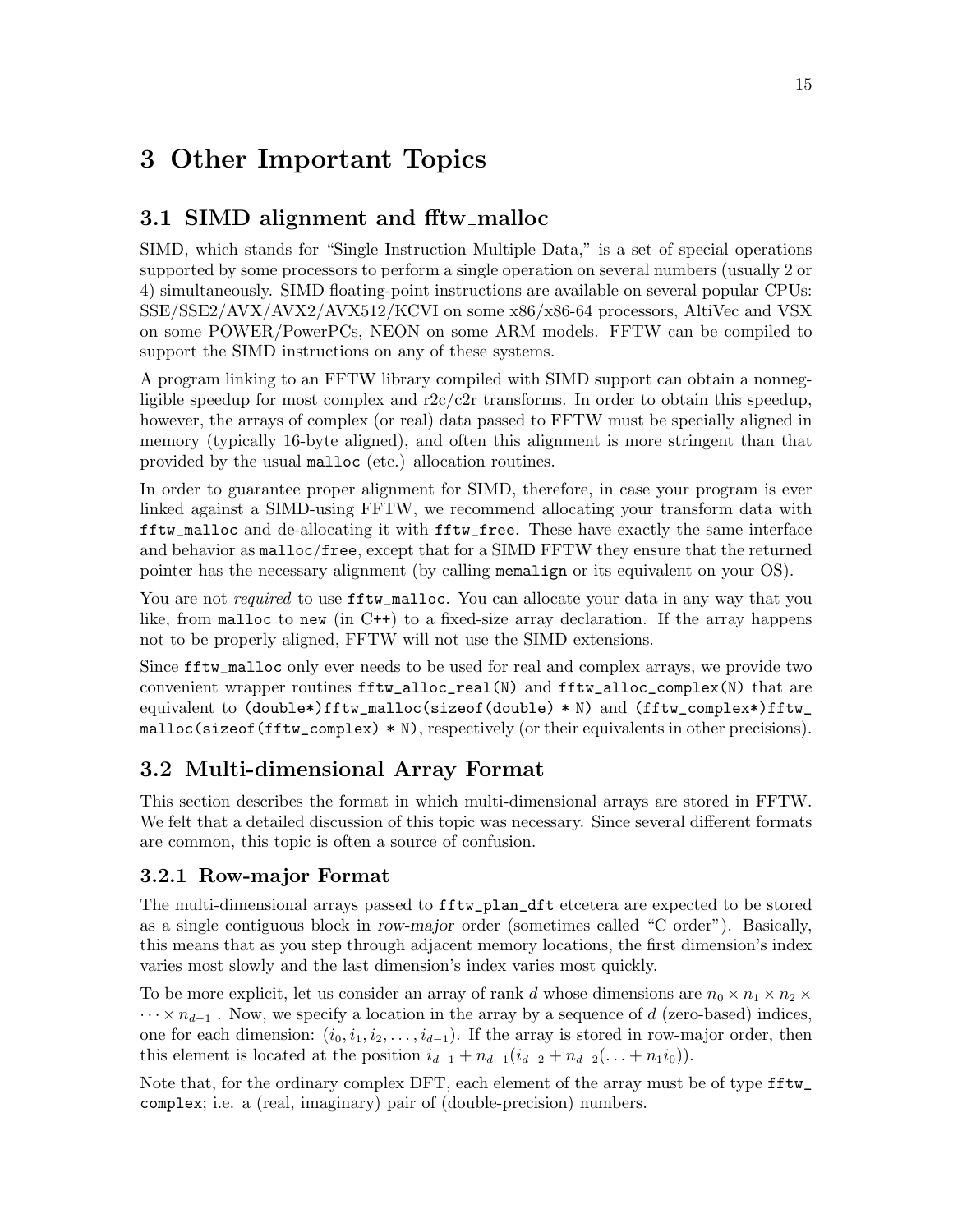# 3 Other Important Topics

## 3.1 SIMD alignment and fftw_malloc

SIMD, which stands for "Single Instruction Multiple Data," is a set of special operations supported by some processors to perform a single operation on several numbers (usually 2 or 4) simultaneously. SIMD floating-point instructions are available on several popular CPUs: SSE/SSE2/AVX/AVX2/AVX512/KCVI on some x86/x86-64 processors, AltiVec and VSX on some POWER/PowerPCs, NEON on some ARM models. FFTW can be compiled to support the SIMD instructions on any of these systems.

A program linking to an FFTW library compiled with SIMD support can obtain a nonnegligible speedup for most complex and r2c/c2r transforms. In order to obtain this speedup, however, the arrays of complex (or real) data passed to FFTW must be specially aligned in memory (typically 16-byte aligned), and often this alignment is more stringent than that provided by the usual `malloc` (etc.) allocation routines.

In order to guarantee proper alignment for SIMD, therefore, in case your program is ever linked against a SIMD-using FFTW, we recommend allocating your transform data with `fftw_malloc` and de-allocating it with `fftw_free`. These have exactly the same interface and behavior as `malloc`/`free`, except that for a SIMD FFTW they ensure that the returned pointer has the necessary alignment (by calling `memalign` or its equivalent on your OS).

You are not *required* to use `fftw_malloc`. You can allocate your data in any way that you like, from `malloc` to `new` (in C++) to a fixed-size array declaration. If the array happens not to be properly aligned, FFTW will not use the SIMD extensions.

Since `fftw_malloc` only ever needs to be used for real and complex arrays, we provide two convenient wrapper routines `fftw_alloc_real(N)` and `fftw_alloc_complex(N)` that are equivalent to `(double*)fftw_malloc(sizeof(double) * N)` and `(fftw_complex*)fftw_malloc(sizeof(fftw_complex) * N)`, respectively (or their equivalents in other precisions).

## 3.2 Multi-dimensional Array Format

This section describes the format in which multi-dimensional arrays are stored in FFTW. We felt that a detailed discussion of this topic was necessary. Since several different formats are common, this topic is often a source of confusion.

### 3.2.1 Row-major Format

The multi-dimensional arrays passed to `fftw_plan_dft` etcetera are expected to be stored as a single contiguous block in *row-major* order (sometimes called "C order"). Basically, this means that as you step through adjacent memory locations, the first dimension's index varies most slowly and the last dimension's index varies most quickly.

To be more explicit, let us consider an array of rank $d$ whose dimensions are $n_0 \times n_1 \times n_2 \times \cdots \times n_{d-1}$ . Now, we specify a location in the array by a sequence of $d$ (zero-based) indices, one for each dimension: $(i_0, i_1, i_2, \ldots, i_{d-1})$. If the array is stored in row-major order, then this element is located at the position $i_{d-1} + n_{d-1}(i_{d-2} + n_{d-2}(\ldots + n_1 i_0))$.

Note that, for the ordinary complex DFT, each element of the array must be of type `fftw_complex`; i.e. a (real, imaginary) pair of (double-precision) numbers.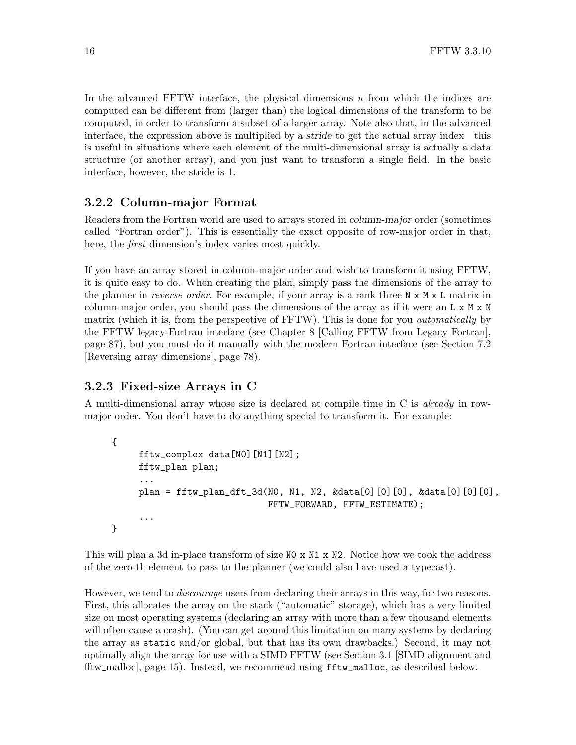In the advanced FFTW interface, the physical dimensions $n$ from which the indices are computed can be different from (larger than) the logical dimensions of the transform to be computed, in order to transform a subset of a larger array. Note also that, in the advanced interface, the expression above is multiplied by a *stride* to get the actual array index—this is useful in situations where each element of the multi-dimensional array is actually a data structure (or another array), and you just want to transform a single field. In the basic interface, however, the stride is 1.

### 3.2.2 Column-major Format

Readers from the Fortran world are used to arrays stored in *column-major* order (sometimes called "Fortran order"). This is essentially the exact opposite of row-major order in that, here, the *first* dimension's index varies most quickly.

If you have an array stored in column-major order and wish to transform it using FFTW, it is quite easy to do. When creating the plan, simply pass the dimensions of the array to the planner in *reverse order*. For example, if your array is a rank three `N x M x L` matrix in column-major order, you should pass the dimensions of the array as if it were an `L x M x N` matrix (which it is, from the perspective of FFTW). This is done for you *automatically* by the FFTW legacy-Fortran interface (see Chapter 8 [Calling FFTW from Legacy Fortran], page 87), but you must do it manually with the modern Fortran interface (see Section 7.2 [Reversing array dimensions], page 78).

### 3.2.3 Fixed-size Arrays in C

A multi-dimensional array whose size is declared at compile time in C is *already* in row-major order. You don't have to do anything special to transform it. For example:

```
{
     fftw_complex data[N0][N1][N2];
     fftw_plan plan;
     ...
     plan = fftw_plan_dft_3d(N0, N1, N2, &data[0][0][0], &data[0][0][0],
                             FFTW_FORWARD, FFTW_ESTIMATE);
     ...
}
```

This will plan a 3d in-place transform of size `N0 x N1 x N2`. Notice how we took the address of the zero-th element to pass to the planner (we could also have used a typecast).

However, we tend to *discourage* users from declaring their arrays in this way, for two reasons. First, this allocates the array on the stack ("automatic" storage), which has a very limited size on most operating systems (declaring an array with more than a few thousand elements will often cause a crash). (You can get around this limitation on many systems by declaring the array as `static` and/or global, but that has its own drawbacks.) Second, it may not optimally align the array for use with a SIMD FFTW (see Section 3.1 [SIMD alignment and fftw_malloc], page 15). Instead, we recommend using `fftw_malloc`, as described below.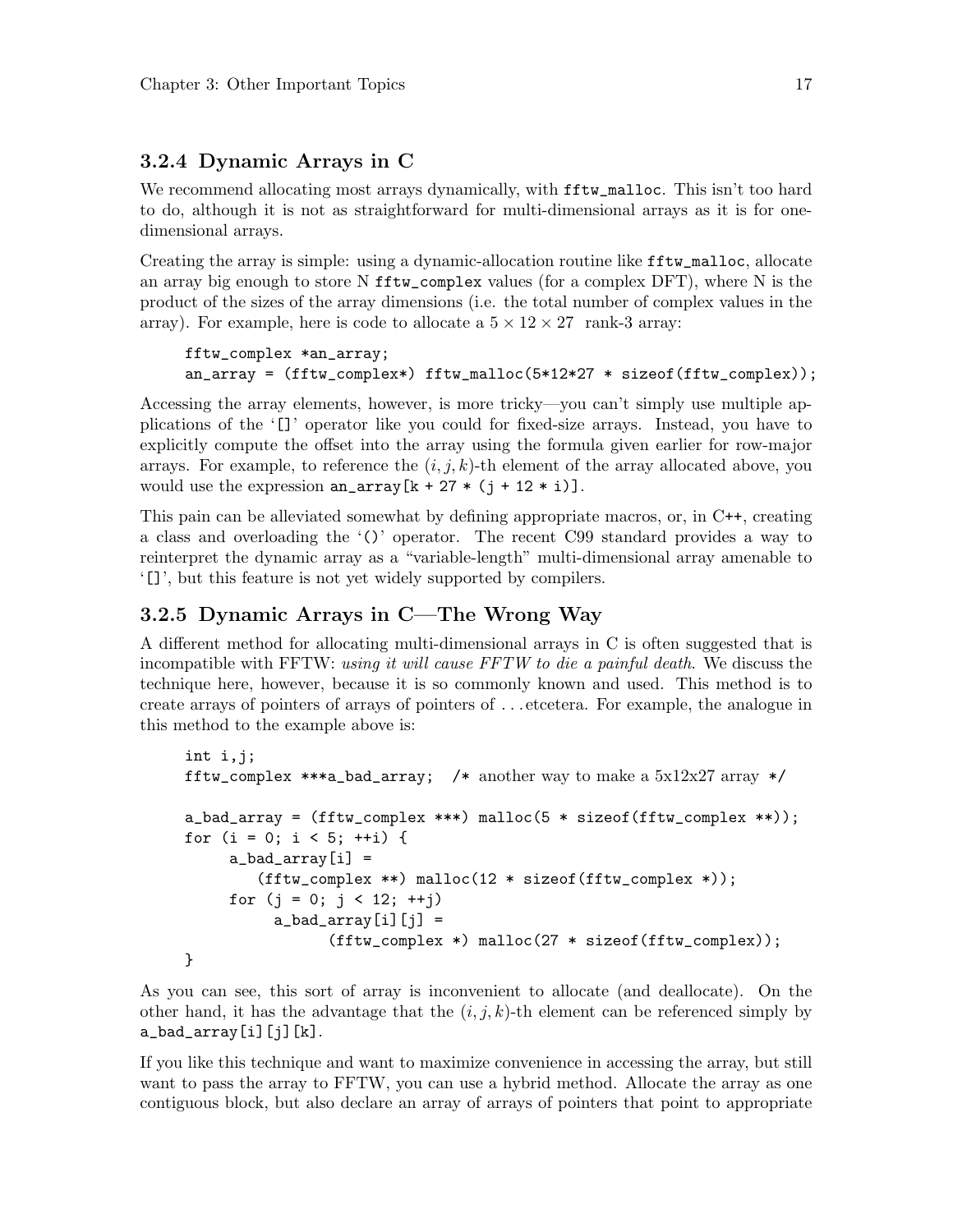### 3.2.4 Dynamic Arrays in C

We recommend allocating most arrays dynamically, with `fftw_malloc`. This isn't too hard to do, although it is not as straightforward for multi-dimensional arrays as it is for one-dimensional arrays.

Creating the array is simple: using a dynamic-allocation routine like `fftw_malloc`, allocate an array big enough to store N `fftw_complex` values (for a complex DFT), where N is the product of the sizes of the array dimensions (i.e. the total number of complex values in the array). For example, here is code to allocate a $5 \times 12 \times 27$ rank-3 array:

```
fftw_complex *an_array;
an_array = (fftw_complex*) fftw_malloc(5*12*27 * sizeof(fftw_complex));
```

Accessing the array elements, however, is more tricky—you can't simply use multiple applications of the '`[]`' operator like you could for fixed-size arrays. Instead, you have to explicitly compute the offset into the array using the formula given earlier for row-major arrays. For example, to reference the $(i, j, k)$-th element of the array allocated above, you would use the expression `an_array[k + 27 * (j + 12 * i)]`.

This pain can be alleviated somewhat by defining appropriate macros, or, in C++, creating a class and overloading the '`()`' operator. The recent C99 standard provides a way to reinterpret the dynamic array as a "variable-length" multi-dimensional array amenable to '`[]`', but this feature is not yet widely supported by compilers.

### 3.2.5 Dynamic Arrays in C—The Wrong Way

A different method for allocating multi-dimensional arrays in C is often suggested that is incompatible with FFTW: *using it will cause FFTW to die a painful death*. We discuss the technique here, however, because it is so commonly known and used. This method is to create arrays of pointers of arrays of pointers of . . . etcetera. For example, the analogue in this method to the example above is:

```
int i,j;
fftw_complex ***a_bad_array;  /* another way to make a 5x12x27 array */

a_bad_array = (fftw_complex ***) malloc(5 * sizeof(fftw_complex **));
for (i = 0; i < 5; ++i) {
     a_bad_array[i] =
        (fftw_complex **) malloc(12 * sizeof(fftw_complex *));
     for (j = 0; j < 12; ++j)
          a_bad_array[i][j] =
                (fftw_complex *) malloc(27 * sizeof(fftw_complex));
}
```

As you can see, this sort of array is inconvenient to allocate (and deallocate). On the other hand, it has the advantage that the $(i, j, k)$-th element can be referenced simply by `a_bad_array[i][j][k]`.

If you like this technique and want to maximize convenience in accessing the array, but still want to pass the array to FFTW, you can use a hybrid method. Allocate the array as one contiguous block, but also declare an array of arrays of pointers that point to appropriate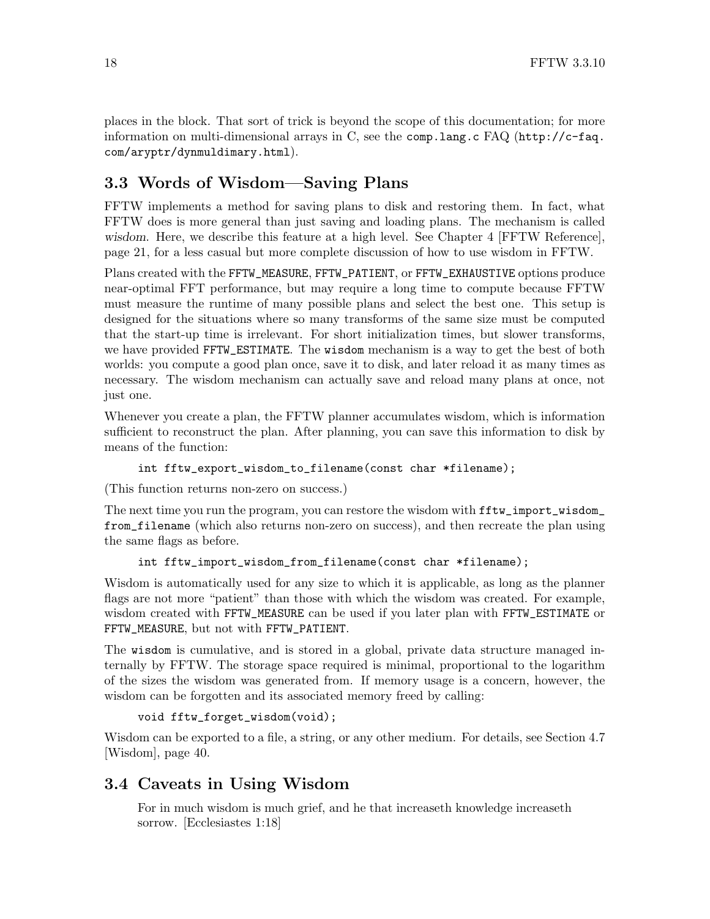places in the block. That sort of trick is beyond the scope of this documentation; for more information on multi-dimensional arrays in C, see the `comp.lang.c` FAQ (`http://c-faq.com/aryptr/dynmuldimary.html`).

## 3.3 Words of Wisdom—Saving Plans

FFTW implements a method for saving plans to disk and restoring them. In fact, what FFTW does is more general than just saving and loading plans. The mechanism is called *wisdom*. Here, we describe this feature at a high level. See Chapter 4 [FFTW Reference], page 21, for a less casual but more complete discussion of how to use wisdom in FFTW.

Plans created with the `FFTW_MEASURE`, `FFTW_PATIENT`, or `FFTW_EXHAUSTIVE` options produce near-optimal FFT performance, but may require a long time to compute because FFTW must measure the runtime of many possible plans and select the best one. This setup is designed for the situations where so many transforms of the same size must be computed that the start-up time is irrelevant. For short initialization times, but slower transforms, we have provided `FFTW_ESTIMATE`. The `wisdom` mechanism is a way to get the best of both worlds: you compute a good plan once, save it to disk, and later reload it as many times as necessary. The wisdom mechanism can actually save and reload many plans at once, not just one.

Whenever you create a plan, the FFTW planner accumulates wisdom, which is information sufficient to reconstruct the plan. After planning, you can save this information to disk by means of the function:

```
int fftw_export_wisdom_to_filename(const char *filename);
```

(This function returns non-zero on success.)

The next time you run the program, you can restore the wisdom with `fftw_import_wisdom_from_filename` (which also returns non-zero on success), and then recreate the plan using the same flags as before.

```
int fftw_import_wisdom_from_filename(const char *filename);
```

Wisdom is automatically used for any size to which it is applicable, as long as the planner flags are not more "patient" than those with which the wisdom was created. For example, wisdom created with `FFTW_MEASURE` can be used if you later plan with `FFTW_ESTIMATE` or `FFTW_MEASURE`, but not with `FFTW_PATIENT`.

The `wisdom` is cumulative, and is stored in a global, private data structure managed internally by FFTW. The storage space required is minimal, proportional to the logarithm of the sizes the wisdom was generated from. If memory usage is a concern, however, the wisdom can be forgotten and its associated memory freed by calling:

```
void fftw_forget_wisdom(void);
```

Wisdom can be exported to a file, a string, or any other medium. For details, see Section 4.7 [Wisdom], page 40.

## 3.4 Caveats in Using Wisdom

> For in much wisdom is much grief, and he that increaseth knowledge increaseth sorrow. [Ecclesiastes 1:18]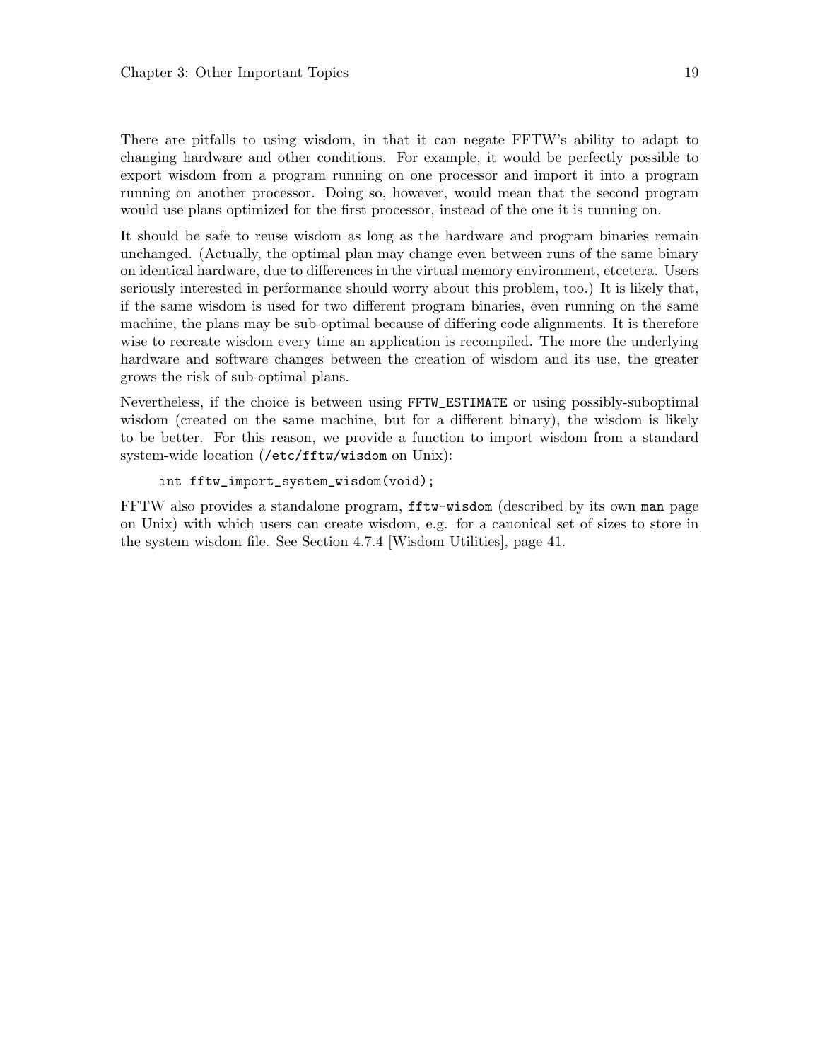There are pitfalls to using wisdom, in that it can negate FFTW's ability to adapt to changing hardware and other conditions. For example, it would be perfectly possible to export wisdom from a program running on one processor and import it into a program running on another processor. Doing so, however, would mean that the second program would use plans optimized for the first processor, instead of the one it is running on.

It should be safe to reuse wisdom as long as the hardware and program binaries remain unchanged. (Actually, the optimal plan may change even between runs of the same binary on identical hardware, due to differences in the virtual memory environment, etcetera. Users seriously interested in performance should worry about this problem, too.) It is likely that, if the same wisdom is used for two different program binaries, even running on the same machine, the plans may be sub-optimal because of differing code alignments. It is therefore wise to recreate wisdom every time an application is recompiled. The more the underlying hardware and software changes between the creation of wisdom and its use, the greater grows the risk of sub-optimal plans.

Nevertheless, if the choice is between using `FFTW_ESTIMATE` or using possibly-suboptimal wisdom (created on the same machine, but for a different binary), the wisdom is likely to be better. For this reason, we provide a function to import wisdom from a standard system-wide location (`/etc/fftw/wisdom` on Unix):

```
int fftw_import_system_wisdom(void);
```

FFTW also provides a standalone program, `fftw-wisdom` (described by its own `man` page on Unix) with which users can create wisdom, e.g. for a canonical set of sizes to store in the system wisdom file. See Section 4.7.4 [Wisdom Utilities], page 41.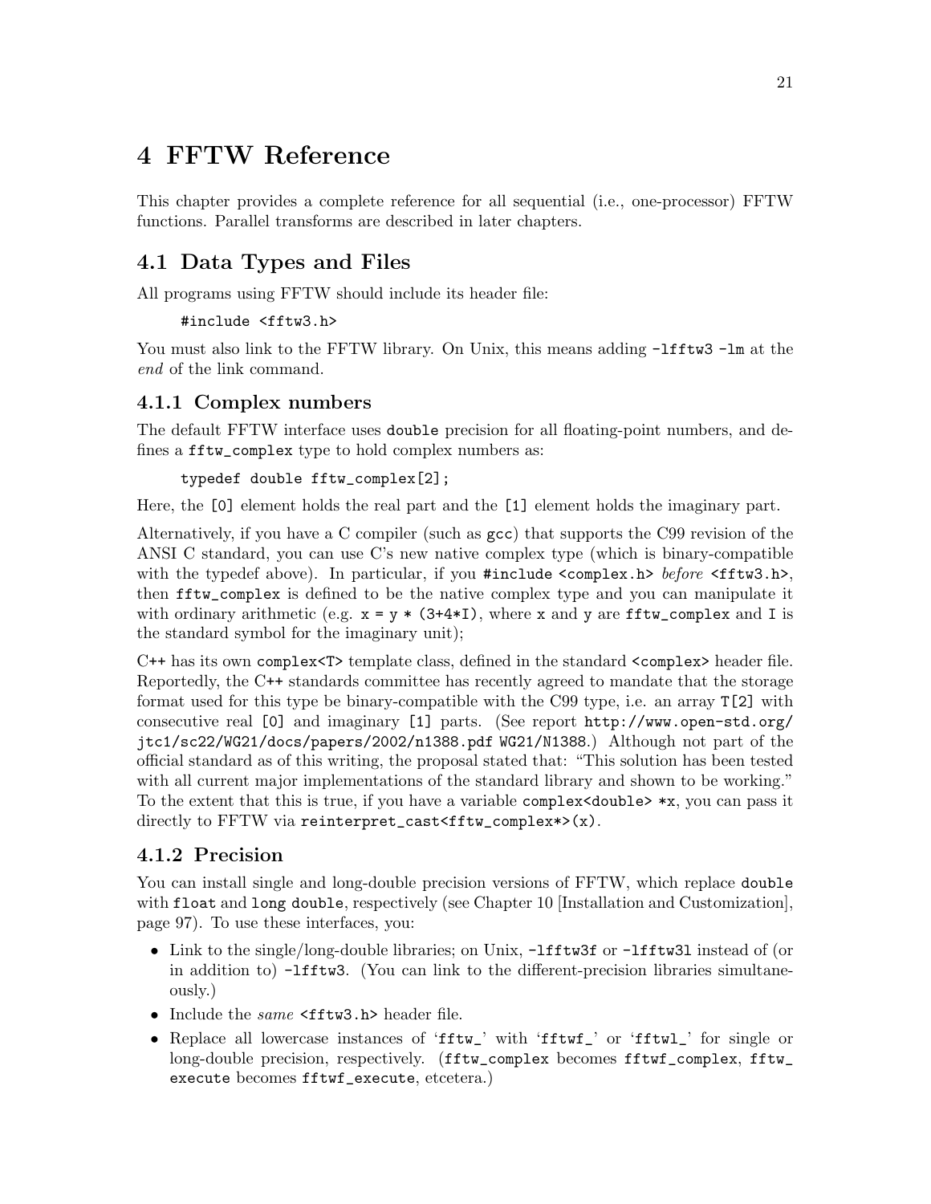# 4 FFTW Reference

This chapter provides a complete reference for all sequential (i.e., one-processor) FFTW functions. Parallel transforms are described in later chapters.

## 4.1 Data Types and Files

All programs using FFTW should include its header file:

```
#include <fftw3.h>
```

You must also link to the FFTW library. On Unix, this means adding `-lfftw3 -lm` at the *end* of the link command.

### 4.1.1 Complex numbers

The default FFTW interface uses `double` precision for all floating-point numbers, and defines a `fftw_complex` type to hold complex numbers as:

```
typedef double fftw_complex[2];
```

Here, the `[0]` element holds the real part and the `[1]` element holds the imaginary part.

Alternatively, if you have a C compiler (such as `gcc`) that supports the C99 revision of the ANSI C standard, you can use C's new native complex type (which is binary-compatible with the typedef above). In particular, if you `#include <complex.h>` *before* `<fftw3.h>`, then `fftw_complex` is defined to be the native complex type and you can manipulate it with ordinary arithmetic (e.g. `x = y * (3+4*I)`, where `x` and `y` are `fftw_complex` and `I` is the standard symbol for the imaginary unit);

C++ has its own `complex<T>` template class, defined in the standard `<complex>` header file. Reportedly, the C++ standards committee has recently agreed to mandate that the storage format used for this type be binary-compatible with the C99 type, i.e. an array `T[2]` with consecutive real `[0]` and imaginary `[1]` parts. (See report `http://www.open-std.org/jtc1/sc22/WG21/docs/papers/2002/n1388.pdf WG21/N1388`.) Although not part of the official standard as of this writing, the proposal stated that: "This solution has been tested with all current major implementations of the standard library and shown to be working." To the extent that this is true, if you have a variable `complex<double> *x`, you can pass it directly to FFTW via `reinterpret_cast<fftw_complex*>(x)`.

### 4.1.2 Precision

You can install single and long-double precision versions of FFTW, which replace `double` with `float` and `long double`, respectively (see Chapter 10 [Installation and Customization], page 97). To use these interfaces, you:

- Link to the single/long-double libraries; on Unix, `-lfftw3f` or `-lfftw3l` instead of (or in addition to) `-lfftw3`. (You can link to the different-precision libraries simultaneously.)
- Include the *same* `<fftw3.h>` header file.
- Replace all lowercase instances of '`fftw_`' with '`fftwf_`' or '`fftwl_`' for single or long-double precision, respectively. (`fftw_complex` becomes `fftwf_complex`, `fftw_execute` becomes `fftwf_execute`, etcetera.)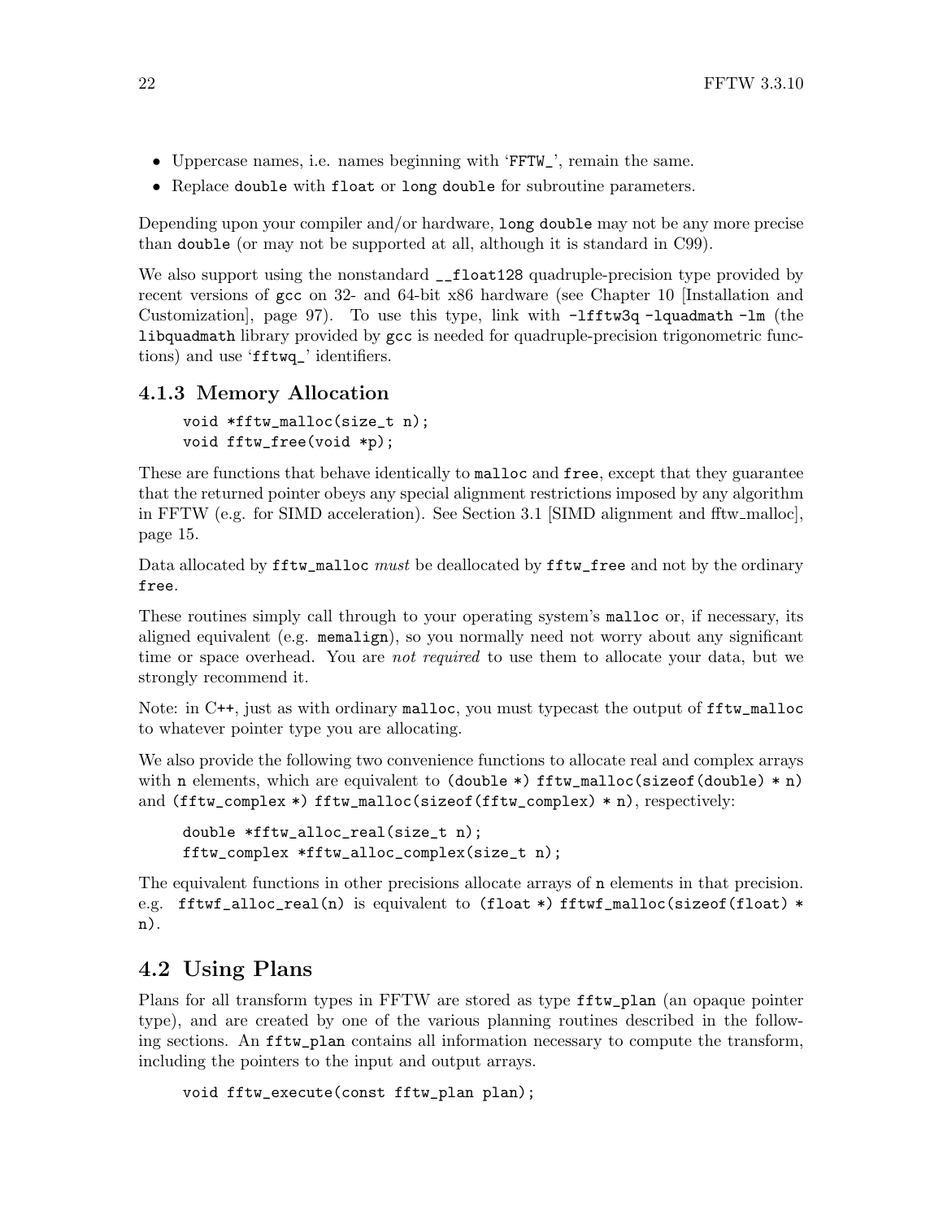- Uppercase names, i.e. names beginning with '`FFTW_`', remain the same.
- Replace `double` with `float` or `long double` for subroutine parameters.

Depending upon your compiler and/or hardware, `long double` may not be any more precise than `double` (or may not be supported at all, although it is standard in C99).

We also support using the nonstandard `__float128` quadruple-precision type provided by recent versions of `gcc` on 32- and 64-bit x86 hardware (see Chapter 10 [Installation and Customization], page 97). To use this type, link with `-lfftw3q -lquadmath -lm` (the `libquadmath` library provided by `gcc` is needed for quadruple-precision trigonometric functions) and use '`fftwq_`' identifiers.

### 4.1.3 Memory Allocation

```
void *fftw_malloc(size_t n);
void fftw_free(void *p);
```

These are functions that behave identically to `malloc` and `free`, except that they guarantee that the returned pointer obeys any special alignment restrictions imposed by any algorithm in FFTW (e.g. for SIMD acceleration). See Section 3.1 [SIMD alignment and fftw_malloc], page 15.

Data allocated by `fftw_malloc` *must* be deallocated by `fftw_free` and not by the ordinary `free`.

These routines simply call through to your operating system's `malloc` or, if necessary, its aligned equivalent (e.g. `memalign`), so you normally need not worry about any significant time or space overhead. You are *not required* to use them to allocate your data, but we strongly recommend it.

Note: in C++, just as with ordinary `malloc`, you must typecast the output of `fftw_malloc` to whatever pointer type you are allocating.

We also provide the following two convenience functions to allocate real and complex arrays with `n` elements, which are equivalent to `(double *) fftw_malloc(sizeof(double) * n)` and `(fftw_complex *) fftw_malloc(sizeof(fftw_complex) * n)`, respectively:

```
double *fftw_alloc_real(size_t n);
fftw_complex *fftw_alloc_complex(size_t n);
```

The equivalent functions in other precisions allocate arrays of `n` elements in that precision. e.g. `fftwf_alloc_real(n)` is equivalent to `(float *) fftwf_malloc(sizeof(float) * n)`.

## 4.2 Using Plans

Plans for all transform types in FFTW are stored as type `fftw_plan` (an opaque pointer type), and are created by one of the various planning routines described in the following sections. An `fftw_plan` contains all information necessary to compute the transform, including the pointers to the input and output arrays.

```
void fftw_execute(const fftw_plan plan);
```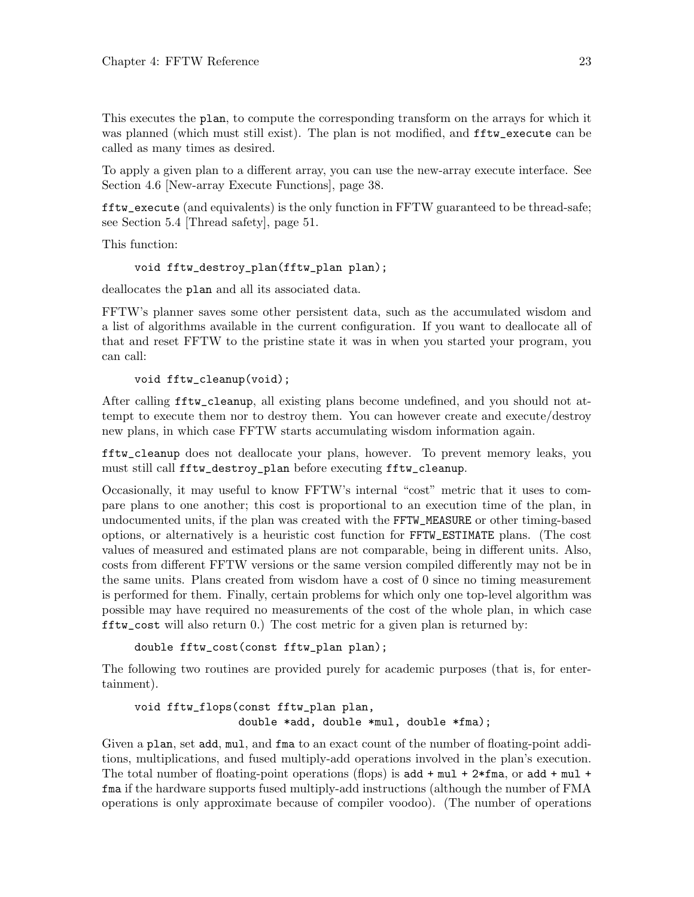This executes the `plan`, to compute the corresponding transform on the arrays for which it was planned (which must still exist). The plan is not modified, and `fftw_execute` can be called as many times as desired.

To apply a given plan to a different array, you can use the new-array execute interface. See Section 4.6 [New-array Execute Functions], page 38.

`fftw_execute` (and equivalents) is the only function in FFTW guaranteed to be thread-safe; see Section 5.4 [Thread safety], page 51.

This function:

```
void fftw_destroy_plan(fftw_plan plan);
```

deallocates the `plan` and all its associated data.

FFTW's planner saves some other persistent data, such as the accumulated wisdom and a list of algorithms available in the current configuration. If you want to deallocate all of that and reset FFTW to the pristine state it was in when you started your program, you can call:

```
void fftw_cleanup(void);
```

After calling `fftw_cleanup`, all existing plans become undefined, and you should not attempt to execute them nor to destroy them. You can however create and execute/destroy new plans, in which case FFTW starts accumulating wisdom information again.

`fftw_cleanup` does not deallocate your plans, however. To prevent memory leaks, you must still call `fftw_destroy_plan` before executing `fftw_cleanup`.

Occasionally, it may useful to know FFTW's internal "cost" metric that it uses to compare plans to one another; this cost is proportional to an execution time of the plan, in undocumented units, if the plan was created with the `FFTW_MEASURE` or other timing-based options, or alternatively is a heuristic cost function for `FFTW_ESTIMATE` plans. (The cost values of measured and estimated plans are not comparable, being in different units. Also, costs from different FFTW versions or the same version compiled differently may not be in the same units. Plans created from wisdom have a cost of 0 since no timing measurement is performed for them. Finally, certain problems for which only one top-level algorithm was possible may have required no measurements of the cost of the whole plan, in which case `fftw_cost` will also return 0.) The cost metric for a given plan is returned by:

```
double fftw_cost(const fftw_plan plan);
```

The following two routines are provided purely for academic purposes (that is, for entertainment).

```
void fftw_flops(const fftw_plan plan,
                double *add, double *mul, double *fma);
```

Given a `plan`, set `add`, `mul`, and `fma` to an exact count of the number of floating-point additions, multiplications, and fused multiply-add operations involved in the plan's execution. The total number of floating-point operations (flops) is `add + mul + 2*fma`, or `add + mul + fma` if the hardware supports fused multiply-add instructions (although the number of FMA operations is only approximate because of compiler voodoo). (The number of operations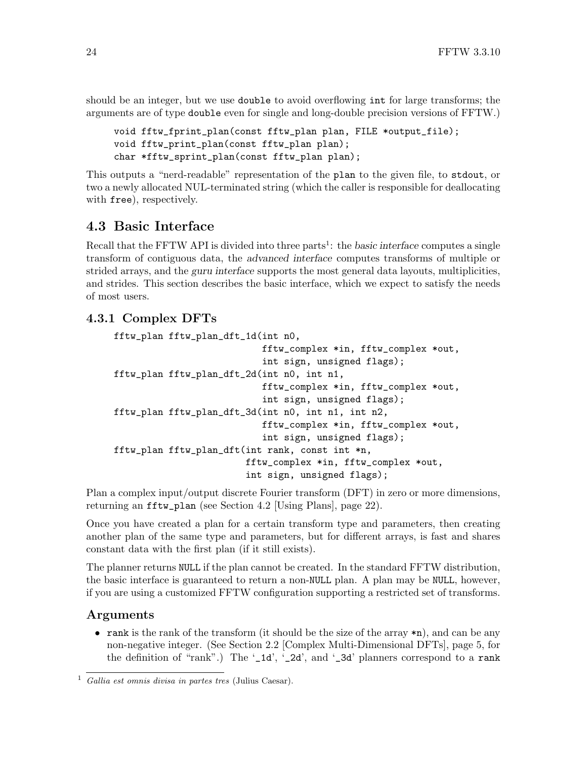should be an integer, but we use `double` to avoid overflowing `int` for large transforms; the arguments are of type `double` even for single and long-double precision versions of FFTW.)

```
void fftw_fprint_plan(const fftw_plan plan, FILE *output_file);
void fftw_print_plan(const fftw_plan plan);
char *fftw_sprint_plan(const fftw_plan plan);
```

This outputs a "nerd-readable" representation of the `plan` to the given file, to `stdout`, or two a newly allocated NUL-terminated string (which the caller is responsible for deallocating with `free`), respectively.

## 4.3 Basic Interface

Recall that the FFTW API is divided into three parts[1]: the *basic interface* computes a single transform of contiguous data, the *advanced interface* computes transforms of multiple or strided arrays, and the *guru interface* supports the most general data layouts, multiplicities, and strides. This section describes the basic interface, which we expect to satisfy the needs of most users.

### 4.3.1 Complex DFTs

```
fftw_plan fftw_plan_dft_1d(int n0,
                           fftw_complex *in, fftw_complex *out,
                           int sign, unsigned flags);
fftw_plan fftw_plan_dft_2d(int n0, int n1,
                           fftw_complex *in, fftw_complex *out,
                           int sign, unsigned flags);
fftw_plan fftw_plan_dft_3d(int n0, int n1, int n2,
                           fftw_complex *in, fftw_complex *out,
                           int sign, unsigned flags);
fftw_plan fftw_plan_dft(int rank, const int *n,
                        fftw_complex *in, fftw_complex *out,
                        int sign, unsigned flags);
```

Plan a complex input/output discrete Fourier transform (DFT) in zero or more dimensions, returning an `fftw_plan` (see Section 4.2 [Using Plans], page 22).

Once you have created a plan for a certain transform type and parameters, then creating another plan of the same type and parameters, but for different arrays, is fast and shares constant data with the first plan (if it still exists).

The planner returns `NULL` if the plan cannot be created. In the standard FFTW distribution, the basic interface is guaranteed to return a non-`NULL` plan. A plan may be `NULL`, however, if you are using a customized FFTW configuration supporting a restricted set of transforms.

### Arguments

- `rank` is the rank of the transform (it should be the size of the array `*n`), and can be any non-negative integer. (See Section 2.2 [Complex Multi-Dimensional DFTs], page 5, for the definition of "rank".) The '`_1d`', '`_2d`', and '`_3d`' planners correspond to a `rank`

---

[1] *Gallia est omnis divisa in partes tres* (Julius Caesar).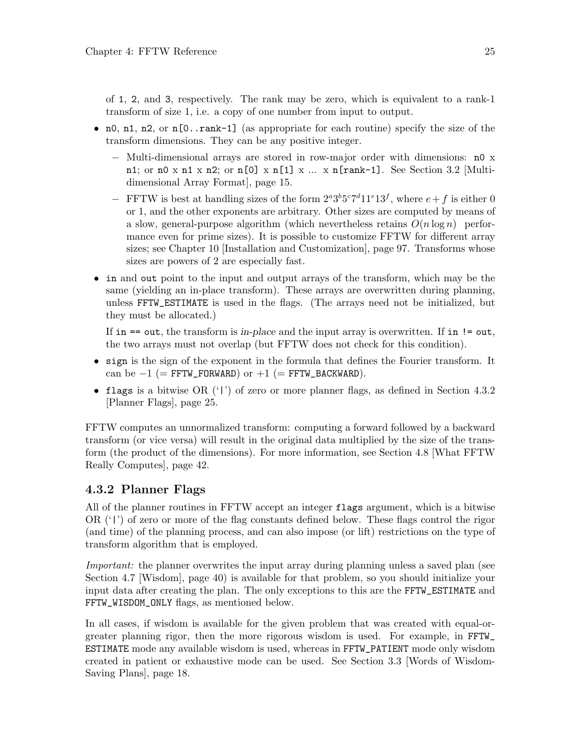of `1`, `2`, and `3`, respectively. The rank may be zero, which is equivalent to a rank-1 transform of size 1, i.e. a copy of one number from input to output.

- `n0`, `n1`, `n2`, or `n[0..rank-1]` (as appropriate for each routine) specify the size of the transform dimensions. They can be any positive integer.
  - Multi-dimensional arrays are stored in row-major order with dimensions: `n0` x `n1`; or `n0` x `n1` x `n2`; or `n[0]` x `n[1]` x ... x `n[rank-1]`. See Section 3.2 [Multi-dimensional Array Format], page 15.
  - FFTW is best at handling sizes of the form $2^a 3^b 5^c 7^d 11^e 13^f$, where $e+f$ is either 0 or 1, and the other exponents are arbitrary. Other sizes are computed by means of a slow, general-purpose algorithm (which nevertheless retains $O(n \log n)$ performance even for prime sizes). It is possible to customize FFTW for different array sizes; see Chapter 10 [Installation and Customization], page 97. Transforms whose sizes are powers of 2 are especially fast.
- `in` and `out` point to the input and output arrays of the transform, which may be the same (yielding an in-place transform). These arrays are overwritten during planning, unless `FFTW_ESTIMATE` is used in the flags. (The arrays need not be initialized, but they must be allocated.)

  If `in == out`, the transform is *in-place* and the input array is overwritten. If `in != out`, the two arrays must not overlap (but FFTW does not check for this condition).
- `sign` is the sign of the exponent in the formula that defines the Fourier transform. It can be $-1$ (= `FFTW_FORWARD`) or $+1$ (= `FFTW_BACKWARD`).
- `flags` is a bitwise OR ('`|`') of zero or more planner flags, as defined in Section 4.3.2 [Planner Flags], page 25.

FFTW computes an unnormalized transform: computing a forward followed by a backward transform (or vice versa) will result in the original data multiplied by the size of the transform (the product of the dimensions). For more information, see Section 4.8 [What FFTW Really Computes], page 42.

### 4.3.2 Planner Flags

All of the planner routines in FFTW accept an integer `flags` argument, which is a bitwise OR ('`|`') of zero or more of the flag constants defined below. These flags control the rigor (and time) of the planning process, and can also impose (or lift) restrictions on the type of transform algorithm that is employed.

*Important:* the planner overwrites the input array during planning unless a saved plan (see Section 4.7 [Wisdom], page 40) is available for that problem, so you should initialize your input data after creating the plan. The only exceptions to this are the `FFTW_ESTIMATE` and `FFTW_WISDOM_ONLY` flags, as mentioned below.

In all cases, if wisdom is available for the given problem that was created with equal-or-greater planning rigor, then the more rigorous wisdom is used. For example, in `FFTW_ESTIMATE` mode any available wisdom is used, whereas in `FFTW_PATIENT` mode only wisdom created in patient or exhaustive mode can be used. See Section 3.3 [Words of Wisdom-Saving Plans], page 18.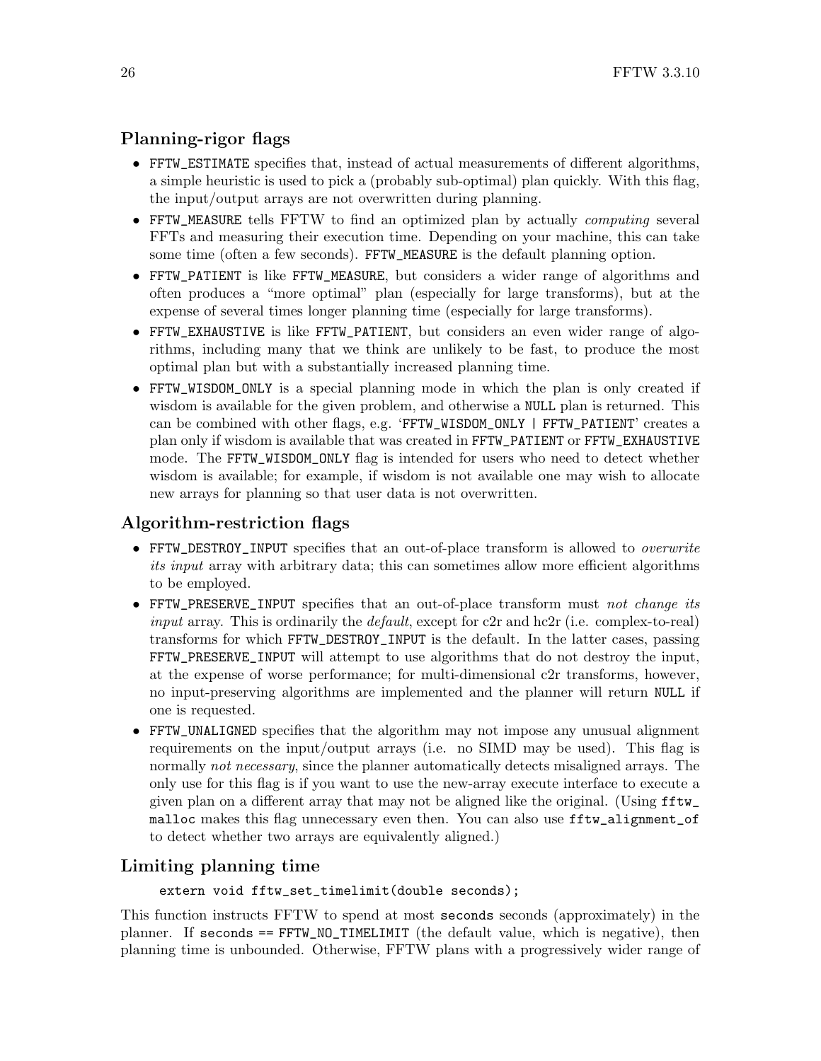### Planning-rigor flags

- `FFTW_ESTIMATE` specifies that, instead of actual measurements of different algorithms, a simple heuristic is used to pick a (probably sub-optimal) plan quickly. With this flag, the input/output arrays are not overwritten during planning.
- `FFTW_MEASURE` tells FFTW to find an optimized plan by actually *computing* several FFTs and measuring their execution time. Depending on your machine, this can take some time (often a few seconds). `FFTW_MEASURE` is the default planning option.
- `FFTW_PATIENT` is like `FFTW_MEASURE`, but considers a wider range of algorithms and often produces a "more optimal" plan (especially for large transforms), but at the expense of several times longer planning time (especially for large transforms).
- `FFTW_EXHAUSTIVE` is like `FFTW_PATIENT`, but considers an even wider range of algorithms, including many that we think are unlikely to be fast, to produce the most optimal plan but with a substantially increased planning time.
- `FFTW_WISDOM_ONLY` is a special planning mode in which the plan is only created if wisdom is available for the given problem, and otherwise a `NULL` plan is returned. This can be combined with other flags, e.g. '`FFTW_WISDOM_ONLY | FFTW_PATIENT`' creates a plan only if wisdom is available that was created in `FFTW_PATIENT` or `FFTW_EXHAUSTIVE` mode. The `FFTW_WISDOM_ONLY` flag is intended for users who need to detect whether wisdom is available; for example, if wisdom is not available one may wish to allocate new arrays for planning so that user data is not overwritten.

### Algorithm-restriction flags

- `FFTW_DESTROY_INPUT` specifies that an out-of-place transform is allowed to *overwrite its input* array with arbitrary data; this can sometimes allow more efficient algorithms to be employed.
- `FFTW_PRESERVE_INPUT` specifies that an out-of-place transform must *not change its input* array. This is ordinarily the *default*, except for c2r and hc2r (i.e. complex-to-real) transforms for which `FFTW_DESTROY_INPUT` is the default. In the latter cases, passing `FFTW_PRESERVE_INPUT` will attempt to use algorithms that do not destroy the input, at the expense of worse performance; for multi-dimensional c2r transforms, however, no input-preserving algorithms are implemented and the planner will return `NULL` if one is requested.
- `FFTW_UNALIGNED` specifies that the algorithm may not impose any unusual alignment requirements on the input/output arrays (i.e. no SIMD may be used). This flag is normally *not necessary*, since the planner automatically detects misaligned arrays. The only use for this flag is if you want to use the new-array execute interface to execute a given plan on a different array that may not be aligned like the original. (Using `fftw_malloc` makes this flag unnecessary even then. You can also use `fftw_alignment_of` to detect whether two arrays are equivalently aligned.)

### Limiting planning time

```
extern void fftw_set_timelimit(double seconds);
```

This function instructs FFTW to spend at most `seconds` seconds (approximately) in the planner. If `seconds == FFTW_NO_TIMELIMIT` (the default value, which is negative), then planning time is unbounded. Otherwise, FFTW plans with a progressively wider range of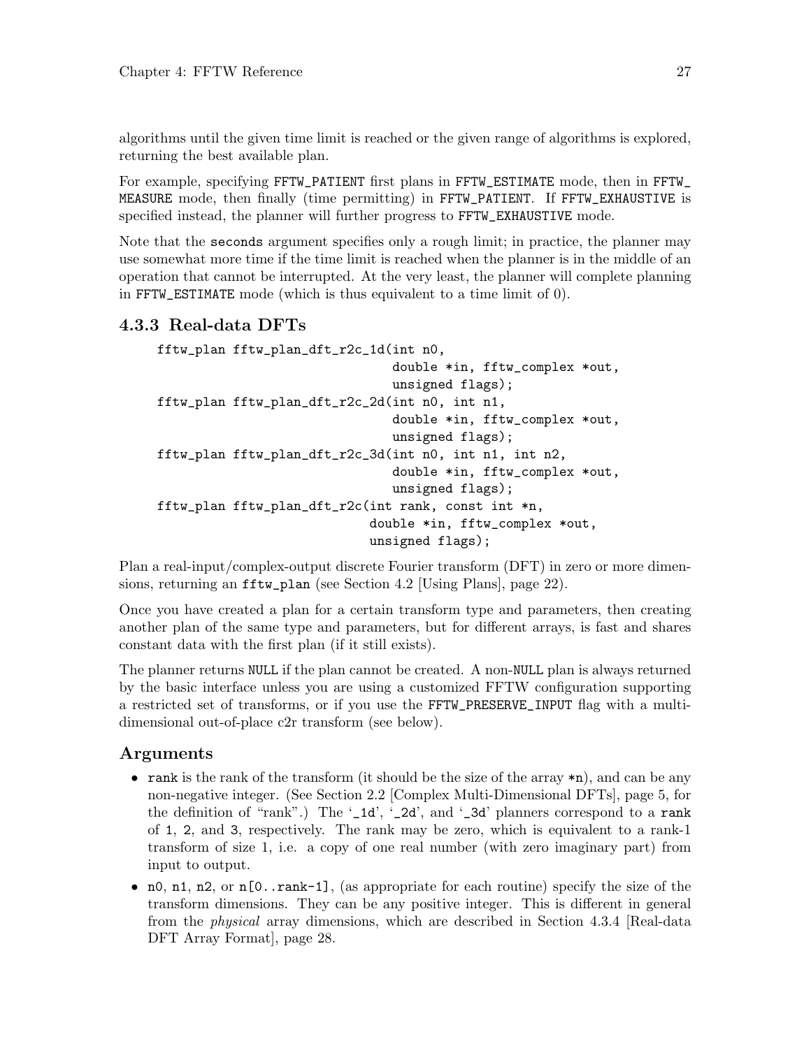algorithms until the given time limit is reached or the given range of algorithms is explored, returning the best available plan.

For example, specifying FFTW_PATIENT first plans in FFTW_ESTIMATE mode, then in FFTW_MEASURE mode, then finally (time permitting) in FFTW_PATIENT. If FFTW_EXHAUSTIVE is specified instead, the planner will further progress to FFTW_EXHAUSTIVE mode.

Note that the seconds argument specifies only a rough limit; in practice, the planner may use somewhat more time if the time limit is reached when the planner is in the middle of an operation that cannot be interrupted. At the very least, the planner will complete planning in FFTW_ESTIMATE mode (which is thus equivalent to a time limit of 0).

### 4.3.3 Real-data DFTs

```
fftw_plan fftw_plan_dft_r2c_1d(int n0,
                               double *in, fftw_complex *out,
                               unsigned flags);
fftw_plan fftw_plan_dft_r2c_2d(int n0, int n1,
                               double *in, fftw_complex *out,
                               unsigned flags);
fftw_plan fftw_plan_dft_r2c_3d(int n0, int n1, int n2,
                               double *in, fftw_complex *out,
                               unsigned flags);
fftw_plan fftw_plan_dft_r2c(int rank, const int *n,
                            double *in, fftw_complex *out,
                            unsigned flags);
```

Plan a real-input/complex-output discrete Fourier transform (DFT) in zero or more dimensions, returning an fftw_plan (see Section 4.2 [Using Plans], page 22).

Once you have created a plan for a certain transform type and parameters, then creating another plan of the same type and parameters, but for different arrays, is fast and shares constant data with the first plan (if it still exists).

The planner returns NULL if the plan cannot be created. A non-NULL plan is always returned by the basic interface unless you are using a customized FFTW configuration supporting a restricted set of transforms, or if you use the FFTW_PRESERVE_INPUT flag with a multi-dimensional out-of-place c2r transform (see below).

## Arguments

- rank is the rank of the transform (it should be the size of the array *n), and can be any non-negative integer. (See Section 2.2 [Complex Multi-Dimensional DFTs], page 5, for the definition of "rank".) The '_1d', '_2d', and '_3d' planners correspond to a rank of 1, 2, and 3, respectively. The rank may be zero, which is equivalent to a rank-1 transform of size 1, i.e. a copy of one real number (with zero imaginary part) from input to output.
- n0, n1, n2, or n[0..rank-1], (as appropriate for each routine) specify the size of the transform dimensions. They can be any positive integer. This is different in general from the *physical* array dimensions, which are described in Section 4.3.4 [Real-data DFT Array Format], page 28.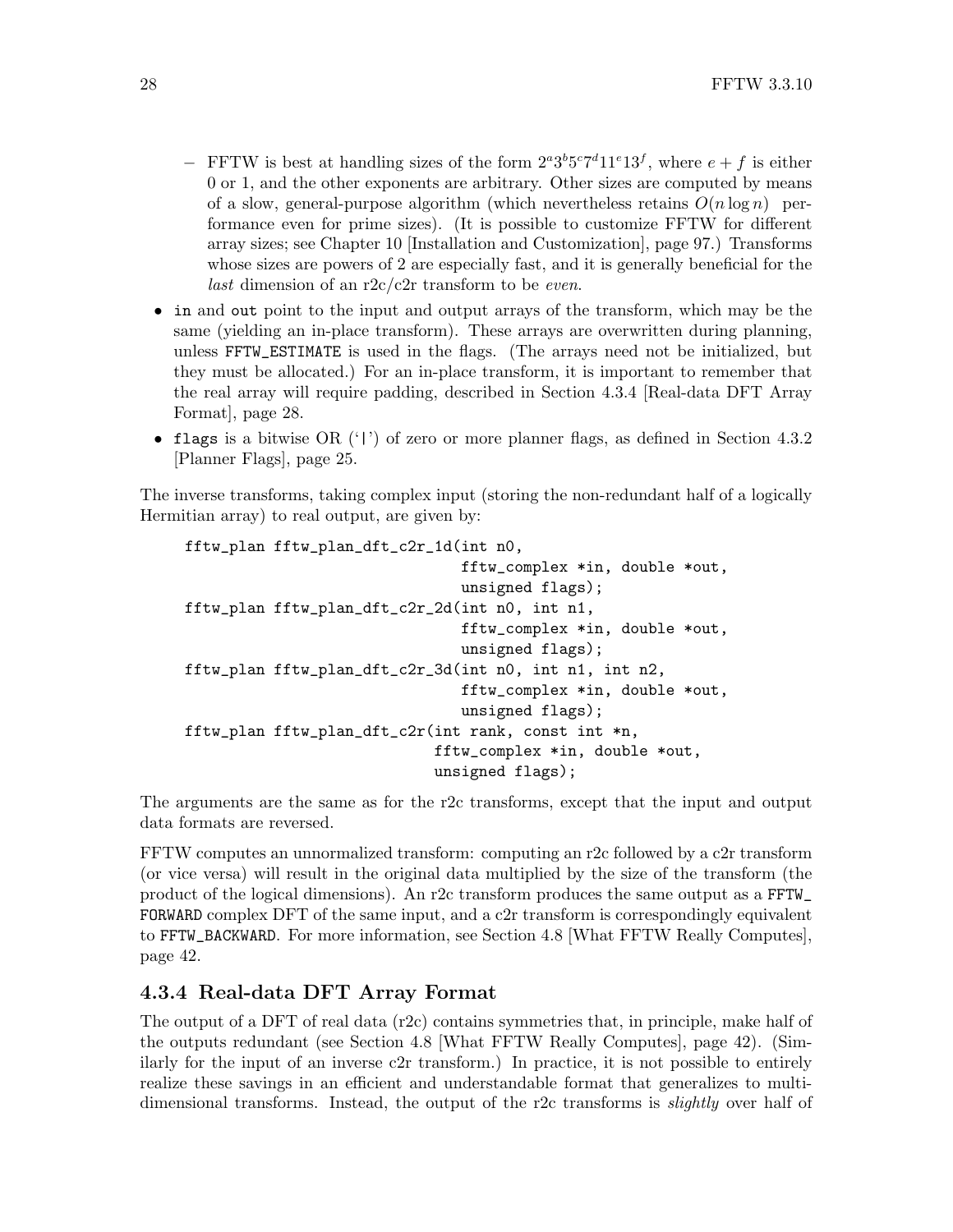- FFTW is best at handling sizes of the form $2^a 3^b 5^c 7^d 11^e 13^f$, where $e + f$ is either 0 or 1, and the other exponents are arbitrary. Other sizes are computed by means of a slow, general-purpose algorithm (which nevertheless retains $O(n \log n)$ performance even for prime sizes). (It is possible to customize FFTW for different array sizes; see Chapter 10 [Installation and Customization], page 97.) Transforms whose sizes are powers of 2 are especially fast, and it is generally beneficial for the *last* dimension of an r2c/c2r transform to be *even*.

- `in` and `out` point to the input and output arrays of the transform, which may be the same (yielding an in-place transform). These arrays are overwritten during planning, unless `FFTW_ESTIMATE` is used in the flags. (The arrays need not be initialized, but they must be allocated.) For an in-place transform, it is important to remember that the real array will require padding, described in Section 4.3.4 [Real-data DFT Array Format], page 28.
- `flags` is a bitwise OR ('`|`') of zero or more planner flags, as defined in Section 4.3.2 [Planner Flags], page 25.

The inverse transforms, taking complex input (storing the non-redundant half of a logically Hermitian array) to real output, are given by:

```
fftw_plan fftw_plan_dft_c2r_1d(int n0,
                               fftw_complex *in, double *out,
                               unsigned flags);
fftw_plan fftw_plan_dft_c2r_2d(int n0, int n1,
                               fftw_complex *in, double *out,
                               unsigned flags);
fftw_plan fftw_plan_dft_c2r_3d(int n0, int n1, int n2,
                               fftw_complex *in, double *out,
                               unsigned flags);
fftw_plan fftw_plan_dft_c2r(int rank, const int *n,
                            fftw_complex *in, double *out,
                            unsigned flags);
```

The arguments are the same as for the r2c transforms, except that the input and output data formats are reversed.

FFTW computes an unnormalized transform: computing an r2c followed by a c2r transform (or vice versa) will result in the original data multiplied by the size of the transform (the product of the logical dimensions). An r2c transform produces the same output as a `FFTW_FORWARD` complex DFT of the same input, and a c2r transform is correspondingly equivalent to `FFTW_BACKWARD`. For more information, see Section 4.8 [What FFTW Really Computes], page 42.

### 4.3.4 Real-data DFT Array Format

The output of a DFT of real data (r2c) contains symmetries that, in principle, make half of the outputs redundant (see Section 4.8 [What FFTW Really Computes], page 42). (Similarly for the input of an inverse c2r transform.) In practice, it is not possible to entirely realize these savings in an efficient and understandable format that generalizes to multi-dimensional transforms. Instead, the output of the r2c transforms is *slightly* over half of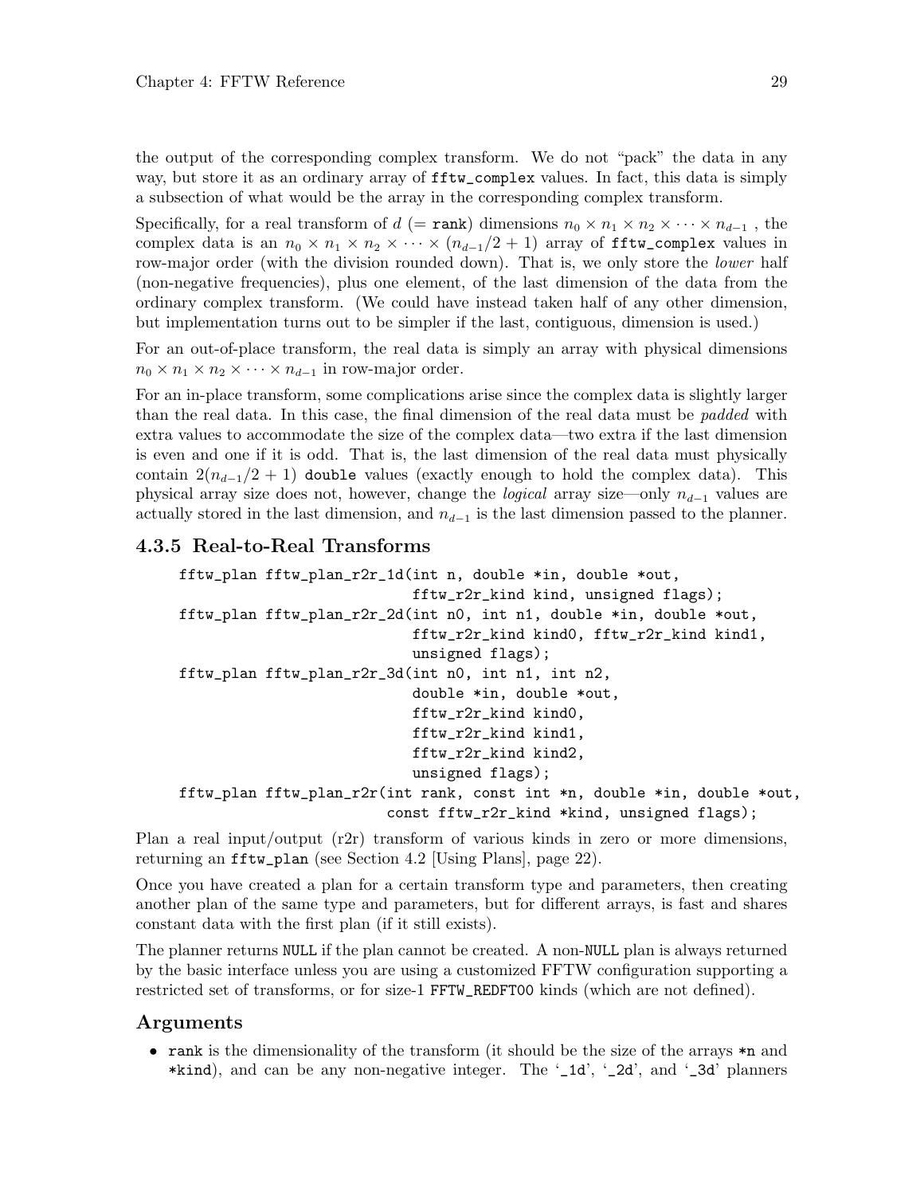the output of the corresponding complex transform. We do not "pack" the data in any way, but store it as an ordinary array of `fftw_complex` values. In fact, this data is simply a subsection of what would be the array in the corresponding complex transform.

Specifically, for a real transform of $d$ (= `rank`) dimensions $n_0 \times n_1 \times n_2 \times \cdots \times n_{d-1}$ , the complex data is an $n_0 \times n_1 \times n_2 \times \cdots \times (n_{d-1}/2+1)$ array of `fftw_complex` values in row-major order (with the division rounded down). That is, we only store the *lower* half (non-negative frequencies), plus one element, of the last dimension of the data from the ordinary complex transform. (We could have instead taken half of any other dimension, but implementation turns out to be simpler if the last, contiguous, dimension is used.)

For an out-of-place transform, the real data is simply an array with physical dimensions $n_0 \times n_1 \times n_2 \times \cdots \times n_{d-1}$ in row-major order.

For an in-place transform, some complications arise since the complex data is slightly larger than the real data. In this case, the final dimension of the real data must be *padded* with extra values to accommodate the size of the complex data—two extra if the last dimension is even and one if it is odd. That is, the last dimension of the real data must physically contain $2(n_{d-1}/2+1)$ `double` values (exactly enough to hold the complex data). This physical array size does not, however, change the *logical* array size—only $n_{d-1}$ values are actually stored in the last dimension, and $n_{d-1}$ is the last dimension passed to the planner.

### 4.3.5 Real-to-Real Transforms

```
fftw_plan fftw_plan_r2r_1d(int n, double *in, double *out,
                           fftw_r2r_kind kind, unsigned flags);
fftw_plan fftw_plan_r2r_2d(int n0, int n1, double *in, double *out,
                           fftw_r2r_kind kind0, fftw_r2r_kind kind1,
                           unsigned flags);
fftw_plan fftw_plan_r2r_3d(int n0, int n1, int n2,
                           double *in, double *out,
                           fftw_r2r_kind kind0,
                           fftw_r2r_kind kind1,
                           fftw_r2r_kind kind2,
                           unsigned flags);
fftw_plan fftw_plan_r2r(int rank, const int *n, double *in, double *out,
                        const fftw_r2r_kind *kind, unsigned flags);
```

Plan a real input/output (r2r) transform of various kinds in zero or more dimensions, returning an `fftw_plan` (see Section 4.2 [Using Plans], page 22).

Once you have created a plan for a certain transform type and parameters, then creating another plan of the same type and parameters, but for different arrays, is fast and shares constant data with the first plan (if it still exists).

The planner returns `NULL` if the plan cannot be created. A non-`NULL` plan is always returned by the basic interface unless you are using a customized FFTW configuration supporting a restricted set of transforms, or for size-1 `FFTW_REDFT00` kinds (which are not defined).

## Arguments

- `rank` is the dimensionality of the transform (it should be the size of the arrays `*n` and `*kind`), and can be any non-negative integer. The '`_1d`', '`_2d`', and '`_3d`' planners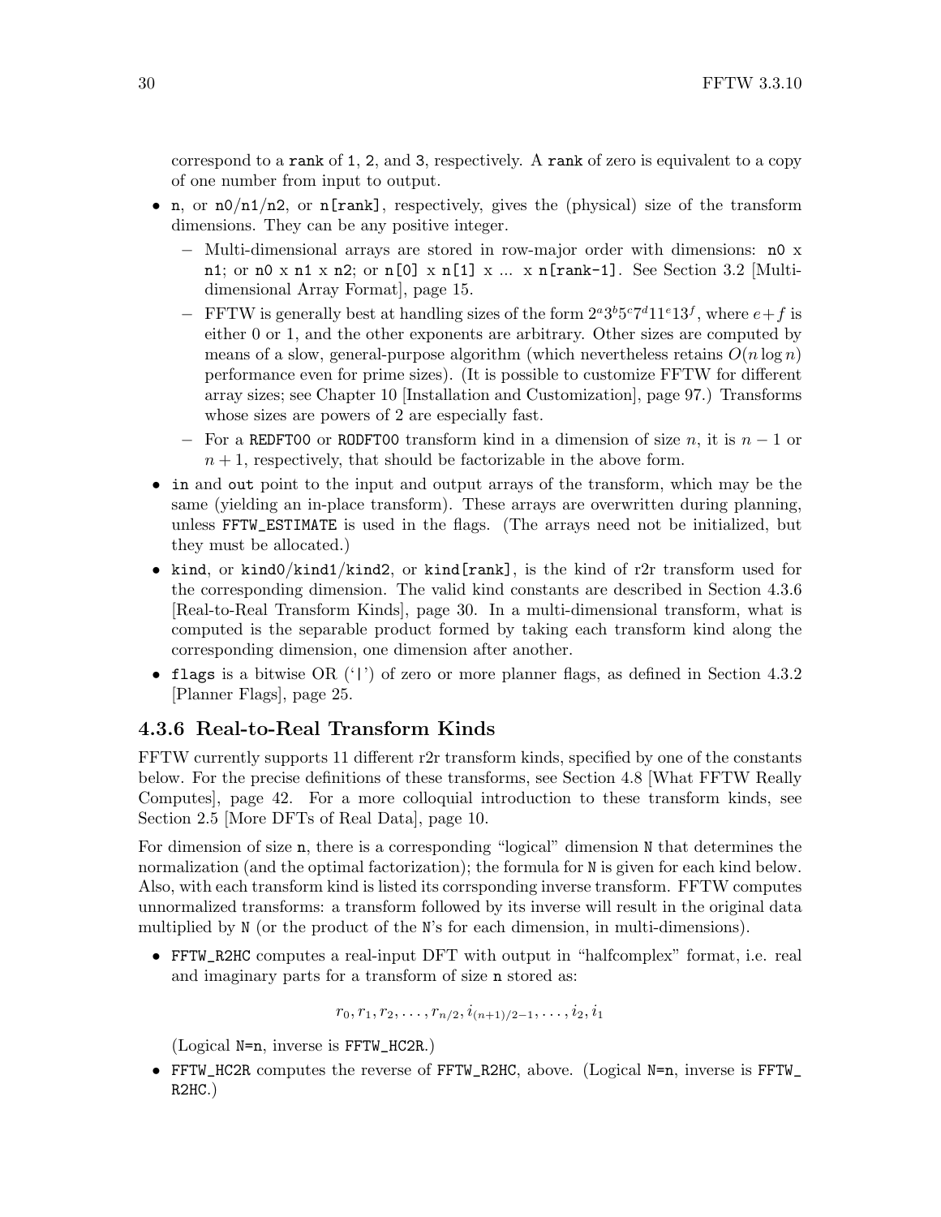correspond to a `rank` of `1`, `2`, and `3`, respectively. A `rank` of zero is equivalent to a copy of one number from input to output.

- `n`, or `n0`/`n1`/`n2`, or `n[rank]`, respectively, gives the (physical) size of the transform dimensions. They can be any positive integer.
  - Multi-dimensional arrays are stored in row-major order with dimensions: `n0` x `n1`; or `n0` x `n1` x `n2`; or `n[0]` x `n[1]` x ... x `n[rank-1]`. See Section 3.2 [Multi-dimensional Array Format], page 15.
  - FFTW is generally best at handling sizes of the form $2^a 3^b 5^c 7^d 11^e 13^f$, where $e+f$ is either 0 or 1, and the other exponents are arbitrary. Other sizes are computed by means of a slow, general-purpose algorithm (which nevertheless retains $O(n \log n)$ performance even for prime sizes). (It is possible to customize FFTW for different array sizes; see Chapter 10 [Installation and Customization], page 97.) Transforms whose sizes are powers of 2 are especially fast.
  - For a `REDFT00` or `RODFT00` transform kind in a dimension of size $n$, it is $n-1$ or $n+1$, respectively, that should be factorizable in the above form.
- `in` and `out` point to the input and output arrays of the transform, which may be the same (yielding an in-place transform). These arrays are overwritten during planning, unless `FFTW_ESTIMATE` is used in the flags. (The arrays need not be initialized, but they must be allocated.)
- `kind`, or `kind0`/`kind1`/`kind2`, or `kind[rank]`, is the kind of r2r transform used for the corresponding dimension. The valid kind constants are described in Section 4.3.6 [Real-to-Real Transform Kinds], page 30. In a multi-dimensional transform, what is computed is the separable product formed by taking each transform kind along the corresponding dimension, one dimension after another.
- `flags` is a bitwise OR ('`|`') of zero or more planner flags, as defined in Section 4.3.2 [Planner Flags], page 25.

### 4.3.6 Real-to-Real Transform Kinds

FFTW currently supports 11 different r2r transform kinds, specified by one of the constants below. For the precise definitions of these transforms, see Section 4.8 [What FFTW Really Computes], page 42. For a more colloquial introduction to these transform kinds, see Section 2.5 [More DFTs of Real Data], page 10.

For dimension of size `n`, there is a corresponding "logical" dimension `N` that determines the normalization (and the optimal factorization); the formula for `N` is given for each kind below. Also, with each transform kind is listed its corrsponding inverse transform. FFTW computes unnormalized transforms: a transform followed by its inverse will result in the original data multiplied by `N` (or the product of the `N`'s for each dimension, in multi-dimensions).

- `FFTW_R2HC` computes a real-input DFT with output in "halfcomplex" format, i.e. real and imaginary parts for a transform of size `n` stored as:

  $$r_0, r_1, r_2, \ldots, r_{n/2}, i_{(n+1)/2-1}, \ldots, i_2, i_1$$

  (Logical `N=n`, inverse is `FFTW_HC2R`.)
- `FFTW_HC2R` computes the reverse of `FFTW_R2HC`, above. (Logical `N=n`, inverse is `FFTW_R2HC`.)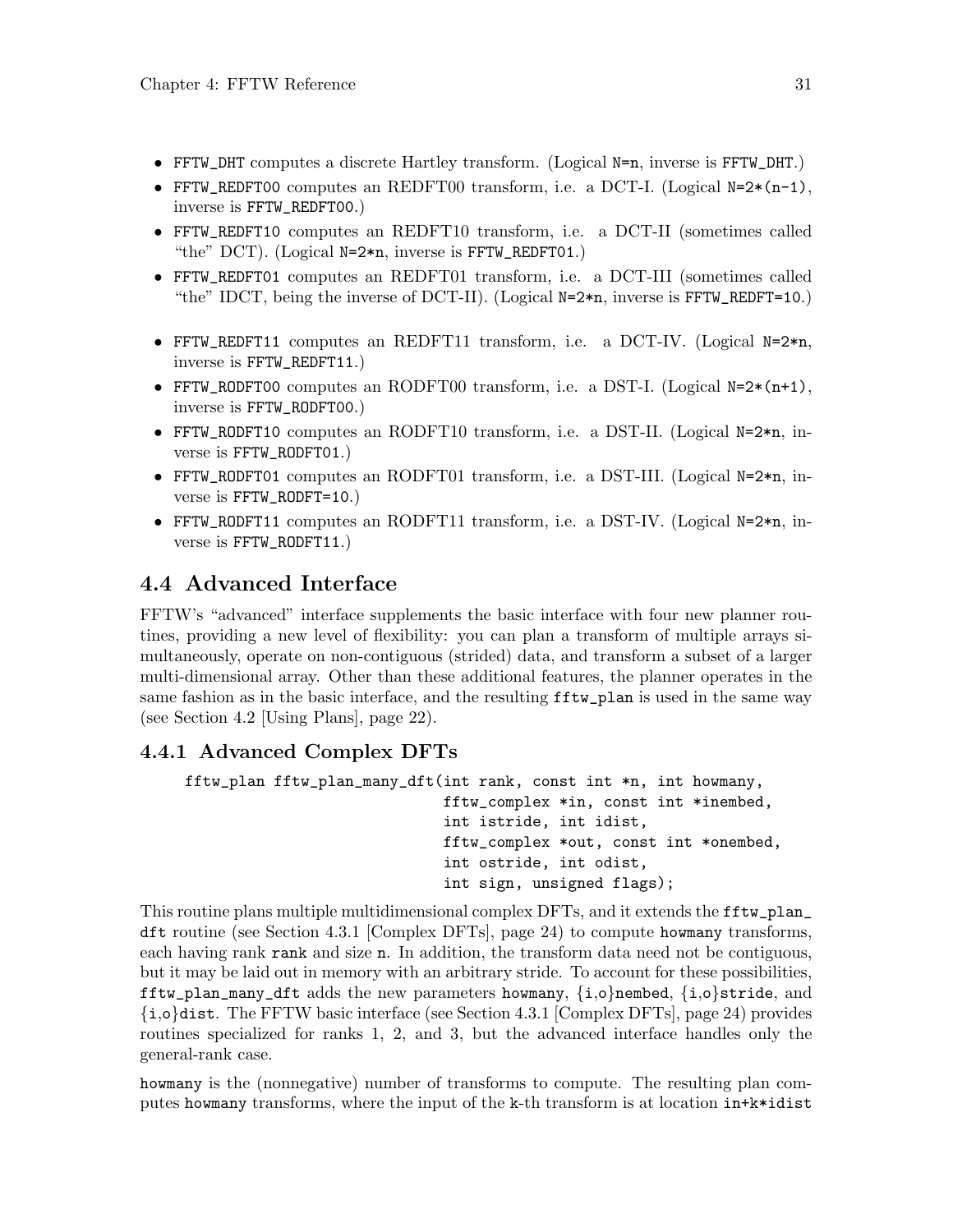- `FFTW_DHT` computes a discrete Hartley transform. (Logical `N=n`, inverse is `FFTW_DHT`.)
- `FFTW_REDFT00` computes an REDFT00 transform, i.e. a DCT-I. (Logical `N=2*(n-1)`, inverse is `FFTW_REDFT00`.)
- `FFTW_REDFT10` computes an REDFT10 transform, i.e. a DCT-II (sometimes called "the" DCT). (Logical `N=2*n`, inverse is `FFTW_REDFT01`.)
- `FFTW_REDFT01` computes an REDFT01 transform, i.e. a DCT-III (sometimes called "the" IDCT, being the inverse of DCT-II). (Logical `N=2*n`, inverse is `FFTW_REDFT=10`.)
- `FFTW_REDFT11` computes an REDFT11 transform, i.e. a DCT-IV. (Logical `N=2*n`, inverse is `FFTW_REDFT11`.)
- `FFTW_RODFT00` computes an RODFT00 transform, i.e. a DST-I. (Logical `N=2*(n+1)`, inverse is `FFTW_RODFT00`.)
- `FFTW_RODFT10` computes an RODFT10 transform, i.e. a DST-II. (Logical `N=2*n`, inverse is `FFTW_RODFT01`.)
- `FFTW_RODFT01` computes an RODFT01 transform, i.e. a DST-III. (Logical `N=2*n`, inverse is `FFTW_RODFT=10`.)
- `FFTW_RODFT11` computes an RODFT11 transform, i.e. a DST-IV. (Logical `N=2*n`, inverse is `FFTW_RODFT11`.)

## 4.4 Advanced Interface

FFTW's "advanced" interface supplements the basic interface with four new planner routines, providing a new level of flexibility: you can plan a transform of multiple arrays simultaneously, operate on non-contiguous (strided) data, and transform a subset of a larger multi-dimensional array. Other than these additional features, the planner operates in the same fashion as in the basic interface, and the resulting `fftw_plan` is used in the same way (see Section 4.2 [Using Plans], page 22).

### 4.4.1 Advanced Complex DFTs

```
fftw_plan fftw_plan_many_dft(int rank, const int *n, int howmany,
                             fftw_complex *in, const int *inembed,
                             int istride, int idist,
                             fftw_complex *out, const int *onembed,
                             int ostride, int odist,
                             int sign, unsigned flags);
```

This routine plans multiple multidimensional complex DFTs, and it extends the `fftw_plan_dft` routine (see Section 4.3.1 [Complex DFTs], page 24) to compute `howmany` transforms, each having rank `rank` and size `n`. In addition, the transform data need not be contiguous, but it may be laid out in memory with an arbitrary stride. To account for these possibilities, `fftw_plan_many_dft` adds the new parameters `howmany`, {`i`,`o`}`nembed`, {`i`,`o`}`stride`, and {`i`,`o`}`dist`. The FFTW basic interface (see Section 4.3.1 [Complex DFTs], page 24) provides routines specialized for ranks 1, 2, and 3, but the advanced interface handles only the general-rank case.

`howmany` is the (nonnegative) number of transforms to compute. The resulting plan computes `howmany` transforms, where the input of the `k`-th transform is at location `in+k*idist`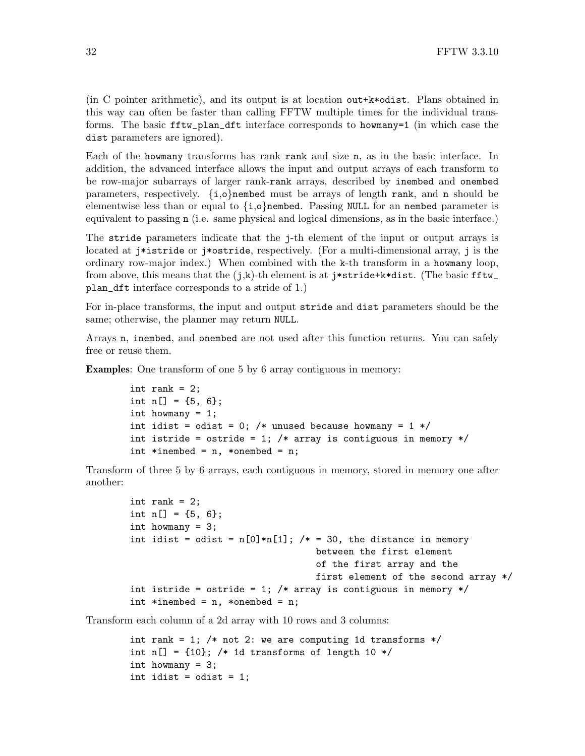(in C pointer arithmetic), and its output is at location `out+k*odist`. Plans obtained in this way can often be faster than calling FFTW multiple times for the individual transforms. The basic `fftw_plan_dft` interface corresponds to `howmany=1` (in which case the `dist` parameters are ignored).

Each of the `howmany` transforms has rank `rank` and size `n`, as in the basic interface. In addition, the advanced interface allows the input and output arrays of each transform to be row-major subarrays of larger rank-`rank` arrays, described by `inembed` and `onembed` parameters, respectively. {i,o}`nembed` must be arrays of length `rank`, and `n` should be elementwise less than or equal to {i,o}`nembed`. Passing `NULL` for an `nembed` parameter is equivalent to passing `n` (i.e. same physical and logical dimensions, as in the basic interface.)

The `stride` parameters indicate that the `j`-th element of the input or output arrays is located at `j*istride` or `j*ostride`, respectively. (For a multi-dimensional array, `j` is the ordinary row-major index.) When combined with the `k`-th transform in a `howmany` loop, from above, this means that the (`j`,`k`)-th element is at `j*stride+k*dist`. (The basic `fftw_plan_dft` interface corresponds to a stride of 1.)

For in-place transforms, the input and output `stride` and `dist` parameters should be the same; otherwise, the planner may return `NULL`.

Arrays `n`, `inembed`, and `onembed` are not used after this function returns. You can safely free or reuse them.

**Examples**: One transform of one 5 by 6 array contiguous in memory:

```
int rank = 2;
int n[] = {5, 6};
int howmany = 1;
int idist = odist = 0; /* unused because howmany = 1 */
int istride = ostride = 1; /* array is contiguous in memory */
int *inembed = n, *onembed = n;
```

Transform of three 5 by 6 arrays, each contiguous in memory, stored in memory one after another:

```
int rank = 2;
int n[] = {5, 6};
int howmany = 3;
int idist = odist = n[0]*n[1]; /* = 30, the distance in memory
                                  between the first element
                                  of the first array and the
                                  first element of the second array */
int istride = ostride = 1; /* array is contiguous in memory */
int *inembed = n, *onembed = n;
```

Transform each column of a 2d array with 10 rows and 3 columns:

```
int rank = 1; /* not 2: we are computing 1d transforms */
int n[] = {10}; /* 1d transforms of length 10 */
int howmany = 3;
int idist = odist = 1;
```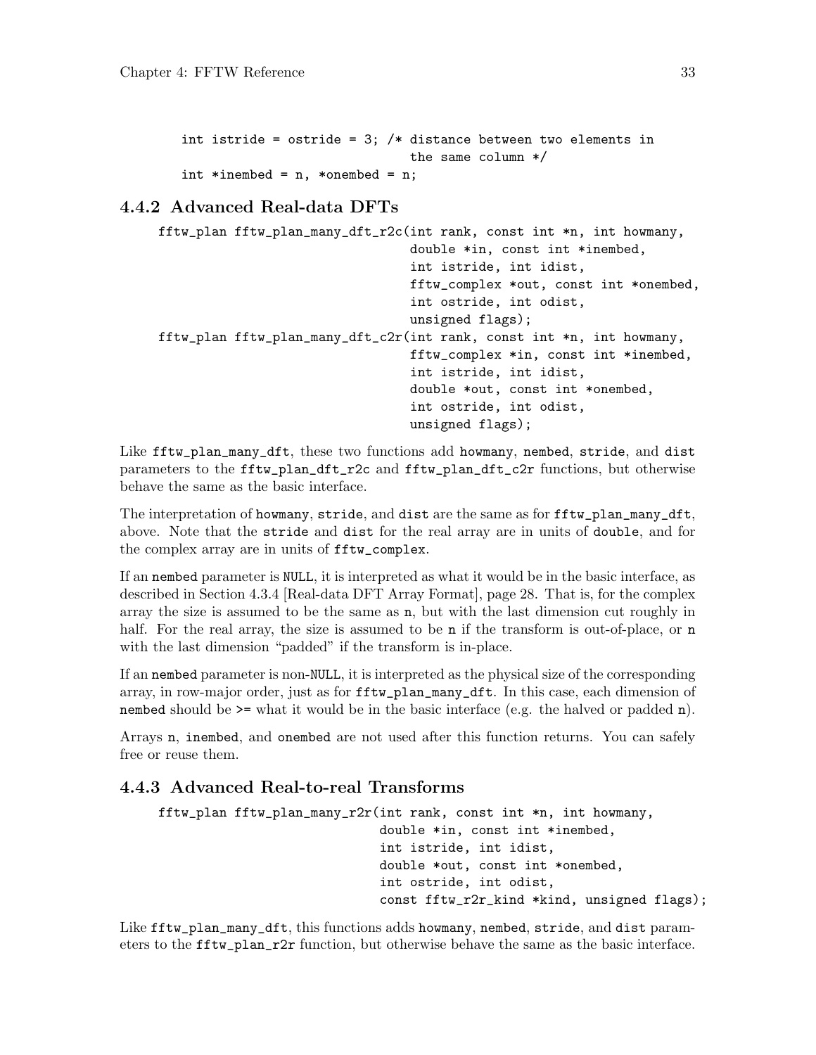```
int istride = ostride = 3; /* distance between two elements in
                              the same column */
int *inembed = n, *onembed = n;
```

### 4.4.2 Advanced Real-data DFTs

```
fftw_plan fftw_plan_many_dft_r2c(int rank, const int *n, int howmany,
                                 double *in, const int *inembed,
                                 int istride, int idist,
                                 fftw_complex *out, const int *onembed,
                                 int ostride, int odist,
                                 unsigned flags);
fftw_plan fftw_plan_many_dft_c2r(int rank, const int *n, int howmany,
                                 fftw_complex *in, const int *inembed,
                                 int istride, int idist,
                                 double *out, const int *onembed,
                                 int ostride, int odist,
                                 unsigned flags);
```

Like `fftw_plan_many_dft`, these two functions add `howmany`, `nembed`, `stride`, and `dist` parameters to the `fftw_plan_dft_r2c` and `fftw_plan_dft_c2r` functions, but otherwise behave the same as the basic interface.

The interpretation of `howmany`, `stride`, and `dist` are the same as for `fftw_plan_many_dft`, above. Note that the `stride` and `dist` for the real array are in units of `double`, and for the complex array are in units of `fftw_complex`.

If an `nembed` parameter is `NULL`, it is interpreted as what it would be in the basic interface, as described in Section 4.3.4 [Real-data DFT Array Format], page 28. That is, for the complex array the size is assumed to be the same as `n`, but with the last dimension cut roughly in half. For the real array, the size is assumed to be `n` if the transform is out-of-place, or `n` with the last dimension "padded" if the transform is in-place.

If an `nembed` parameter is non-`NULL`, it is interpreted as the physical size of the corresponding array, in row-major order, just as for `fftw_plan_many_dft`. In this case, each dimension of `nembed` should be `>=` what it would be in the basic interface (e.g. the halved or padded `n`).

Arrays `n`, `inembed`, and `onembed` are not used after this function returns. You can safely free or reuse them.

### 4.4.3 Advanced Real-to-real Transforms

```
fftw_plan fftw_plan_many_r2r(int rank, const int *n, int howmany,
                             double *in, const int *inembed,
                             int istride, int idist,
                             double *out, const int *onembed,
                             int ostride, int odist,
                             const fftw_r2r_kind *kind, unsigned flags);
```

Like `fftw_plan_many_dft`, this functions adds `howmany`, `nembed`, `stride`, and `dist` parameters to the `fftw_plan_r2r` function, but otherwise behave the same as the basic interface.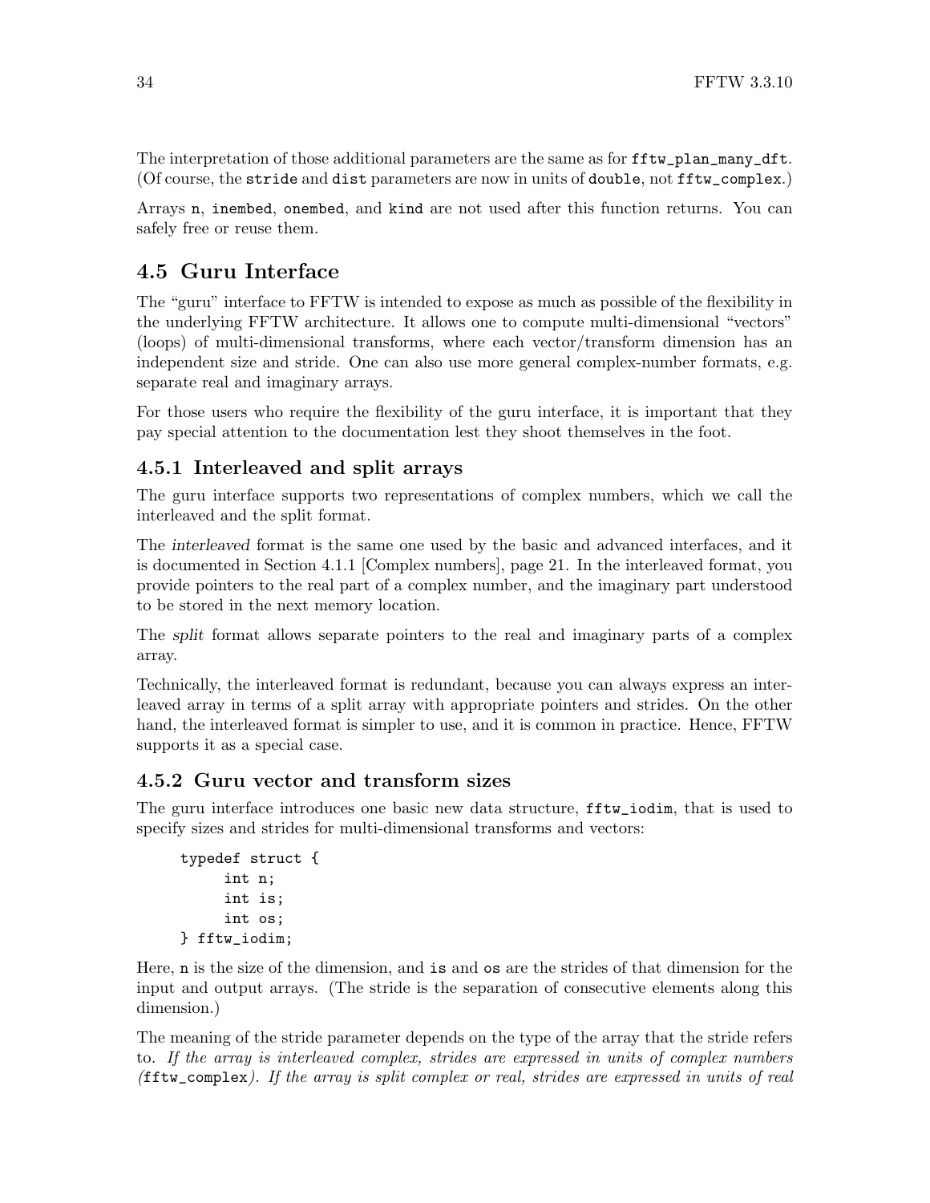The interpretation of those additional parameters are the same as for `fftw_plan_many_dft`. (Of course, the `stride` and `dist` parameters are now in units of `double`, not `fftw_complex`.)

Arrays `n`, `inembed`, `onembed`, and `kind` are not used after this function returns. You can safely free or reuse them.

## 4.5 Guru Interface

The "guru" interface to FFTW is intended to expose as much as possible of the flexibility in the underlying FFTW architecture. It allows one to compute multi-dimensional "vectors" (loops) of multi-dimensional transforms, where each vector/transform dimension has an independent size and stride. One can also use more general complex-number formats, e.g. separate real and imaginary arrays.

For those users who require the flexibility of the guru interface, it is important that they pay special attention to the documentation lest they shoot themselves in the foot.

### 4.5.1 Interleaved and split arrays

The guru interface supports two representations of complex numbers, which we call the interleaved and the split format.

The *interleaved* format is the same one used by the basic and advanced interfaces, and it is documented in Section 4.1.1 [Complex numbers], page 21. In the interleaved format, you provide pointers to the real part of a complex number, and the imaginary part understood to be stored in the next memory location.

The *split* format allows separate pointers to the real and imaginary parts of a complex array.

Technically, the interleaved format is redundant, because you can always express an interleaved array in terms of a split array with appropriate pointers and strides. On the other hand, the interleaved format is simpler to use, and it is common in practice. Hence, FFTW supports it as a special case.

### 4.5.2 Guru vector and transform sizes

The guru interface introduces one basic new data structure, `fftw_iodim`, that is used to specify sizes and strides for multi-dimensional transforms and vectors:

```
typedef struct {
     int n;
     int is;
     int os;
} fftw_iodim;
```

Here, `n` is the size of the dimension, and `is` and `os` are the strides of that dimension for the input and output arrays. (The stride is the separation of consecutive elements along this dimension.)

The meaning of the stride parameter depends on the type of the array that the stride refers to. *If the array is interleaved complex, strides are expressed in units of complex numbers (`fftw_complex`). If the array is split complex or real, strides are expressed in units of real*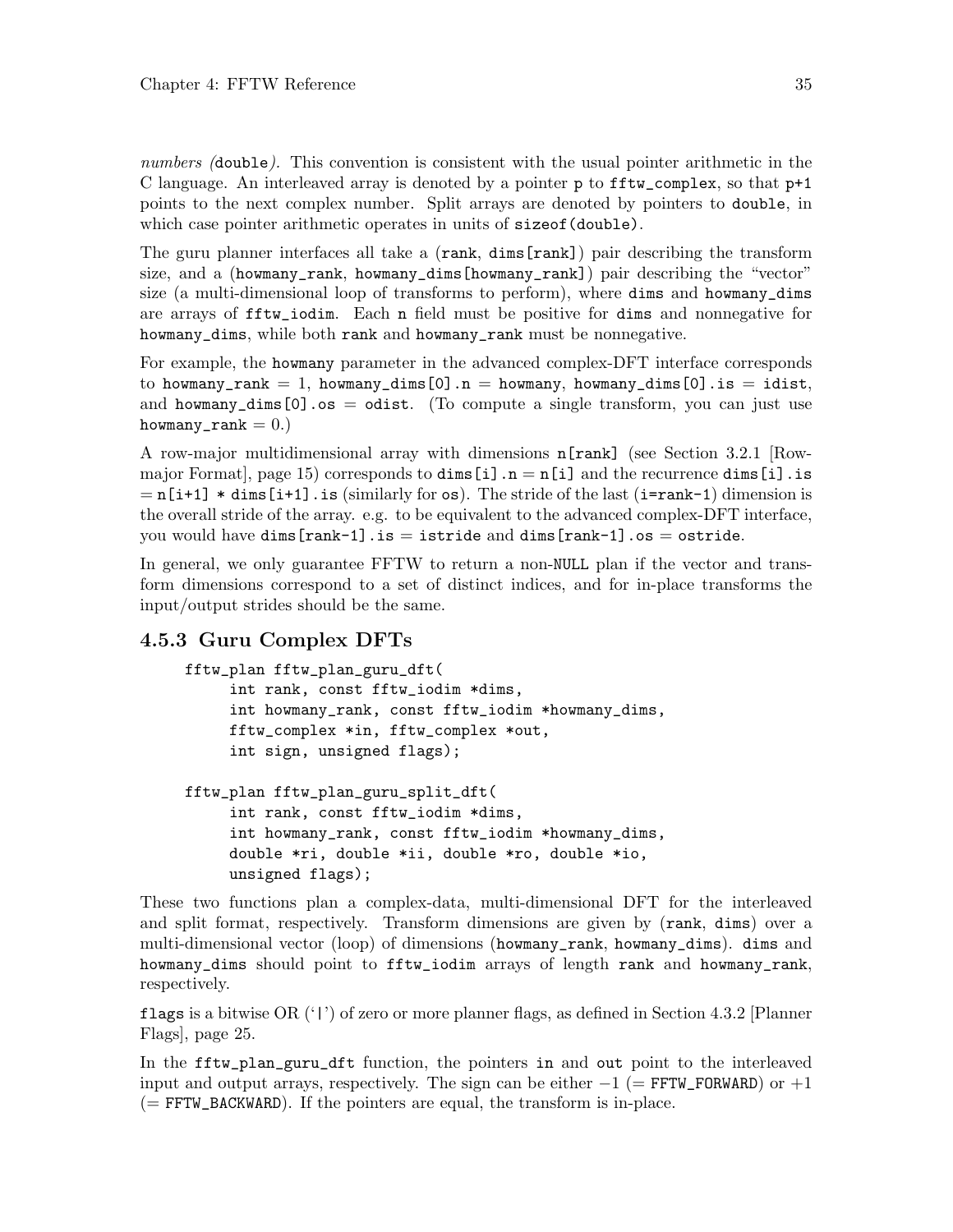*numbers (*`double`*).* This convention is consistent with the usual pointer arithmetic in the C language. An interleaved array is denoted by a pointer `p` to `fftw_complex`, so that `p+1` points to the next complex number. Split arrays are denoted by pointers to `double`, in which case pointer arithmetic operates in units of `sizeof(double)`.

The guru planner interfaces all take a (`rank`, `dims[rank]`) pair describing the transform size, and a (`howmany_rank`, `howmany_dims[howmany_rank]`) pair describing the "vector" size (a multi-dimensional loop of transforms to perform), where `dims` and `howmany_dims` are arrays of `fftw_iodim`. Each `n` field must be positive for `dims` and nonnegative for `howmany_dims`, while both `rank` and `howmany_rank` must be nonnegative.

For example, the `howmany` parameter in the advanced complex-DFT interface corresponds to `howmany_rank` = 1, `howmany_dims[0].n` = `howmany`, `howmany_dims[0].is` = `idist`, and `howmany_dims[0].os` = `odist`. (To compute a single transform, you can just use `howmany_rank` = 0.)

A row-major multidimensional array with dimensions `n[rank]` (see Section 3.2.1 [Row-major Format], page 15) corresponds to `dims[i].n` = `n[i]` and the recurrence `dims[i].is` = `n[i+1] * dims[i+1].is` (similarly for `os`). The stride of the last (`i=rank-1`) dimension is the overall stride of the array. e.g. to be equivalent to the advanced complex-DFT interface, you would have `dims[rank-1].is` = `istride` and `dims[rank-1].os` = `ostride`.

In general, we only guarantee FFTW to return a non-`NULL` plan if the vector and transform dimensions correspond to a set of distinct indices, and for in-place transforms the input/output strides should be the same.

### 4.5.3 Guru Complex DFTs

```
fftw_plan fftw_plan_guru_dft(
     int rank, const fftw_iodim *dims,
     int howmany_rank, const fftw_iodim *howmany_dims,
     fftw_complex *in, fftw_complex *out,
     int sign, unsigned flags);

fftw_plan fftw_plan_guru_split_dft(
     int rank, const fftw_iodim *dims,
     int howmany_rank, const fftw_iodim *howmany_dims,
     double *ri, double *ii, double *ro, double *io,
     unsigned flags);
```

These two functions plan a complex-data, multi-dimensional DFT for the interleaved and split format, respectively. Transform dimensions are given by (`rank`, `dims`) over a multi-dimensional vector (loop) of dimensions (`howmany_rank`, `howmany_dims`). `dims` and `howmany_dims` should point to `fftw_iodim` arrays of length `rank` and `howmany_rank`, respectively.

`flags` is a bitwise OR ('`|`') of zero or more planner flags, as defined in Section 4.3.2 [Planner Flags], page 25.

In the `fftw_plan_guru_dft` function, the pointers `in` and `out` point to the interleaved input and output arrays, respectively. The sign can be either $-1$ (= `FFTW_FORWARD`) or $+1$ (= `FFTW_BACKWARD`). If the pointers are equal, the transform is in-place.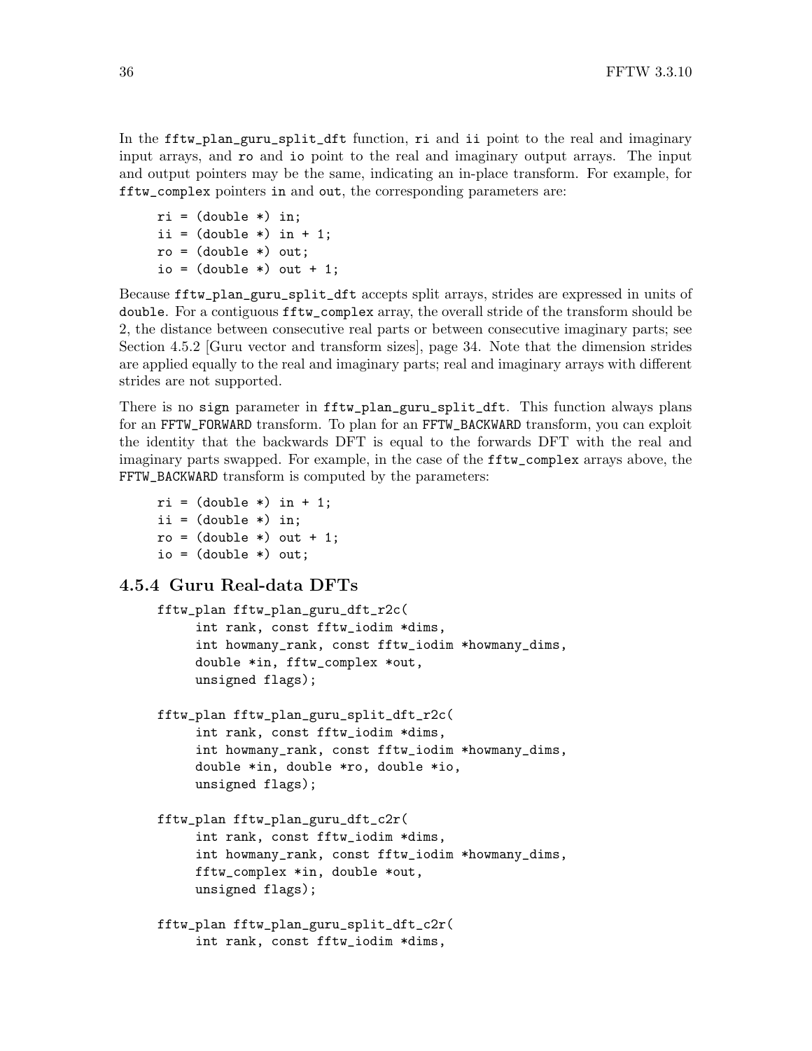In the `fftw_plan_guru_split_dft` function, `ri` and `ii` point to the real and imaginary input arrays, and `ro` and `io` point to the real and imaginary output arrays. The input and output pointers may be the same, indicating an in-place transform. For example, for `fftw_complex` pointers `in` and `out`, the corresponding parameters are:

```
ri = (double *) in;
ii = (double *) in + 1;
ro = (double *) out;
io = (double *) out + 1;
```

Because `fftw_plan_guru_split_dft` accepts split arrays, strides are expressed in units of `double`. For a contiguous `fftw_complex` array, the overall stride of the transform should be 2, the distance between consecutive real parts or between consecutive imaginary parts; see Section 4.5.2 [Guru vector and transform sizes], page 34. Note that the dimension strides are applied equally to the real and imaginary parts; real and imaginary arrays with different strides are not supported.

There is no `sign` parameter in `fftw_plan_guru_split_dft`. This function always plans for an `FFTW_FORWARD` transform. To plan for an `FFTW_BACKWARD` transform, you can exploit the identity that the backwards DFT is equal to the forwards DFT with the real and imaginary parts swapped. For example, in the case of the `fftw_complex` arrays above, the `FFTW_BACKWARD` transform is computed by the parameters:

```
ri = (double *) in + 1;
ii = (double *) in;
ro = (double *) out + 1;
io = (double *) out;
```

### 4.5.4 Guru Real-data DFTs

```
fftw_plan fftw_plan_guru_dft_r2c(
     int rank, const fftw_iodim *dims,
     int howmany_rank, const fftw_iodim *howmany_dims,
     double *in, fftw_complex *out,
     unsigned flags);

fftw_plan fftw_plan_guru_split_dft_r2c(
     int rank, const fftw_iodim *dims,
     int howmany_rank, const fftw_iodim *howmany_dims,
     double *in, double *ro, double *io,
     unsigned flags);

fftw_plan fftw_plan_guru_dft_c2r(
     int rank, const fftw_iodim *dims,
     int howmany_rank, const fftw_iodim *howmany_dims,
     fftw_complex *in, double *out,
     unsigned flags);

fftw_plan fftw_plan_guru_split_dft_c2r(
     int rank, const fftw_iodim *dims,
```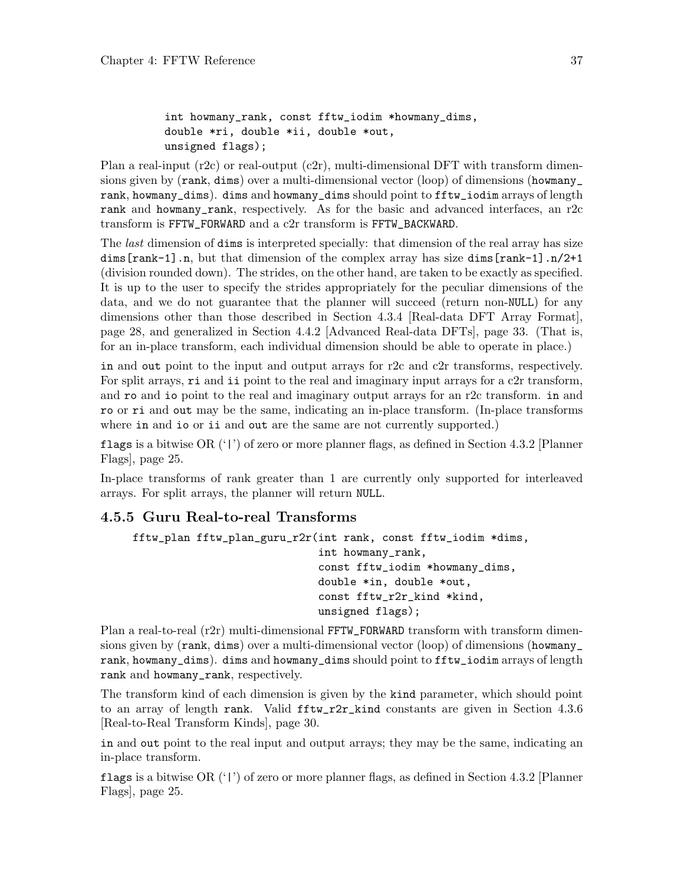```
     int howmany_rank, const fftw_iodim *howmany_dims,
     double *ri, double *ii, double *out,
     unsigned flags);
```

Plan a real-input (r2c) or real-output (c2r), multi-dimensional DFT with transform dimensions given by (`rank`, `dims`) over a multi-dimensional vector (loop) of dimensions (`howmany_rank`, `howmany_dims`). `dims` and `howmany_dims` should point to `fftw_iodim` arrays of length `rank` and `howmany_rank`, respectively. As for the basic and advanced interfaces, an r2c transform is `FFTW_FORWARD` and a c2r transform is `FFTW_BACKWARD`.

The *last* dimension of `dims` is interpreted specially: that dimension of the real array has size `dims[rank-1].n`, but that dimension of the complex array has size `dims[rank-1].n/2+1` (division rounded down). The strides, on the other hand, are taken to be exactly as specified. It is up to the user to specify the strides appropriately for the peculiar dimensions of the data, and we do not guarantee that the planner will succeed (return non-`NULL`) for any dimensions other than those described in Section 4.3.4 [Real-data DFT Array Format], page 28, and generalized in Section 4.4.2 [Advanced Real-data DFTs], page 33. (That is, for an in-place transform, each individual dimension should be able to operate in place.)

`in` and `out` point to the input and output arrays for r2c and c2r transforms, respectively. For split arrays, `ri` and `ii` point to the real and imaginary input arrays for a c2r transform, and `ro` and `io` point to the real and imaginary output arrays for an r2c transform. `in` and `ro` or `ri` and `out` may be the same, indicating an in-place transform. (In-place transforms where `in` and `io` or `ii` and `out` are the same are not currently supported.)

`flags` is a bitwise OR ('`|`') of zero or more planner flags, as defined in Section 4.3.2 [Planner Flags], page 25.

In-place transforms of rank greater than 1 are currently only supported for interleaved arrays. For split arrays, the planner will return `NULL`.

### 4.5.5 Guru Real-to-real Transforms

```
fftw_plan fftw_plan_guru_r2r(int rank, const fftw_iodim *dims,
                             int howmany_rank,
                             const fftw_iodim *howmany_dims,
                             double *in, double *out,
                             const fftw_r2r_kind *kind,
                             unsigned flags);
```

Plan a real-to-real (r2r) multi-dimensional `FFTW_FORWARD` transform with transform dimensions given by (`rank`, `dims`) over a multi-dimensional vector (loop) of dimensions (`howmany_rank`, `howmany_dims`). `dims` and `howmany_dims` should point to `fftw_iodim` arrays of length `rank` and `howmany_rank`, respectively.

The transform kind of each dimension is given by the `kind` parameter, which should point to an array of length `rank`. Valid `fftw_r2r_kind` constants are given in Section 4.3.6 [Real-to-Real Transform Kinds], page 30.

`in` and `out` point to the real input and output arrays; they may be the same, indicating an in-place transform.

`flags` is a bitwise OR ('`|`') of zero or more planner flags, as defined in Section 4.3.2 [Planner Flags], page 25.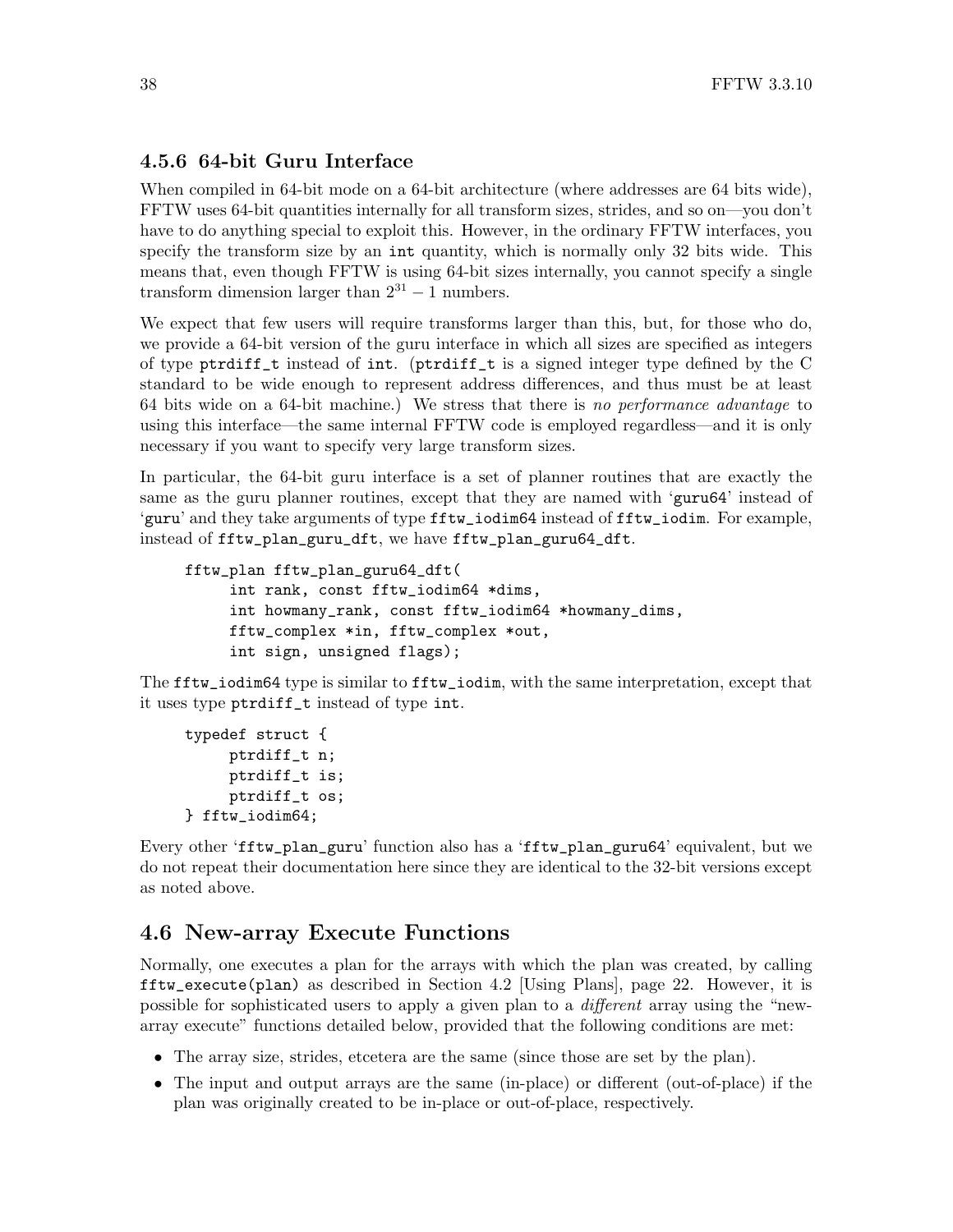### 4.5.6 64-bit Guru Interface

When compiled in 64-bit mode on a 64-bit architecture (where addresses are 64 bits wide), FFTW uses 64-bit quantities internally for all transform sizes, strides, and so on—you don't have to do anything special to exploit this. However, in the ordinary FFTW interfaces, you specify the transform size by an `int` quantity, which is normally only 32 bits wide. This means that, even though FFTW is using 64-bit sizes internally, you cannot specify a single transform dimension larger than $2^{31} - 1$ numbers.

We expect that few users will require transforms larger than this, but, for those who do, we provide a 64-bit version of the guru interface in which all sizes are specified as integers of type `ptrdiff_t` instead of `int`. (`ptrdiff_t` is a signed integer type defined by the C standard to be wide enough to represent address differences, and thus must be at least 64 bits wide on a 64-bit machine.) We stress that there is *no performance advantage* to using this interface—the same internal FFTW code is employed regardless—and it is only necessary if you want to specify very large transform sizes.

In particular, the 64-bit guru interface is a set of planner routines that are exactly the same as the guru planner routines, except that they are named with '`guru64`' instead of '`guru`' and they take arguments of type `fftw_iodim64` instead of `fftw_iodim`. For example, instead of `fftw_plan_guru_dft`, we have `fftw_plan_guru64_dft`.

```
fftw_plan fftw_plan_guru64_dft(
     int rank, const fftw_iodim64 *dims,
     int howmany_rank, const fftw_iodim64 *howmany_dims,
     fftw_complex *in, fftw_complex *out,
     int sign, unsigned flags);
```

The `fftw_iodim64` type is similar to `fftw_iodim`, with the same interpretation, except that it uses type `ptrdiff_t` instead of type `int`.

```
typedef struct {
     ptrdiff_t n;
     ptrdiff_t is;
     ptrdiff_t os;
} fftw_iodim64;
```

Every other '`fftw_plan_guru`' function also has a '`fftw_plan_guru64`' equivalent, but we do not repeat their documentation here since they are identical to the 32-bit versions except as noted above.

## 4.6 New-array Execute Functions

Normally, one executes a plan for the arrays with which the plan was created, by calling `fftw_execute(plan)` as described in Section 4.2 [Using Plans], page 22. However, it is possible for sophisticated users to apply a given plan to a *different* array using the "new-array execute" functions detailed below, provided that the following conditions are met:

- The array size, strides, etcetera are the same (since those are set by the plan).
- The input and output arrays are the same (in-place) or different (out-of-place) if the plan was originally created to be in-place or out-of-place, respectively.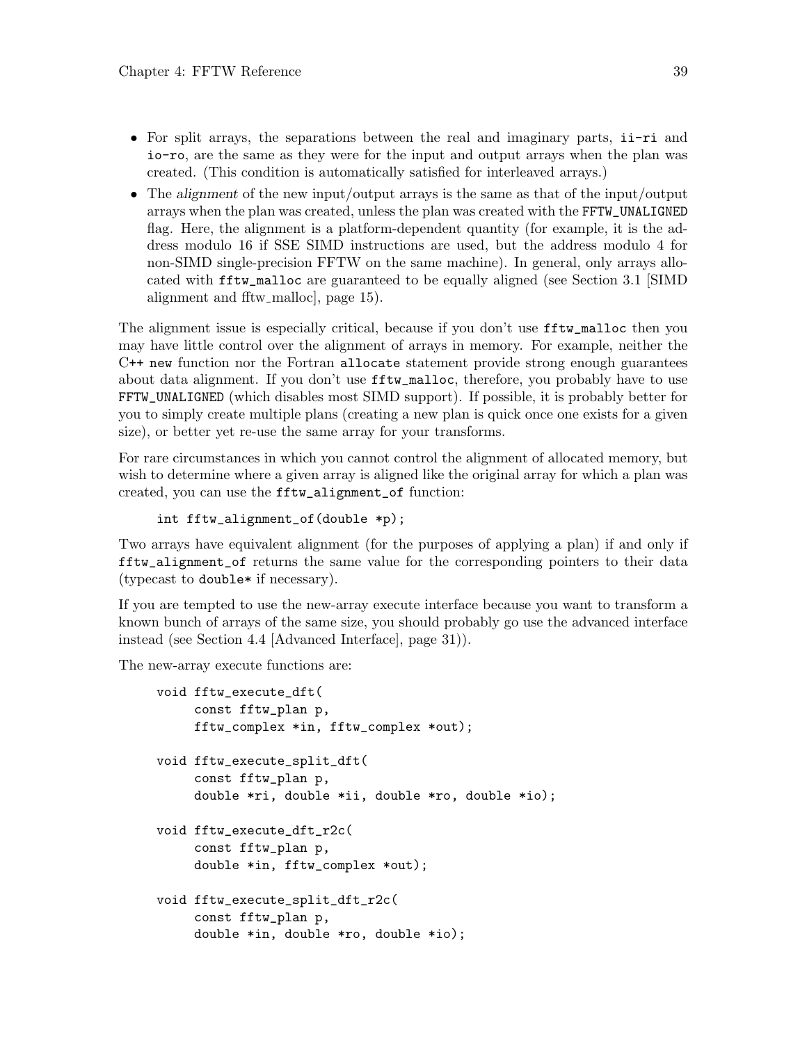- For split arrays, the separations between the real and imaginary parts, `ii-ri` and `io-ro`, are the same as they were for the input and output arrays when the plan was created. (This condition is automatically satisfied for interleaved arrays.)
- The *alignment* of the new input/output arrays is the same as that of the input/output arrays when the plan was created, unless the plan was created with the `FFTW_UNALIGNED` flag. Here, the alignment is a platform-dependent quantity (for example, it is the address modulo 16 if SSE SIMD instructions are used, but the address modulo 4 for non-SIMD single-precision FFTW on the same machine). In general, only arrays allocated with `fftw_malloc` are guaranteed to be equally aligned (see Section 3.1 [SIMD alignment and fftw_malloc], page 15).

The alignment issue is especially critical, because if you don't use `fftw_malloc` then you may have little control over the alignment of arrays in memory. For example, neither the C++ `new` function nor the Fortran `allocate` statement provide strong enough guarantees about data alignment. If you don't use `fftw_malloc`, therefore, you probably have to use `FFTW_UNALIGNED` (which disables most SIMD support). If possible, it is probably better for you to simply create multiple plans (creating a new plan is quick once one exists for a given size), or better yet re-use the same array for your transforms.

For rare circumstances in which you cannot control the alignment of allocated memory, but wish to determine where a given array is aligned like the original array for which a plan was created, you can use the `fftw_alignment_of` function:

```
int fftw_alignment_of(double *p);
```

Two arrays have equivalent alignment (for the purposes of applying a plan) if and only if `fftw_alignment_of` returns the same value for the corresponding pointers to their data (typecast to `double*` if necessary).

If you are tempted to use the new-array execute interface because you want to transform a known bunch of arrays of the same size, you should probably go use the advanced interface instead (see Section 4.4 [Advanced Interface], page 31)).

The new-array execute functions are:

```
void fftw_execute_dft(
     const fftw_plan p,
     fftw_complex *in, fftw_complex *out);

void fftw_execute_split_dft(
     const fftw_plan p,
     double *ri, double *ii, double *ro, double *io);

void fftw_execute_dft_r2c(
     const fftw_plan p,
     double *in, fftw_complex *out);

void fftw_execute_split_dft_r2c(
     const fftw_plan p,
     double *in, double *ro, double *io);
```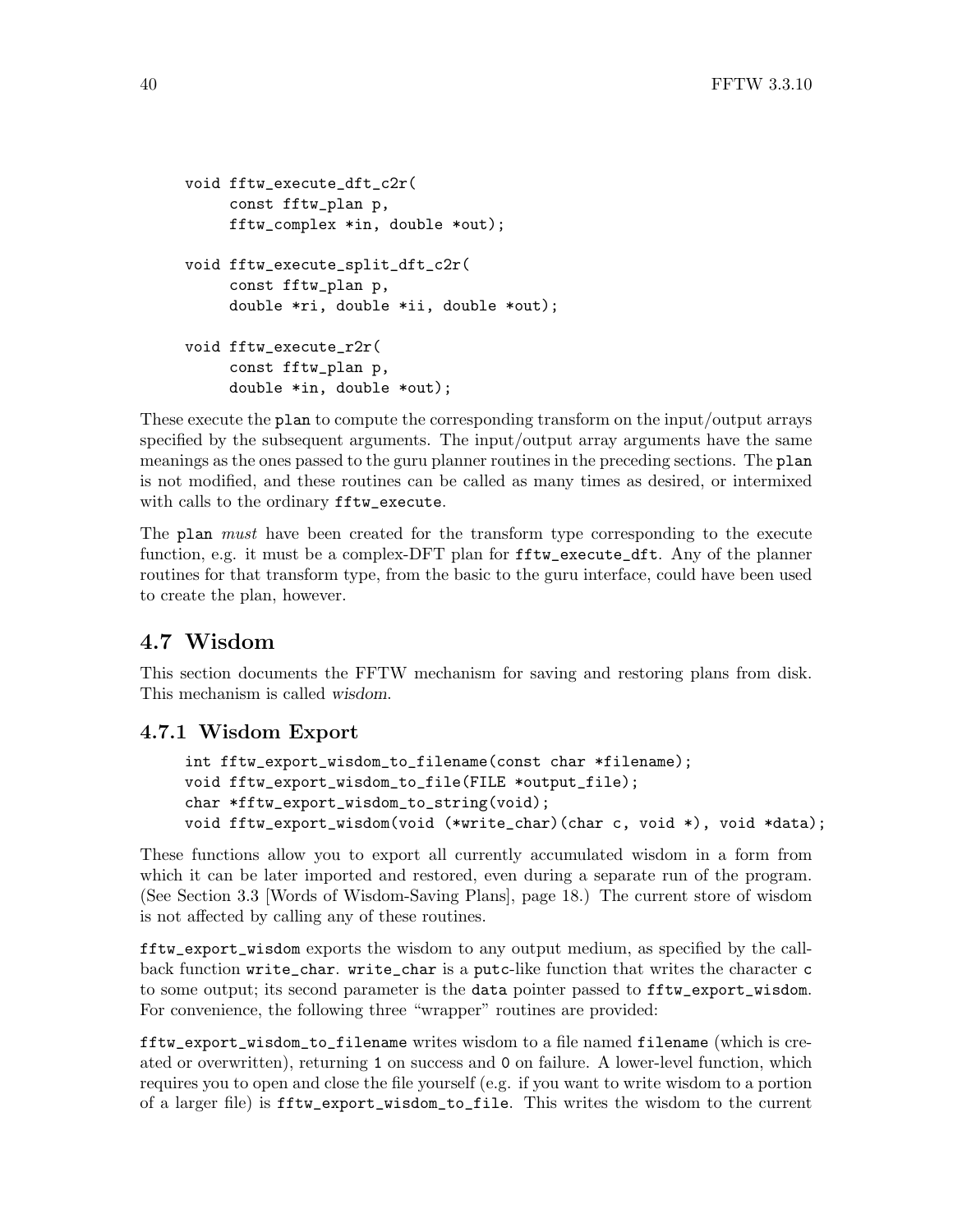```
void fftw_execute_dft_c2r(
     const fftw_plan p,
     fftw_complex *in, double *out);

void fftw_execute_split_dft_c2r(
     const fftw_plan p,
     double *ri, double *ii, double *out);

void fftw_execute_r2r(
     const fftw_plan p,
     double *in, double *out);
```

These execute the `plan` to compute the corresponding transform on the input/output arrays specified by the subsequent arguments. The input/output array arguments have the same meanings as the ones passed to the guru planner routines in the preceding sections. The `plan` is not modified, and these routines can be called as many times as desired, or intermixed with calls to the ordinary `fftw_execute`.

The `plan` *must* have been created for the transform type corresponding to the execute function, e.g. it must be a complex-DFT plan for `fftw_execute_dft`. Any of the planner routines for that transform type, from the basic to the guru interface, could have been used to create the plan, however.

## 4.7 Wisdom

This section documents the FFTW mechanism for saving and restoring plans from disk. This mechanism is called *wisdom*.

### 4.7.1 Wisdom Export

```
int fftw_export_wisdom_to_filename(const char *filename);
void fftw_export_wisdom_to_file(FILE *output_file);
char *fftw_export_wisdom_to_string(void);
void fftw_export_wisdom(void (*write_char)(char c, void *), void *data);
```

These functions allow you to export all currently accumulated wisdom in a form from which it can be later imported and restored, even during a separate run of the program. (See Section 3.3 [Words of Wisdom-Saving Plans], page 18.) The current store of wisdom is not affected by calling any of these routines.

`fftw_export_wisdom` exports the wisdom to any output medium, as specified by the callback function `write_char`. `write_char` is a `putc`-like function that writes the character `c` to some output; its second parameter is the `data` pointer passed to `fftw_export_wisdom`. For convenience, the following three "wrapper" routines are provided:

`fftw_export_wisdom_to_filename` writes wisdom to a file named `filename` (which is created or overwritten), returning `1` on success and `0` on failure. A lower-level function, which requires you to open and close the file yourself (e.g. if you want to write wisdom to a portion of a larger file) is `fftw_export_wisdom_to_file`. This writes the wisdom to the current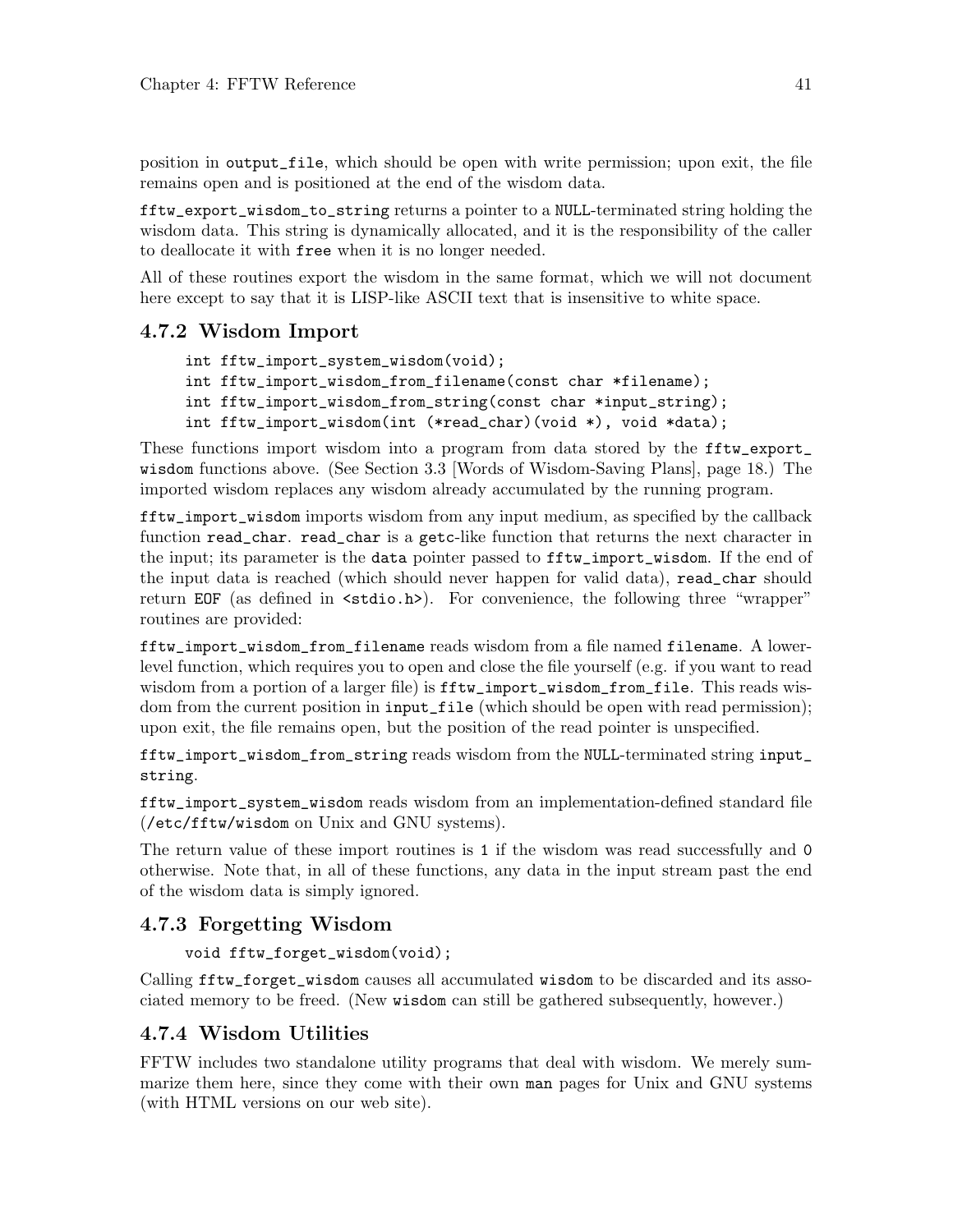position in `output_file`, which should be open with write permission; upon exit, the file remains open and is positioned at the end of the wisdom data.

`fftw_export_wisdom_to_string` returns a pointer to a `NULL`-terminated string holding the wisdom data. This string is dynamically allocated, and it is the responsibility of the caller to deallocate it with `free` when it is no longer needed.

All of these routines export the wisdom in the same format, which we will not document here except to say that it is LISP-like ASCII text that is insensitive to white space.

### 4.7.2 Wisdom Import

```
int fftw_import_system_wisdom(void);
int fftw_import_wisdom_from_filename(const char *filename);
int fftw_import_wisdom_from_string(const char *input_string);
int fftw_import_wisdom(int (*read_char)(void *), void *data);
```

These functions import wisdom into a program from data stored by the `fftw_export_wisdom` functions above. (See Section 3.3 [Words of Wisdom-Saving Plans], page 18.) The imported wisdom replaces any wisdom already accumulated by the running program.

`fftw_import_wisdom` imports wisdom from any input medium, as specified by the callback function `read_char`. `read_char` is a `getc`-like function that returns the next character in the input; its parameter is the `data` pointer passed to `fftw_import_wisdom`. If the end of the input data is reached (which should never happen for valid data), `read_char` should return `EOF` (as defined in `<stdio.h>`). For convenience, the following three "wrapper" routines are provided:

`fftw_import_wisdom_from_filename` reads wisdom from a file named `filename`. A lower-level function, which requires you to open and close the file yourself (e.g. if you want to read wisdom from a portion of a larger file) is `fftw_import_wisdom_from_file`. This reads wisdom from the current position in `input_file` (which should be open with read permission); upon exit, the file remains open, but the position of the read pointer is unspecified.

`fftw_import_wisdom_from_string` reads wisdom from the `NULL`-terminated string `input_string`.

`fftw_import_system_wisdom` reads wisdom from an implementation-defined standard file (`/etc/fftw/wisdom` on Unix and GNU systems).

The return value of these import routines is `1` if the wisdom was read successfully and `0` otherwise. Note that, in all of these functions, any data in the input stream past the end of the wisdom data is simply ignored.

### 4.7.3 Forgetting Wisdom

```
void fftw_forget_wisdom(void);
```

Calling `fftw_forget_wisdom` causes all accumulated `wisdom` to be discarded and its associated memory to be freed. (New `wisdom` can still be gathered subsequently, however.)

### 4.7.4 Wisdom Utilities

FFTW includes two standalone utility programs that deal with wisdom. We merely summarize them here, since they come with their own `man` pages for Unix and GNU systems (with HTML versions on our web site).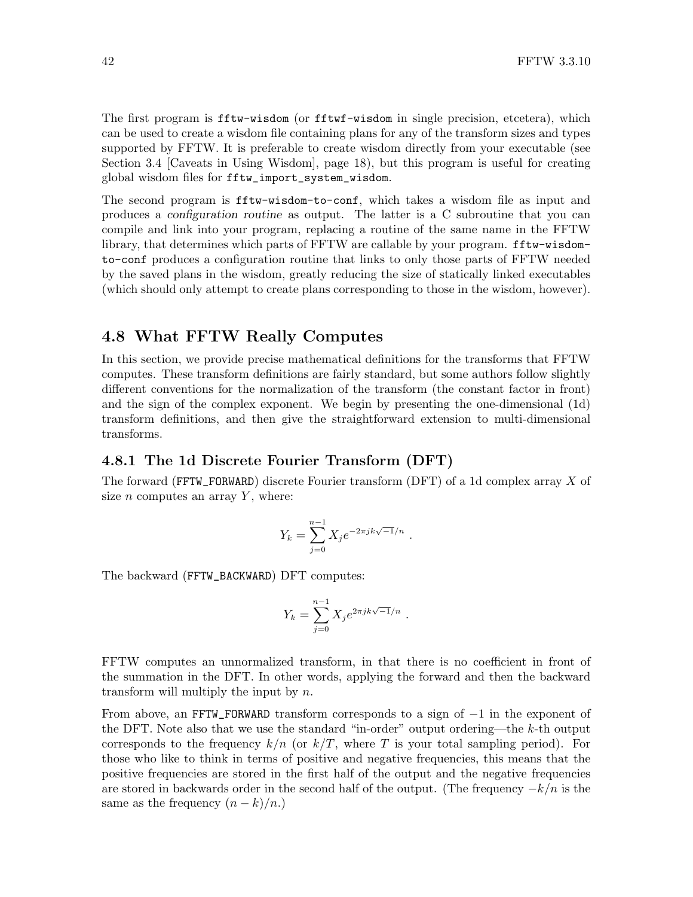The first program is `fftw-wisdom` (or `fftwf-wisdom` in single precision, etcetera), which can be used to create a wisdom file containing plans for any of the transform sizes and types supported by FFTW. It is preferable to create wisdom directly from your executable (see Section 3.4 [Caveats in Using Wisdom], page 18), but this program is useful for creating global wisdom files for `fftw_import_system_wisdom`.

The second program is `fftw-wisdom-to-conf`, which takes a wisdom file as input and produces a *configuration routine* as output. The latter is a C subroutine that you can compile and link into your program, replacing a routine of the same name in the FFTW library, that determines which parts of FFTW are callable by your program. `fftw-wisdom-to-conf` produces a configuration routine that links to only those parts of FFTW needed by the saved plans in the wisdom, greatly reducing the size of statically linked executables (which should only attempt to create plans corresponding to those in the wisdom, however).

## 4.8 What FFTW Really Computes

In this section, we provide precise mathematical definitions for the transforms that FFTW computes. These transform definitions are fairly standard, but some authors follow slightly different conventions for the normalization of the transform (the constant factor in front) and the sign of the complex exponent. We begin by presenting the one-dimensional (1d) transform definitions, and then give the straightforward extension to multi-dimensional transforms.

### 4.8.1 The 1d Discrete Fourier Transform (DFT)

The forward (`FFTW_FORWARD`) discrete Fourier transform (DFT) of a 1d complex array $X$ of size $n$ computes an array $Y$, where:

$$Y_k = \sum_{j=0}^{n-1} X_j e^{-2\pi jk\sqrt{-1}/n} \ .$$

The backward (`FFTW_BACKWARD`) DFT computes:

$$Y_k = \sum_{j=0}^{n-1} X_j e^{2\pi jk\sqrt{-1}/n} \ .$$

FFTW computes an unnormalized transform, in that there is no coefficient in front of the summation in the DFT. In other words, applying the forward and then the backward transform will multiply the input by $n$.

From above, an `FFTW_FORWARD` transform corresponds to a sign of $-1$ in the exponent of the DFT. Note also that we use the standard "in-order" output ordering—the $k$-th output corresponds to the frequency $k/n$ (or $k/T$, where $T$ is your total sampling period). For those who like to think in terms of positive and negative frequencies, this means that the positive frequencies are stored in the first half of the output and the negative frequencies are stored in backwards order in the second half of the output. (The frequency $-k/n$ is the same as the frequency $(n-k)/n$.)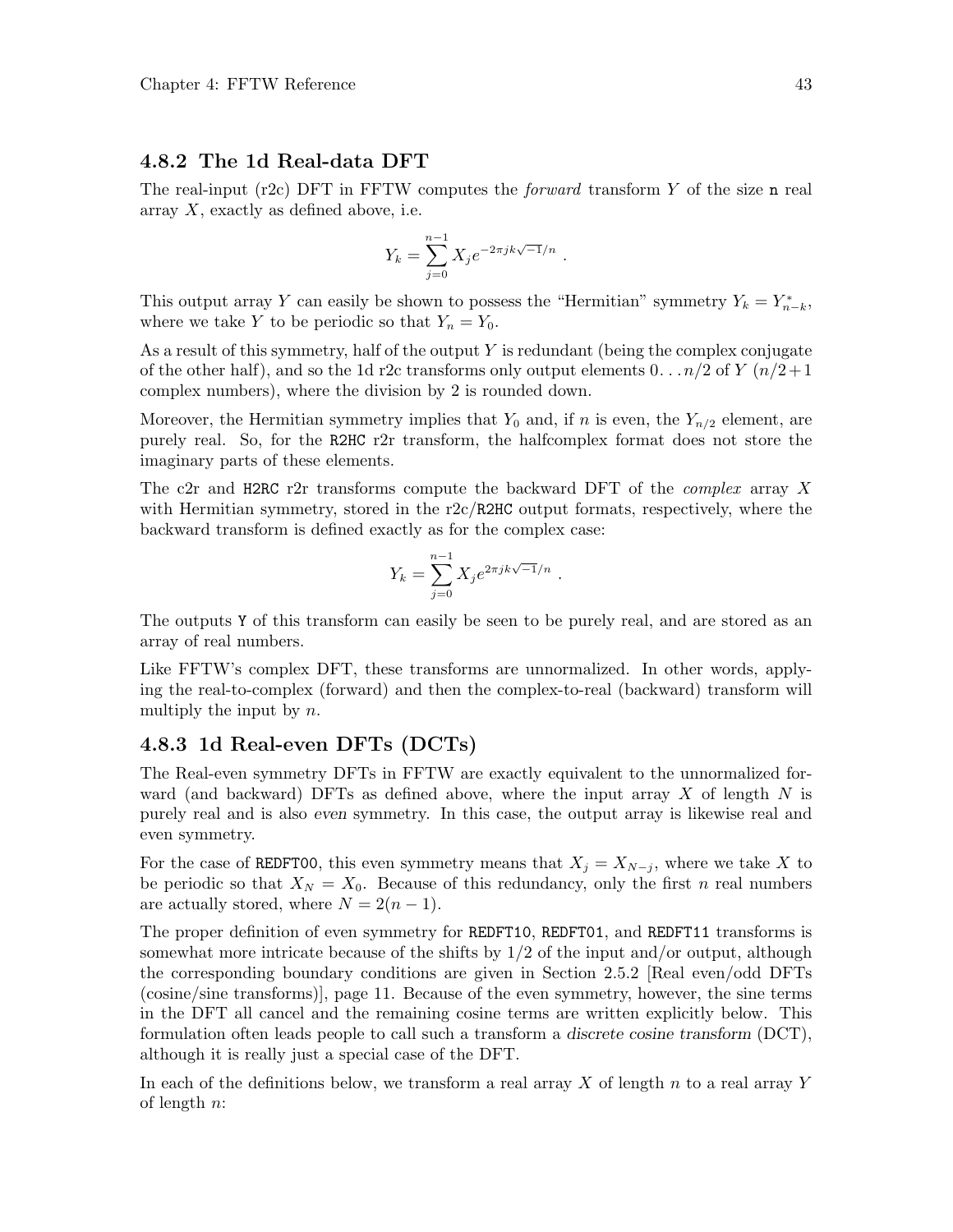### 4.8.2 The 1d Real-data DFT

The real-input (r2c) DFT in FFTW computes the *forward* transform $Y$ of the size `n` real array $X$, exactly as defined above, i.e.

$$Y_k = \sum_{j=0}^{n-1} X_j e^{-2\pi jk\sqrt{-1}/n} .$$

This output array $Y$ can easily be shown to possess the "Hermitian" symmetry $Y_k = Y_{n-k}^*$, where we take $Y$ to be periodic so that $Y_n = Y_0$.

As a result of this symmetry, half of the output $Y$ is redundant (being the complex conjugate of the other half), and so the 1d r2c transforms only output elements $0 \ldots n/2$ of $Y$ ($n/2+1$ complex numbers), where the division by 2 is rounded down.

Moreover, the Hermitian symmetry implies that $Y_0$ and, if $n$ is even, the $Y_{n/2}$ element, are purely real. So, for the `R2HC` r2r transform, the halfcomplex format does not store the imaginary parts of these elements.

The c2r and `H2RC` r2r transforms compute the backward DFT of the *complex* array $X$ with Hermitian symmetry, stored in the r2c/`R2HC` output formats, respectively, where the backward transform is defined exactly as for the complex case:

$$Y_k = \sum_{j=0}^{n-1} X_j e^{2\pi jk\sqrt{-1}/n} .$$

The outputs `Y` of this transform can easily be seen to be purely real, and are stored as an array of real numbers.

Like FFTW's complex DFT, these transforms are unnormalized. In other words, applying the real-to-complex (forward) and then the complex-to-real (backward) transform will multiply the input by $n$.

### 4.8.3 1d Real-even DFTs (DCTs)

The Real-even symmetry DFTs in FFTW are exactly equivalent to the unnormalized forward (and backward) DFTs as defined above, where the input array $X$ of length $N$ is purely real and is also *even* symmetry. In this case, the output array is likewise real and even symmetry.

For the case of `REDFT00`, this even symmetry means that $X_j = X_{N-j}$, where we take $X$ to be periodic so that $X_N = X_0$. Because of this redundancy, only the first $n$ real numbers are actually stored, where $N = 2(n-1)$.

The proper definition of even symmetry for `REDFT10`, `REDFT01`, and `REDFT11` transforms is somewhat more intricate because of the shifts by $1/2$ of the input and/or output, although the corresponding boundary conditions are given in Section 2.5.2 [Real even/odd DFTs (cosine/sine transforms)], page 11. Because of the even symmetry, however, the sine terms in the DFT all cancel and the remaining cosine terms are written explicitly below. This formulation often leads people to call such a transform a *discrete cosine transform* (DCT), although it is really just a special case of the DFT.

In each of the definitions below, we transform a real array $X$ of length $n$ to a real array $Y$ of length $n$: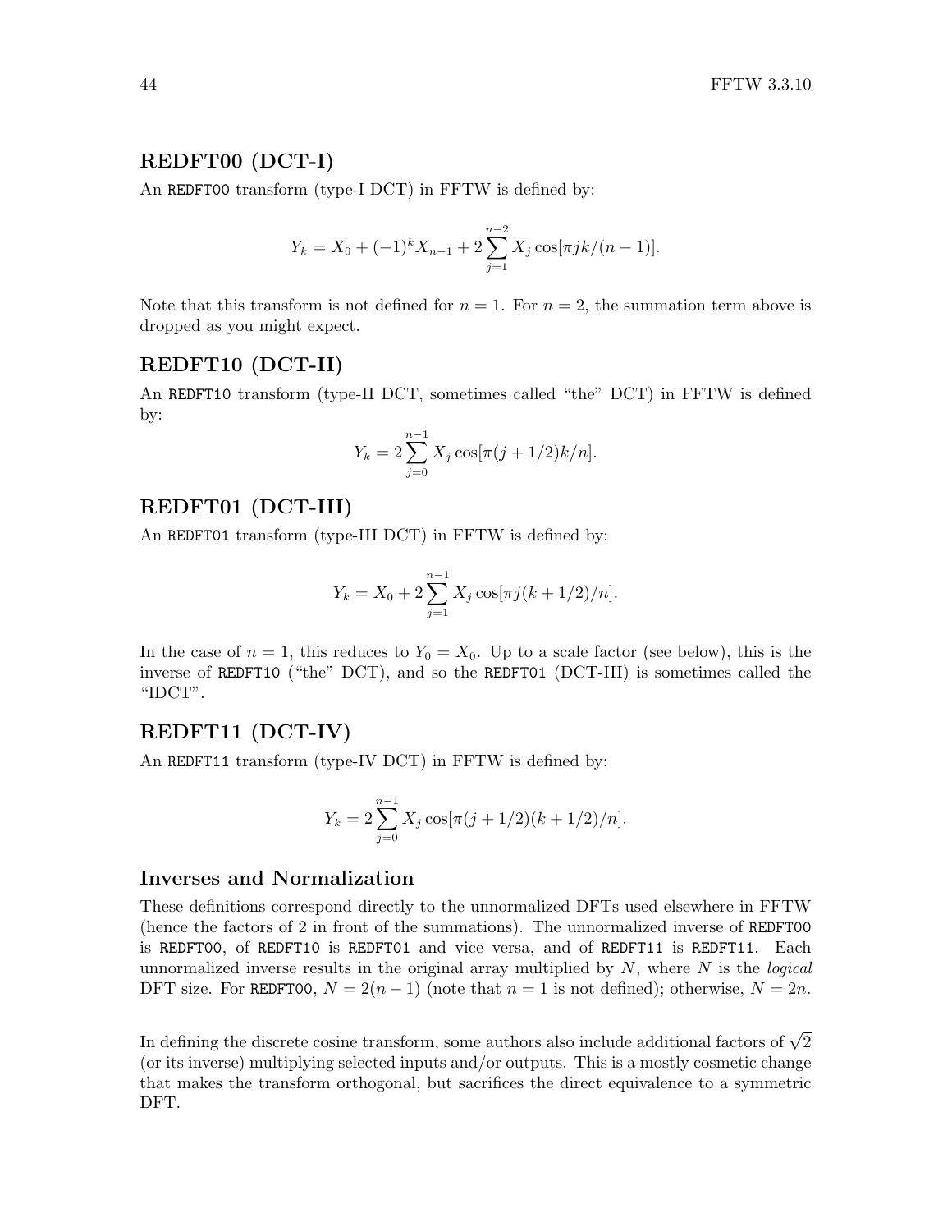### REDFT00 (DCT-I)

An `REDFT00` transform (type-I DCT) in FFTW is defined by:

$$Y_k = X_0 + (-1)^k X_{n-1} + 2\sum_{j=1}^{n-2} X_j \cos[\pi jk/(n-1)].$$

Note that this transform is not defined for $n = 1$. For $n = 2$, the summation term above is dropped as you might expect.

### REDFT10 (DCT-II)

An `REDFT10` transform (type-II DCT, sometimes called "the" DCT) in FFTW is defined by:

$$Y_k = 2\sum_{j=0}^{n-1} X_j \cos[\pi(j + 1/2)k/n].$$

### REDFT01 (DCT-III)

An `REDFT01` transform (type-III DCT) in FFTW is defined by:

$$Y_k = X_0 + 2\sum_{j=1}^{n-1} X_j \cos[\pi j(k + 1/2)/n].$$

In the case of $n = 1$, this reduces to $Y_0 = X_0$. Up to a scale factor (see below), this is the inverse of `REDFT10` ("the" DCT), and so the `REDFT01` (DCT-III) is sometimes called the "IDCT".

### REDFT11 (DCT-IV)

An `REDFT11` transform (type-IV DCT) in FFTW is defined by:

$$Y_k = 2\sum_{j=0}^{n-1} X_j \cos[\pi(j + 1/2)(k + 1/2)/n].$$

### Inverses and Normalization

These definitions correspond directly to the unnormalized DFTs used elsewhere in FFTW (hence the factors of 2 in front of the summations). The unnormalized inverse of `REDFT00` is `REDFT00`, of `REDFT10` is `REDFT01` and vice versa, and of `REDFT11` is `REDFT11`. Each unnormalized inverse results in the original array multiplied by $N$, where $N$ is the *logical* DFT size. For `REDFT00`, $N = 2(n - 1)$ (note that $n = 1$ is not defined); otherwise, $N = 2n$.

In defining the discrete cosine transform, some authors also include additional factors of $\sqrt{2}$ (or its inverse) multiplying selected inputs and/or outputs. This is a mostly cosmetic change that makes the transform orthogonal, but sacrifices the direct equivalence to a symmetric DFT.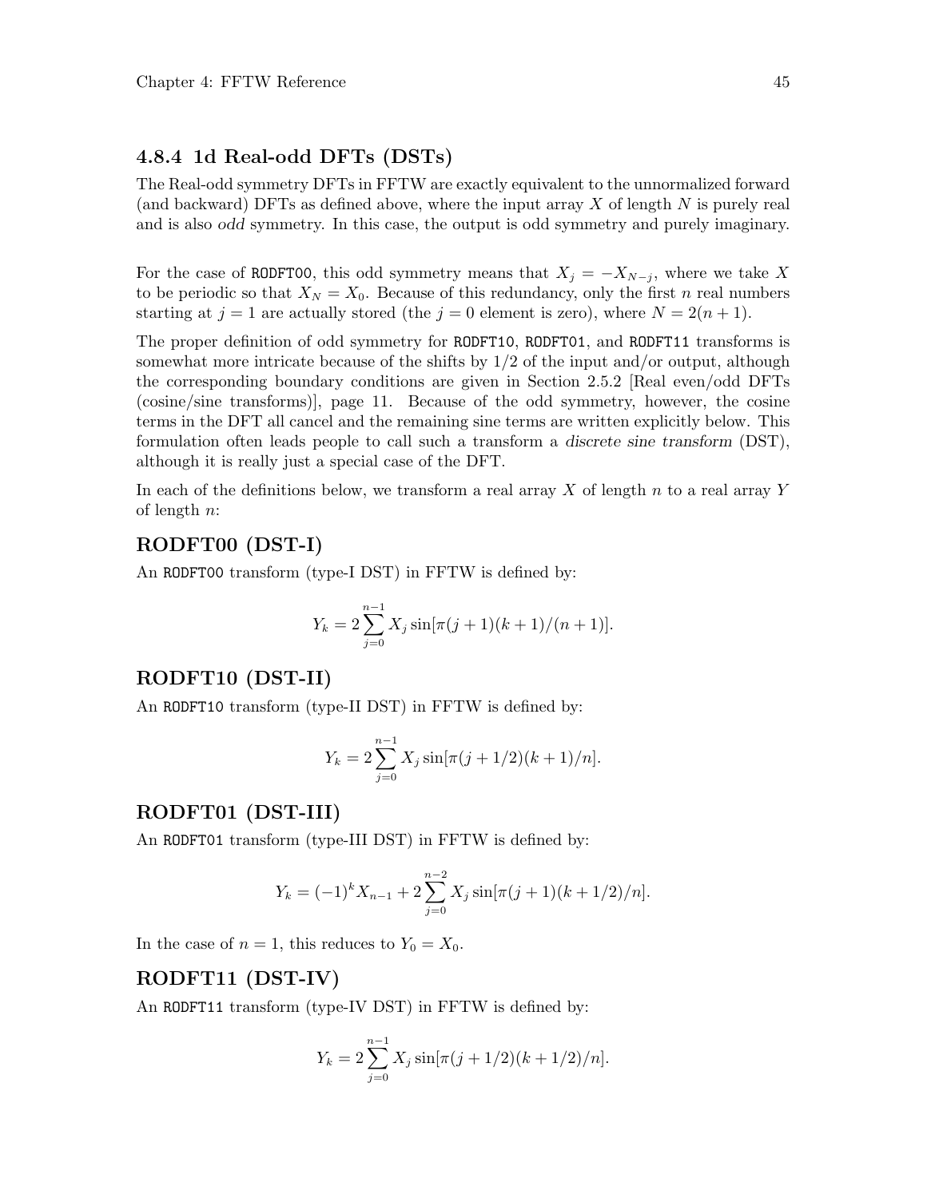### 4.8.4 1d Real-odd DFTs (DSTs)

The Real-odd symmetry DFTs in FFTW are exactly equivalent to the unnormalized forward (and backward) DFTs as defined above, where the input array $X$ of length $N$ is purely real and is also *odd* symmetry. In this case, the output is odd symmetry and purely imaginary.

For the case of `RODFT00`, this odd symmetry means that $X_j = -X_{N-j}$, where we take $X$ to be periodic so that $X_N = X_0$. Because of this redundancy, only the first $n$ real numbers starting at $j = 1$ are actually stored (the $j = 0$ element is zero), where $N = 2(n + 1)$.

The proper definition of odd symmetry for `RODFT10`, `RODFT01`, and `RODFT11` transforms is somewhat more intricate because of the shifts by $1/2$ of the input and/or output, although the corresponding boundary conditions are given in Section 2.5.2 [Real even/odd DFTs (cosine/sine transforms)], page 11. Because of the odd symmetry, however, the cosine terms in the DFT all cancel and the remaining sine terms are written explicitly below. This formulation often leads people to call such a transform a *discrete sine transform* (DST), although it is really just a special case of the DFT.

In each of the definitions below, we transform a real array $X$ of length $n$ to a real array $Y$ of length $n$:

## RODFT00 (DST-I)

An `RODFT00` transform (type-I DST) in FFTW is defined by:

$$Y_k = 2 \sum_{j=0}^{n-1} X_j \sin[\pi(j+1)(k+1)/(n+1)].$$

## RODFT10 (DST-II)

An `RODFT10` transform (type-II DST) in FFTW is defined by:

$$Y_k = 2 \sum_{j=0}^{n-1} X_j \sin[\pi(j+1/2)(k+1)/n].$$

## RODFT01 (DST-III)

An `RODFT01` transform (type-III DST) in FFTW is defined by:

$$Y_k = (-1)^k X_{n-1} + 2 \sum_{j=0}^{n-2} X_j \sin[\pi(j+1)(k+1/2)/n].$$

In the case of $n = 1$, this reduces to $Y_0 = X_0$.

## RODFT11 (DST-IV)

An `RODFT11` transform (type-IV DST) in FFTW is defined by:

$$Y_k = 2 \sum_{j=0}^{n-1} X_j \sin[\pi(j+1/2)(k+1/2)/n].$$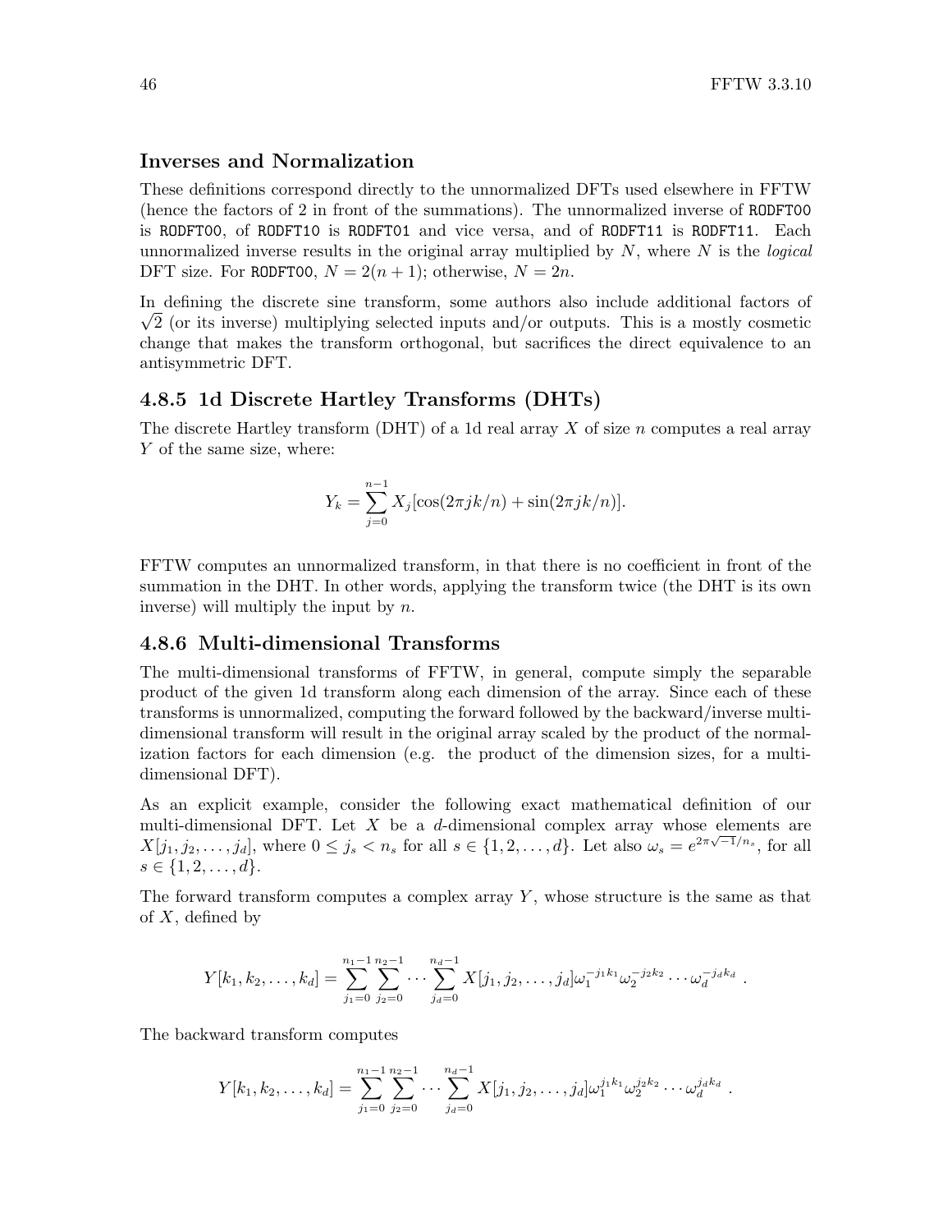### Inverses and Normalization

These definitions correspond directly to the unnormalized DFTs used elsewhere in FFTW (hence the factors of 2 in front of the summations). The unnormalized inverse of `RODFT00` is `RODFT00`, of `RODFT10` is `RODFT01` and vice versa, and of `RODFT11` is `RODFT11`. Each unnormalized inverse results in the original array multiplied by $N$, where $N$ is the *logical* DFT size. For `RODFT00`, $N = 2(n + 1)$; otherwise, $N = 2n$.

In defining the discrete sine transform, some authors also include additional factors of $\sqrt{2}$ (or its inverse) multiplying selected inputs and/or outputs. This is a mostly cosmetic change that makes the transform orthogonal, but sacrifices the direct equivalence to an antisymmetric DFT.

## 4.8.5 1d Discrete Hartley Transforms (DHTs)

The discrete Hartley transform (DHT) of a 1d real array $X$ of size $n$ computes a real array $Y$ of the same size, where:

$$Y_k = \sum_{j=0}^{n-1} X_j [\cos(2\pi jk/n) + \sin(2\pi jk/n)].$$

FFTW computes an unnormalized transform, in that there is no coefficient in front of the summation in the DHT. In other words, applying the transform twice (the DHT is its own inverse) will multiply the input by $n$.

## 4.8.6 Multi-dimensional Transforms

The multi-dimensional transforms of FFTW, in general, compute simply the separable product of the given 1d transform along each dimension of the array. Since each of these transforms is unnormalized, computing the forward followed by the backward/inverse multi-dimensional transform will result in the original array scaled by the product of the normalization factors for each dimension (e.g. the product of the dimension sizes, for a multi-dimensional DFT).

As an explicit example, consider the following exact mathematical definition of our multi-dimensional DFT. Let $X$ be a $d$-dimensional complex array whose elements are $X[j_1, j_2, \ldots, j_d]$, where $0 \leq j_s < n_s$ for all $s \in \{1, 2, \ldots, d\}$. Let also $\omega_s = e^{2\pi\sqrt{-1}/n_s}$, for all $s \in \{1, 2, \ldots, d\}$.

The forward transform computes a complex array $Y$, whose structure is the same as that of $X$, defined by

$$Y[k_1, k_2, \ldots, k_d] = \sum_{j_1=0}^{n_1-1} \sum_{j_2=0}^{n_2-1} \cdots \sum_{j_d=0}^{n_d-1} X[j_1, j_2, \ldots, j_d] \omega_1^{-j_1 k_1} \omega_2^{-j_2 k_2} \cdots \omega_d^{-j_d k_d} \,.$$

The backward transform computes

$$Y[k_1, k_2, \ldots, k_d] = \sum_{j_1=0}^{n_1-1} \sum_{j_2=0}^{n_2-1} \cdots \sum_{j_d=0}^{n_d-1} X[j_1, j_2, \ldots, j_d] \omega_1^{j_1 k_1} \omega_2^{j_2 k_2} \cdots \omega_d^{j_d k_d} \,.$$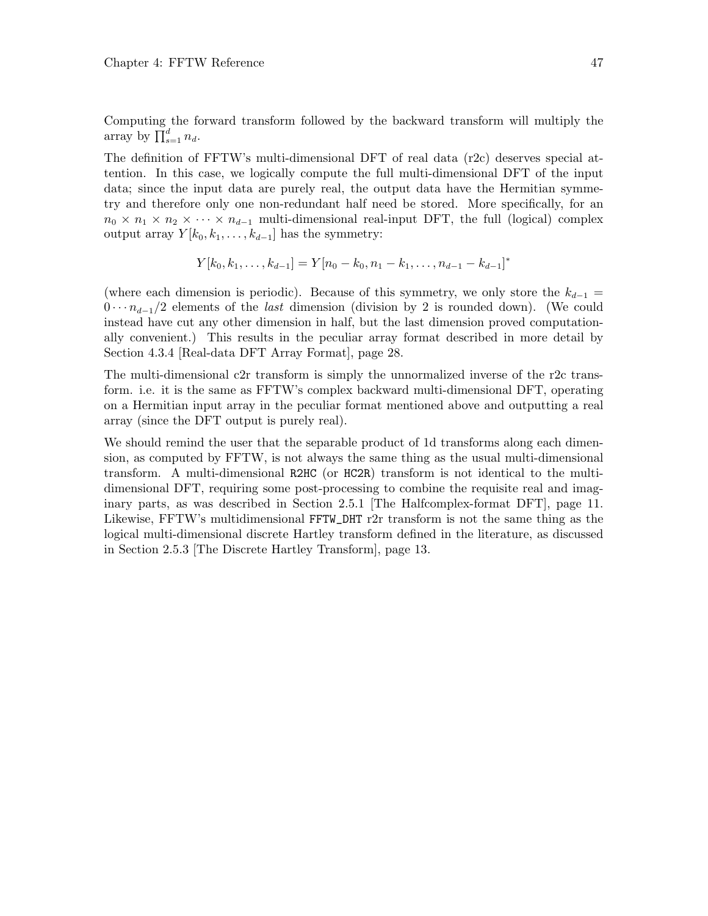Computing the forward transform followed by the backward transform will multiply the array by $\prod_{s=1}^{d} n_d$.

The definition of FFTW's multi-dimensional DFT of real data (r2c) deserves special attention. In this case, we logically compute the full multi-dimensional DFT of the input data; since the input data are purely real, the output data have the Hermitian symmetry and therefore only one non-redundant half need be stored. More specifically, for an $n_0 \times n_1 \times n_2 \times \cdots \times n_{d-1}$ multi-dimensional real-input DFT, the full (logical) complex output array $Y[k_0, k_1, \ldots, k_{d-1}]$ has the symmetry:

$$Y[k_0, k_1, \ldots, k_{d-1}] = Y[n_0 - k_0, n_1 - k_1, \ldots, n_{d-1} - k_{d-1}]^*$$

(where each dimension is periodic). Because of this symmetry, we only store the $k_{d-1} = 0 \cdots n_{d-1}/2$ elements of the *last* dimension (division by 2 is rounded down). (We could instead have cut any other dimension in half, but the last dimension proved computationally convenient.) This results in the peculiar array format described in more detail by Section 4.3.4 [Real-data DFT Array Format], page 28.

The multi-dimensional c2r transform is simply the unnormalized inverse of the r2c transform. i.e. it is the same as FFTW's complex backward multi-dimensional DFT, operating on a Hermitian input array in the peculiar format mentioned above and outputting a real array (since the DFT output is purely real).

We should remind the user that the separable product of 1d transforms along each dimension, as computed by FFTW, is not always the same thing as the usual multi-dimensional transform. A multi-dimensional `R2HC` (or `HC2R`) transform is not identical to the multi-dimensional DFT, requiring some post-processing to combine the requisite real and imaginary parts, as was described in Section 2.5.1 [The Halfcomplex-format DFT], page 11. Likewise, FFTW's multidimensional `FFTW_DHT` r2r transform is not the same thing as the logical multi-dimensional discrete Hartley transform defined in the literature, as discussed in Section 2.5.3 [The Discrete Hartley Transform], page 13.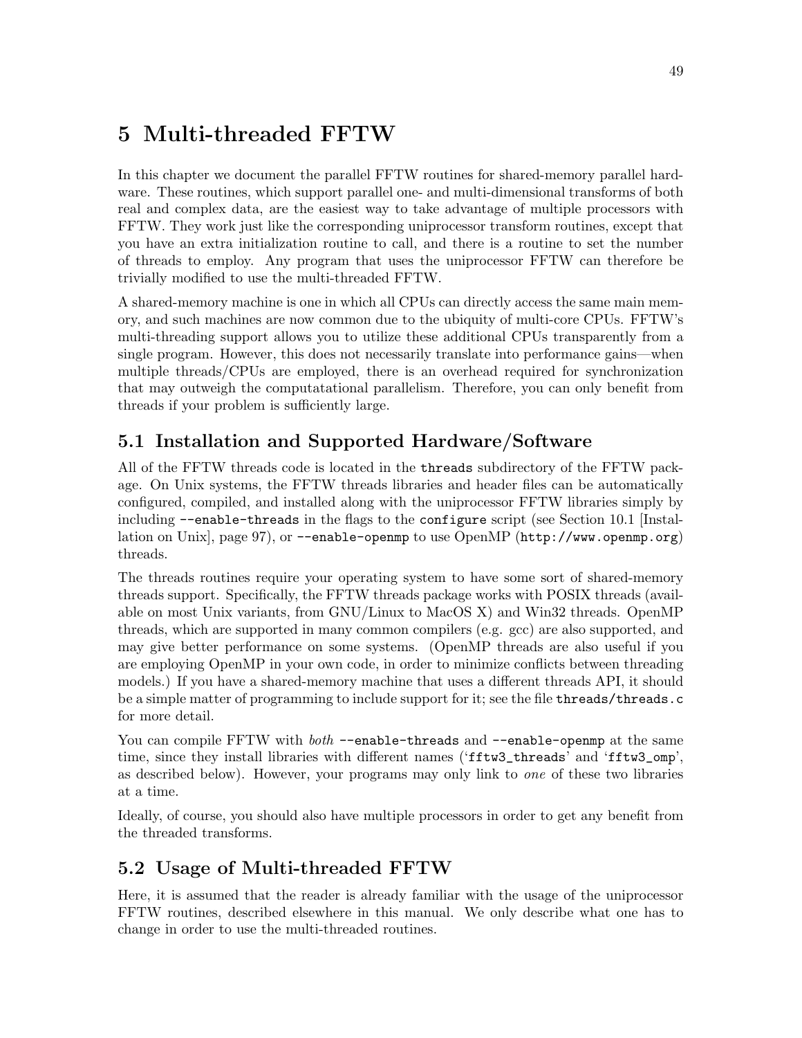# 5 Multi-threaded FFTW

In this chapter we document the parallel FFTW routines for shared-memory parallel hardware. These routines, which support parallel one- and multi-dimensional transforms of both real and complex data, are the easiest way to take advantage of multiple processors with FFTW. They work just like the corresponding uniprocessor transform routines, except that you have an extra initialization routine to call, and there is a routine to set the number of threads to employ. Any program that uses the uniprocessor FFTW can therefore be trivially modified to use the multi-threaded FFTW.

A shared-memory machine is one in which all CPUs can directly access the same main memory, and such machines are now common due to the ubiquity of multi-core CPUs. FFTW's multi-threading support allows you to utilize these additional CPUs transparently from a single program. However, this does not necessarily translate into performance gains—when multiple threads/CPUs are employed, there is an overhead required for synchronization that may outweigh the computatational parallelism. Therefore, you can only benefit from threads if your problem is sufficiently large.

## 5.1 Installation and Supported Hardware/Software

All of the FFTW threads code is located in the `threads` subdirectory of the FFTW package. On Unix systems, the FFTW threads libraries and header files can be automatically configured, compiled, and installed along with the uniprocessor FFTW libraries simply by including `--enable-threads` in the flags to the `configure` script (see Section 10.1 [Installation on Unix], page 97), or `--enable-openmp` to use OpenMP (`http://www.openmp.org`) threads.

The threads routines require your operating system to have some sort of shared-memory threads support. Specifically, the FFTW threads package works with POSIX threads (available on most Unix variants, from GNU/Linux to MacOS X) and Win32 threads. OpenMP threads, which are supported in many common compilers (e.g. gcc) are also supported, and may give better performance on some systems. (OpenMP threads are also useful if you are employing OpenMP in your own code, in order to minimize conflicts between threading models.) If you have a shared-memory machine that uses a different threads API, it should be a simple matter of programming to include support for it; see the file `threads/threads.c` for more detail.

You can compile FFTW with *both* `--enable-threads` and `--enable-openmp` at the same time, since they install libraries with different names ('`fftw3_threads`' and '`fftw3_omp`', as described below). However, your programs may only link to *one* of these two libraries at a time.

Ideally, of course, you should also have multiple processors in order to get any benefit from the threaded transforms.

## 5.2 Usage of Multi-threaded FFTW

Here, it is assumed that the reader is already familiar with the usage of the uniprocessor FFTW routines, described elsewhere in this manual. We only describe what one has to change in order to use the multi-threaded routines.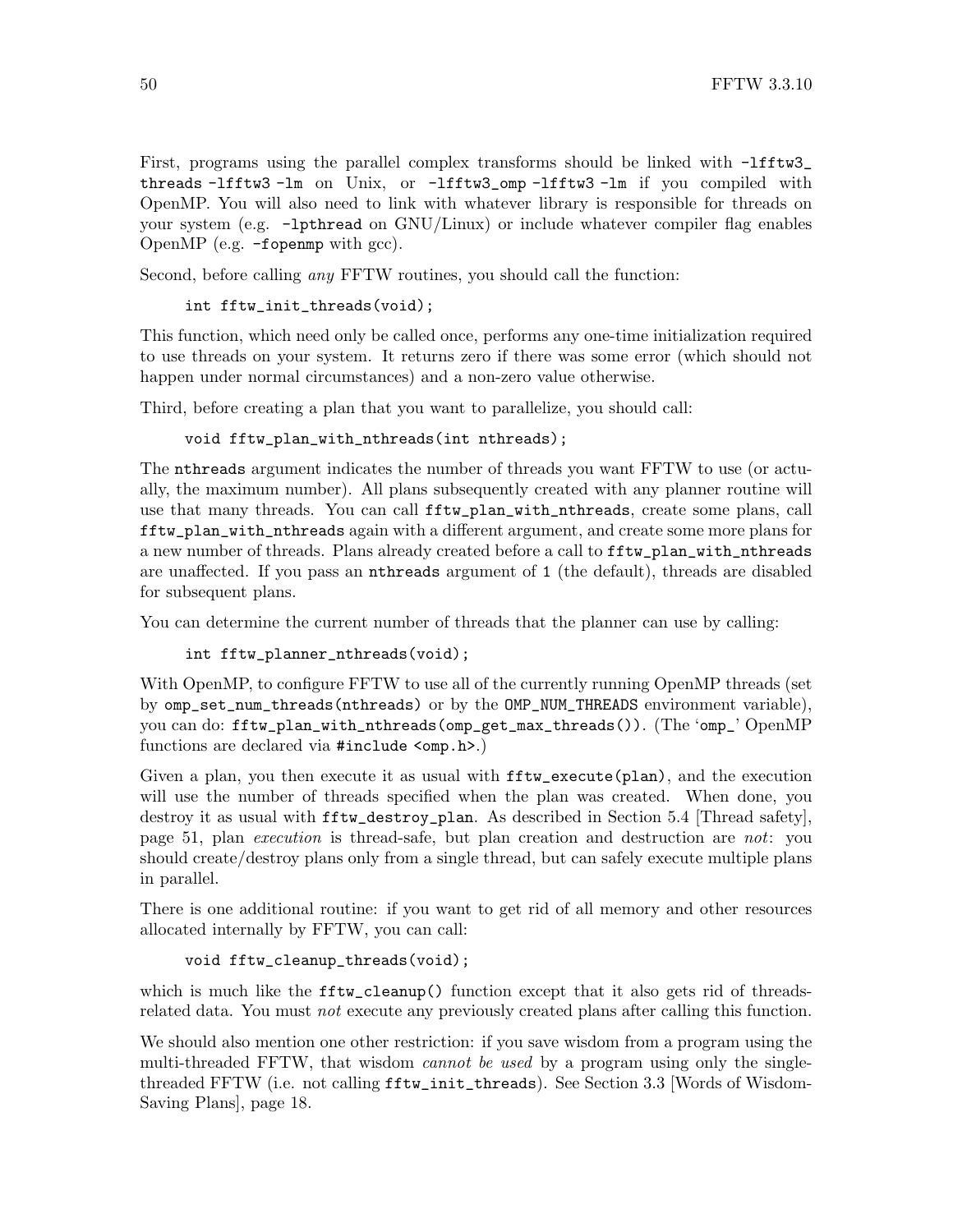First, programs using the parallel complex transforms should be linked with `-lfftw3_threads -lfftw3 -lm` on Unix, or `-lfftw3_omp -lfftw3 -lm` if you compiled with OpenMP. You will also need to link with whatever library is responsible for threads on your system (e.g. `-lpthread` on GNU/Linux) or include whatever compiler flag enables OpenMP (e.g. `-fopenmp` with gcc).

Second, before calling *any* FFTW routines, you should call the function:

```
int fftw_init_threads(void);
```

This function, which need only be called once, performs any one-time initialization required to use threads on your system. It returns zero if there was some error (which should not happen under normal circumstances) and a non-zero value otherwise.

Third, before creating a plan that you want to parallelize, you should call:

```
void fftw_plan_with_nthreads(int nthreads);
```

The `nthreads` argument indicates the number of threads you want FFTW to use (or actually, the maximum number). All plans subsequently created with any planner routine will use that many threads. You can call `fftw_plan_with_nthreads`, create some plans, call `fftw_plan_with_nthreads` again with a different argument, and create some more plans for a new number of threads. Plans already created before a call to `fftw_plan_with_nthreads` are unaffected. If you pass an `nthreads` argument of `1` (the default), threads are disabled for subsequent plans.

You can determine the current number of threads that the planner can use by calling:

```
int fftw_planner_nthreads(void);
```

With OpenMP, to configure FFTW to use all of the currently running OpenMP threads (set by `omp_set_num_threads(nthreads)` or by the `OMP_NUM_THREADS` environment variable), you can do: `fftw_plan_with_nthreads(omp_get_max_threads())`. (The '`omp_`' OpenMP functions are declared via `#include <omp.h>`.)

Given a plan, you then execute it as usual with `fftw_execute(plan)`, and the execution will use the number of threads specified when the plan was created. When done, you destroy it as usual with `fftw_destroy_plan`. As described in Section 5.4 [Thread safety], page 51, plan *execution* is thread-safe, but plan creation and destruction are *not*: you should create/destroy plans only from a single thread, but can safely execute multiple plans in parallel.

There is one additional routine: if you want to get rid of all memory and other resources allocated internally by FFTW, you can call:

```
void fftw_cleanup_threads(void);
```

which is much like the `fftw_cleanup()` function except that it also gets rid of threads-related data. You must *not* execute any previously created plans after calling this function.

We should also mention one other restriction: if you save wisdom from a program using the multi-threaded FFTW, that wisdom *cannot be used* by a program using only the single-threaded FFTW (i.e. not calling `fftw_init_threads`). See Section 3.3 [Words of Wisdom-Saving Plans], page 18.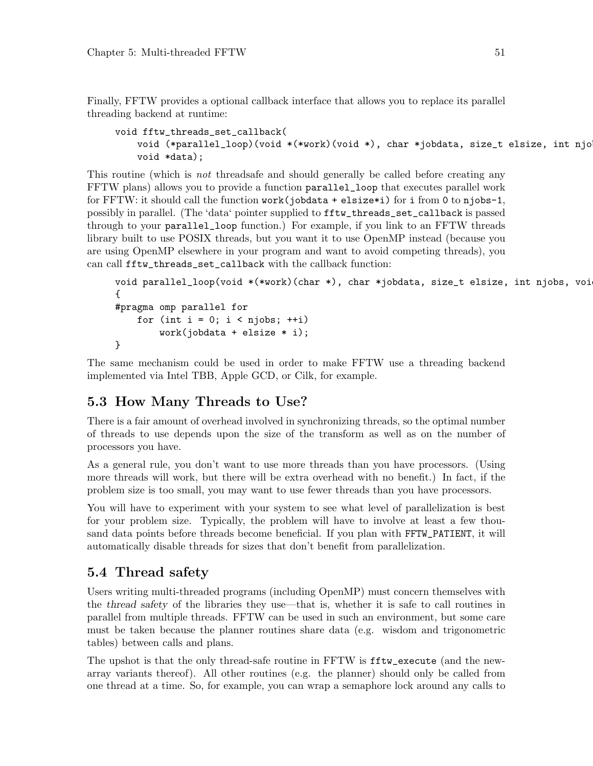Finally, FFTW provides a optional callback interface that allows you to replace its parallel threading backend at runtime:

```
void fftw_threads_set_callback(
    void (*parallel_loop)(void *(*work)(void *), char *jobdata, size_t elsize, int njob
    void *data);
```

This routine (which is *not* threadsafe and should generally be called before creating any FFTW plans) allows you to provide a function `parallel_loop` that executes parallel work for FFTW: it should call the function `work(jobdata + elsize*i)` for `i` from `0` to `njobs-1`, possibly in parallel. (The 'data' pointer supplied to `fftw_threads_set_callback` is passed through to your `parallel_loop` function.) For example, if you link to an FFTW threads library built to use POSIX threads, but you want it to use OpenMP instead (because you are using OpenMP elsewhere in your program and want to avoid competing threads), you can call `fftw_threads_set_callback` with the callback function:

```
void parallel_loop(void *(*work)(char *), char *jobdata, size_t elsize, int njobs, voi
{
#pragma omp parallel for
    for (int i = 0; i < njobs; ++i)
        work(jobdata + elsize * i);
}
```

The same mechanism could be used in order to make FFTW use a threading backend implemented via Intel TBB, Apple GCD, or Cilk, for example.

## 5.3 How Many Threads to Use?

There is a fair amount of overhead involved in synchronizing threads, so the optimal number of threads to use depends upon the size of the transform as well as on the number of processors you have.

As a general rule, you don't want to use more threads than you have processors. (Using more threads will work, but there will be extra overhead with no benefit.) In fact, if the problem size is too small, you may want to use fewer threads than you have processors.

You will have to experiment with your system to see what level of parallelization is best for your problem size. Typically, the problem will have to involve at least a few thousand data points before threads become beneficial. If you plan with `FFTW_PATIENT`, it will automatically disable threads for sizes that don't benefit from parallelization.

## 5.4 Thread safety

Users writing multi-threaded programs (including OpenMP) must concern themselves with the *thread safety* of the libraries they use—that is, whether it is safe to call routines in parallel from multiple threads. FFTW can be used in such an environment, but some care must be taken because the planner routines share data (e.g. wisdom and trigonometric tables) between calls and plans.

The upshot is that the only thread-safe routine in FFTW is `fftw_execute` (and the new-array variants thereof). All other routines (e.g. the planner) should only be called from one thread at a time. So, for example, you can wrap a semaphore lock around any calls to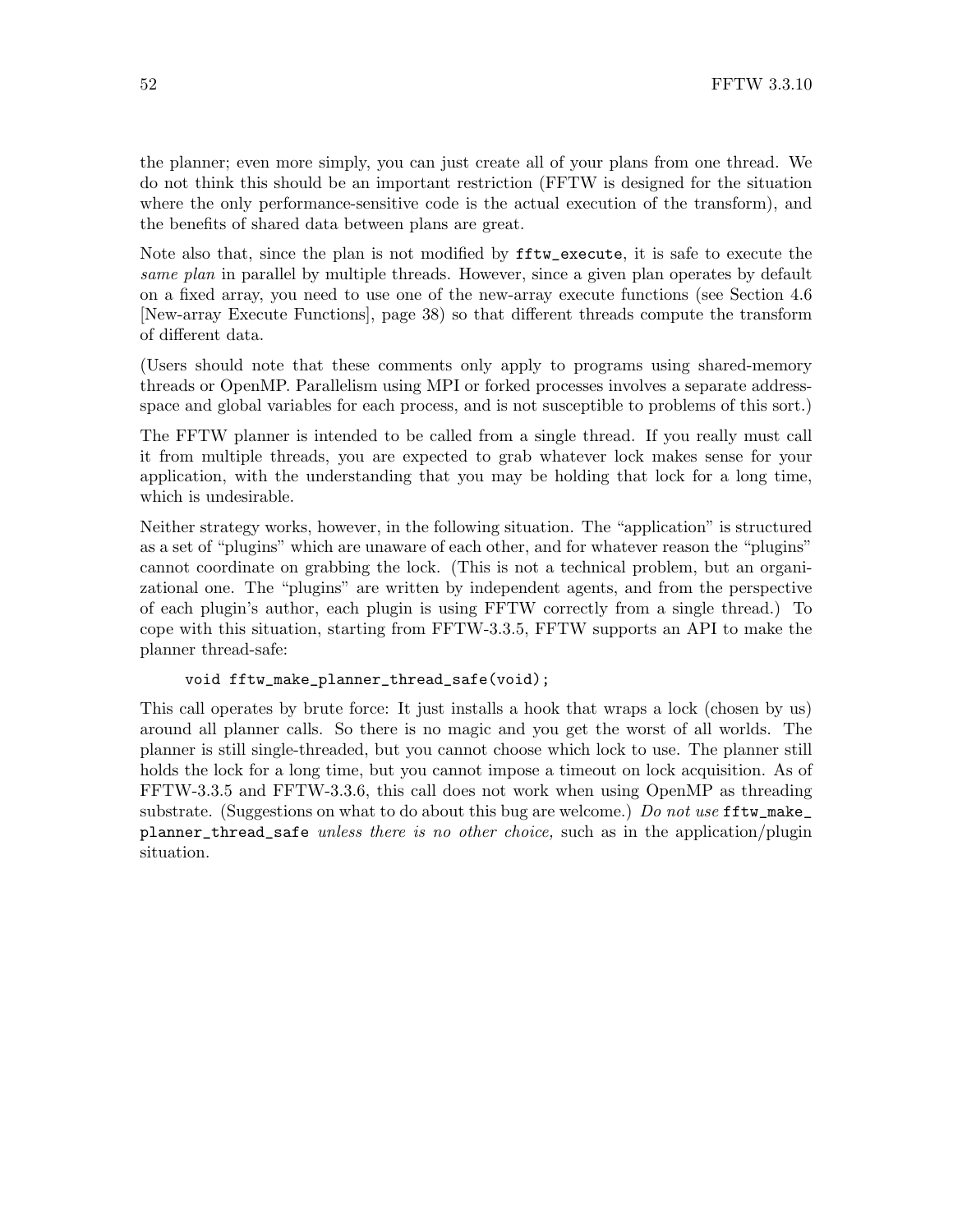the planner; even more simply, you can just create all of your plans from one thread. We do not think this should be an important restriction (FFTW is designed for the situation where the only performance-sensitive code is the actual execution of the transform), and the benefits of shared data between plans are great.

Note also that, since the plan is not modified by `fftw_execute`, it is safe to execute the *same plan* in parallel by multiple threads. However, since a given plan operates by default on a fixed array, you need to use one of the new-array execute functions (see Section 4.6 [New-array Execute Functions], page 38) so that different threads compute the transform of different data.

(Users should note that these comments only apply to programs using shared-memory threads or OpenMP. Parallelism using MPI or forked processes involves a separate address-space and global variables for each process, and is not susceptible to problems of this sort.)

The FFTW planner is intended to be called from a single thread. If you really must call it from multiple threads, you are expected to grab whatever lock makes sense for your application, with the understanding that you may be holding that lock for a long time, which is undesirable.

Neither strategy works, however, in the following situation. The "application" is structured as a set of "plugins" which are unaware of each other, and for whatever reason the "plugins" cannot coordinate on grabbing the lock. (This is not a technical problem, but an organizational one. The "plugins" are written by independent agents, and from the perspective of each plugin's author, each plugin is using FFTW correctly from a single thread.) To cope with this situation, starting from FFTW-3.3.5, FFTW supports an API to make the planner thread-safe:

```
void fftw_make_planner_thread_safe(void);
```

This call operates by brute force: It just installs a hook that wraps a lock (chosen by us) around all planner calls. So there is no magic and you get the worst of all worlds. The planner is still single-threaded, but you cannot choose which lock to use. The planner still holds the lock for a long time, but you cannot impose a timeout on lock acquisition. As of FFTW-3.3.5 and FFTW-3.3.6, this call does not work when using OpenMP as threading substrate. (Suggestions on what to do about this bug are welcome.) *Do not use* `fftw_make_planner_thread_safe` *unless there is no other choice,* such as in the application/plugin situation.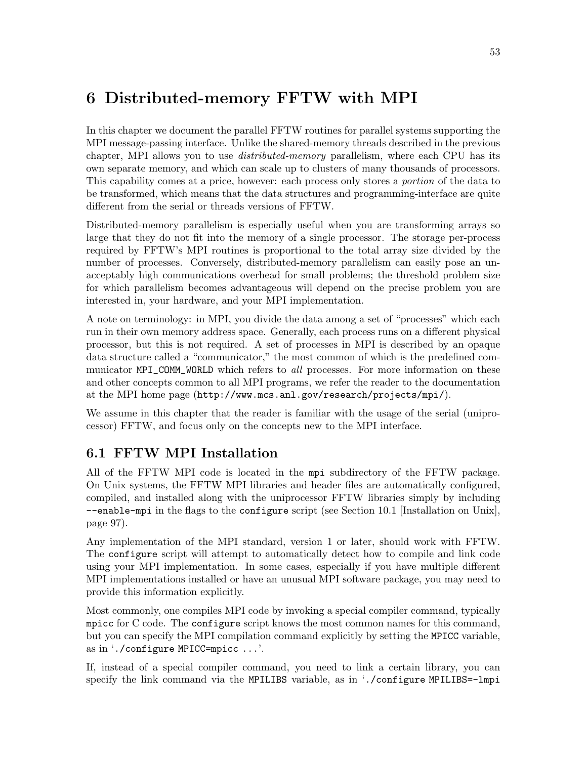# 6 Distributed-memory FFTW with MPI

In this chapter we document the parallel FFTW routines for parallel systems supporting the MPI message-passing interface. Unlike the shared-memory threads described in the previous chapter, MPI allows you to use *distributed-memory* parallelism, where each CPU has its own separate memory, and which can scale up to clusters of many thousands of processors. This capability comes at a price, however: each process only stores a *portion* of the data to be transformed, which means that the data structures and programming-interface are quite different from the serial or threads versions of FFTW.

Distributed-memory parallelism is especially useful when you are transforming arrays so large that they do not fit into the memory of a single processor. The storage per-process required by FFTW's MPI routines is proportional to the total array size divided by the number of processes. Conversely, distributed-memory parallelism can easily pose an unacceptably high communications overhead for small problems; the threshold problem size for which parallelism becomes advantageous will depend on the precise problem you are interested in, your hardware, and your MPI implementation.

A note on terminology: in MPI, you divide the data among a set of "processes" which each run in their own memory address space. Generally, each process runs on a different physical processor, but this is not required. A set of processes in MPI is described by an opaque data structure called a "communicator," the most common of which is the predefined communicator `MPI_COMM_WORLD` which refers to *all* processes. For more information on these and other concepts common to all MPI programs, we refer the reader to the documentation at the MPI home page (`http://www.mcs.anl.gov/research/projects/mpi/`).

We assume in this chapter that the reader is familiar with the usage of the serial (uniprocessor) FFTW, and focus only on the concepts new to the MPI interface.

## 6.1 FFTW MPI Installation

All of the FFTW MPI code is located in the `mpi` subdirectory of the FFTW package. On Unix systems, the FFTW MPI libraries and header files are automatically configured, compiled, and installed along with the uniprocessor FFTW libraries simply by including `--enable-mpi` in the flags to the `configure` script (see Section 10.1 [Installation on Unix], page 97).

Any implementation of the MPI standard, version 1 or later, should work with FFTW. The `configure` script will attempt to automatically detect how to compile and link code using your MPI implementation. In some cases, especially if you have multiple different MPI implementations installed or have an unusual MPI software package, you may need to provide this information explicitly.

Most commonly, one compiles MPI code by invoking a special compiler command, typically `mpicc` for C code. The `configure` script knows the most common names for this command, but you can specify the MPI compilation command explicitly by setting the `MPICC` variable, as in '`./configure MPICC=mpicc ...`'.

If, instead of a special compiler command, you need to link a certain library, you can specify the link command via the `MPILIBS` variable, as in '`./configure MPILIBS=-lmpi`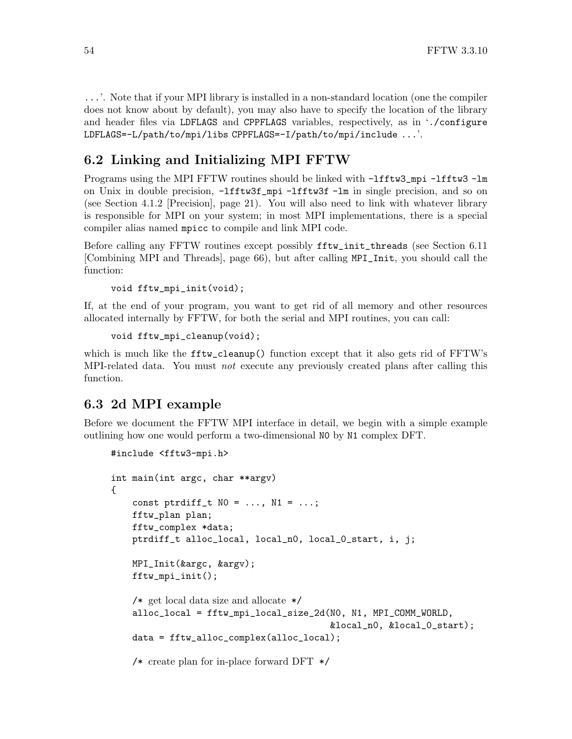...'. Note that if your MPI library is installed in a non-standard location (one the compiler does not know about by default), you may also have to specify the location of the library and header files via `LDFLAGS` and `CPPFLAGS` variables, respectively, as in '`./configure LDFLAGS=-L/path/to/mpi/libs CPPFLAGS=-I/path/to/mpi/include ...`'.

## 6.2 Linking and Initializing MPI FFTW

Programs using the MPI FFTW routines should be linked with `-lfftw3_mpi -lfftw3 -lm` on Unix in double precision, `-lfftw3f_mpi -lfftw3f -lm` in single precision, and so on (see Section 4.1.2 [Precision], page 21). You will also need to link with whatever library is responsible for MPI on your system; in most MPI implementations, there is a special compiler alias named `mpicc` to compile and link MPI code.

Before calling any FFTW routines except possibly `fftw_init_threads` (see Section 6.11 [Combining MPI and Threads], page 66), but after calling `MPI_Init`, you should call the function:

```
void fftw_mpi_init(void);
```

If, at the end of your program, you want to get rid of all memory and other resources allocated internally by FFTW, for both the serial and MPI routines, you can call:

```
void fftw_mpi_cleanup(void);
```

which is much like the `fftw_cleanup()` function except that it also gets rid of FFTW's MPI-related data. You must *not* execute any previously created plans after calling this function.

## 6.3 2d MPI example

Before we document the FFTW MPI interface in detail, we begin with a simple example outlining how one would perform a two-dimensional `N0` by `N1` complex DFT.

```
#include <fftw3-mpi.h>

int main(int argc, char **argv)
{
    const ptrdiff_t N0 = ..., N1 = ...;
    fftw_plan plan;
    fftw_complex *data;
    ptrdiff_t alloc_local, local_n0, local_0_start, i, j;

    MPI_Init(&argc, &argv);
    fftw_mpi_init();

    /* get local data size and allocate */
    alloc_local = fftw_mpi_local_size_2d(N0, N1, MPI_COMM_WORLD,
                                         &local_n0, &local_0_start);
    data = fftw_alloc_complex(alloc_local);

    /* create plan for in-place forward DFT */
```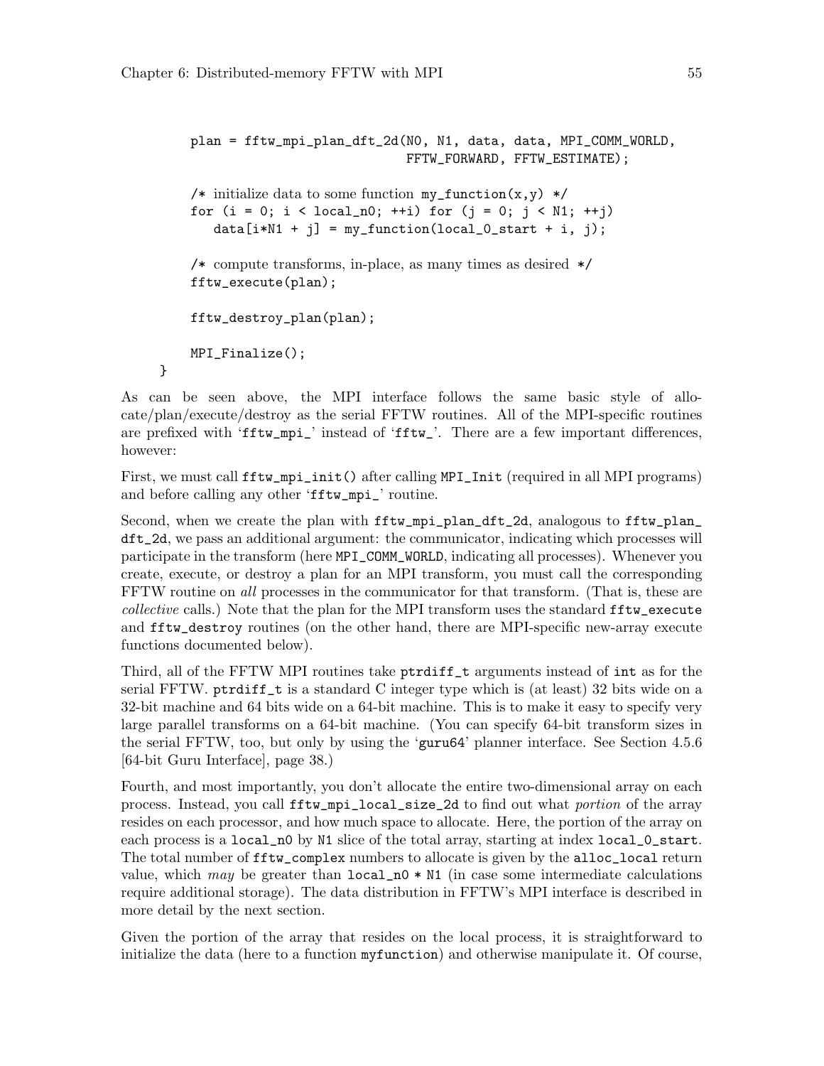```
     plan = fftw_mpi_plan_dft_2d(N0, N1, data, data, MPI_COMM_WORLD,
                                 FFTW_FORWARD, FFTW_ESTIMATE);

     /* initialize data to some function my_function(x,y) */
     for (i = 0; i < local_n0; ++i) for (j = 0; j < N1; ++j)
        data[i*N1 + j] = my_function(local_0_start + i, j);

     /* compute transforms, in-place, as many times as desired */
     fftw_execute(plan);

     fftw_destroy_plan(plan);

     MPI_Finalize();
}
```

As can be seen above, the MPI interface follows the same basic style of allocate/plan/execute/destroy as the serial FFTW routines. All of the MPI-specific routines are prefixed with '`fftw_mpi_`' instead of '`fftw_`'. There are a few important differences, however:

First, we must call `fftw_mpi_init()` after calling `MPI_Init` (required in all MPI programs) and before calling any other '`fftw_mpi_`' routine.

Second, when we create the plan with `fftw_mpi_plan_dft_2d`, analogous to `fftw_plan_dft_2d`, we pass an additional argument: the communicator, indicating which processes will participate in the transform (here `MPI_COMM_WORLD`, indicating all processes). Whenever you create, execute, or destroy a plan for an MPI transform, you must call the corresponding FFTW routine on *all* processes in the communicator for that transform. (That is, these are *collective* calls.) Note that the plan for the MPI transform uses the standard `fftw_execute` and `fftw_destroy` routines (on the other hand, there are MPI-specific new-array execute functions documented below).

Third, all of the FFTW MPI routines take `ptrdiff_t` arguments instead of `int` as for the serial FFTW. `ptrdiff_t` is a standard C integer type which is (at least) 32 bits wide on a 32-bit machine and 64 bits wide on a 64-bit machine. This is to make it easy to specify very large parallel transforms on a 64-bit machine. (You can specify 64-bit transform sizes in the serial FFTW, too, but only by using the '`guru64`' planner interface. See Section 4.5.6 [64-bit Guru Interface], page 38.)

Fourth, and most importantly, you don't allocate the entire two-dimensional array on each process. Instead, you call `fftw_mpi_local_size_2d` to find out what *portion* of the array resides on each processor, and how much space to allocate. Here, the portion of the array on each process is a `local_n0` by `N1` slice of the total array, starting at index `local_0_start`. The total number of `fftw_complex` numbers to allocate is given by the `alloc_local` return value, which *may* be greater than `local_n0 * N1` (in case some intermediate calculations require additional storage). The data distribution in FFTW's MPI interface is described in more detail by the next section.

Given the portion of the array that resides on the local process, it is straightforward to initialize the data (here to a function `myfunction`) and otherwise manipulate it. Of course,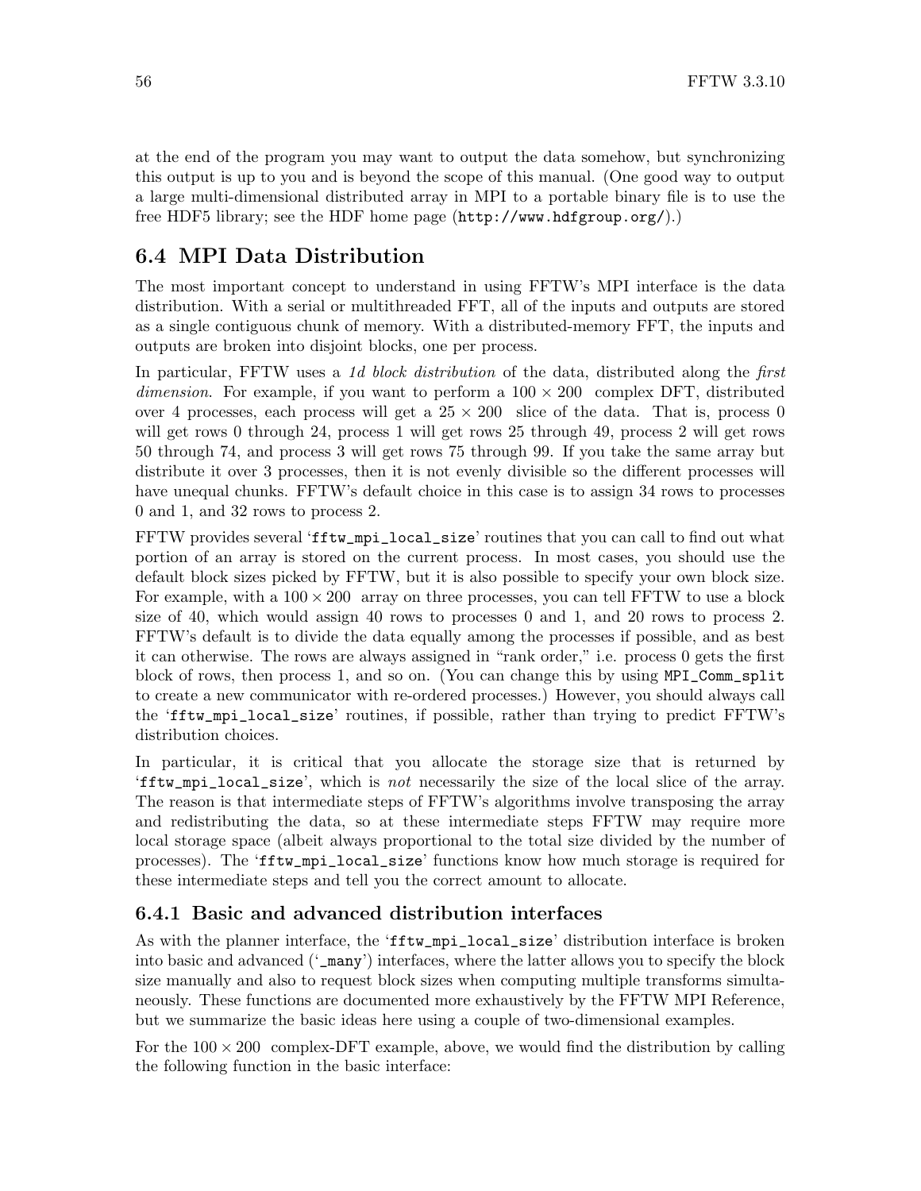at the end of the program you may want to output the data somehow, but synchronizing this output is up to you and is beyond the scope of this manual. (One good way to output a large multi-dimensional distributed array in MPI to a portable binary file is to use the free HDF5 library; see the HDF home page (`http://www.hdfgroup.org/`).)

## 6.4 MPI Data Distribution

The most important concept to understand in using FFTW's MPI interface is the data distribution. With a serial or multithreaded FFT, all of the inputs and outputs are stored as a single contiguous chunk of memory. With a distributed-memory FFT, the inputs and outputs are broken into disjoint blocks, one per process.

In particular, FFTW uses a *1d block distribution* of the data, distributed along the *first dimension*. For example, if you want to perform a $100 \times 200$ complex DFT, distributed over 4 processes, each process will get a $25 \times 200$ slice of the data. That is, process 0 will get rows 0 through 24, process 1 will get rows 25 through 49, process 2 will get rows 50 through 74, and process 3 will get rows 75 through 99. If you take the same array but distribute it over 3 processes, then it is not evenly divisible so the different processes will have unequal chunks. FFTW's default choice in this case is to assign 34 rows to processes 0 and 1, and 32 rows to process 2.

FFTW provides several '`fftw_mpi_local_size`' routines that you can call to find out what portion of an array is stored on the current process. In most cases, you should use the default block sizes picked by FFTW, but it is also possible to specify your own block size. For example, with a $100 \times 200$ array on three processes, you can tell FFTW to use a block size of 40, which would assign 40 rows to processes 0 and 1, and 20 rows to process 2. FFTW's default is to divide the data equally among the processes if possible, and as best it can otherwise. The rows are always assigned in "rank order," i.e. process 0 gets the first block of rows, then process 1, and so on. (You can change this by using `MPI_Comm_split` to create a new communicator with re-ordered processes.) However, you should always call the '`fftw_mpi_local_size`' routines, if possible, rather than trying to predict FFTW's distribution choices.

In particular, it is critical that you allocate the storage size that is returned by '`fftw_mpi_local_size`', which is *not* necessarily the size of the local slice of the array. The reason is that intermediate steps of FFTW's algorithms involve transposing the array and redistributing the data, so at these intermediate steps FFTW may require more local storage space (albeit always proportional to the total size divided by the number of processes). The '`fftw_mpi_local_size`' functions know how much storage is required for these intermediate steps and tell you the correct amount to allocate.

### 6.4.1 Basic and advanced distribution interfaces

As with the planner interface, the '`fftw_mpi_local_size`' distribution interface is broken into basic and advanced ('`_many`') interfaces, where the latter allows you to specify the block size manually and also to request block sizes when computing multiple transforms simultaneously. These functions are documented more exhaustively by the FFTW MPI Reference, but we summarize the basic ideas here using a couple of two-dimensional examples.

For the $100 \times 200$ complex-DFT example, above, we would find the distribution by calling the following function in the basic interface: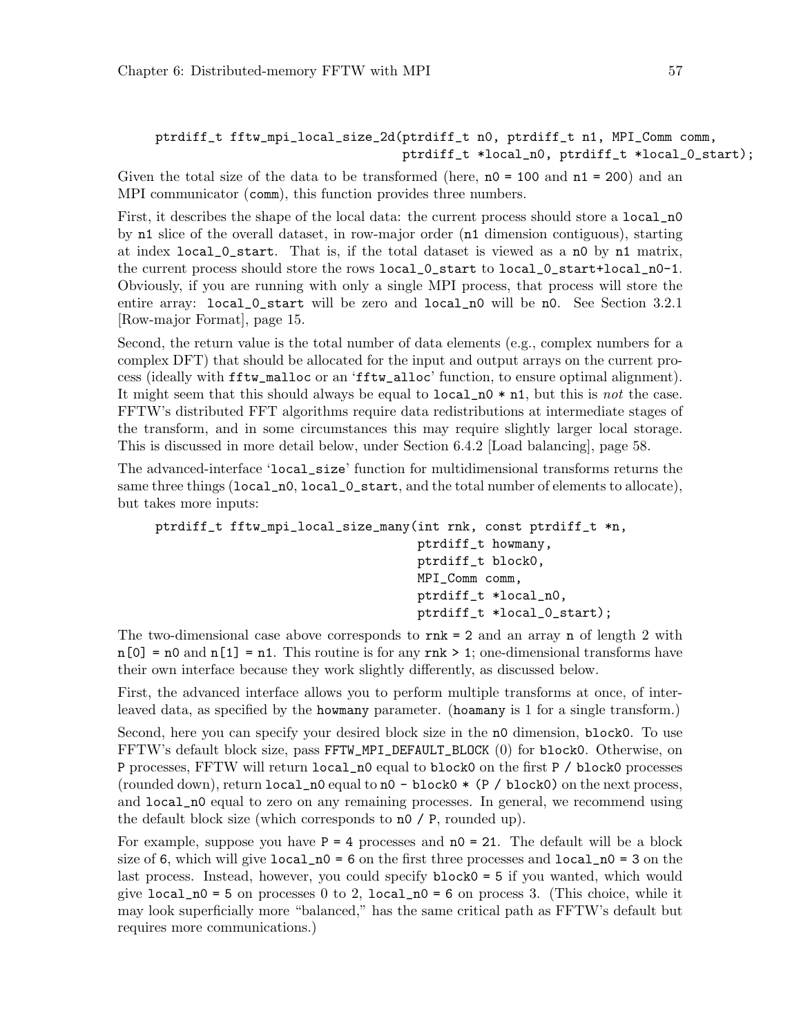```
ptrdiff_t fftw_mpi_local_size_2d(ptrdiff_t n0, ptrdiff_t n1, MPI_Comm comm,
                                 ptrdiff_t *local_n0, ptrdiff_t *local_0_start);
```

Given the total size of the data to be transformed (here, `n0 = 100` and `n1 = 200`) and an MPI communicator (`comm`), this function provides three numbers.

First, it describes the shape of the local data: the current process should store a `local_n0` by `n1` slice of the overall dataset, in row-major order (`n1` dimension contiguous), starting at index `local_0_start`. That is, if the total dataset is viewed as a `n0` by `n1` matrix, the current process should store the rows `local_0_start` to `local_0_start+local_n0-1`. Obviously, if you are running with only a single MPI process, that process will store the entire array: `local_0_start` will be zero and `local_n0` will be `n0`. See Section 3.2.1 [Row-major Format], page 15.

Second, the return value is the total number of data elements (e.g., complex numbers for a complex DFT) that should be allocated for the input and output arrays on the current process (ideally with `fftw_malloc` or an '`fftw_alloc`' function, to ensure optimal alignment). It might seem that this should always be equal to `local_n0 * n1`, but this is *not* the case. FFTW's distributed FFT algorithms require data redistributions at intermediate stages of the transform, and in some circumstances this may require slightly larger local storage. This is discussed in more detail below, under Section 6.4.2 [Load balancing], page 58.

The advanced-interface '`local_size`' function for multidimensional transforms returns the same three things (`local_n0`, `local_0_start`, and the total number of elements to allocate), but takes more inputs:

```
ptrdiff_t fftw_mpi_local_size_many(int rnk, const ptrdiff_t *n,
                                   ptrdiff_t howmany,
                                   ptrdiff_t block0,
                                   MPI_Comm comm,
                                   ptrdiff_t *local_n0,
                                   ptrdiff_t *local_0_start);
```

The two-dimensional case above corresponds to `rnk = 2` and an array `n` of length 2 with `n[0] = n0` and `n[1] = n1`. This routine is for any `rnk > 1`; one-dimensional transforms have their own interface because they work slightly differently, as discussed below.

First, the advanced interface allows you to perform multiple transforms at once, of interleaved data, as specified by the `howmany` parameter. (`hoamany` is 1 for a single transform.)

Second, here you can specify your desired block size in the `n0` dimension, `block0`. To use FFTW's default block size, pass `FFTW_MPI_DEFAULT_BLOCK` (0) for `block0`. Otherwise, on `P` processes, FFTW will return `local_n0` equal to `block0` on the first `P / block0` processes (rounded down), return `local_n0` equal to `n0 - block0 * (P / block0)` on the next process, and `local_n0` equal to zero on any remaining processes. In general, we recommend using the default block size (which corresponds to `n0 / P`, rounded up).

For example, suppose you have `P = 4` processes and `n0 = 21`. The default will be a block size of `6`, which will give `local_n0 = 6` on the first three processes and `local_n0 = 3` on the last process. Instead, however, you could specify `block0 = 5` if you wanted, which would give `local_n0 = 5` on processes 0 to 2, `local_n0 = 6` on process 3. (This choice, while it may look superficially more "balanced," has the same critical path as FFTW's default but requires more communications.)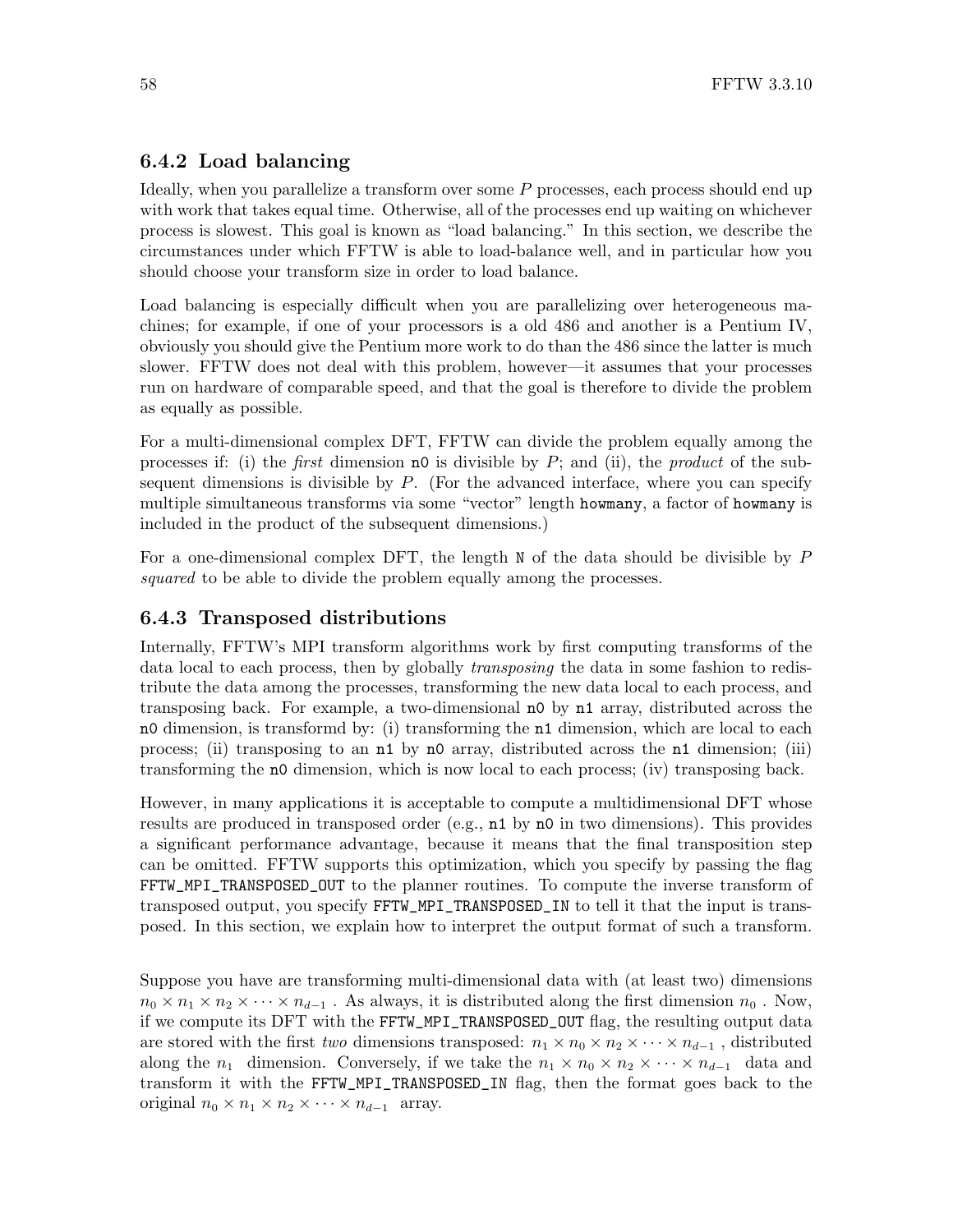### 6.4.2 Load balancing

Ideally, when you parallelize a transform over some $P$ processes, each process should end up with work that takes equal time. Otherwise, all of the processes end up waiting on whichever process is slowest. This goal is known as "load balancing." In this section, we describe the circumstances under which FFTW is able to load-balance well, and in particular how you should choose your transform size in order to load balance.

Load balancing is especially difficult when you are parallelizing over heterogeneous machines; for example, if one of your processors is a old 486 and another is a Pentium IV, obviously you should give the Pentium more work to do than the 486 since the latter is much slower. FFTW does not deal with this problem, however—it assumes that your processes run on hardware of comparable speed, and that the goal is therefore to divide the problem as equally as possible.

For a multi-dimensional complex DFT, FFTW can divide the problem equally among the processes if: (i) the *first* dimension `n0` is divisible by $P$; and (ii), the *product* of the subsequent dimensions is divisible by $P$. (For the advanced interface, where you can specify multiple simultaneous transforms via some "vector" length `howmany`, a factor of `howmany` is included in the product of the subsequent dimensions.)

For a one-dimensional complex DFT, the length `N` of the data should be divisible by $P$ *squared* to be able to divide the problem equally among the processes.

### 6.4.3 Transposed distributions

Internally, FFTW's MPI transform algorithms work by first computing transforms of the data local to each process, then by globally *transposing* the data in some fashion to redistribute the data among the processes, transforming the new data local to each process, and transposing back. For example, a two-dimensional `n0` by `n1` array, distributed across the `n0` dimension, is transformd by: (i) transforming the `n1` dimension, which are local to each process; (ii) transposing to an `n1` by `n0` array, distributed across the `n1` dimension; (iii) transforming the `n0` dimension, which is now local to each process; (iv) transposing back.

However, in many applications it is acceptable to compute a multidimensional DFT whose results are produced in transposed order (e.g., `n1` by `n0` in two dimensions). This provides a significant performance advantage, because it means that the final transposition step can be omitted. FFTW supports this optimization, which you specify by passing the flag `FFTW_MPI_TRANSPOSED_OUT` to the planner routines. To compute the inverse transform of transposed output, you specify `FFTW_MPI_TRANSPOSED_IN` to tell it that the input is transposed. In this section, we explain how to interpret the output format of such a transform.

Suppose you have are transforming multi-dimensional data with (at least two) dimensions $n_0 \times n_1 \times n_2 \times \cdots \times n_{d-1}$ . As always, it is distributed along the first dimension $n_0$ . Now, if we compute its DFT with the `FFTW_MPI_TRANSPOSED_OUT` flag, the resulting output data are stored with the first *two* dimensions transposed: $n_1 \times n_0 \times n_2 \times \cdots \times n_{d-1}$ , distributed along the $n_1$ dimension. Conversely, if we take the $n_1 \times n_0 \times n_2 \times \cdots \times n_{d-1}$ data and transform it with the `FFTW_MPI_TRANSPOSED_IN` flag, then the format goes back to the original $n_0 \times n_1 \times n_2 \times \cdots \times n_{d-1}$ array.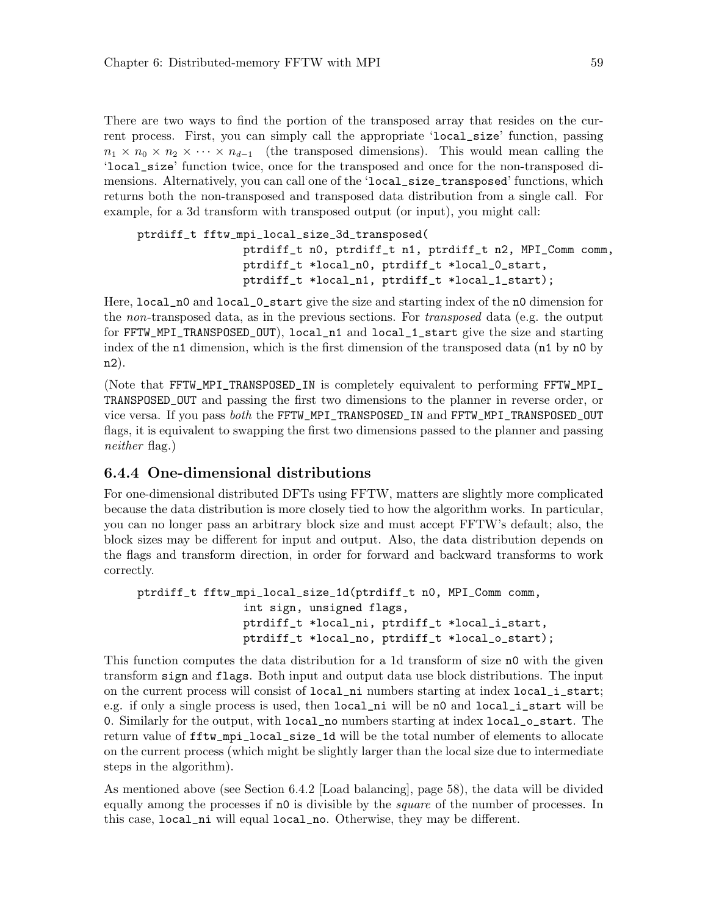There are two ways to find the portion of the transposed array that resides on the current process. First, you can simply call the appropriate '`local_size`' function, passing $n_1 \times n_0 \times n_2 \times \cdots \times n_{d-1}$ (the transposed dimensions). This would mean calling the '`local_size`' function twice, once for the transposed and once for the non-transposed dimensions. Alternatively, you can call one of the '`local_size_transposed`' functions, which returns both the non-transposed and transposed data distribution from a single call. For example, for a 3d transform with transposed output (or input), you might call:

```
ptrdiff_t fftw_mpi_local_size_3d_transposed(
                ptrdiff_t n0, ptrdiff_t n1, ptrdiff_t n2, MPI_Comm comm,
                ptrdiff_t *local_n0, ptrdiff_t *local_0_start,
                ptrdiff_t *local_n1, ptrdiff_t *local_1_start);
```

Here, `local_n0` and `local_0_start` give the size and starting index of the `n0` dimension for the *non*-transposed data, as in the previous sections. For *transposed* data (e.g. the output for `FFTW_MPI_TRANSPOSED_OUT`), `local_n1` and `local_1_start` give the size and starting index of the `n1` dimension, which is the first dimension of the transposed data (`n1` by `n0` by `n2`).

(Note that `FFTW_MPI_TRANSPOSED_IN` is completely equivalent to performing `FFTW_MPI_TRANSPOSED_OUT` and passing the first two dimensions to the planner in reverse order, or vice versa. If you pass *both* the `FFTW_MPI_TRANSPOSED_IN` and `FFTW_MPI_TRANSPOSED_OUT` flags, it is equivalent to swapping the first two dimensions passed to the planner and passing *neither* flag.)

### 6.4.4 One-dimensional distributions

For one-dimensional distributed DFTs using FFTW, matters are slightly more complicated because the data distribution is more closely tied to how the algorithm works. In particular, you can no longer pass an arbitrary block size and must accept FFTW's default; also, the block sizes may be different for input and output. Also, the data distribution depends on the flags and transform direction, in order for forward and backward transforms to work correctly.

```
ptrdiff_t fftw_mpi_local_size_1d(ptrdiff_t n0, MPI_Comm comm,
                int sign, unsigned flags,
                ptrdiff_t *local_ni, ptrdiff_t *local_i_start,
                ptrdiff_t *local_no, ptrdiff_t *local_o_start);
```

This function computes the data distribution for a 1d transform of size `n0` with the given transform `sign` and `flags`. Both input and output data use block distributions. The input on the current process will consist of `local_ni` numbers starting at index `local_i_start`; e.g. if only a single process is used, then `local_ni` will be `n0` and `local_i_start` will be `0`. Similarly for the output, with `local_no` numbers starting at index `local_o_start`. The return value of `fftw_mpi_local_size_1d` will be the total number of elements to allocate on the current process (which might be slightly larger than the local size due to intermediate steps in the algorithm).

As mentioned above (see Section 6.4.2 [Load balancing], page 58), the data will be divided equally among the processes if `n0` is divisible by the *square* of the number of processes. In this case, `local_ni` will equal `local_no`. Otherwise, they may be different.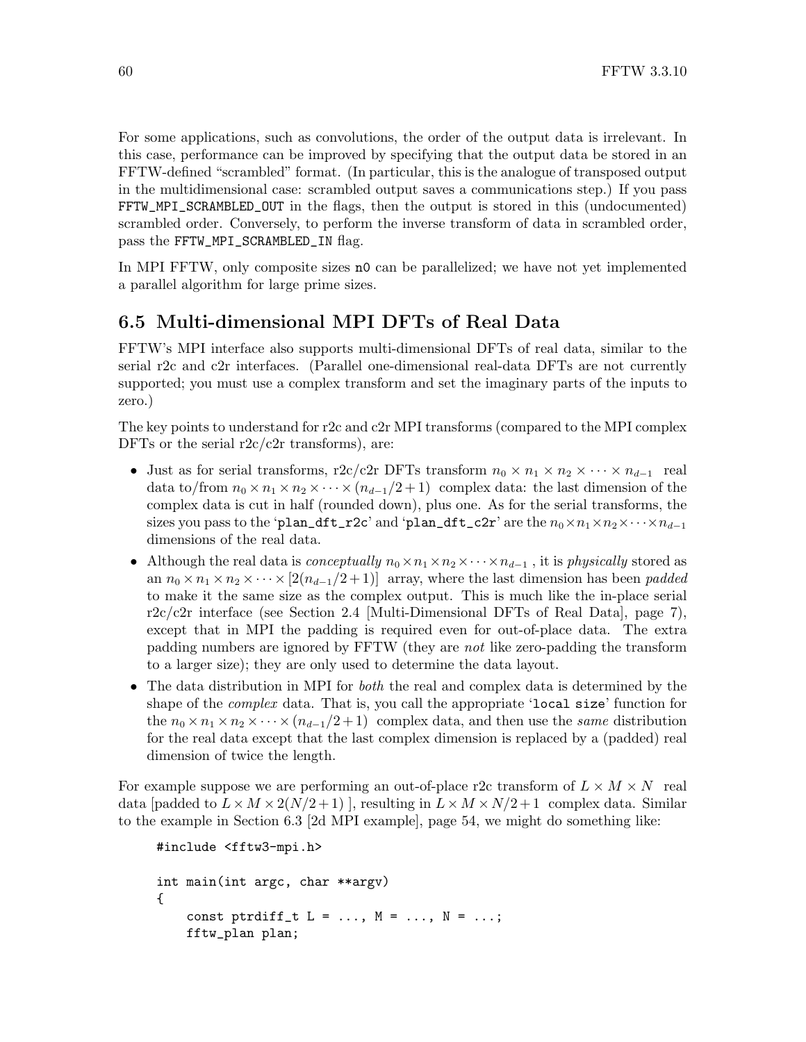For some applications, such as convolutions, the order of the output data is irrelevant. In this case, performance can be improved by specifying that the output data be stored in an FFTW-defined "scrambled" format. (In particular, this is the analogue of transposed output in the multidimensional case: scrambled output saves a communications step.) If you pass `FFTW_MPI_SCRAMBLED_OUT` in the flags, then the output is stored in this (undocumented) scrambled order. Conversely, to perform the inverse transform of data in scrambled order, pass the `FFTW_MPI_SCRAMBLED_IN` flag.

In MPI FFTW, only composite sizes `n0` can be parallelized; we have not yet implemented a parallel algorithm for large prime sizes.

## 6.5 Multi-dimensional MPI DFTs of Real Data

FFTW's MPI interface also supports multi-dimensional DFTs of real data, similar to the serial r2c and c2r interfaces. (Parallel one-dimensional real-data DFTs are not currently supported; you must use a complex transform and set the imaginary parts of the inputs to zero.)

The key points to understand for r2c and c2r MPI transforms (compared to the MPI complex DFTs or the serial r2c/c2r transforms), are:

- Just as for serial transforms, r2c/c2r DFTs transform $n_0 \times n_1 \times n_2 \times \cdots \times n_{d-1}$ real data to/from $n_0 \times n_1 \times n_2 \times \cdots \times (n_{d-1}/2+1)$ complex data: the last dimension of the complex data is cut in half (rounded down), plus one. As for the serial transforms, the sizes you pass to the '`plan_dft_r2c`' and '`plan_dft_c2r`' are the $n_0 \times n_1 \times n_2 \times \cdots \times n_{d-1}$ dimensions of the real data.
- Although the real data is *conceptually* $n_0 \times n_1 \times n_2 \times \cdots \times n_{d-1}$, it is *physically* stored as an $n_0 \times n_1 \times n_2 \times \cdots \times [2(n_{d-1}/2+1)]$ array, where the last dimension has been *padded* to make it the same size as the complex output. This is much like the in-place serial r2c/c2r interface (see Section 2.4 [Multi-Dimensional DFTs of Real Data], page 7), except that in MPI the padding is required even for out-of-place data. The extra padding numbers are ignored by FFTW (they are *not* like zero-padding the transform to a larger size); they are only used to determine the data layout.
- The data distribution in MPI for *both* the real and complex data is determined by the shape of the *complex* data. That is, you call the appropriate '`local size`' function for the $n_0 \times n_1 \times n_2 \times \cdots \times (n_{d-1}/2+1)$ complex data, and then use the *same* distribution for the real data except that the last complex dimension is replaced by a (padded) real dimension of twice the length.

For example suppose we are performing an out-of-place r2c transform of $L \times M \times N$ real data [padded to $L \times M \times 2(N/2+1)$ ], resulting in $L \times M \times N/2+1$ complex data. Similar to the example in Section 6.3 [2d MPI example], page 54, we might do something like:

```
#include <fftw3-mpi.h>

int main(int argc, char **argv)
{
    const ptrdiff_t L = ..., M = ..., N = ...;
    fftw_plan plan;
```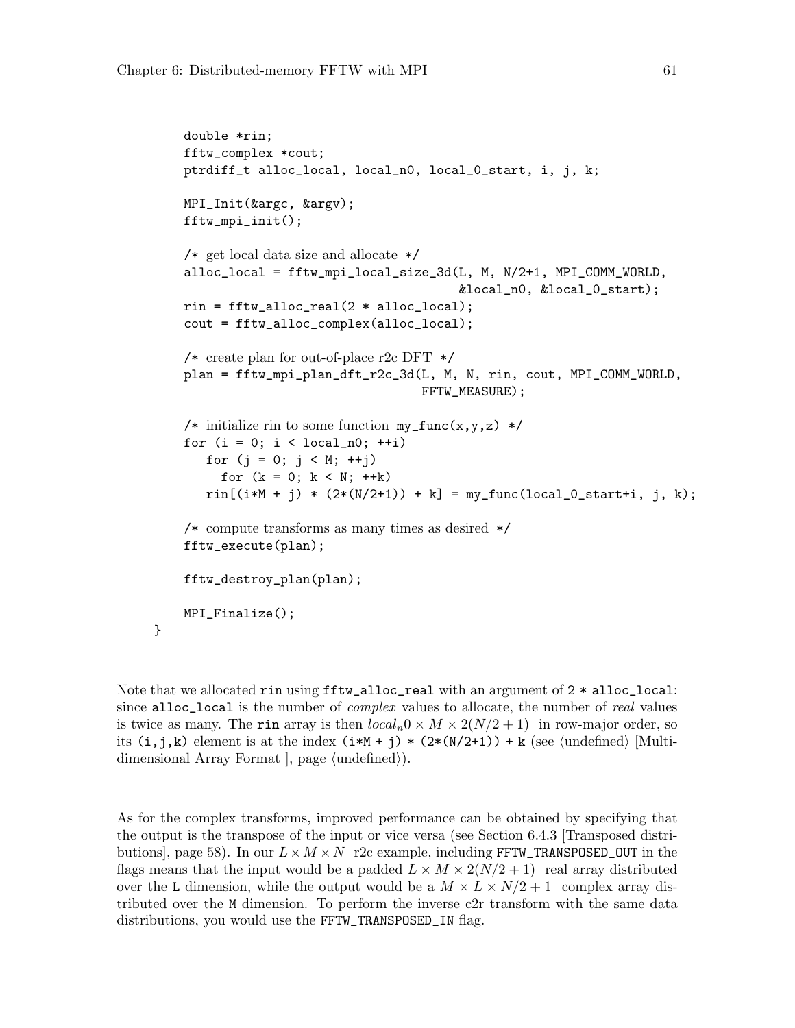```
    double *rin;
    fftw_complex *cout;
    ptrdiff_t alloc_local, local_n0, local_0_start, i, j, k;

    MPI_Init(&argc, &argv);
    fftw_mpi_init();

    /* get local data size and allocate */
    alloc_local = fftw_mpi_local_size_3d(L, M, N/2+1, MPI_COMM_WORLD,
                                         &local_n0, &local_0_start);
    rin = fftw_alloc_real(2 * alloc_local);
    cout = fftw_alloc_complex(alloc_local);

    /* create plan for out-of-place r2c DFT */
    plan = fftw_mpi_plan_dft_r2c_3d(L, M, N, rin, cout, MPI_COMM_WORLD,
                                    FFTW_MEASURE);

    /* initialize rin to some function  my_func(x,y,z) */
    for (i = 0; i < local_n0; ++i)
       for (j = 0; j < M; ++j)
         for (k = 0; k < N; ++k)
       rin[(i*M + j) * (2*(N/2+1)) + k] = my_func(local_0_start+i, j, k);

    /* compute transforms as many times as desired */
    fftw_execute(plan);

    fftw_destroy_plan(plan);

    MPI_Finalize();
}
```

Note that we allocated `rin` using `fftw_alloc_real` with an argument of `2 * alloc_local`: since `alloc_local` is the number of *complex* values to allocate, the number of *real* values is twice as many. The `rin` array is then $local_n0 \times M \times 2(N/2+1)$ in row-major order, so its `(i,j,k)` element is at the index `(i*M + j) * (2*(N/2+1)) + k` (see ⟨undefined⟩ [Multi-dimensional Array Format ], page ⟨undefined⟩).

As for the complex transforms, improved performance can be obtained by specifying that the output is the transpose of the input or vice versa (see Section 6.4.3 [Transposed distributions], page 58). In our $L \times M \times N$ r2c example, including `FFTW_TRANSPOSED_OUT` in the flags means that the input would be a padded $L \times M \times 2(N/2+1)$ real array distributed over the `L` dimension, while the output would be a $M \times L \times N/2+1$ complex array distributed over the `M` dimension. To perform the inverse c2r transform with the same data distributions, you would use the `FFTW_TRANSPOSED_IN` flag.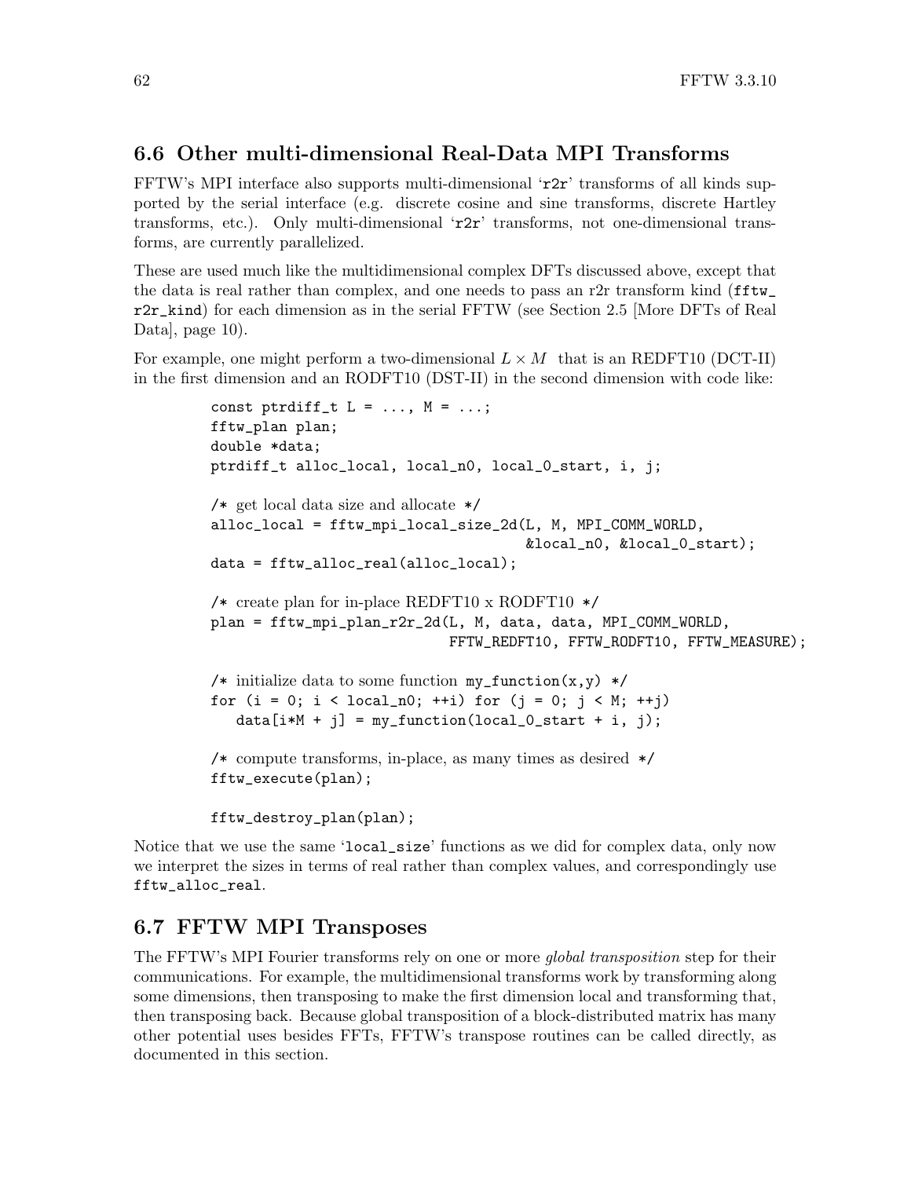## 6.6 Other multi-dimensional Real-Data MPI Transforms

FFTW's MPI interface also supports multi-dimensional '`r2r`' transforms of all kinds supported by the serial interface (e.g. discrete cosine and sine transforms, discrete Hartley transforms, etc.). Only multi-dimensional '`r2r`' transforms, not one-dimensional transforms, are currently parallelized.

These are used much like the multidimensional complex DFTs discussed above, except that the data is real rather than complex, and one needs to pass an r2r transform kind (`fftw_r2r_kind`) for each dimension as in the serial FFTW (see Section 2.5 [More DFTs of Real Data], page 10).

For example, one might perform a two-dimensional $L \times M$ that is an REDFT10 (DCT-II) in the first dimension and an RODFT10 (DST-II) in the second dimension with code like:

```
const ptrdiff_t L = ..., M = ...;
fftw_plan plan;
double *data;
ptrdiff_t alloc_local, local_n0, local_0_start, i, j;

/* get local data size and allocate */
alloc_local = fftw_mpi_local_size_2d(L, M, MPI_COMM_WORLD,
                                     &local_n0, &local_0_start);
data = fftw_alloc_real(alloc_local);

/* create plan for in-place REDFT10 x RODFT10 */
plan = fftw_mpi_plan_r2r_2d(L, M, data, data, MPI_COMM_WORLD,
                            FFTW_REDFT10, FFTW_RODFT10, FFTW_MEASURE);

/* initialize data to some function my_function(x,y) */
for (i = 0; i < local_n0; ++i) for (j = 0; j < M; ++j)
   data[i*M + j] = my_function(local_0_start + i, j);

/* compute transforms, in-place, as many times as desired */
fftw_execute(plan);

fftw_destroy_plan(plan);
```

Notice that we use the same '`local_size`' functions as we did for complex data, only now we interpret the sizes in terms of real rather than complex values, and correspondingly use `fftw_alloc_real`.

## 6.7 FFTW MPI Transposes

The FFTW's MPI Fourier transforms rely on one or more *global transposition* step for their communications. For example, the multidimensional transforms work by transforming along some dimensions, then transposing to make the first dimension local and transforming that, then transposing back. Because global transposition of a block-distributed matrix has many other potential uses besides FFTs, FFTW's transpose routines can be called directly, as documented in this section.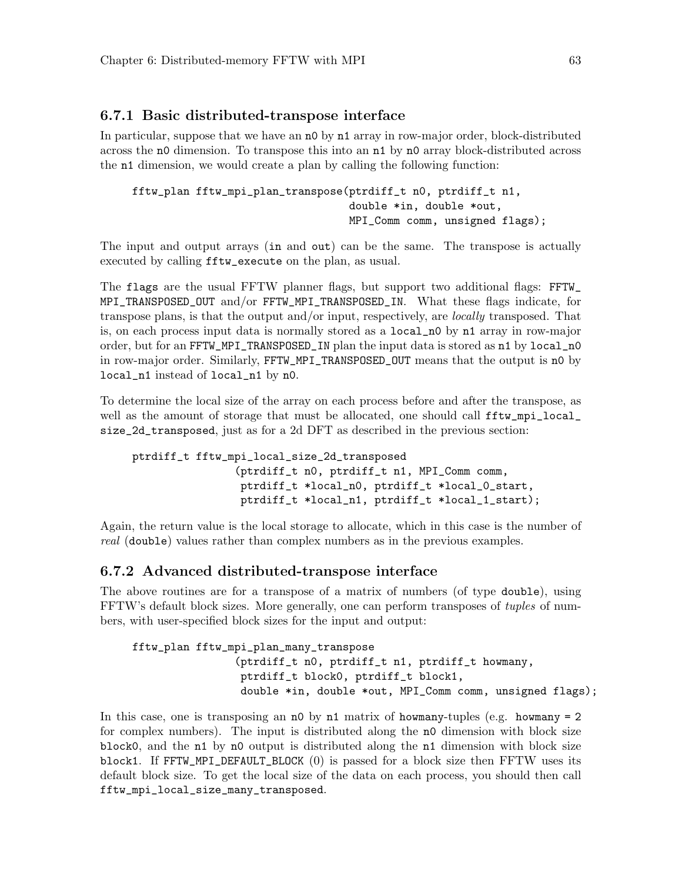### 6.7.1 Basic distributed-transpose interface

In particular, suppose that we have an `n0` by `n1` array in row-major order, block-distributed across the `n0` dimension. To transpose this into an `n1` by `n0` array block-distributed across the `n1` dimension, we would create a plan by calling the following function:

```
fftw_plan fftw_mpi_plan_transpose(ptrdiff_t n0, ptrdiff_t n1,
                                  double *in, double *out,
                                  MPI_Comm comm, unsigned flags);
```

The input and output arrays (`in` and `out`) can be the same. The transpose is actually executed by calling `fftw_execute` on the plan, as usual.

The `flags` are the usual FFTW planner flags, but support two additional flags: `FFTW_MPI_TRANSPOSED_OUT` and/or `FFTW_MPI_TRANSPOSED_IN`. What these flags indicate, for transpose plans, is that the output and/or input, respectively, are *locally* transposed. That is, on each process input data is normally stored as a `local_n0` by `n1` array in row-major order, but for an `FFTW_MPI_TRANSPOSED_IN` plan the input data is stored as `n1` by `local_n0` in row-major order. Similarly, `FFTW_MPI_TRANSPOSED_OUT` means that the output is `n0` by `local_n1` instead of `local_n1` by `n0`.

To determine the local size of the array on each process before and after the transpose, as well as the amount of storage that must be allocated, one should call `fftw_mpi_local_size_2d_transposed`, just as for a 2d DFT as described in the previous section:

```
ptrdiff_t fftw_mpi_local_size_2d_transposed
                (ptrdiff_t n0, ptrdiff_t n1, MPI_Comm comm,
                 ptrdiff_t *local_n0, ptrdiff_t *local_0_start,
                 ptrdiff_t *local_n1, ptrdiff_t *local_1_start);
```

Again, the return value is the local storage to allocate, which in this case is the number of *real* (`double`) values rather than complex numbers as in the previous examples.

### 6.7.2 Advanced distributed-transpose interface

The above routines are for a transpose of a matrix of numbers (of type `double`), using FFTW's default block sizes. More generally, one can perform transposes of *tuples* of numbers, with user-specified block sizes for the input and output:

```
fftw_plan fftw_mpi_plan_many_transpose
                (ptrdiff_t n0, ptrdiff_t n1, ptrdiff_t howmany,
                 ptrdiff_t block0, ptrdiff_t block1,
                 double *in, double *out, MPI_Comm comm, unsigned flags);
```

In this case, one is transposing an `n0` by `n1` matrix of `howmany`-tuples (e.g. `howmany = 2` for complex numbers). The input is distributed along the `n0` dimension with block size `block0`, and the `n1` by `n0` output is distributed along the `n1` dimension with block size `block1`. If `FFTW_MPI_DEFAULT_BLOCK` (0) is passed for a block size then FFTW uses its default block size. To get the local size of the data on each process, you should then call `fftw_mpi_local_size_many_transposed`.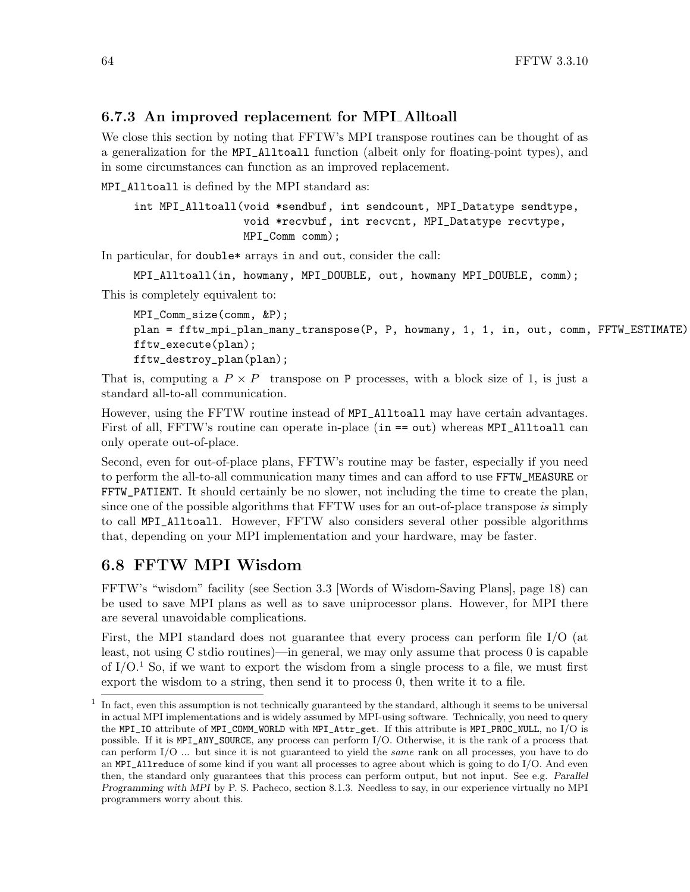### 6.7.3 An improved replacement for MPI_Alltoall

We close this section by noting that FFTW's MPI transpose routines can be thought of as a generalization for the `MPI_Alltoall` function (albeit only for floating-point types), and in some circumstances can function as an improved replacement.

`MPI_Alltoall` is defined by the MPI standard as:

```
int MPI_Alltoall(void *sendbuf, int sendcount, MPI_Datatype sendtype,
                 void *recvbuf, int recvcnt, MPI_Datatype recvtype,
                 MPI_Comm comm);
```

In particular, for `double*` arrays `in` and `out`, consider the call:

```
MPI_Alltoall(in, howmany, MPI_DOUBLE, out, howmany MPI_DOUBLE, comm);
```

This is completely equivalent to:

```
MPI_Comm_size(comm, &P);
plan = fftw_mpi_plan_many_transpose(P, P, howmany, 1, 1, in, out, comm, FFTW_ESTIMATE)
fftw_execute(plan);
fftw_destroy_plan(plan);
```

That is, computing a $P \times P$ transpose on `P` processes, with a block size of 1, is just a standard all-to-all communication.

However, using the FFTW routine instead of `MPI_Alltoall` may have certain advantages. First of all, FFTW's routine can operate in-place (`in == out`) whereas `MPI_Alltoall` can only operate out-of-place.

Second, even for out-of-place plans, FFTW's routine may be faster, especially if you need to perform the all-to-all communication many times and can afford to use `FFTW_MEASURE` or `FFTW_PATIENT`. It should certainly be no slower, not including the time to create the plan, since one of the possible algorithms that FFTW uses for an out-of-place transpose *is* simply to call `MPI_Alltoall`. However, FFTW also considers several other possible algorithms that, depending on your MPI implementation and your hardware, may be faster.

## 6.8 FFTW MPI Wisdom

FFTW's "wisdom" facility (see Section 3.3 [Words of Wisdom-Saving Plans], page 18) can be used to save MPI plans as well as to save uniprocessor plans. However, for MPI there are several unavoidable complications.

First, the MPI standard does not guarantee that every process can perform file I/O (at least, not using C stdio routines)—in general, we may only assume that process 0 is capable of I/O.[1] So, if we want to export the wisdom from a single process to a file, we must first export the wisdom to a string, then send it to process 0, then write it to a file.

[1] In fact, even this assumption is not technically guaranteed by the standard, although it seems to be universal in actual MPI implementations and is widely assumed by MPI-using software. Technically, you need to query the `MPI_IO` attribute of `MPI_COMM_WORLD` with `MPI_Attr_get`. If this attribute is `MPI_PROC_NULL`, no I/O is possible. If it is `MPI_ANY_SOURCE`, any process can perform I/O. Otherwise, it is the rank of a process that can perform I/O ... but since it is not guaranteed to yield the *same* rank on all processes, you have to do an `MPI_Allreduce` of some kind if you want all processes to agree about which is going to do I/O. And even then, the standard only guarantees that this process can perform output, but not input. See e.g. *Parallel Programming with MPI* by P. S. Pacheco, section 8.1.3. Needless to say, in our experience virtually no MPI programmers worry about this.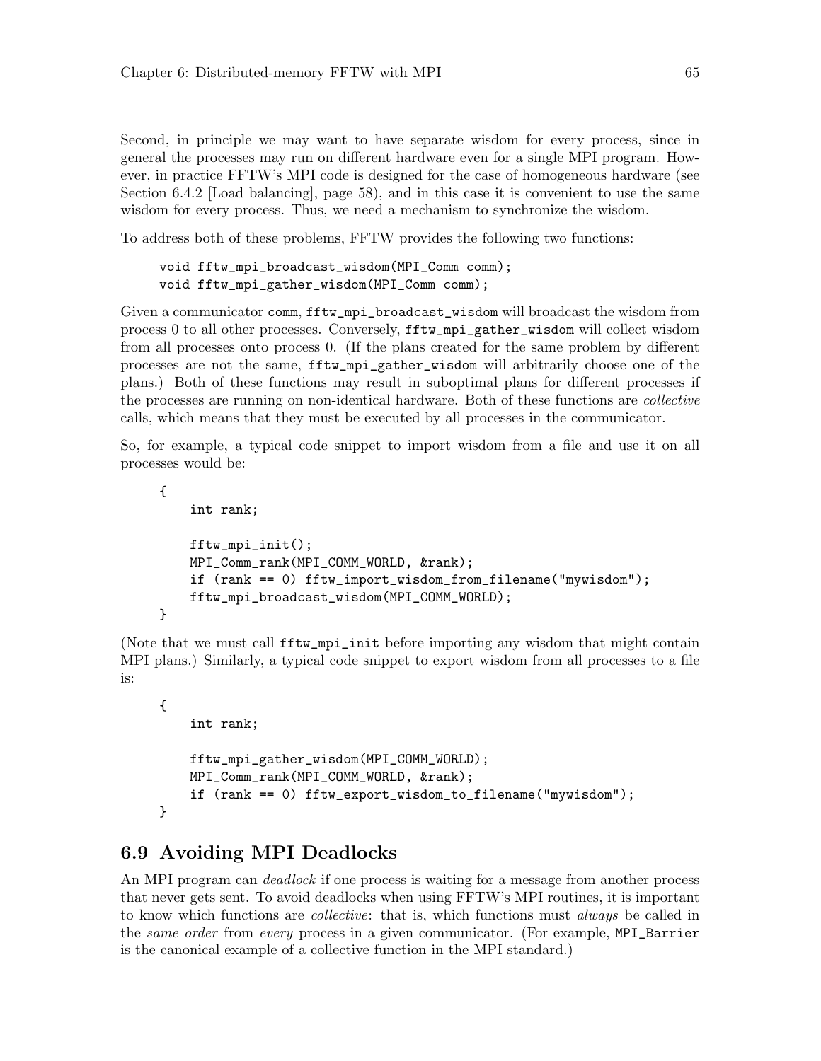Second, in principle we may want to have separate wisdom for every process, since in general the processes may run on different hardware even for a single MPI program. However, in practice FFTW's MPI code is designed for the case of homogeneous hardware (see Section 6.4.2 [Load balancing], page 58), and in this case it is convenient to use the same wisdom for every process. Thus, we need a mechanism to synchronize the wisdom.

To address both of these problems, FFTW provides the following two functions:

```
void fftw_mpi_broadcast_wisdom(MPI_Comm comm);
void fftw_mpi_gather_wisdom(MPI_Comm comm);
```

Given a communicator `comm`, `fftw_mpi_broadcast_wisdom` will broadcast the wisdom from process 0 to all other processes. Conversely, `fftw_mpi_gather_wisdom` will collect wisdom from all processes onto process 0. (If the plans created for the same problem by different processes are not the same, `fftw_mpi_gather_wisdom` will arbitrarily choose one of the plans.) Both of these functions may result in suboptimal plans for different processes if the processes are running on non-identical hardware. Both of these functions are *collective* calls, which means that they must be executed by all processes in the communicator.

So, for example, a typical code snippet to import wisdom from a file and use it on all processes would be:

```
{
    int rank;

    fftw_mpi_init();
    MPI_Comm_rank(MPI_COMM_WORLD, &rank);
    if (rank == 0) fftw_import_wisdom_from_filename("mywisdom");
    fftw_mpi_broadcast_wisdom(MPI_COMM_WORLD);
}
```

(Note that we must call `fftw_mpi_init` before importing any wisdom that might contain MPI plans.) Similarly, a typical code snippet to export wisdom from all processes to a file is:

```
{
    int rank;

    fftw_mpi_gather_wisdom(MPI_COMM_WORLD);
    MPI_Comm_rank(MPI_COMM_WORLD, &rank);
    if (rank == 0) fftw_export_wisdom_to_filename("mywisdom");
}
```

## 6.9 Avoiding MPI Deadlocks

An MPI program can *deadlock* if one process is waiting for a message from another process that never gets sent. To avoid deadlocks when using FFTW's MPI routines, it is important to know which functions are *collective*: that is, which functions must *always* be called in the *same order* from *every* process in a given communicator. (For example, `MPI_Barrier` is the canonical example of a collective function in the MPI standard.)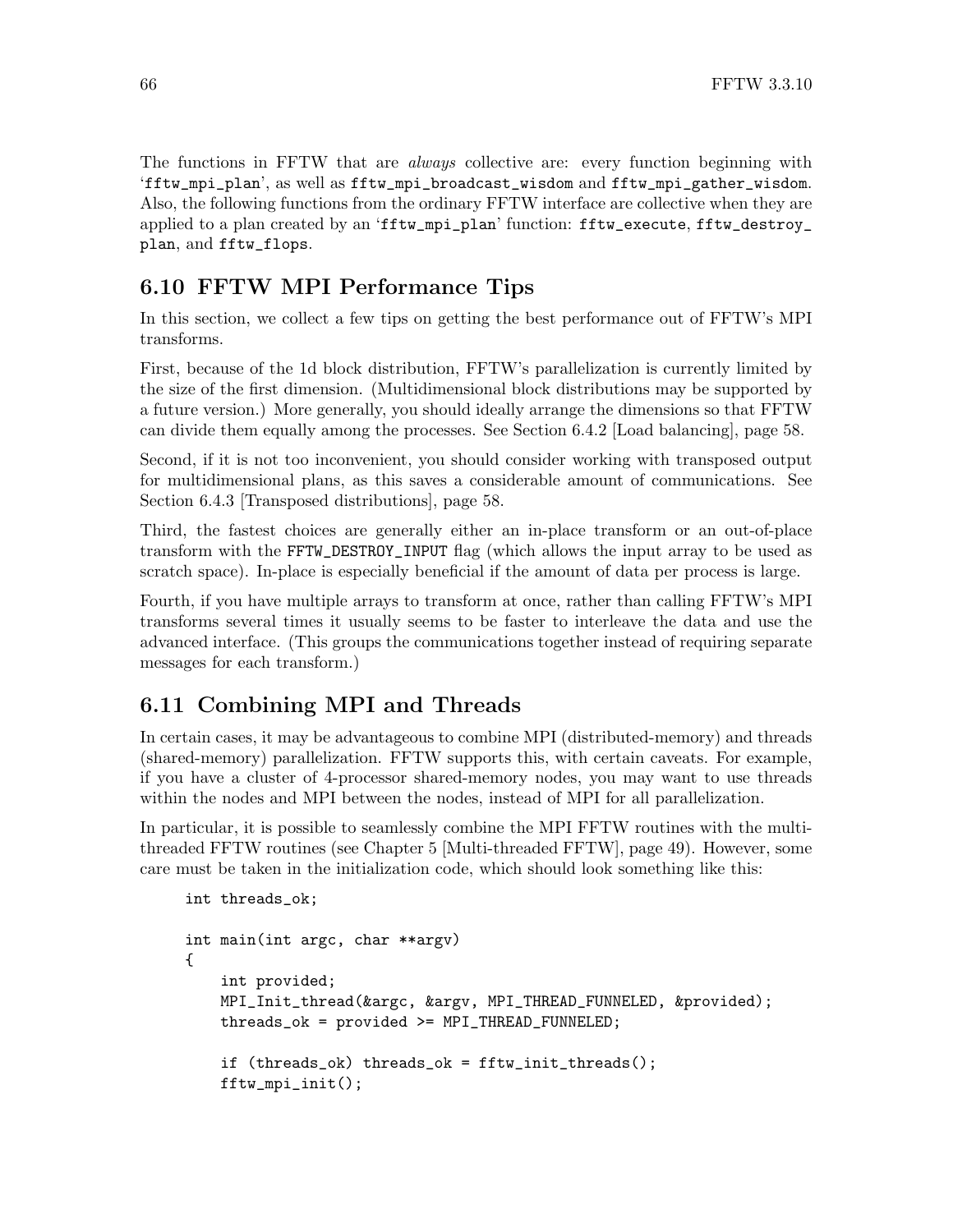The functions in FFTW that are *always* collective are: every function beginning with 'fftw_mpi_plan', as well as fftw_mpi_broadcast_wisdom and fftw_mpi_gather_wisdom. Also, the following functions from the ordinary FFTW interface are collective when they are applied to a plan created by an 'fftw_mpi_plan' function: fftw_execute, fftw_destroy_plan, and fftw_flops.

## 6.10 FFTW MPI Performance Tips

In this section, we collect a few tips on getting the best performance out of FFTW's MPI transforms.

First, because of the 1d block distribution, FFTW's parallelization is currently limited by the size of the first dimension. (Multidimensional block distributions may be supported by a future version.) More generally, you should ideally arrange the dimensions so that FFTW can divide them equally among the processes. See Section 6.4.2 [Load balancing], page 58.

Second, if it is not too inconvenient, you should consider working with transposed output for multidimensional plans, as this saves a considerable amount of communications. See Section 6.4.3 [Transposed distributions], page 58.

Third, the fastest choices are generally either an in-place transform or an out-of-place transform with the FFTW_DESTROY_INPUT flag (which allows the input array to be used as scratch space). In-place is especially beneficial if the amount of data per process is large.

Fourth, if you have multiple arrays to transform at once, rather than calling FFTW's MPI transforms several times it usually seems to be faster to interleave the data and use the advanced interface. (This groups the communications together instead of requiring separate messages for each transform.)

## 6.11 Combining MPI and Threads

In certain cases, it may be advantageous to combine MPI (distributed-memory) and threads (shared-memory) parallelization. FFTW supports this, with certain caveats. For example, if you have a cluster of 4-processor shared-memory nodes, you may want to use threads within the nodes and MPI between the nodes, instead of MPI for all parallelization.

In particular, it is possible to seamlessly combine the MPI FFTW routines with the multi-threaded FFTW routines (see Chapter 5 [Multi-threaded FFTW], page 49). However, some care must be taken in the initialization code, which should look something like this:

```
int threads_ok;

int main(int argc, char **argv)
{
    int provided;
    MPI_Init_thread(&argc, &argv, MPI_THREAD_FUNNELED, &provided);
    threads_ok = provided >= MPI_THREAD_FUNNELED;

    if (threads_ok) threads_ok = fftw_init_threads();
    fftw_mpi_init();
```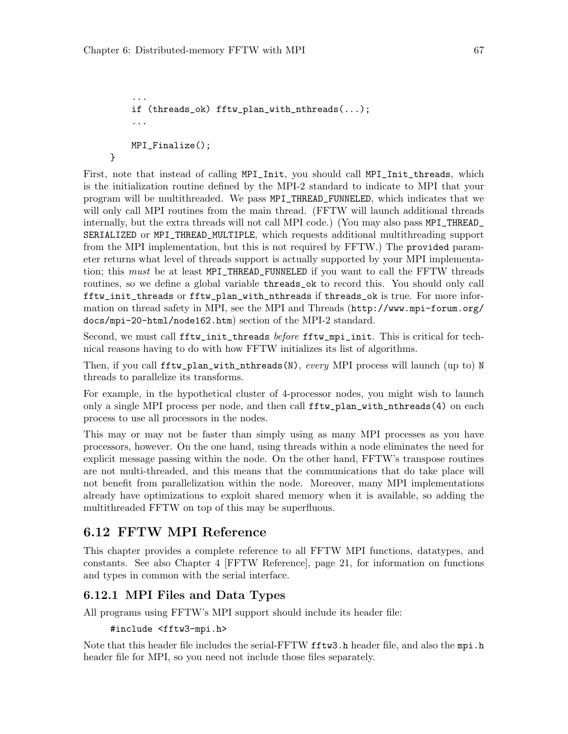```
    ...
    if (threads_ok) fftw_plan_with_nthreads(...);
    ...

    MPI_Finalize();
}
```

First, note that instead of calling `MPI_Init`, you should call `MPI_Init_threads`, which is the initialization routine defined by the MPI-2 standard to indicate to MPI that your program will be multithreaded. We pass `MPI_THREAD_FUNNELED`, which indicates that we will only call MPI routines from the main thread. (FFTW will launch additional threads internally, but the extra threads will not call MPI code.) (You may also pass `MPI_THREAD_SERIALIZED` or `MPI_THREAD_MULTIPLE`, which requests additional multithreading support from the MPI implementation, but this is not required by FFTW.) The `provided` parameter returns what level of threads support is actually supported by your MPI implementation; this *must* be at least `MPI_THREAD_FUNNELED` if you want to call the FFTW threads routines, so we define a global variable `threads_ok` to record this. You should only call `fftw_init_threads` or `fftw_plan_with_nthreads` if `threads_ok` is true. For more information on thread safety in MPI, see the MPI and Threads (`http://www.mpi-forum.org/docs/mpi-20-html/node162.htm`) section of the MPI-2 standard.

Second, we must call `fftw_init_threads` *before* `fftw_mpi_init`. This is critical for technical reasons having to do with how FFTW initializes its list of algorithms.

Then, if you call `fftw_plan_with_nthreads(N)`, *every* MPI process will launch (up to) `N` threads to parallelize its transforms.

For example, in the hypothetical cluster of 4-processor nodes, you might wish to launch only a single MPI process per node, and then call `fftw_plan_with_nthreads(4)` on each process to use all processors in the nodes.

This may or may not be faster than simply using as many MPI processes as you have processors, however. On the one hand, using threads within a node eliminates the need for explicit message passing within the node. On the other hand, FFTW's transpose routines are not multi-threaded, and this means that the communications that do take place will not benefit from parallelization within the node. Moreover, many MPI implementations already have optimizations to exploit shared memory when it is available, so adding the multithreaded FFTW on top of this may be superfluous.

## 6.12 FFTW MPI Reference

This chapter provides a complete reference to all FFTW MPI functions, datatypes, and constants. See also Chapter 4 [FFTW Reference], page 21, for information on functions and types in common with the serial interface.

### 6.12.1 MPI Files and Data Types

All programs using FFTW's MPI support should include its header file:

```
#include <fftw3-mpi.h>
```

Note that this header file includes the serial-FFTW `fftw3.h` header file, and also the `mpi.h` header file for MPI, so you need not include those files separately.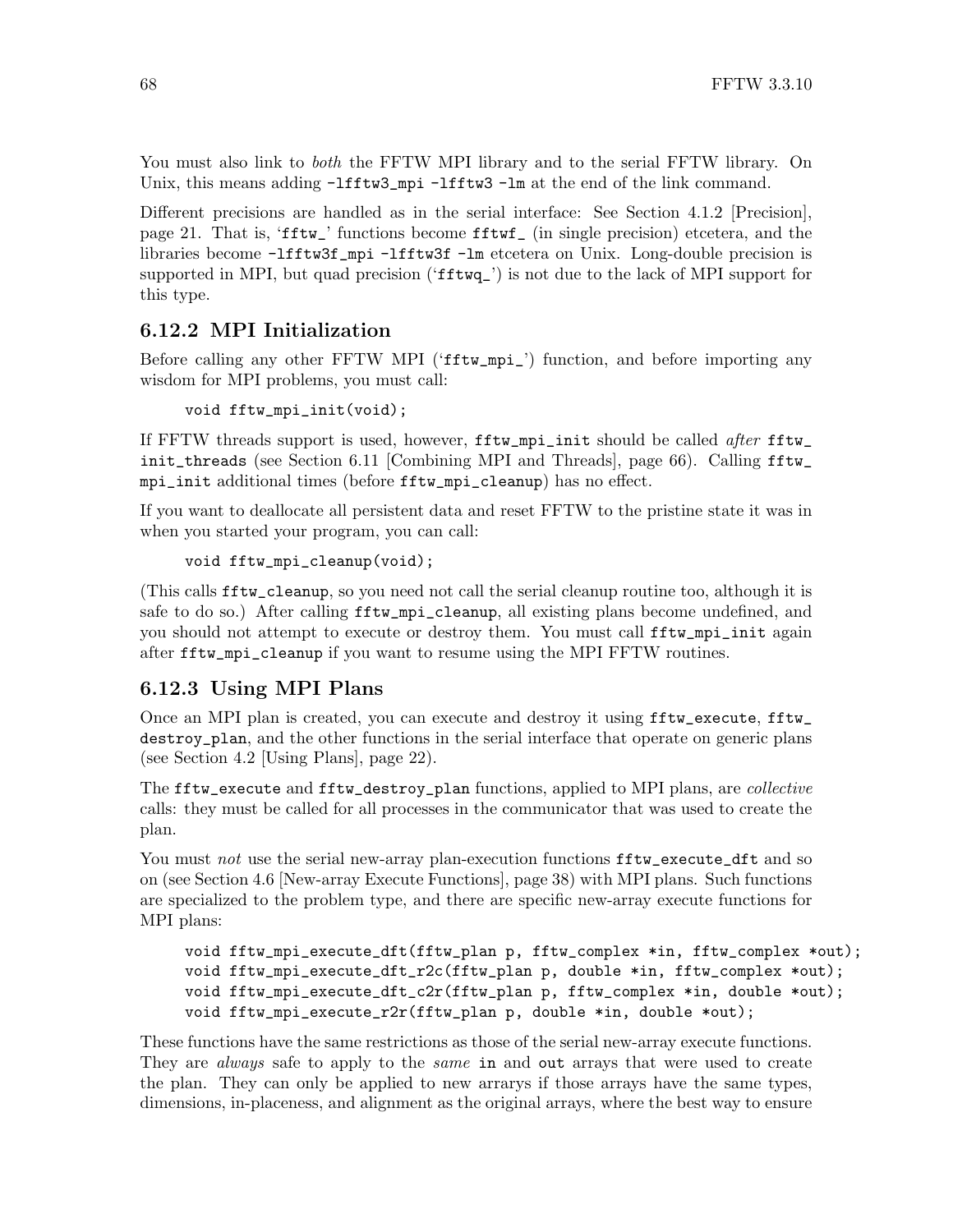You must also link to *both* the FFTW MPI library and to the serial FFTW library. On Unix, this means adding `-lfftw3_mpi -lfftw3 -lm` at the end of the link command.

Different precisions are handled as in the serial interface: See Section 4.1.2 [Precision], page 21. That is, '`fftw_`' functions become `fftwf_` (in single precision) etcetera, and the libraries become `-lfftw3f_mpi -lfftw3f -lm` etcetera on Unix. Long-double precision is supported in MPI, but quad precision ('`fftwq_`') is not due to the lack of MPI support for this type.

### 6.12.2 MPI Initialization

Before calling any other FFTW MPI ('`fftw_mpi_`') function, and before importing any wisdom for MPI problems, you must call:

```
void fftw_mpi_init(void);
```

If FFTW threads support is used, however, `fftw_mpi_init` should be called *after* `fftw_init_threads` (see Section 6.11 [Combining MPI and Threads], page 66). Calling `fftw_mpi_init` additional times (before `fftw_mpi_cleanup`) has no effect.

If you want to deallocate all persistent data and reset FFTW to the pristine state it was in when you started your program, you can call:

```
void fftw_mpi_cleanup(void);
```

(This calls `fftw_cleanup`, so you need not call the serial cleanup routine too, although it is safe to do so.) After calling `fftw_mpi_cleanup`, all existing plans become undefined, and you should not attempt to execute or destroy them. You must call `fftw_mpi_init` again after `fftw_mpi_cleanup` if you want to resume using the MPI FFTW routines.

### 6.12.3 Using MPI Plans

Once an MPI plan is created, you can execute and destroy it using `fftw_execute`, `fftw_destroy_plan`, and the other functions in the serial interface that operate on generic plans (see Section 4.2 [Using Plans], page 22).

The `fftw_execute` and `fftw_destroy_plan` functions, applied to MPI plans, are *collective* calls: they must be called for all processes in the communicator that was used to create the plan.

You must *not* use the serial new-array plan-execution functions `fftw_execute_dft` and so on (see Section 4.6 [New-array Execute Functions], page 38) with MPI plans. Such functions are specialized to the problem type, and there are specific new-array execute functions for MPI plans:

```
void fftw_mpi_execute_dft(fftw_plan p, fftw_complex *in, fftw_complex *out);
void fftw_mpi_execute_dft_r2c(fftw_plan p, double *in, fftw_complex *out);
void fftw_mpi_execute_dft_c2r(fftw_plan p, fftw_complex *in, double *out);
void fftw_mpi_execute_r2r(fftw_plan p, double *in, double *out);
```

These functions have the same restrictions as those of the serial new-array execute functions. They are *always* safe to apply to the *same* `in` and `out` arrays that were used to create the plan. They can only be applied to new arrarys if those arrays have the same types, dimensions, in-placeness, and alignment as the original arrays, where the best way to ensure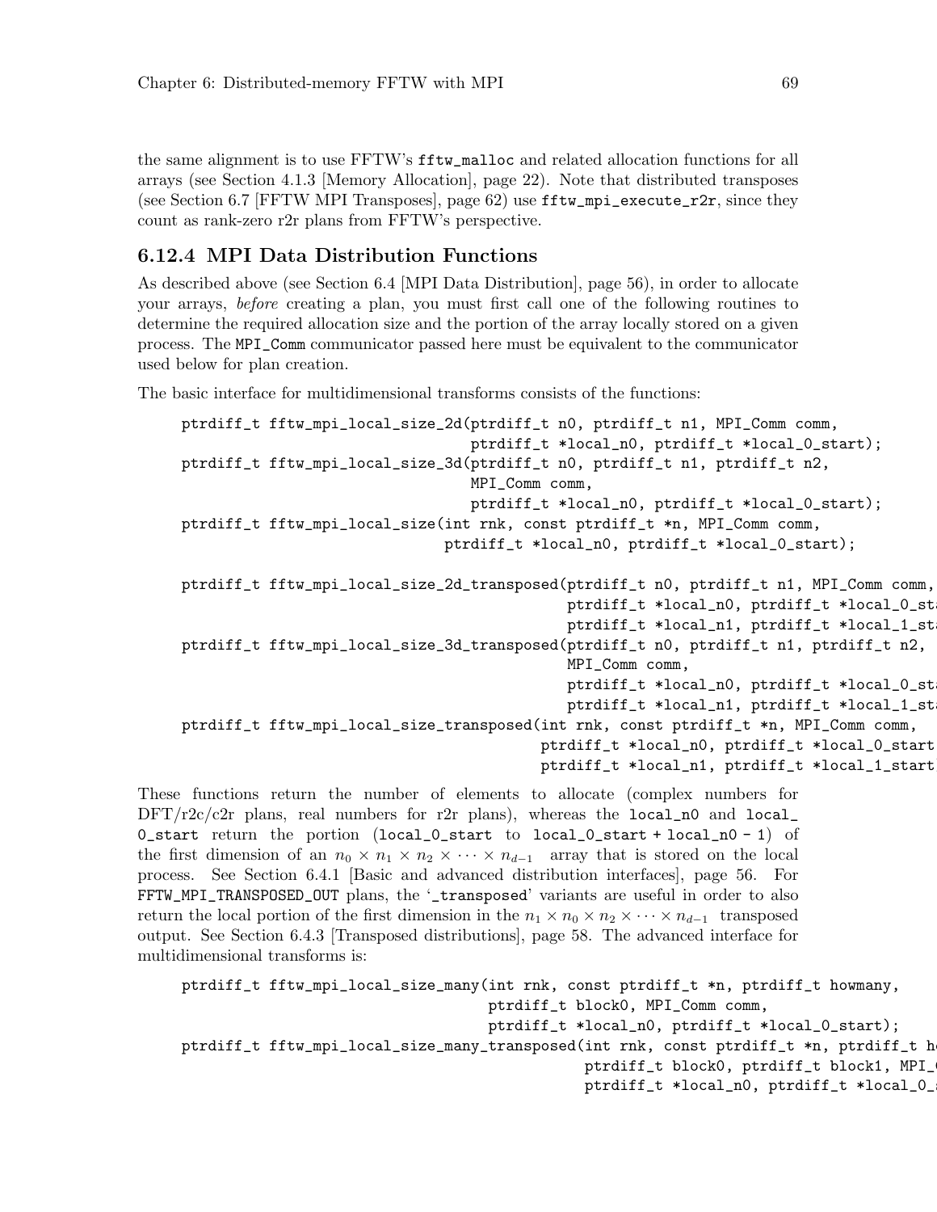the same alignment is to use FFTW's `fftw_malloc` and related allocation functions for all arrays (see Section 4.1.3 [Memory Allocation], page 22). Note that distributed transposes (see Section 6.7 [FFTW MPI Transposes], page 62) use `fftw_mpi_execute_r2r`, since they count as rank-zero r2r plans from FFTW's perspective.

### 6.12.4 MPI Data Distribution Functions

As described above (see Section 6.4 [MPI Data Distribution], page 56), in order to allocate your arrays, *before* creating a plan, you must first call one of the following routines to determine the required allocation size and the portion of the array locally stored on a given process. The `MPI_Comm` communicator passed here must be equivalent to the communicator used below for plan creation.

The basic interface for multidimensional transforms consists of the functions:

```
ptrdiff_t fftw_mpi_local_size_2d(ptrdiff_t n0, ptrdiff_t n1, MPI_Comm comm,
                                 ptrdiff_t *local_n0, ptrdiff_t *local_0_start);
ptrdiff_t fftw_mpi_local_size_3d(ptrdiff_t n0, ptrdiff_t n1, ptrdiff_t n2,
                                 MPI_Comm comm,
                                 ptrdiff_t *local_n0, ptrdiff_t *local_0_start);
ptrdiff_t fftw_mpi_local_size(int rnk, const ptrdiff_t *n, MPI_Comm comm,
                              ptrdiff_t *local_n0, ptrdiff_t *local_0_start);

ptrdiff_t fftw_mpi_local_size_2d_transposed(ptrdiff_t n0, ptrdiff_t n1, MPI_Comm comm,
                                            ptrdiff_t *local_n0, ptrdiff_t *local_0_st
                                            ptrdiff_t *local_n1, ptrdiff_t *local_1_st
ptrdiff_t fftw_mpi_local_size_3d_transposed(ptrdiff_t n0, ptrdiff_t n1, ptrdiff_t n2,
                                            MPI_Comm comm,
                                            ptrdiff_t *local_n0, ptrdiff_t *local_0_st
                                            ptrdiff_t *local_n1, ptrdiff_t *local_1_st
ptrdiff_t fftw_mpi_local_size_transposed(int rnk, const ptrdiff_t *n, MPI_Comm comm,
                                         ptrdiff_t *local_n0, ptrdiff_t *local_0_start
                                         ptrdiff_t *local_n1, ptrdiff_t *local_1_start
```

These functions return the number of elements to allocate (complex numbers for DFT/r2c/c2r plans, real numbers for r2r plans), whereas the `local_n0` and `local_0_start` return the portion (`local_0_start` to `local_0_start + local_n0 - 1`) of the first dimension of an $n_0 \times n_1 \times n_2 \times \cdots \times n_{d-1}$ array that is stored on the local process. See Section 6.4.1 [Basic and advanced distribution interfaces], page 56. For `FFTW_MPI_TRANSPOSED_OUT` plans, the '`_transposed`' variants are useful in order to also return the local portion of the first dimension in the $n_1 \times n_0 \times n_2 \times \cdots \times n_{d-1}$ transposed output. See Section 6.4.3 [Transposed distributions], page 58. The advanced interface for multidimensional transforms is:

```
ptrdiff_t fftw_mpi_local_size_many(int rnk, const ptrdiff_t *n, ptrdiff_t howmany,
                                   ptrdiff_t block0, MPI_Comm comm,
                                   ptrdiff_t *local_n0, ptrdiff_t *local_0_start);
ptrdiff_t fftw_mpi_local_size_many_transposed(int rnk, const ptrdiff_t *n, ptrdiff_t h
                                              ptrdiff_t block0, ptrdiff_t block1, MPI_
                                              ptrdiff_t *local_n0, ptrdiff_t *local_0_
```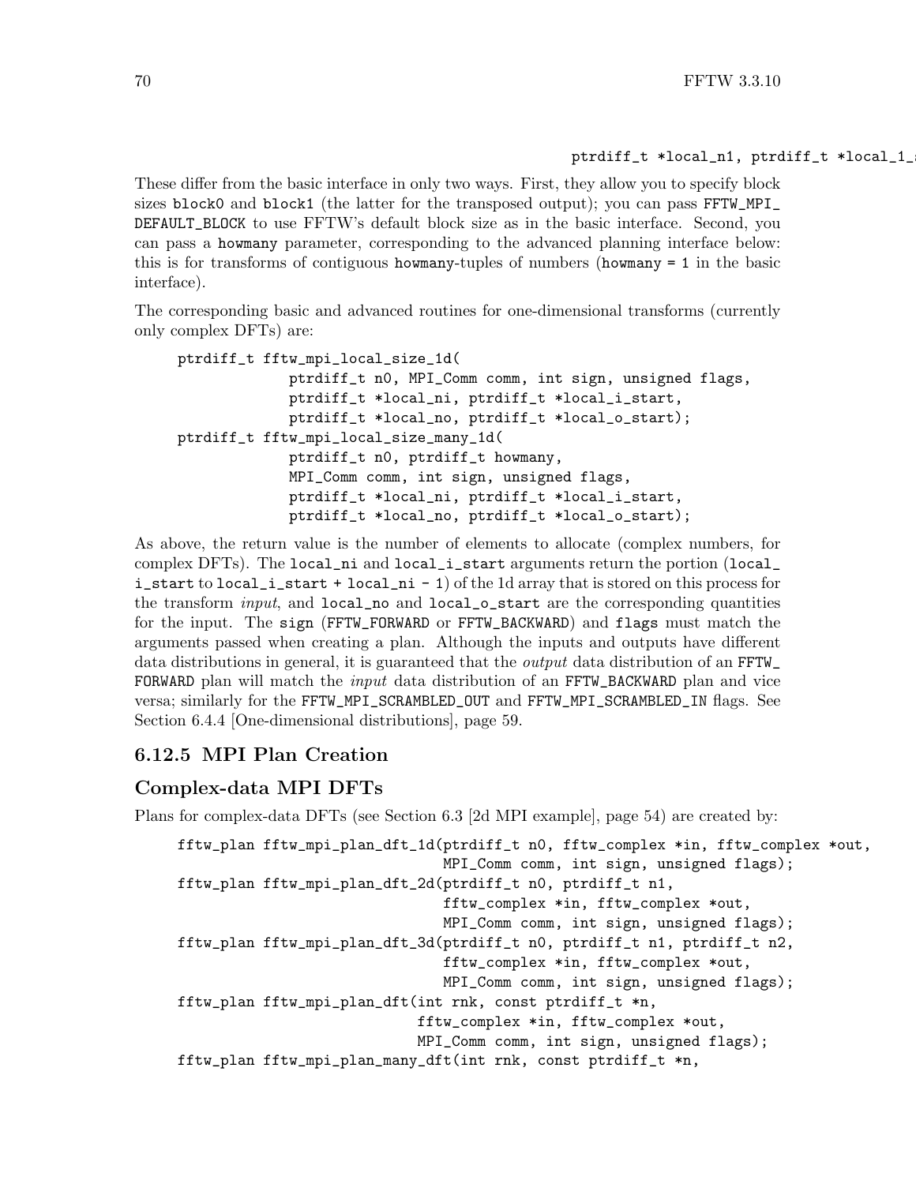```
                              ptrdiff_t *local_n1, ptrdiff_t *local_1_
```

These differ from the basic interface in only two ways. First, they allow you to specify block sizes block0 and block1 (the latter for the transposed output); you can pass FFTW_MPI_DEFAULT_BLOCK to use FFTW's default block size as in the basic interface. Second, you can pass a howmany parameter, corresponding to the advanced planning interface below: this is for transforms of contiguous howmany-tuples of numbers (howmany = 1 in the basic interface).

The corresponding basic and advanced routines for one-dimensional transforms (currently only complex DFTs) are:

```
ptrdiff_t fftw_mpi_local_size_1d(
             ptrdiff_t n0, MPI_Comm comm, int sign, unsigned flags,
             ptrdiff_t *local_ni, ptrdiff_t *local_i_start,
             ptrdiff_t *local_no, ptrdiff_t *local_o_start);
ptrdiff_t fftw_mpi_local_size_many_1d(
             ptrdiff_t n0, ptrdiff_t howmany,
             MPI_Comm comm, int sign, unsigned flags,
             ptrdiff_t *local_ni, ptrdiff_t *local_i_start,
             ptrdiff_t *local_no, ptrdiff_t *local_o_start);
```

As above, the return value is the number of elements to allocate (complex numbers, for complex DFTs). The local_ni and local_i_start arguments return the portion (local_i_start to local_i_start + local_ni - 1) of the 1d array that is stored on this process for the transform *input*, and local_no and local_o_start are the corresponding quantities for the input. The sign (FFTW_FORWARD or FFTW_BACKWARD) and flags must match the arguments passed when creating a plan. Although the inputs and outputs have different data distributions in general, it is guaranteed that the *output* data distribution of an FFTW_FORWARD plan will match the *input* data distribution of an FFTW_BACKWARD plan and vice versa; similarly for the FFTW_MPI_SCRAMBLED_OUT and FFTW_MPI_SCRAMBLED_IN flags. See Section 6.4.4 [One-dimensional distributions], page 59.

### 6.12.5 MPI Plan Creation

### Complex-data MPI DFTs

Plans for complex-data DFTs (see Section 6.3 [2d MPI example], page 54) are created by:

```
fftw_plan fftw_mpi_plan_dft_1d(ptrdiff_t n0, fftw_complex *in, fftw_complex *out,
                               MPI_Comm comm, int sign, unsigned flags);
fftw_plan fftw_mpi_plan_dft_2d(ptrdiff_t n0, ptrdiff_t n1,
                               fftw_complex *in, fftw_complex *out,
                               MPI_Comm comm, int sign, unsigned flags);
fftw_plan fftw_mpi_plan_dft_3d(ptrdiff_t n0, ptrdiff_t n1, ptrdiff_t n2,
                               fftw_complex *in, fftw_complex *out,
                               MPI_Comm comm, int sign, unsigned flags);
fftw_plan fftw_mpi_plan_dft(int rnk, const ptrdiff_t *n,
                            fftw_complex *in, fftw_complex *out,
                            MPI_Comm comm, int sign, unsigned flags);
fftw_plan fftw_mpi_plan_many_dft(int rnk, const ptrdiff_t *n,
```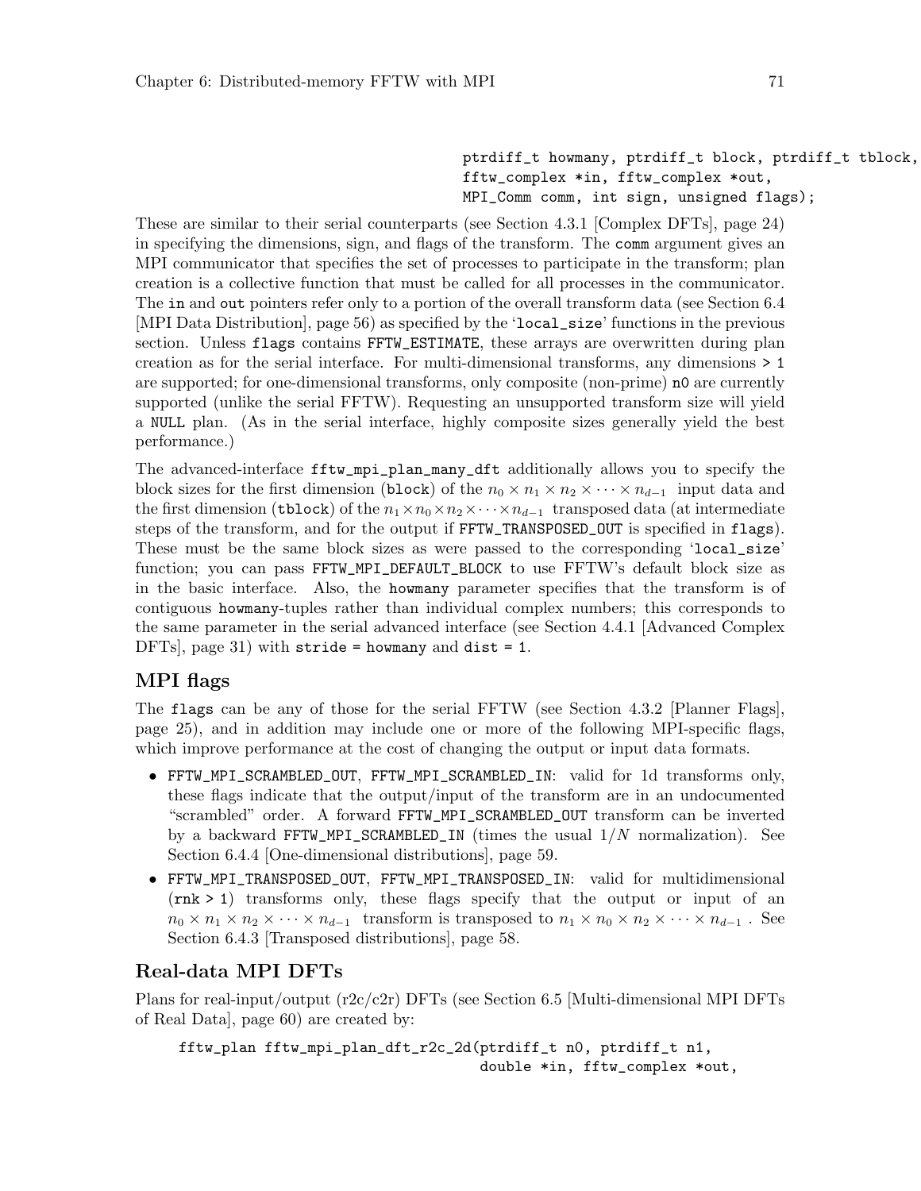```
                                  ptrdiff_t howmany, ptrdiff_t block, ptrdiff_t tblock,
                                  fftw_complex *in, fftw_complex *out,
                                  MPI_Comm comm, int sign, unsigned flags);
```

These are similar to their serial counterparts (see Section 4.3.1 [Complex DFTs], page 24) in specifying the dimensions, sign, and flags of the transform. The `comm` argument gives an MPI communicator that specifies the set of processes to participate in the transform; plan creation is a collective function that must be called for all processes in the communicator. The `in` and `out` pointers refer only to a portion of the overall transform data (see Section 6.4 [MPI Data Distribution], page 56) as specified by the '`local_size`' functions in the previous section. Unless `flags` contains `FFTW_ESTIMATE`, these arrays are overwritten during plan creation as for the serial interface. For multi-dimensional transforms, any dimensions `> 1` are supported; for one-dimensional transforms, only composite (non-prime) `n0` are currently supported (unlike the serial FFTW). Requesting an unsupported transform size will yield a `NULL` plan. (As in the serial interface, highly composite sizes generally yield the best performance.)

The advanced-interface `fftw_mpi_plan_many_dft` additionally allows you to specify the block sizes for the first dimension (`block`) of the $n_0 \times n_1 \times n_2 \times \cdots \times n_{d-1}$ input data and the first dimension (`tblock`) of the $n_1 \times n_0 \times n_2 \times \cdots \times n_{d-1}$ transposed data (at intermediate steps of the transform, and for the output if `FFTW_TRANSPOSED_OUT` is specified in `flags`). These must be the same block sizes as were passed to the corresponding '`local_size`' function; you can pass `FFTW_MPI_DEFAULT_BLOCK` to use FFTW's default block size as in the basic interface. Also, the `howmany` parameter specifies that the transform is of contiguous `howmany`-tuples rather than individual complex numbers; this corresponds to the same parameter in the serial advanced interface (see Section 4.4.1 [Advanced Complex DFTs], page 31) with `stride = howmany` and `dist = 1`.

## MPI flags

The `flags` can be any of those for the serial FFTW (see Section 4.3.2 [Planner Flags], page 25), and in addition may include one or more of the following MPI-specific flags, which improve performance at the cost of changing the output or input data formats.

- `FFTW_MPI_SCRAMBLED_OUT`, `FFTW_MPI_SCRAMBLED_IN`: valid for 1d transforms only, these flags indicate that the output/input of the transform are in an undocumented "scrambled" order. A forward `FFTW_MPI_SCRAMBLED_OUT` transform can be inverted by a backward `FFTW_MPI_SCRAMBLED_IN` (times the usual $1/N$ normalization). See Section 6.4.4 [One-dimensional distributions], page 59.
- `FFTW_MPI_TRANSPOSED_OUT`, `FFTW_MPI_TRANSPOSED_IN`: valid for multidimensional (`rnk > 1`) transforms only, these flags specify that the output or input of an $n_0 \times n_1 \times n_2 \times \cdots \times n_{d-1}$ transform is transposed to $n_1 \times n_0 \times n_2 \times \cdots \times n_{d-1}$ . See Section 6.4.3 [Transposed distributions], page 58.

## Real-data MPI DFTs

Plans for real-input/output (r2c/c2r) DFTs (see Section 6.5 [Multi-dimensional MPI DFTs of Real Data], page 60) are created by:

```
fftw_plan fftw_mpi_plan_dft_r2c_2d(ptrdiff_t n0, ptrdiff_t n1,
                                   double *in, fftw_complex *out,
```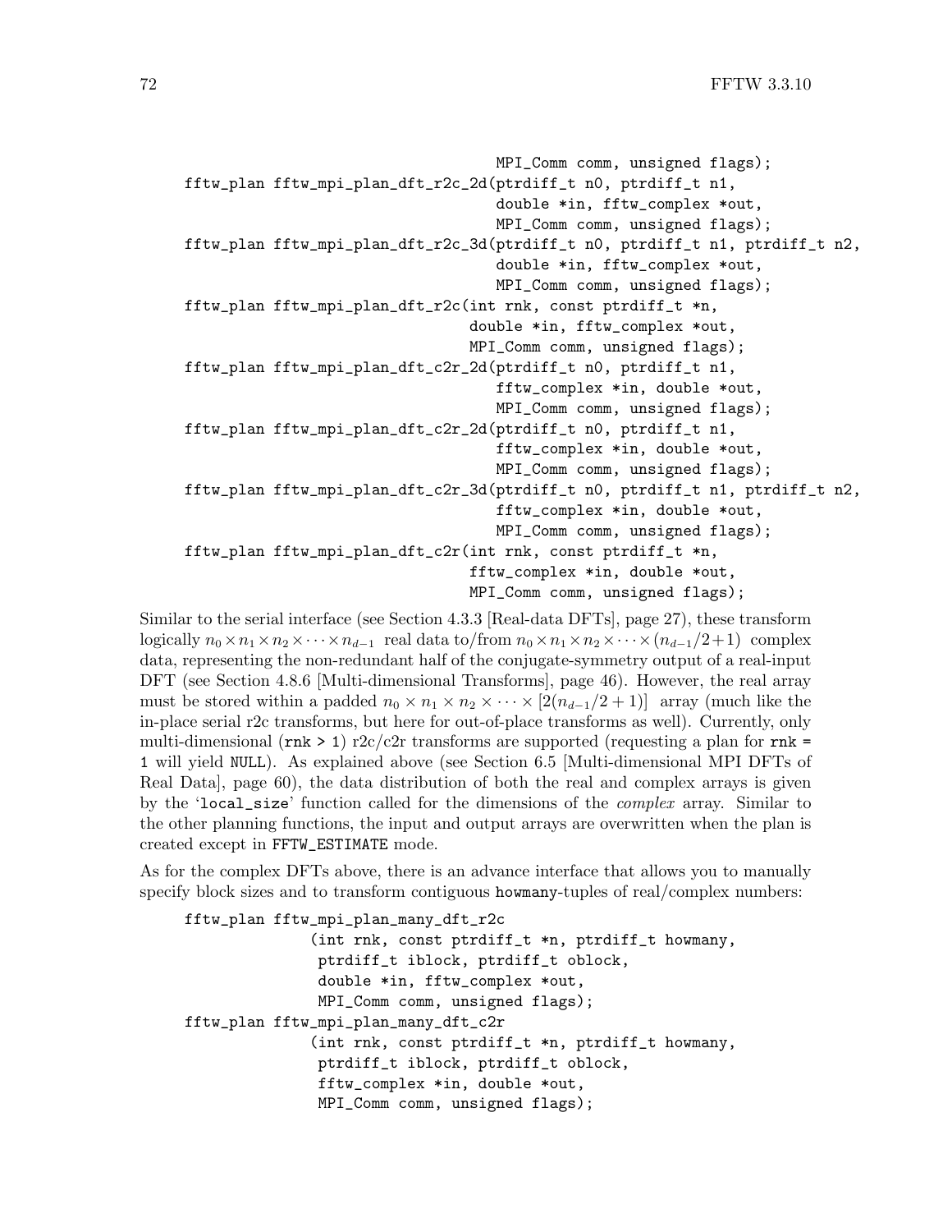```
                                    MPI_Comm comm, unsigned flags);
fftw_plan fftw_mpi_plan_dft_r2c_2d(ptrdiff_t n0, ptrdiff_t n1,
                                    double *in, fftw_complex *out,
                                    MPI_Comm comm, unsigned flags);
fftw_plan fftw_mpi_plan_dft_r2c_3d(ptrdiff_t n0, ptrdiff_t n1, ptrdiff_t n2,
                                    double *in, fftw_complex *out,
                                    MPI_Comm comm, unsigned flags);
fftw_plan fftw_mpi_plan_dft_r2c(int rnk, const ptrdiff_t *n,
                                 double *in, fftw_complex *out,
                                 MPI_Comm comm, unsigned flags);
fftw_plan fftw_mpi_plan_dft_c2r_2d(ptrdiff_t n0, ptrdiff_t n1,
                                    fftw_complex *in, double *out,
                                    MPI_Comm comm, unsigned flags);
fftw_plan fftw_mpi_plan_dft_c2r_2d(ptrdiff_t n0, ptrdiff_t n1,
                                    fftw_complex *in, double *out,
                                    MPI_Comm comm, unsigned flags);
fftw_plan fftw_mpi_plan_dft_c2r_3d(ptrdiff_t n0, ptrdiff_t n1, ptrdiff_t n2,
                                    fftw_complex *in, double *out,
                                    MPI_Comm comm, unsigned flags);
fftw_plan fftw_mpi_plan_dft_c2r(int rnk, const ptrdiff_t *n,
                                 fftw_complex *in, double *out,
                                 MPI_Comm comm, unsigned flags);
```

Similar to the serial interface (see Section 4.3.3 [Real-data DFTs], page 27), these transform logically $n_0 \times n_1 \times n_2 \times \cdots \times n_{d-1}$ real data to/from $n_0 \times n_1 \times n_2 \times \cdots \times (n_{d-1}/2+1)$ complex data, representing the non-redundant half of the conjugate-symmetry output of a real-input DFT (see Section 4.8.6 [Multi-dimensional Transforms], page 46). However, the real array must be stored within a padded $n_0 \times n_1 \times n_2 \times \cdots \times [2(n_{d-1}/2+1)]$ array (much like the in-place serial r2c transforms, but here for out-of-place transforms as well). Currently, only multi-dimensional (`rnk > 1`) r2c/c2r transforms are supported (requesting a plan for `rnk = 1` will yield `NULL`). As explained above (see Section 6.5 [Multi-dimensional MPI DFTs of Real Data], page 60), the data distribution of both the real and complex arrays is given by the '`local_size`' function called for the dimensions of the *complex* array. Similar to the other planning functions, the input and output arrays are overwritten when the plan is created except in `FFTW_ESTIMATE` mode.

As for the complex DFTs above, there is an advance interface that allows you to manually specify block sizes and to transform contiguous `howmany`-tuples of real/complex numbers:

```
fftw_plan fftw_mpi_plan_many_dft_r2c
              (int rnk, const ptrdiff_t *n, ptrdiff_t howmany,
               ptrdiff_t iblock, ptrdiff_t oblock,
               double *in, fftw_complex *out,
               MPI_Comm comm, unsigned flags);
fftw_plan fftw_mpi_plan_many_dft_c2r
              (int rnk, const ptrdiff_t *n, ptrdiff_t howmany,
               ptrdiff_t iblock, ptrdiff_t oblock,
               fftw_complex *in, double *out,
               MPI_Comm comm, unsigned flags);
```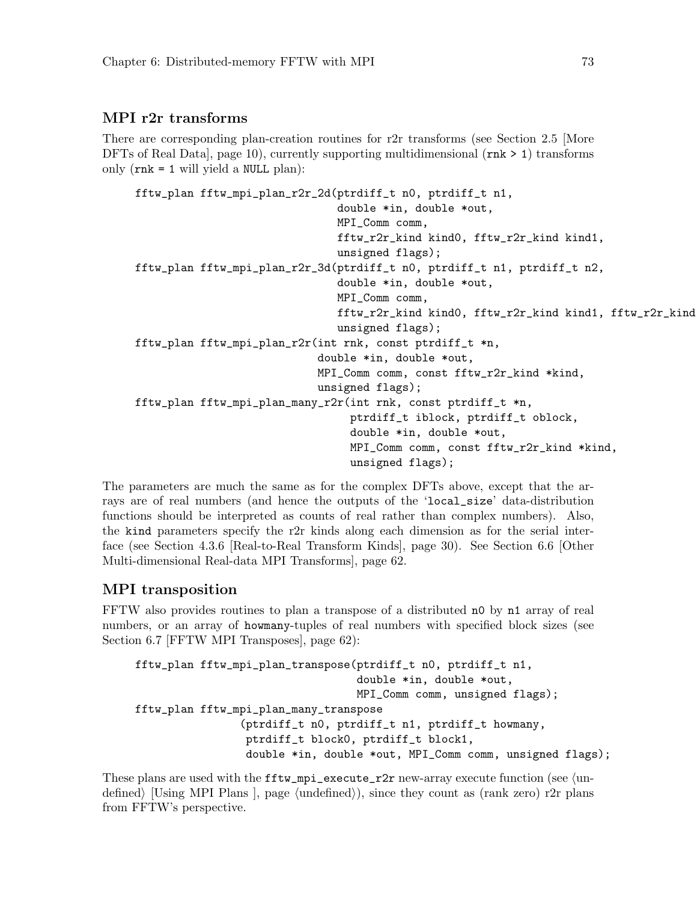## MPI r2r transforms

There are corresponding plan-creation routines for r2r transforms (see Section 2.5 [More DFTs of Real Data], page 10), currently supporting multidimensional (`rnk > 1`) transforms only (`rnk = 1` will yield a `NULL` plan):

```
fftw_plan fftw_mpi_plan_r2r_2d(ptrdiff_t n0, ptrdiff_t n1,
                               double *in, double *out,
                               MPI_Comm comm,
                               fftw_r2r_kind kind0, fftw_r2r_kind kind1,
                               unsigned flags);
fftw_plan fftw_mpi_plan_r2r_3d(ptrdiff_t n0, ptrdiff_t n1, ptrdiff_t n2,
                               double *in, double *out,
                               MPI_Comm comm,
                               fftw_r2r_kind kind0, fftw_r2r_kind kind1, fftw_r2r_kind
                               unsigned flags);
fftw_plan fftw_mpi_plan_r2r(int rnk, const ptrdiff_t *n,
                            double *in, double *out,
                            MPI_Comm comm, const fftw_r2r_kind *kind,
                            unsigned flags);
fftw_plan fftw_mpi_plan_many_r2r(int rnk, const ptrdiff_t *n,
                                 ptrdiff_t iblock, ptrdiff_t oblock,
                                 double *in, double *out,
                                 MPI_Comm comm, const fftw_r2r_kind *kind,
                                 unsigned flags);
```

The parameters are much the same as for the complex DFTs above, except that the arrays are of real numbers (and hence the outputs of the '`local_size`' data-distribution functions should be interpreted as counts of real rather than complex numbers). Also, the `kind` parameters specify the r2r kinds along each dimension as for the serial interface (see Section 4.3.6 [Real-to-Real Transform Kinds], page 30). See Section 6.6 [Other Multi-dimensional Real-data MPI Transforms], page 62.

## MPI transposition

FFTW also provides routines to plan a transpose of a distributed `n0` by `n1` array of real numbers, or an array of `howmany`-tuples of real numbers with specified block sizes (see Section 6.7 [FFTW MPI Transposes], page 62):

```
fftw_plan fftw_mpi_plan_transpose(ptrdiff_t n0, ptrdiff_t n1,
                                  double *in, double *out,
                                  MPI_Comm comm, unsigned flags);
fftw_plan fftw_mpi_plan_many_transpose
                (ptrdiff_t n0, ptrdiff_t n1, ptrdiff_t howmany,
                 ptrdiff_t block0, ptrdiff_t block1,
                 double *in, double *out, MPI_Comm comm, unsigned flags);
```

These plans are used with the `fftw_mpi_execute_r2r` new-array execute function (see ⟨undefined⟩ [Using MPI Plans ], page ⟨undefined⟩), since they count as (rank zero) r2r plans from FFTW's perspective.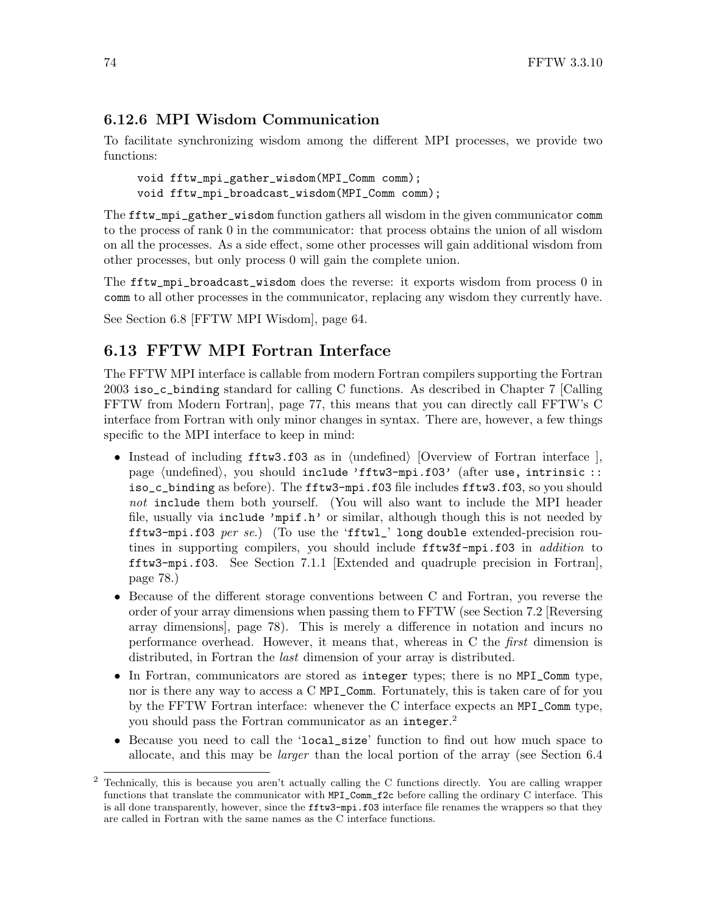### 6.12.6 MPI Wisdom Communication

To facilitate synchronizing wisdom among the different MPI processes, we provide two functions:

```
void fftw_mpi_gather_wisdom(MPI_Comm comm);
void fftw_mpi_broadcast_wisdom(MPI_Comm comm);
```

The `fftw_mpi_gather_wisdom` function gathers all wisdom in the given communicator `comm` to the process of rank 0 in the communicator: that process obtains the union of all wisdom on all the processes. As a side effect, some other processes will gain additional wisdom from other processes, but only process 0 will gain the complete union.

The `fftw_mpi_broadcast_wisdom` does the reverse: it exports wisdom from process 0 in `comm` to all other processes in the communicator, replacing any wisdom they currently have.

See Section 6.8 [FFTW MPI Wisdom], page 64.

## 6.13 FFTW MPI Fortran Interface

The FFTW MPI interface is callable from modern Fortran compilers supporting the Fortran 2003 `iso_c_binding` standard for calling C functions. As described in Chapter 7 [Calling FFTW from Modern Fortran], page 77, this means that you can directly call FFTW's C interface from Fortran with only minor changes in syntax. There are, however, a few things specific to the MPI interface to keep in mind:

- Instead of including `fftw3.f03` as in ⟨undefined⟩ [Overview of Fortran interface ], page ⟨undefined⟩, you should `include 'fftw3-mpi.f03'` (after `use, intrinsic :: iso_c_binding` as before). The `fftw3-mpi.f03` file includes `fftw3.f03`, so you should *not* `include` them both yourself. (You will also want to include the MPI header file, usually via `include 'mpif.h'` or similar, although though this is not needed by `fftw3-mpi.f03` *per se*.) (To use the '`fftwl_`' `long double` extended-precision routines in supporting compilers, you should include `fftw3f-mpi.f03` in *addition* to `fftw3-mpi.f03`. See Section 7.1.1 [Extended and quadruple precision in Fortran], page 78.)
- Because of the different storage conventions between C and Fortran, you reverse the order of your array dimensions when passing them to FFTW (see Section 7.2 [Reversing array dimensions], page 78). This is merely a difference in notation and incurs no performance overhead. However, it means that, whereas in C the *first* dimension is distributed, in Fortran the *last* dimension of your array is distributed.
- In Fortran, communicators are stored as `integer` types; there is no `MPI_Comm` type, nor is there any way to access a C `MPI_Comm`. Fortunately, this is taken care of for you by the FFTW Fortran interface: whenever the C interface expects an `MPI_Comm` type, you should pass the Fortran communicator as an `integer`.[2]
- Because you need to call the '`local_size`' function to find out how much space to allocate, and this may be *larger* than the local portion of the array (see Section 6.4

[2] Technically, this is because you aren't actually calling the C functions directly. You are calling wrapper functions that translate the communicator with `MPI_Comm_f2c` before calling the ordinary C interface. This is all done transparently, however, since the `fftw3-mpi.f03` interface file renames the wrappers so that they are called in Fortran with the same names as the C interface functions.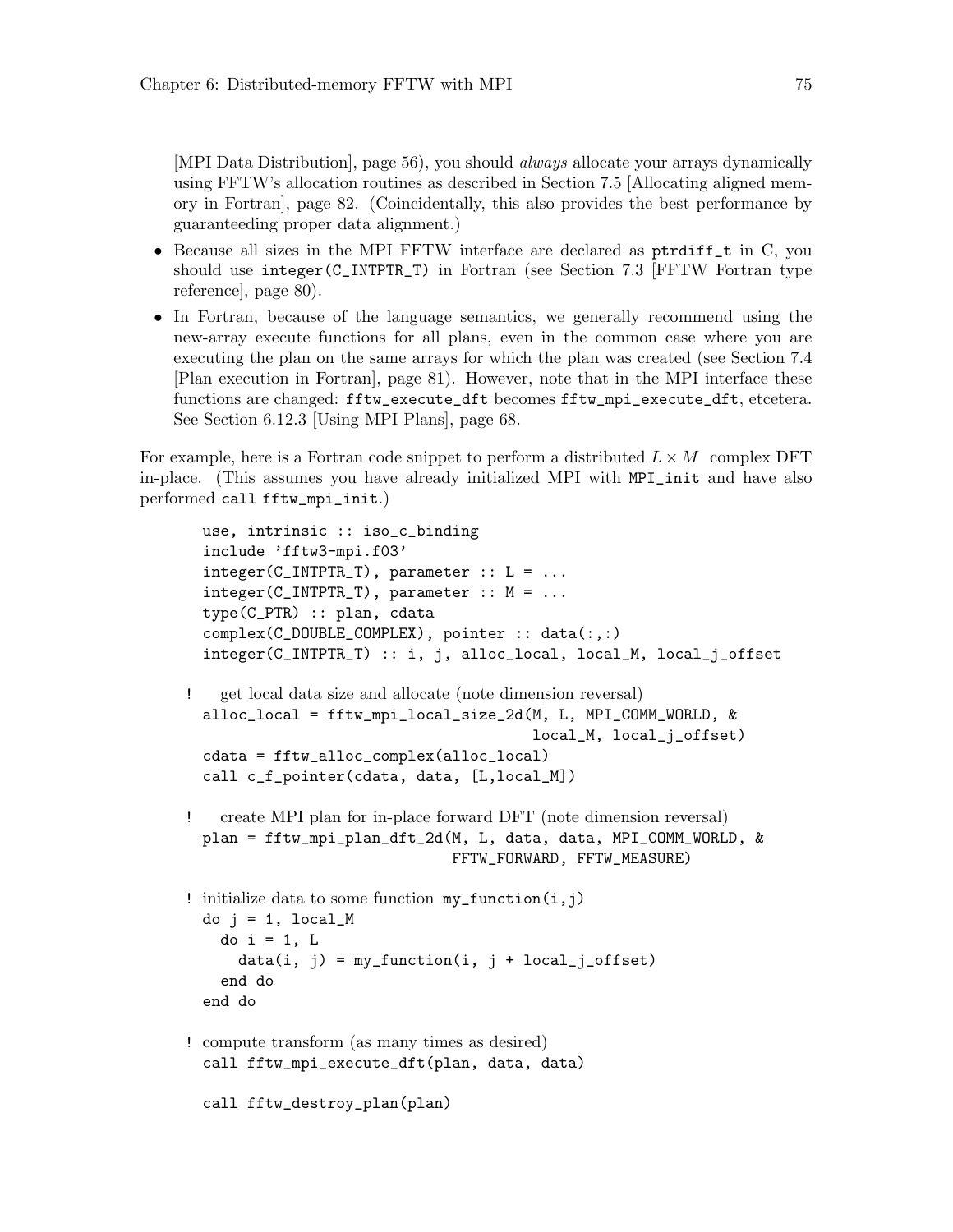[MPI Data Distribution], page 56), you should *always* allocate your arrays dynamically using FFTW's allocation routines as described in Section 7.5 [Allocating aligned memory in Fortran], page 82. (Coincidentally, this also provides the best performance by guaranteeing proper data alignment.)

- Because all sizes in the MPI FFTW interface are declared as `ptrdiff_t` in C, you should use `integer(C_INTPTR_T)` in Fortran (see Section 7.3 [FFTW Fortran type reference], page 80).
- In Fortran, because of the language semantics, we generally recommend using the new-array execute functions for all plans, even in the common case where you are executing the plan on the same arrays for which the plan was created (see Section 7.4 [Plan execution in Fortran], page 81). However, note that in the MPI interface these functions are changed: `fftw_execute_dft` becomes `fftw_mpi_execute_dft`, etcetera. See Section 6.12.3 [Using MPI Plans], page 68.

For example, here is a Fortran code snippet to perform a distributed $L \times M$ complex DFT in-place. (This assumes you have already initialized MPI with `MPI_init` and have also performed `call fftw_mpi_init`.)

```
  use, intrinsic :: iso_c_binding
  include 'fftw3-mpi.f03'
  integer(C_INTPTR_T), parameter :: L = ...
  integer(C_INTPTR_T), parameter :: M = ...
  type(C_PTR) :: plan, cdata
  complex(C_DOUBLE_COMPLEX), pointer :: data(:,:)
  integer(C_INTPTR_T) :: i, j, alloc_local, local_M, local_j_offset

! get local data size and allocate (note dimension reversal)
  alloc_local = fftw_mpi_local_size_2d(M, L, MPI_COMM_WORLD, &
                                       local_M, local_j_offset)
  cdata = fftw_alloc_complex(alloc_local)
  call c_f_pointer(cdata, data, [L,local_M])

! create MPI plan for in-place forward DFT (note dimension reversal)
  plan = fftw_mpi_plan_dft_2d(M, L, data, data, MPI_COMM_WORLD, &
                              FFTW_FORWARD, FFTW_MEASURE)

! initialize data to some function my_function(i,j)
  do j = 1, local_M
    do i = 1, L
      data(i, j) = my_function(i, j + local_j_offset)
    end do
  end do

! compute transform (as many times as desired)
  call fftw_mpi_execute_dft(plan, data, data)

  call fftw_destroy_plan(plan)
```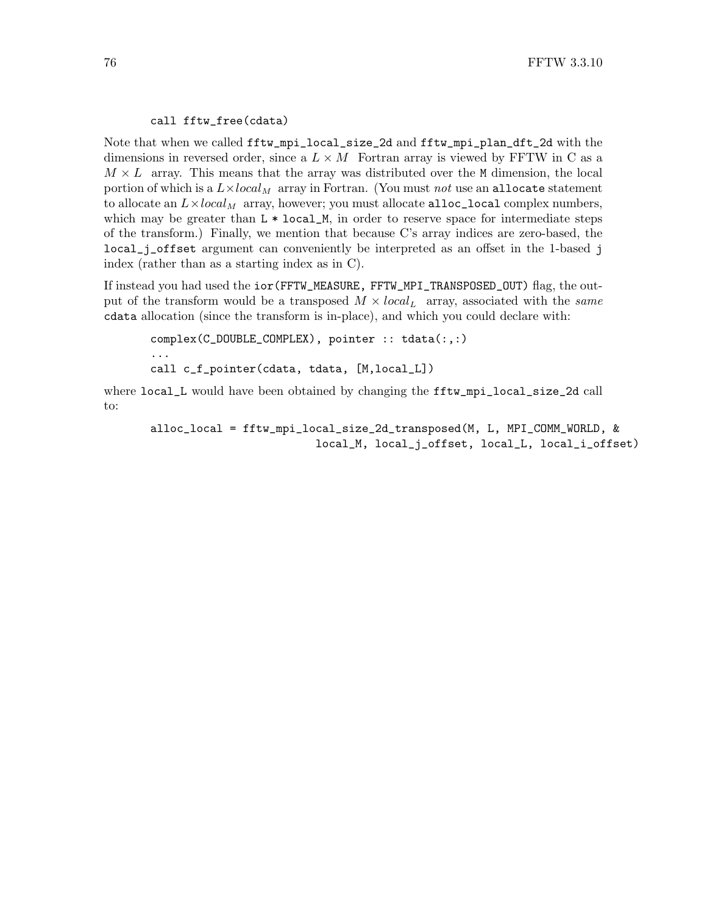```
call fftw_free(cdata)
```

Note that when we called `fftw_mpi_local_size_2d` and `fftw_mpi_plan_dft_2d` with the dimensions in reversed order, since a $L \times M$ Fortran array is viewed by FFTW in C as a $M \times L$ array. This means that the array was distributed over the `M` dimension, the local portion of which is a $L \times local_M$ array in Fortran. (You must *not* use an `allocate` statement to allocate an $L \times local_M$ array, however; you must allocate `alloc_local` complex numbers, which may be greater than `L * local_M`, in order to reserve space for intermediate steps of the transform.) Finally, we mention that because C's array indices are zero-based, the `local_j_offset` argument can conveniently be interpreted as an offset in the 1-based `j` index (rather than as a starting index as in C).

If instead you had used the `ior(FFTW_MEASURE, FFTW_MPI_TRANSPOSED_OUT)` flag, the output of the transform would be a transposed $M \times local_L$ array, associated with the *same* `cdata` allocation (since the transform is in-place), and which you could declare with:

```
complex(C_DOUBLE_COMPLEX), pointer :: tdata(:,:)
...
call c_f_pointer(cdata, tdata, [M,local_L])
```

where `local_L` would have been obtained by changing the `fftw_mpi_local_size_2d` call to:

```
alloc_local = fftw_mpi_local_size_2d_transposed(M, L, MPI_COMM_WORLD, &
                         local_M, local_j_offset, local_L, local_i_offset)
```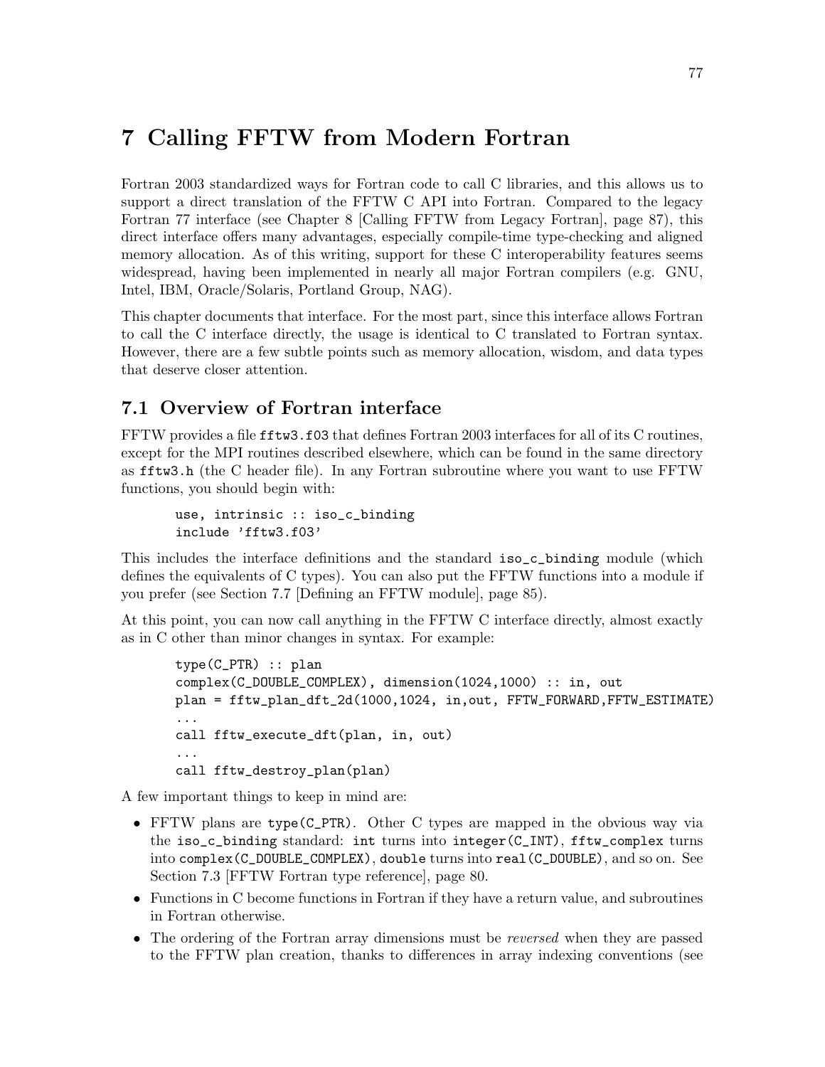# 7 Calling FFTW from Modern Fortran

Fortran 2003 standardized ways for Fortran code to call C libraries, and this allows us to support a direct translation of the FFTW C API into Fortran. Compared to the legacy Fortran 77 interface (see Chapter 8 [Calling FFTW from Legacy Fortran], page 87), this direct interface offers many advantages, especially compile-time type-checking and aligned memory allocation. As of this writing, support for these C interoperability features seems widespread, having been implemented in nearly all major Fortran compilers (e.g. GNU, Intel, IBM, Oracle/Solaris, Portland Group, NAG).

This chapter documents that interface. For the most part, since this interface allows Fortran to call the C interface directly, the usage is identical to C translated to Fortran syntax. However, there are a few subtle points such as memory allocation, wisdom, and data types that deserve closer attention.

## 7.1 Overview of Fortran interface

FFTW provides a file `fftw3.f03` that defines Fortran 2003 interfaces for all of its C routines, except for the MPI routines described elsewhere, which can be found in the same directory as `fftw3.h` (the C header file). In any Fortran subroutine where you want to use FFTW functions, you should begin with:

```
use, intrinsic :: iso_c_binding
include 'fftw3.f03'
```

This includes the interface definitions and the standard `iso_c_binding` module (which defines the equivalents of C types). You can also put the FFTW functions into a module if you prefer (see Section 7.7 [Defining an FFTW module], page 85).

At this point, you can now call anything in the FFTW C interface directly, almost exactly as in C other than minor changes in syntax. For example:

```
type(C_PTR) :: plan
complex(C_DOUBLE_COMPLEX), dimension(1024,1000) :: in, out
plan = fftw_plan_dft_2d(1000,1024, in,out, FFTW_FORWARD,FFTW_ESTIMATE)
...
call fftw_execute_dft(plan, in, out)
...
call fftw_destroy_plan(plan)
```

A few important things to keep in mind are:

- FFTW plans are `type(C_PTR)`. Other C types are mapped in the obvious way via the `iso_c_binding` standard: `int` turns into `integer(C_INT)`, `fftw_complex` turns into `complex(C_DOUBLE_COMPLEX)`, `double` turns into `real(C_DOUBLE)`, and so on. See Section 7.3 [FFTW Fortran type reference], page 80.
- Functions in C become functions in Fortran if they have a return value, and subroutines in Fortran otherwise.
- The ordering of the Fortran array dimensions must be *reversed* when they are passed to the FFTW plan creation, thanks to differences in array indexing conventions (see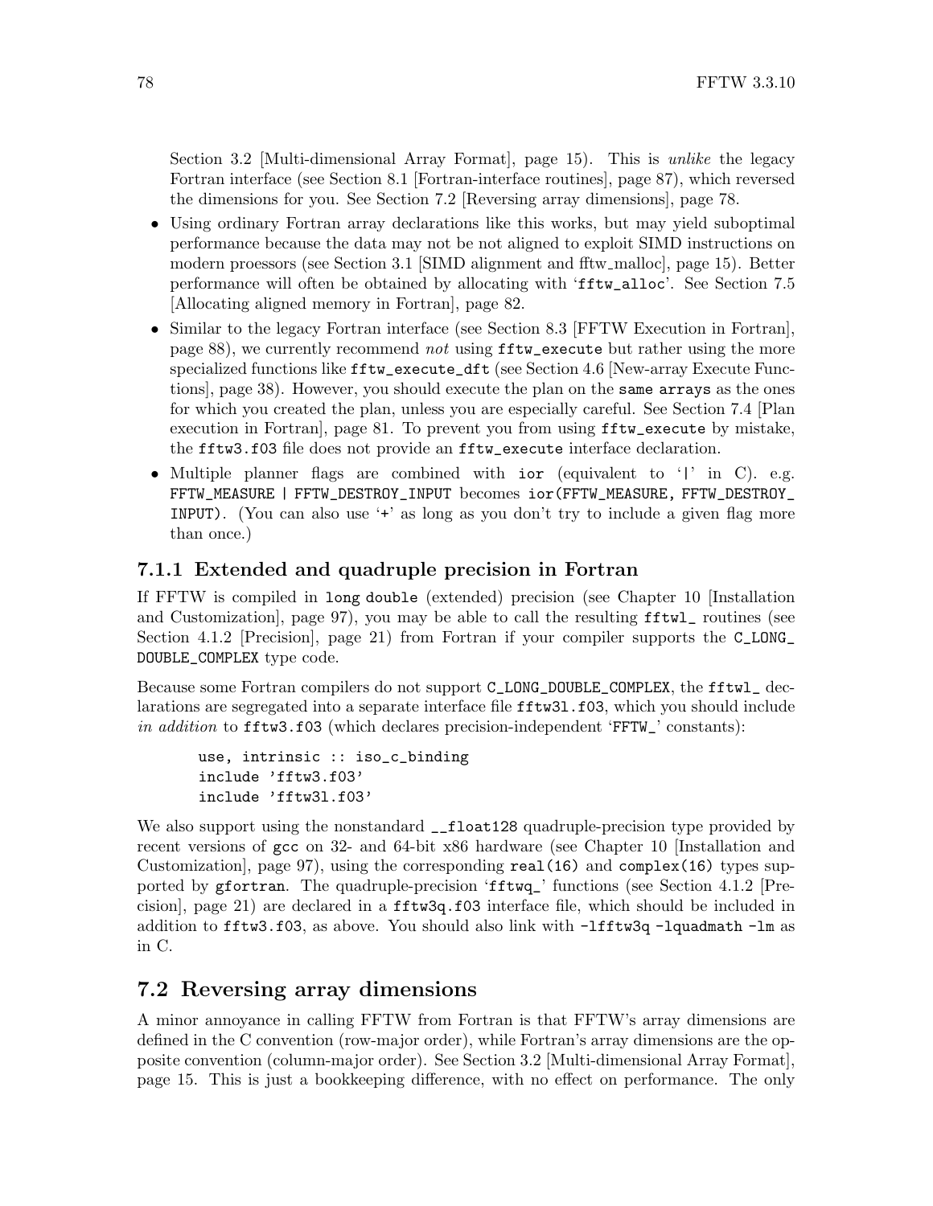Section 3.2 [Multi-dimensional Array Format], page 15). This is *unlike* the legacy Fortran interface (see Section 8.1 [Fortran-interface routines], page 87), which reversed the dimensions for you. See Section 7.2 [Reversing array dimensions], page 78.

- Using ordinary Fortran array declarations like this works, but may yield suboptimal performance because the data may not be not aligned to exploit SIMD instructions on modern proessors (see Section 3.1 [SIMD alignment and fftw_malloc], page 15). Better performance will often be obtained by allocating with '`fftw_alloc`'. See Section 7.5 [Allocating aligned memory in Fortran], page 82.
- Similar to the legacy Fortran interface (see Section 8.3 [FFTW Execution in Fortran], page 88), we currently recommend *not* using `fftw_execute` but rather using the more specialized functions like `fftw_execute_dft` (see Section 4.6 [New-array Execute Functions], page 38). However, you should execute the plan on the `same arrays` as the ones for which you created the plan, unless you are especially careful. See Section 7.4 [Plan execution in Fortran], page 81. To prevent you from using `fftw_execute` by mistake, the `fftw3.f03` file does not provide an `fftw_execute` interface declaration.
- Multiple planner flags are combined with `ior` (equivalent to '`|`' in C). e.g. `FFTW_MEASURE | FFTW_DESTROY_INPUT` becomes `ior(FFTW_MEASURE, FFTW_DESTROY_INPUT)`. (You can also use '`+`' as long as you don't try to include a given flag more than once.)

### 7.1.1 Extended and quadruple precision in Fortran

If FFTW is compiled in `long double` (extended) precision (see Chapter 10 [Installation and Customization], page 97), you may be able to call the resulting `fftwl_` routines (see Section 4.1.2 [Precision], page 21) from Fortran if your compiler supports the `C_LONG_DOUBLE_COMPLEX` type code.

Because some Fortran compilers do not support `C_LONG_DOUBLE_COMPLEX`, the `fftwl_` declarations are segregated into a separate interface file `fftw3l.f03`, which you should include *in addition* to `fftw3.f03` (which declares precision-independent '`FFTW_`' constants):

```
use, intrinsic :: iso_c_binding
include 'fftw3.f03'
include 'fftw3l.f03'
```

We also support using the nonstandard `__float128` quadruple-precision type provided by recent versions of `gcc` on 32- and 64-bit x86 hardware (see Chapter 10 [Installation and Customization], page 97), using the corresponding `real(16)` and `complex(16)` types supported by `gfortran`. The quadruple-precision '`fftwq_`' functions (see Section 4.1.2 [Precision], page 21) are declared in a `fftw3q.f03` interface file, which should be included in addition to `fftw3.f03`, as above. You should also link with `-lfftw3q -lquadmath -lm` as in C.

## 7.2 Reversing array dimensions

A minor annoyance in calling FFTW from Fortran is that FFTW's array dimensions are defined in the C convention (row-major order), while Fortran's array dimensions are the opposite convention (column-major order). See Section 3.2 [Multi-dimensional Array Format], page 15. This is just a bookkeeping difference, with no effect on performance. The only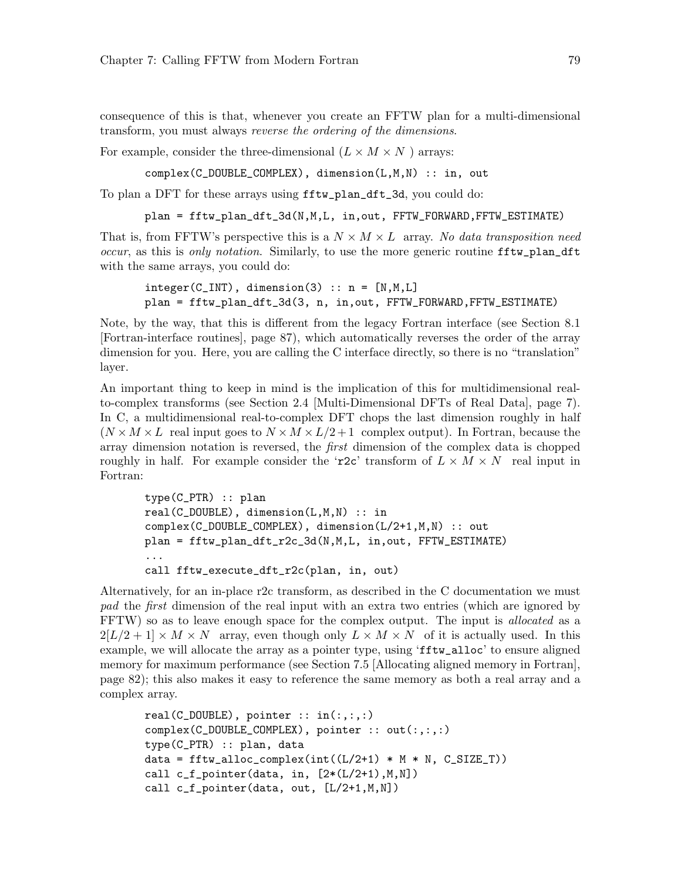consequence of this is that, whenever you create an FFTW plan for a multi-dimensional transform, you must always *reverse the ordering of the dimensions*.

For example, consider the three-dimensional ($L \times M \times N$) arrays:

```
complex(C_DOUBLE_COMPLEX), dimension(L,M,N) :: in, out
```

To plan a DFT for these arrays using `fftw_plan_dft_3d`, you could do:

```
plan = fftw_plan_dft_3d(N,M,L, in,out, FFTW_FORWARD,FFTW_ESTIMATE)
```

That is, from FFTW's perspective this is a $N \times M \times L$ array. *No data transposition need occur*, as this is *only notation*. Similarly, to use the more generic routine `fftw_plan_dft` with the same arrays, you could do:

```
integer(C_INT), dimension(3) :: n = [N,M,L]
plan = fftw_plan_dft_3d(3, n, in,out, FFTW_FORWARD,FFTW_ESTIMATE)
```

Note, by the way, that this is different from the legacy Fortran interface (see Section 8.1 [Fortran-interface routines], page 87), which automatically reverses the order of the array dimension for you. Here, you are calling the C interface directly, so there is no "translation" layer.

An important thing to keep in mind is the implication of this for multidimensional real-to-complex transforms (see Section 2.4 [Multi-Dimensional DFTs of Real Data], page 7). In C, a multidimensional real-to-complex DFT chops the last dimension roughly in half ($N \times M \times L$ real input goes to $N \times M \times L/2+1$ complex output). In Fortran, because the array dimension notation is reversed, the *first* dimension of the complex data is chopped roughly in half. For example consider the 'r2c' transform of $L \times M \times N$ real input in Fortran:

```
type(C_PTR) :: plan
real(C_DOUBLE), dimension(L,M,N) :: in
complex(C_DOUBLE_COMPLEX), dimension(L/2+1,M,N) :: out
plan = fftw_plan_dft_r2c_3d(N,M,L, in,out, FFTW_ESTIMATE)
...
call fftw_execute_dft_r2c(plan, in, out)
```

Alternatively, for an in-place r2c transform, as described in the C documentation we must *pad* the *first* dimension of the real input with an extra two entries (which are ignored by FFTW) so as to leave enough space for the complex output. The input is *allocated* as a $2[L/2+1] \times M \times N$ array, even though only $L \times M \times N$ of it is actually used. In this example, we will allocate the array as a pointer type, using 'fftw_alloc' to ensure aligned memory for maximum performance (see Section 7.5 [Allocating aligned memory in Fortran], page 82); this also makes it easy to reference the same memory as both a real array and a complex array.

```
real(C_DOUBLE), pointer :: in(:,:,:)
complex(C_DOUBLE_COMPLEX), pointer :: out(:,:,:)
type(C_PTR) :: plan, data
data = fftw_alloc_complex(int((L/2+1) * M * N, C_SIZE_T))
call c_f_pointer(data, in, [2*(L/2+1),M,N])
call c_f_pointer(data, out, [L/2+1,M,N])
```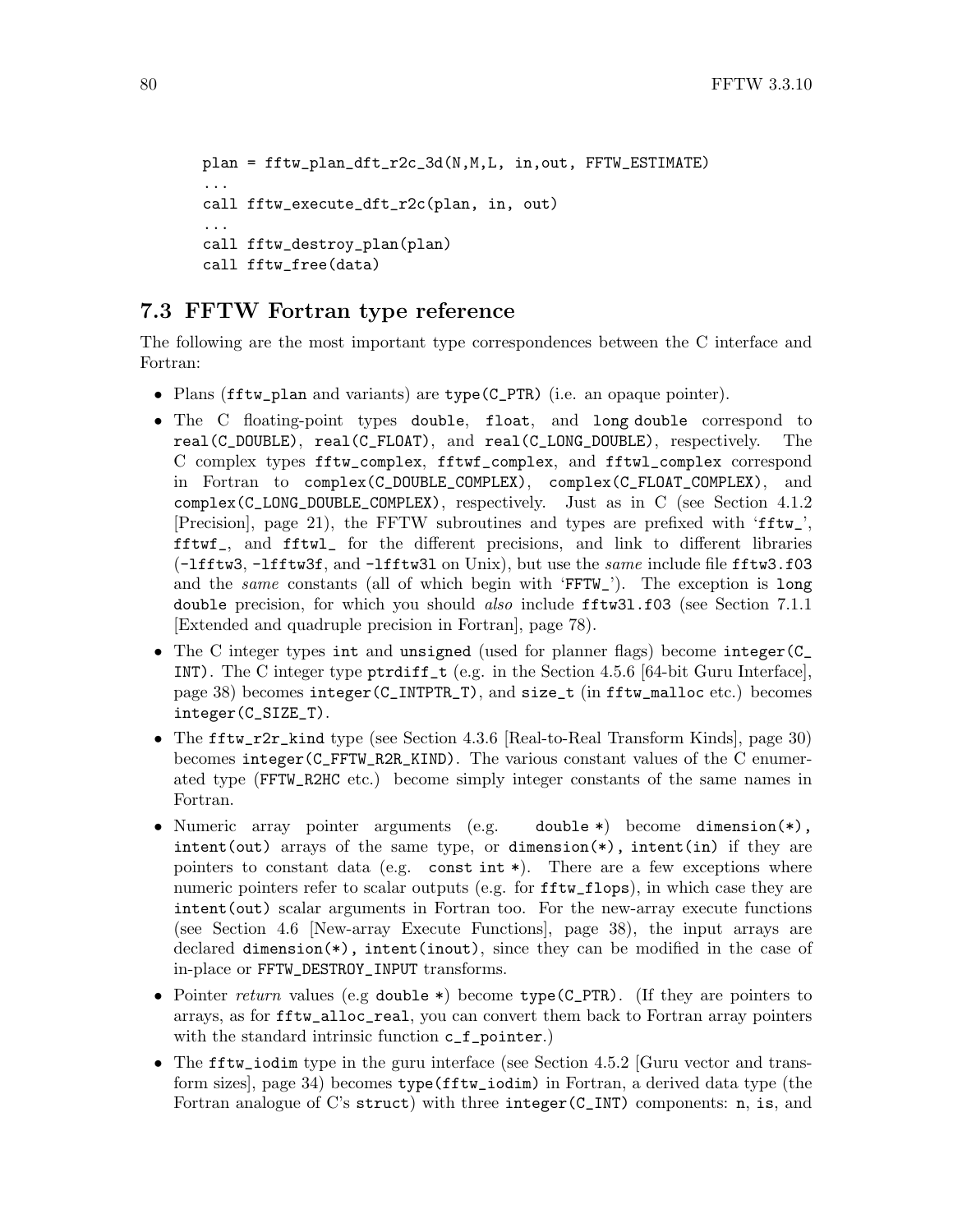```
plan = fftw_plan_dft_r2c_3d(N,M,L, in,out, FFTW_ESTIMATE)
...
call fftw_execute_dft_r2c(plan, in, out)
...
call fftw_destroy_plan(plan)
call fftw_free(data)
```

## 7.3 FFTW Fortran type reference

The following are the most important type correspondences between the C interface and Fortran:

- Plans (`fftw_plan` and variants) are `type(C_PTR)` (i.e. an opaque pointer).
- The C floating-point types `double`, `float`, and `long double` correspond to `real(C_DOUBLE)`, `real(C_FLOAT)`, and `real(C_LONG_DOUBLE)`, respectively. The C complex types `fftw_complex`, `fftwf_complex`, and `fftwl_complex` correspond in Fortran to `complex(C_DOUBLE_COMPLEX)`, `complex(C_FLOAT_COMPLEX)`, and `complex(C_LONG_DOUBLE_COMPLEX)`, respectively. Just as in C (see Section 4.1.2 [Precision], page 21), the FFTW subroutines and types are prefixed with '`fftw_`', `fftwf_`, and `fftwl_` for the different precisions, and link to different libraries (`-lfftw3`, `-lfftw3f`, and `-lfftw3l` on Unix), but use the *same* include file `fftw3.f03` and the *same* constants (all of which begin with '`FFTW_`'). The exception is `long double` precision, for which you should *also* include `fftw3l.f03` (see Section 7.1.1 [Extended and quadruple precision in Fortran], page 78).
- The C integer types `int` and `unsigned` (used for planner flags) become `integer(C_INT)`. The C integer type `ptrdiff_t` (e.g. in the Section 4.5.6 [64-bit Guru Interface], page 38) becomes `integer(C_INTPTR_T)`, and `size_t` (in `fftw_malloc` etc.) becomes `integer(C_SIZE_T)`.
- The `fftw_r2r_kind` type (see Section 4.3.6 [Real-to-Real Transform Kinds], page 30) becomes `integer(C_FFTW_R2R_KIND)`. The various constant values of the C enumerated type (`FFTW_R2HC` etc.) become simply integer constants of the same names in Fortran.
- Numeric array pointer arguments (e.g. `double *`) become `dimension(*), intent(out)` arrays of the same type, or `dimension(*), intent(in)` if they are pointers to constant data (e.g. `const int *`). There are a few exceptions where numeric pointers refer to scalar outputs (e.g. for `fftw_flops`), in which case they are `intent(out)` scalar arguments in Fortran too. For the new-array execute functions (see Section 4.6 [New-array Execute Functions], page 38), the input arrays are declared `dimension(*), intent(inout)`, since they can be modified in the case of in-place or `FFTW_DESTROY_INPUT` transforms.
- Pointer *return* values (e.g `double *`) become `type(C_PTR)`. (If they are pointers to arrays, as for `fftw_alloc_real`, you can convert them back to Fortran array pointers with the standard intrinsic function `c_f_pointer`.)
- The `fftw_iodim` type in the guru interface (see Section 4.5.2 [Guru vector and transform sizes], page 34) becomes `type(fftw_iodim)` in Fortran, a derived data type (the Fortran analogue of C's `struct`) with three `integer(C_INT)` components: `n`, `is`, and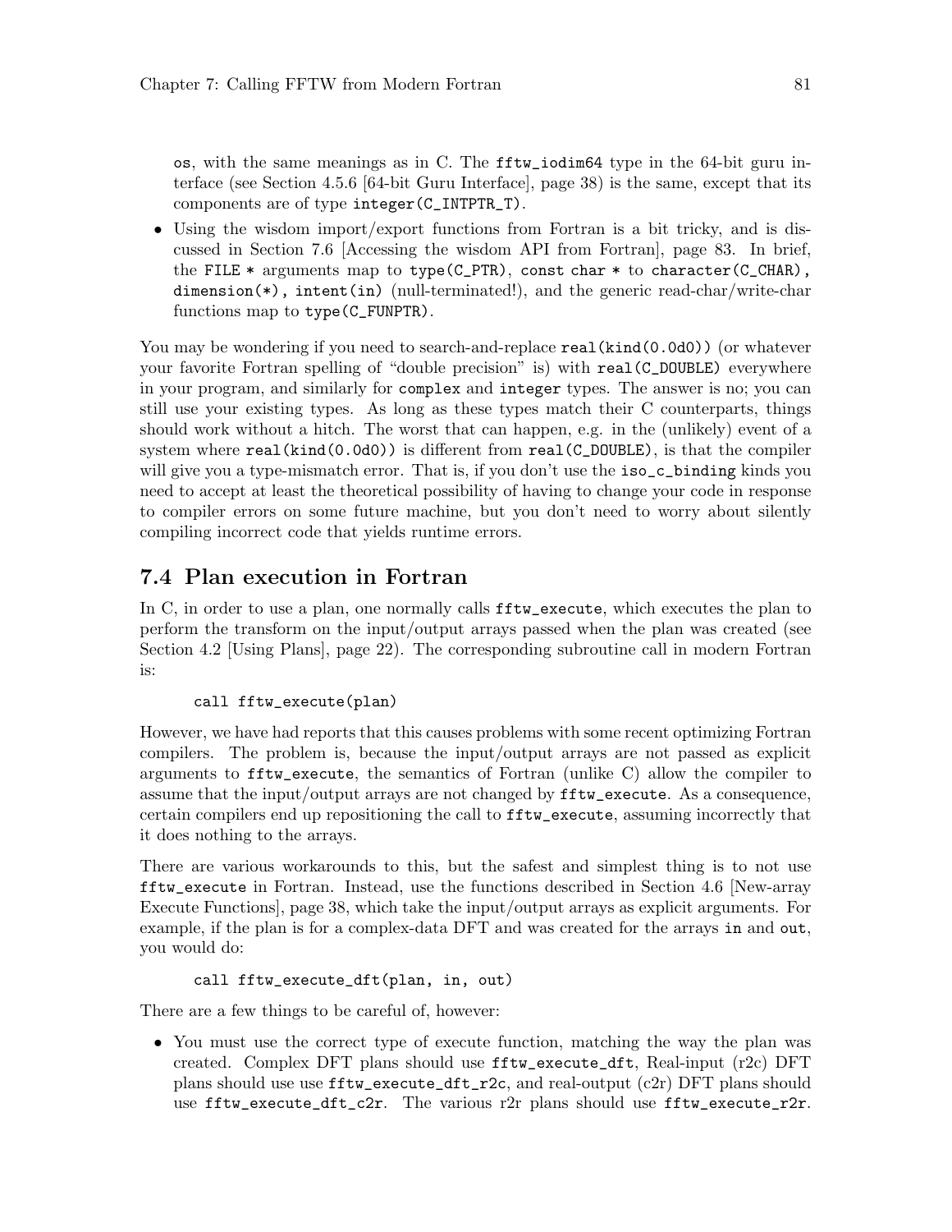`os`, with the same meanings as in C. The `fftw_iodim64` type in the 64-bit guru interface (see Section 4.5.6 [64-bit Guru Interface], page 38) is the same, except that its components are of type `integer(C_INTPTR_T)`.

- Using the wisdom import/export functions from Fortran is a bit tricky, and is discussed in Section 7.6 [Accessing the wisdom API from Fortran], page 83. In brief, the `FILE *` arguments map to `type(C_PTR)`, `const char *` to `character(C_CHAR), dimension(*), intent(in)` (null-terminated!), and the generic read-char/write-char functions map to `type(C_FUNPTR)`.

You may be wondering if you need to search-and-replace `real(kind(0.0d0))` (or whatever your favorite Fortran spelling of "double precision" is) with `real(C_DOUBLE)` everywhere in your program, and similarly for `complex` and `integer` types. The answer is no; you can still use your existing types. As long as these types match their C counterparts, things should work without a hitch. The worst that can happen, e.g. in the (unlikely) event of a system where `real(kind(0.0d0))` is different from `real(C_DOUBLE)`, is that the compiler will give you a type-mismatch error. That is, if you don't use the `iso_c_binding` kinds you need to accept at least the theoretical possibility of having to change your code in response to compiler errors on some future machine, but you don't need to worry about silently compiling incorrect code that yields runtime errors.

## 7.4 Plan execution in Fortran

In C, in order to use a plan, one normally calls `fftw_execute`, which executes the plan to perform the transform on the input/output arrays passed when the plan was created (see Section 4.2 [Using Plans], page 22). The corresponding subroutine call in modern Fortran is:

```
call fftw_execute(plan)
```

However, we have had reports that this causes problems with some recent optimizing Fortran compilers. The problem is, because the input/output arrays are not passed as explicit arguments to `fftw_execute`, the semantics of Fortran (unlike C) allow the compiler to assume that the input/output arrays are not changed by `fftw_execute`. As a consequence, certain compilers end up repositioning the call to `fftw_execute`, assuming incorrectly that it does nothing to the arrays.

There are various workarounds to this, but the safest and simplest thing is to not use `fftw_execute` in Fortran. Instead, use the functions described in Section 4.6 [New-array Execute Functions], page 38, which take the input/output arrays as explicit arguments. For example, if the plan is for a complex-data DFT and was created for the arrays `in` and `out`, you would do:

```
call fftw_execute_dft(plan, in, out)
```

There are a few things to be careful of, however:

- You must use the correct type of execute function, matching the way the plan was created. Complex DFT plans should use `fftw_execute_dft`, Real-input (r2c) DFT plans should use use `fftw_execute_dft_r2c`, and real-output (c2r) DFT plans should use `fftw_execute_dft_c2r`. The various r2r plans should use `fftw_execute_r2r`.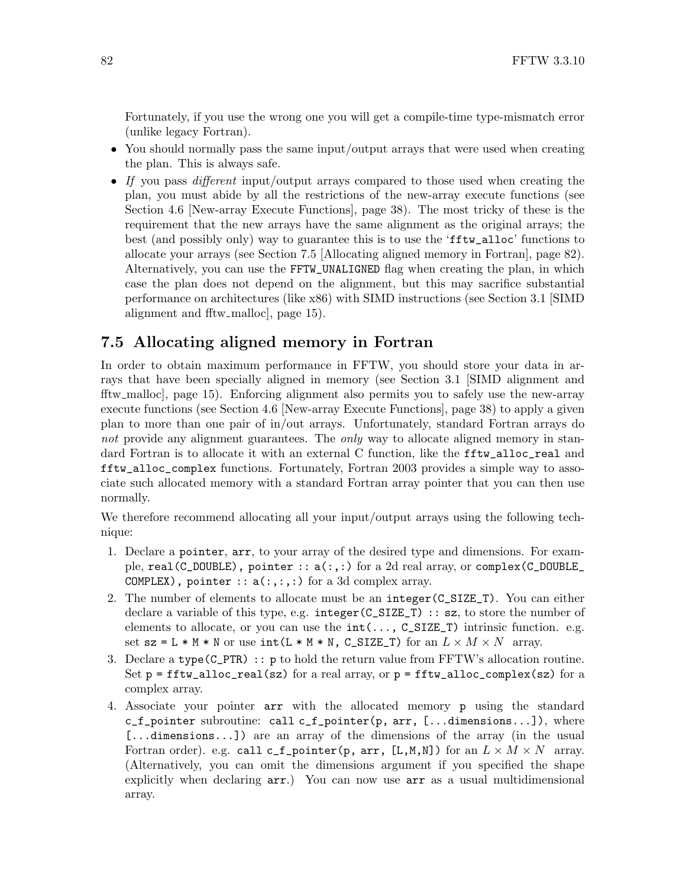Fortunately, if you use the wrong one you will get a compile-time type-mismatch error (unlike legacy Fortran).

- You should normally pass the same input/output arrays that were used when creating the plan. This is always safe.
- *If* you pass *different* input/output arrays compared to those used when creating the plan, you must abide by all the restrictions of the new-array execute functions (see Section 4.6 [New-array Execute Functions], page 38). The most tricky of these is the requirement that the new arrays have the same alignment as the original arrays; the best (and possibly only) way to guarantee this is to use the '`fftw_alloc`' functions to allocate your arrays (see Section 7.5 [Allocating aligned memory in Fortran], page 82). Alternatively, you can use the `FFTW_UNALIGNED` flag when creating the plan, in which case the plan does not depend on the alignment, but this may sacrifice substantial performance on architectures (like x86) with SIMD instructions (see Section 3.1 [SIMD alignment and fftw_malloc], page 15).

## 7.5 Allocating aligned memory in Fortran

In order to obtain maximum performance in FFTW, you should store your data in arrays that have been specially aligned in memory (see Section 3.1 [SIMD alignment and fftw_malloc], page 15). Enforcing alignment also permits you to safely use the new-array execute functions (see Section 4.6 [New-array Execute Functions], page 38) to apply a given plan to more than one pair of in/out arrays. Unfortunately, standard Fortran arrays do *not* provide any alignment guarantees. The *only* way to allocate aligned memory in standard Fortran is to allocate it with an external C function, like the `fftw_alloc_real` and `fftw_alloc_complex` functions. Fortunately, Fortran 2003 provides a simple way to associate such allocated memory with a standard Fortran array pointer that you can then use normally.

We therefore recommend allocating all your input/output arrays using the following technique:

1. Declare a `pointer`, `arr`, to your array of the desired type and dimensions. For example, `real(C_DOUBLE), pointer :: a(:,:)` for a 2d real array, or `complex(C_DOUBLE_COMPLEX), pointer :: a(:,:,:)` for a 3d complex array.
2. The number of elements to allocate must be an `integer(C_SIZE_T)`. You can either declare a variable of this type, e.g. `integer(C_SIZE_T) :: sz`, to store the number of elements to allocate, or you can use the `int(..., C_SIZE_T)` intrinsic function. e.g. set `sz = L * M * N` or use `int(L * M * N, C_SIZE_T)` for an $L \times M \times N$ array.
3. Declare a `type(C_PTR) :: p` to hold the return value from FFTW's allocation routine. Set `p = fftw_alloc_real(sz)` for a real array, or `p = fftw_alloc_complex(sz)` for a complex array.
4. Associate your pointer `arr` with the allocated memory `p` using the standard `c_f_pointer` subroutine: `call c_f_pointer(p, arr, [...dimensions...])`, where `[...dimensions...])` are an array of the dimensions of the array (in the usual Fortran order). e.g. `call c_f_pointer(p, arr, [L,M,N])` for an $L \times M \times N$ array. (Alternatively, you can omit the dimensions argument if you specified the shape explicitly when declaring `arr`.) You can now use `arr` as a usual multidimensional array.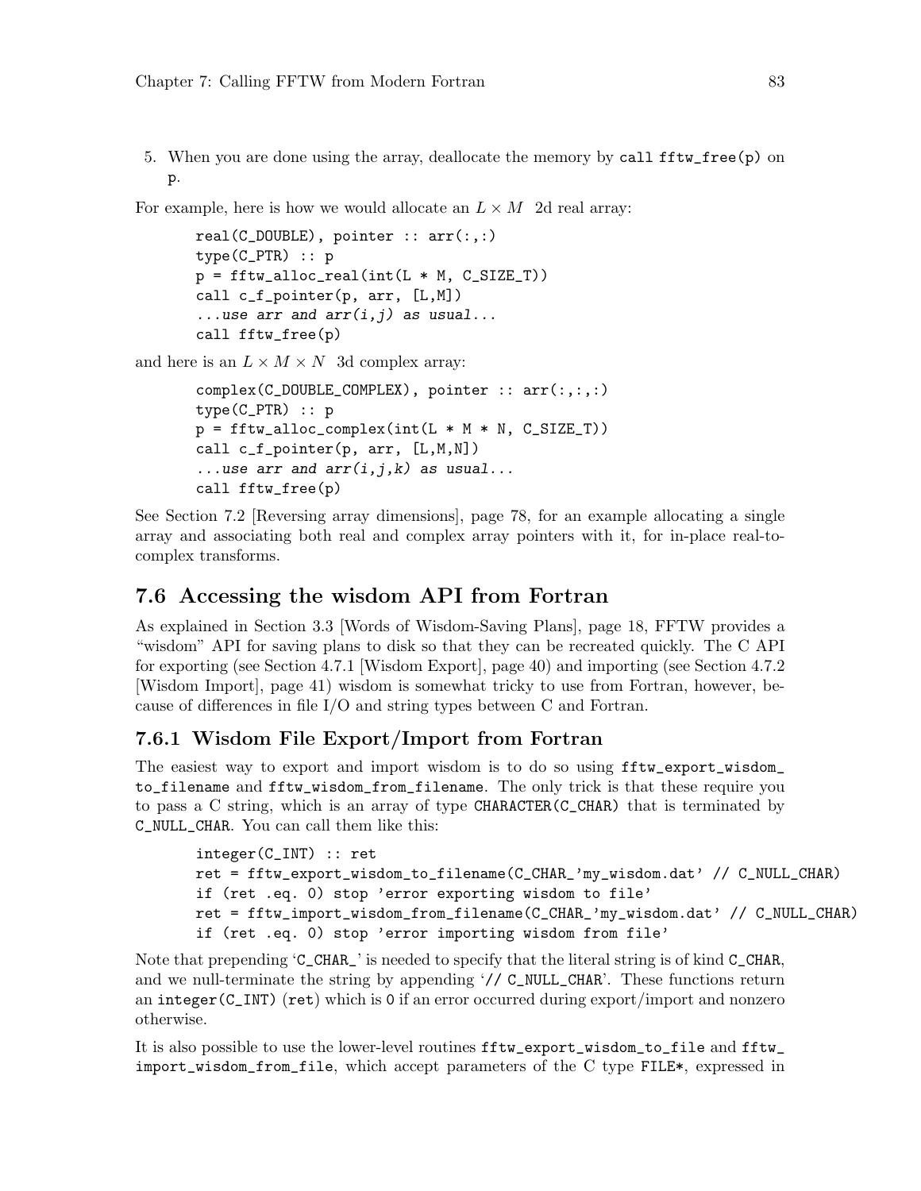5. When you are done using the array, deallocate the memory by `call fftw_free(p)` on `p`.

For example, here is how we would allocate an $L \times M$ 2d real array:

```
real(C_DOUBLE), pointer :: arr(:,:)
type(C_PTR) :: p
p = fftw_alloc_real(int(L * M, C_SIZE_T))
call c_f_pointer(p, arr, [L,M])
...use arr and arr(i,j) as usual...
call fftw_free(p)
```

and here is an $L \times M \times N$ 3d complex array:

```
complex(C_DOUBLE_COMPLEX), pointer :: arr(:,:,:)
type(C_PTR) :: p
p = fftw_alloc_complex(int(L * M * N, C_SIZE_T))
call c_f_pointer(p, arr, [L,M,N])
...use arr and arr(i,j,k) as usual...
call fftw_free(p)
```

See Section 7.2 [Reversing array dimensions], page 78, for an example allocating a single array and associating both real and complex array pointers with it, for in-place real-to-complex transforms.

## 7.6 Accessing the wisdom API from Fortran

As explained in Section 3.3 [Words of Wisdom-Saving Plans], page 18, FFTW provides a "wisdom" API for saving plans to disk so that they can be recreated quickly. The C API for exporting (see Section 4.7.1 [Wisdom Export], page 40) and importing (see Section 4.7.2 [Wisdom Import], page 41) wisdom is somewhat tricky to use from Fortran, however, because of differences in file I/O and string types between C and Fortran.

### 7.6.1 Wisdom File Export/Import from Fortran

The easiest way to export and import wisdom is to do so using `fftw_export_wisdom_to_filename` and `fftw_wisdom_from_filename`. The only trick is that these require you to pass a C string, which is an array of type `CHARACTER(C_CHAR)` that is terminated by `C_NULL_CHAR`. You can call them like this:

```
integer(C_INT) :: ret
ret = fftw_export_wisdom_to_filename(C_CHAR_'my_wisdom.dat' // C_NULL_CHAR)
if (ret .eq. 0) stop 'error exporting wisdom to file'
ret = fftw_import_wisdom_from_filename(C_CHAR_'my_wisdom.dat' // C_NULL_CHAR)
if (ret .eq. 0) stop 'error importing wisdom from file'
```

Note that prepending '`C_CHAR_`' is needed to specify that the literal string is of kind `C_CHAR`, and we null-terminate the string by appending '`// C_NULL_CHAR`'. These functions return an `integer(C_INT)` (`ret`) which is `0` if an error occurred during export/import and nonzero otherwise.

It is also possible to use the lower-level routines `fftw_export_wisdom_to_file` and `fftw_import_wisdom_from_file`, which accept parameters of the C type `FILE*`, expressed in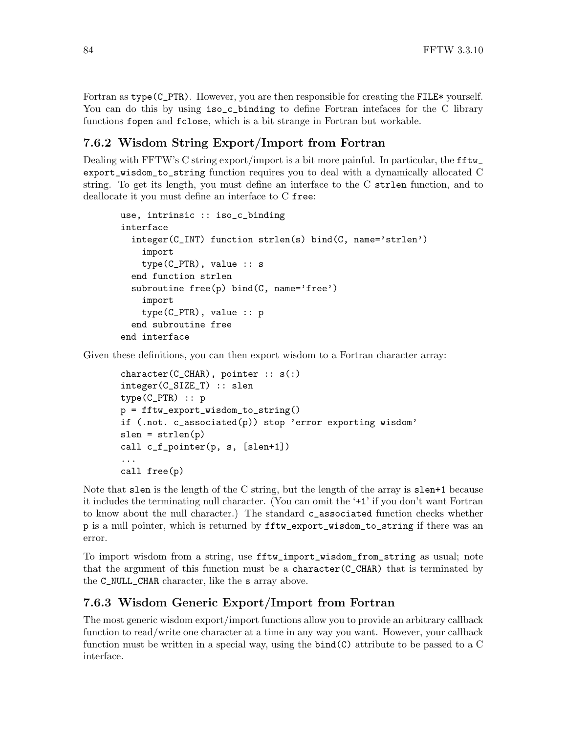Fortran as `type(C_PTR)`. However, you are then responsible for creating the `FILE*` yourself. You can do this by using `iso_c_binding` to define Fortran intefaces for the C library functions `fopen` and `fclose`, which is a bit strange in Fortran but workable.

### 7.6.2 Wisdom String Export/Import from Fortran

Dealing with FFTW's C string export/import is a bit more painful. In particular, the `fftw_export_wisdom_to_string` function requires you to deal with a dynamically allocated C string. To get its length, you must define an interface to the C `strlen` function, and to deallocate it you must define an interface to C `free`:

```
use, intrinsic :: iso_c_binding
interface
  integer(C_INT) function strlen(s) bind(C, name='strlen')
    import
    type(C_PTR), value :: s
  end function strlen
  subroutine free(p) bind(C, name='free')
    import
    type(C_PTR), value :: p
  end subroutine free
end interface
```

Given these definitions, you can then export wisdom to a Fortran character array:

```
character(C_CHAR), pointer :: s(:)
integer(C_SIZE_T) :: slen
type(C_PTR) :: p
p = fftw_export_wisdom_to_string()
if (.not. c_associated(p)) stop 'error exporting wisdom'
slen = strlen(p)
call c_f_pointer(p, s, [slen+1])
...
call free(p)
```

Note that `slen` is the length of the C string, but the length of the array is `slen+1` because it includes the terminating null character. (You can omit the '`+1`' if you don't want Fortran to know about the null character.) The standard `c_associated` function checks whether `p` is a null pointer, which is returned by `fftw_export_wisdom_to_string` if there was an error.

To import wisdom from a string, use `fftw_import_wisdom_from_string` as usual; note that the argument of this function must be a `character(C_CHAR)` that is terminated by the `C_NULL_CHAR` character, like the `s` array above.

### 7.6.3 Wisdom Generic Export/Import from Fortran

The most generic wisdom export/import functions allow you to provide an arbitrary callback function to read/write one character at a time in any way you want. However, your callback function must be written in a special way, using the `bind(C)` attribute to be passed to a C interface.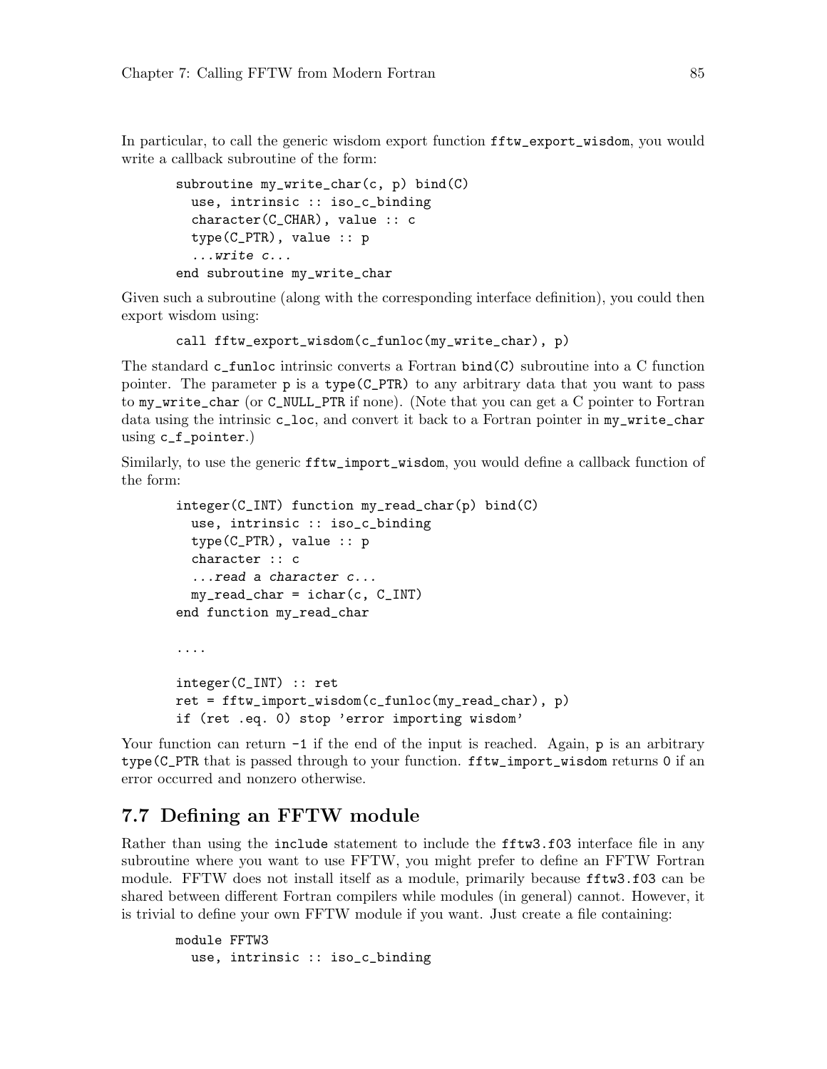In particular, to call the generic wisdom export function `fftw_export_wisdom`, you would write a callback subroutine of the form:

```
subroutine my_write_char(c, p) bind(C)
  use, intrinsic :: iso_c_binding
  character(C_CHAR), value :: c
  type(C_PTR), value :: p
  ...write c...
end subroutine my_write_char
```

Given such a subroutine (along with the corresponding interface definition), you could then export wisdom using:

```
call fftw_export_wisdom(c_funloc(my_write_char), p)
```

The standard `c_funloc` intrinsic converts a Fortran `bind(C)` subroutine into a C function pointer. The parameter `p` is a `type(C_PTR)` to any arbitrary data that you want to pass to `my_write_char` (or `C_NULL_PTR` if none). (Note that you can get a C pointer to Fortran data using the intrinsic `c_loc`, and convert it back to a Fortran pointer in `my_write_char` using `c_f_pointer`.)

Similarly, to use the generic `fftw_import_wisdom`, you would define a callback function of the form:

```
integer(C_INT) function my_read_char(p) bind(C)
  use, intrinsic :: iso_c_binding
  type(C_PTR), value :: p
  character :: c
  ...read a character c...
  my_read_char = ichar(c, C_INT)
end function my_read_char

....

integer(C_INT) :: ret
ret = fftw_import_wisdom(c_funloc(my_read_char), p)
if (ret .eq. 0) stop 'error importing wisdom'
```

Your function can return `-1` if the end of the input is reached. Again, `p` is an arbitrary `type(C_PTR` that is passed through to your function. `fftw_import_wisdom` returns `0` if an error occurred and nonzero otherwise.

## 7.7 Defining an FFTW module

Rather than using the `include` statement to include the `fftw3.f03` interface file in any subroutine where you want to use FFTW, you might prefer to define an FFTW Fortran module. FFTW does not install itself as a module, primarily because `fftw3.f03` can be shared between different Fortran compilers while modules (in general) cannot. However, it is trivial to define your own FFTW module if you want. Just create a file containing:

```
module FFTW3
  use, intrinsic :: iso_c_binding
```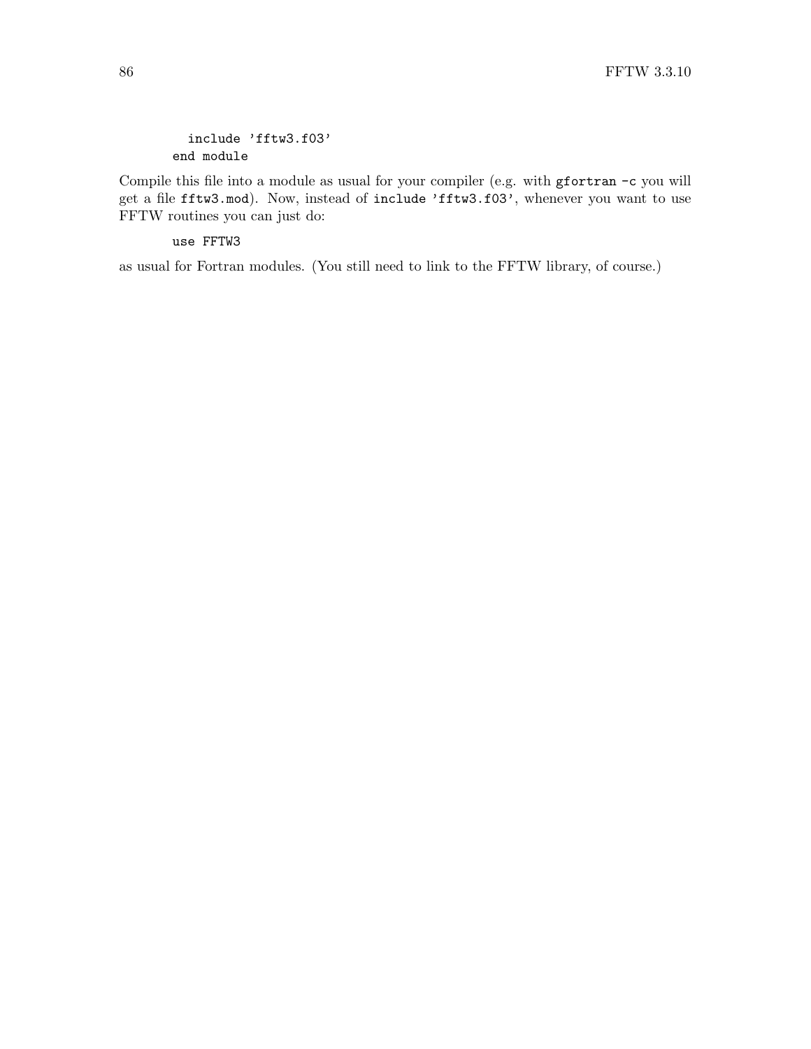```
  include 'fftw3.f03'
end module
```

Compile this file into a module as usual for your compiler (e.g. with `gfortran -c` you will get a file `fftw3.mod`). Now, instead of `include 'fftw3.f03'`, whenever you want to use FFTW routines you can just do:

```
use FFTW3
```

as usual for Fortran modules. (You still need to link to the FFTW library, of course.)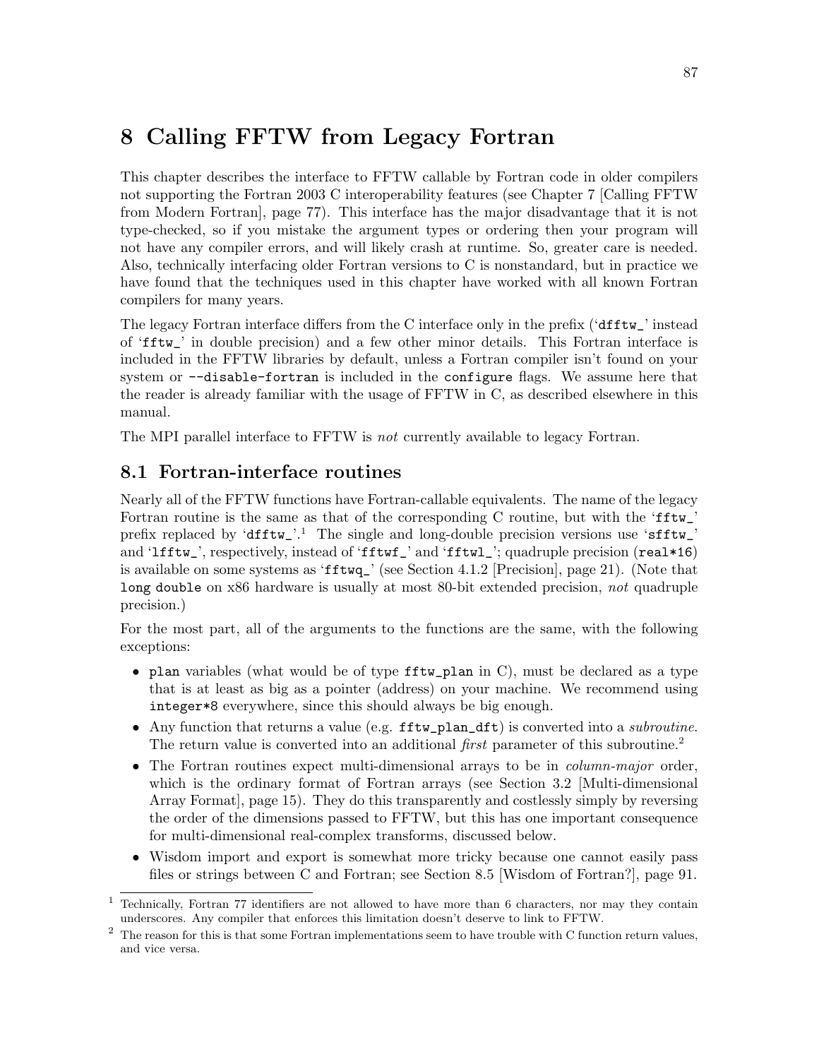# 8 Calling FFTW from Legacy Fortran

This chapter describes the interface to FFTW callable by Fortran code in older compilers not supporting the Fortran 2003 C interoperability features (see Chapter 7 [Calling FFTW from Modern Fortran], page 77). This interface has the major disadvantage that it is not type-checked, so if you mistake the argument types or ordering then your program will not have any compiler errors, and will likely crash at runtime. So, greater care is needed. Also, technically interfacing older Fortran versions to C is nonstandard, but in practice we have found that the techniques used in this chapter have worked with all known Fortran compilers for many years.

The legacy Fortran interface differs from the C interface only in the prefix ('`dfftw_`' instead of '`fftw_`' in double precision) and a few other minor details. This Fortran interface is included in the FFTW libraries by default, unless a Fortran compiler isn't found on your system or `--disable-fortran` is included in the `configure` flags. We assume here that the reader is already familiar with the usage of FFTW in C, as described elsewhere in this manual.

The MPI parallel interface to FFTW is *not* currently available to legacy Fortran.

## 8.1 Fortran-interface routines

Nearly all of the FFTW functions have Fortran-callable equivalents. The name of the legacy Fortran routine is the same as that of the corresponding C routine, but with the '`fftw_`' prefix replaced by '`dfftw_`'.[1] The single and long-double precision versions use '`sfftw_`' and '`lfftw_`', respectively, instead of '`fftwf_`' and '`fftwl_`'; quadruple precision (`real*16`) is available on some systems as '`fftwq_`' (see Section 4.1.2 [Precision], page 21). (Note that `long double` on x86 hardware is usually at most 80-bit extended precision, *not* quadruple precision.)

For the most part, all of the arguments to the functions are the same, with the following exceptions:

- `plan` variables (what would be of type `fftw_plan` in C), must be declared as a type that is at least as big as a pointer (address) on your machine. We recommend using `integer*8` everywhere, since this should always be big enough.
- Any function that returns a value (e.g. `fftw_plan_dft`) is converted into a *subroutine*. The return value is converted into an additional *first* parameter of this subroutine.[2]
- The Fortran routines expect multi-dimensional arrays to be in *column-major* order, which is the ordinary format of Fortran arrays (see Section 3.2 [Multi-dimensional Array Format], page 15). They do this transparently and costlessly simply by reversing the order of the dimensions passed to FFTW, but this has one important consequence for multi-dimensional real-complex transforms, discussed below.
- Wisdom import and export is somewhat more tricky because one cannot easily pass files or strings between C and Fortran; see Section 8.5 [Wisdom of Fortran?], page 91.

---

[1] Technically, Fortran 77 identifiers are not allowed to have more than 6 characters, nor may they contain underscores. Any compiler that enforces this limitation doesn't deserve to link to FFTW.

[2] The reason for this is that some Fortran implementations seem to have trouble with C function return values, and vice versa.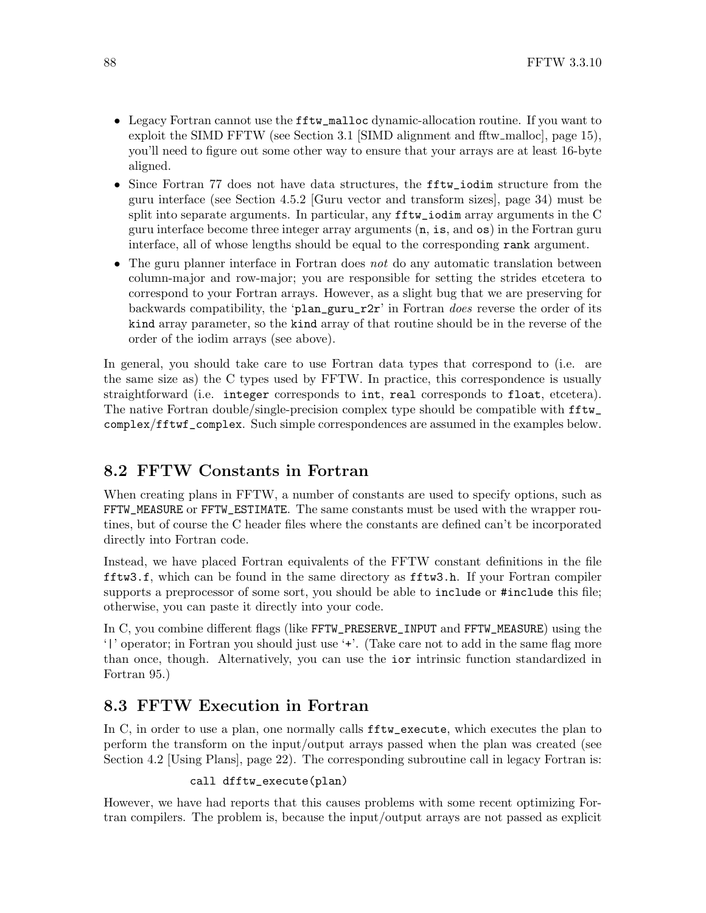- Legacy Fortran cannot use the `fftw_malloc` dynamic-allocation routine. If you want to exploit the SIMD FFTW (see Section 3.1 [SIMD alignment and fftw_malloc], page 15), you'll need to figure out some other way to ensure that your arrays are at least 16-byte aligned.
- Since Fortran 77 does not have data structures, the `fftw_iodim` structure from the guru interface (see Section 4.5.2 [Guru vector and transform sizes], page 34) must be split into separate arguments. In particular, any `fftw_iodim` array arguments in the C guru interface become three integer array arguments (`n`, `is`, and `os`) in the Fortran guru interface, all of whose lengths should be equal to the corresponding `rank` argument.
- The guru planner interface in Fortran does *not* do any automatic translation between column-major and row-major; you are responsible for setting the strides etcetera to correspond to your Fortran arrays. However, as a slight bug that we are preserving for backwards compatibility, the '`plan_guru_r2r`' in Fortran *does* reverse the order of its `kind` array parameter, so the `kind` array of that routine should be in the reverse of the order of the iodim arrays (see above).

In general, you should take care to use Fortran data types that correspond to (i.e. are the same size as) the C types used by FFTW. In practice, this correspondence is usually straightforward (i.e. `integer` corresponds to `int`, `real` corresponds to `float`, etcetera). The native Fortran double/single-precision complex type should be compatible with `fftw_complex`/`fftwf_complex`. Such simple correspondences are assumed in the examples below.

## 8.2 FFTW Constants in Fortran

When creating plans in FFTW, a number of constants are used to specify options, such as `FFTW_MEASURE` or `FFTW_ESTIMATE`. The same constants must be used with the wrapper routines, but of course the C header files where the constants are defined can't be incorporated directly into Fortran code.

Instead, we have placed Fortran equivalents of the FFTW constant definitions in the file `fftw3.f`, which can be found in the same directory as `fftw3.h`. If your Fortran compiler supports a preprocessor of some sort, you should be able to `include` or `#include` this file; otherwise, you can paste it directly into your code.

In C, you combine different flags (like `FFTW_PRESERVE_INPUT` and `FFTW_MEASURE`) using the '`|`' operator; in Fortran you should just use '`+`'. (Take care not to add in the same flag more than once, though. Alternatively, you can use the `ior` intrinsic function standardized in Fortran 95.)

## 8.3 FFTW Execution in Fortran

In C, in order to use a plan, one normally calls `fftw_execute`, which executes the plan to perform the transform on the input/output arrays passed when the plan was created (see Section 4.2 [Using Plans], page 22). The corresponding subroutine call in legacy Fortran is:

```
call dfftw_execute(plan)
```

However, we have had reports that this causes problems with some recent optimizing Fortran compilers. The problem is, because the input/output arrays are not passed as explicit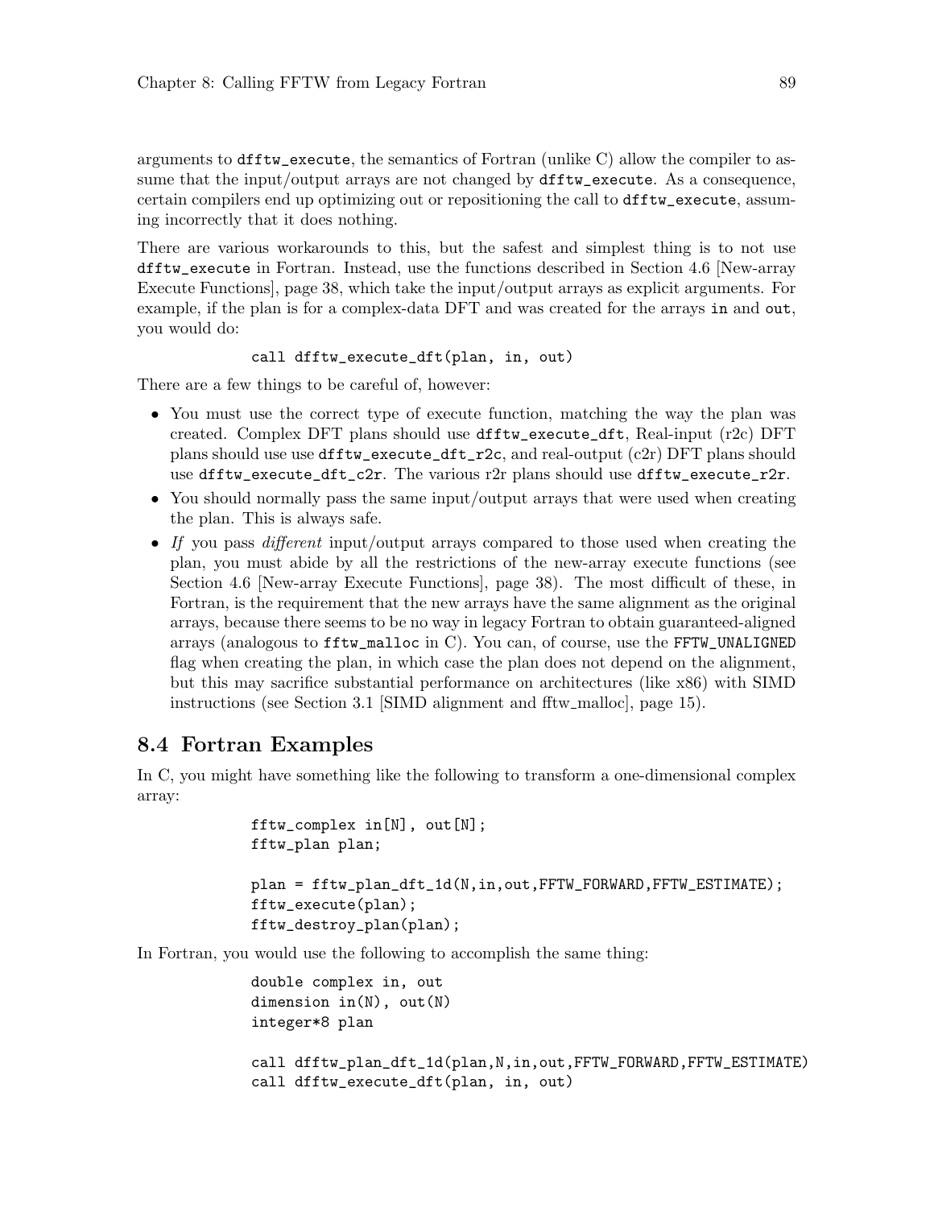arguments to `dfftw_execute`, the semantics of Fortran (unlike C) allow the compiler to assume that the input/output arrays are not changed by `dfftw_execute`. As a consequence, certain compilers end up optimizing out or repositioning the call to `dfftw_execute`, assuming incorrectly that it does nothing.

There are various workarounds to this, but the safest and simplest thing is to not use `dfftw_execute` in Fortran. Instead, use the functions described in Section 4.6 [New-array Execute Functions], page 38, which take the input/output arrays as explicit arguments. For example, if the plan is for a complex-data DFT and was created for the arrays `in` and `out`, you would do:

```
call dfftw_execute_dft(plan, in, out)
```

There are a few things to be careful of, however:

- You must use the correct type of execute function, matching the way the plan was created. Complex DFT plans should use `dfftw_execute_dft`, Real-input (r2c) DFT plans should use use `dfftw_execute_dft_r2c`, and real-output (c2r) DFT plans should use `dfftw_execute_dft_c2r`. The various r2r plans should use `dfftw_execute_r2r`.
- You should normally pass the same input/output arrays that were used when creating the plan. This is always safe.
- *If* you pass *different* input/output arrays compared to those used when creating the plan, you must abide by all the restrictions of the new-array execute functions (see Section 4.6 [New-array Execute Functions], page 38). The most difficult of these, in Fortran, is the requirement that the new arrays have the same alignment as the original arrays, because there seems to be no way in legacy Fortran to obtain guaranteed-aligned arrays (analogous to `fftw_malloc` in C). You can, of course, use the `FFTW_UNALIGNED` flag when creating the plan, in which case the plan does not depend on the alignment, but this may sacrifice substantial performance on architectures (like x86) with SIMD instructions (see Section 3.1 [SIMD alignment and fftw_malloc], page 15).

## 8.4 Fortran Examples

In C, you might have something like the following to transform a one-dimensional complex array:

```
fftw_complex in[N], out[N];
fftw_plan plan;

plan = fftw_plan_dft_1d(N,in,out,FFTW_FORWARD,FFTW_ESTIMATE);
fftw_execute(plan);
fftw_destroy_plan(plan);
```

In Fortran, you would use the following to accomplish the same thing:

```
double complex in, out
dimension in(N), out(N)
integer*8 plan

call dfftw_plan_dft_1d(plan,N,in,out,FFTW_FORWARD,FFTW_ESTIMATE)
call dfftw_execute_dft(plan, in, out)
```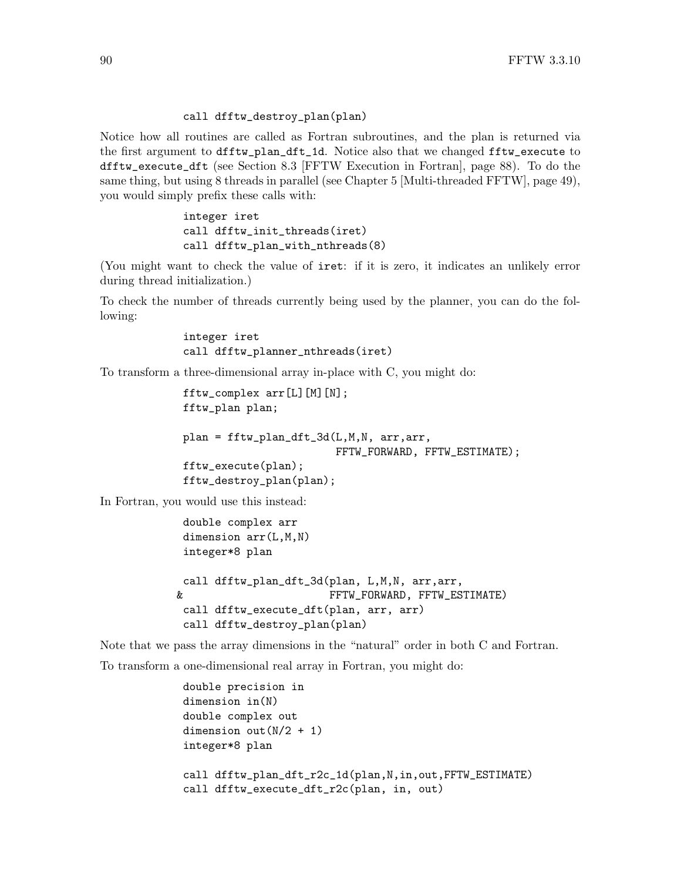```
call dfftw_destroy_plan(plan)
```

Notice how all routines are called as Fortran subroutines, and the plan is returned via the first argument to `dfftw_plan_dft_1d`. Notice also that we changed `fftw_execute` to `dfftw_execute_dft` (see Section 8.3 [FFTW Execution in Fortran], page 88). To do the same thing, but using 8 threads in parallel (see Chapter 5 [Multi-threaded FFTW], page 49), you would simply prefix these calls with:

```
integer iret
call dfftw_init_threads(iret)
call dfftw_plan_with_nthreads(8)
```

(You might want to check the value of `iret`: if it is zero, it indicates an unlikely error during thread initialization.)

To check the number of threads currently being used by the planner, you can do the following:

```
integer iret
call dfftw_planner_nthreads(iret)
```

To transform a three-dimensional array in-place with C, you might do:

```
fftw_complex arr[L][M][N];
fftw_plan plan;

plan = fftw_plan_dft_3d(L,M,N, arr,arr,
                        FFTW_FORWARD, FFTW_ESTIMATE);
fftw_execute(plan);
fftw_destroy_plan(plan);
```

In Fortran, you would use this instead:

```
        double complex arr
        dimension arr(L,M,N)
        integer*8 plan

        call dfftw_plan_dft_3d(plan, L,M,N, arr,arr,
       &                       FFTW_FORWARD, FFTW_ESTIMATE)
        call dfftw_execute_dft(plan, arr, arr)
        call dfftw_destroy_plan(plan)
```

Note that we pass the array dimensions in the "natural" order in both C and Fortran.

To transform a one-dimensional real array in Fortran, you might do:

```
double precision in
dimension in(N)
double complex out
dimension out(N/2 + 1)
integer*8 plan

call dfftw_plan_dft_r2c_1d(plan,N,in,out,FFTW_ESTIMATE)
call dfftw_execute_dft_r2c(plan, in, out)
```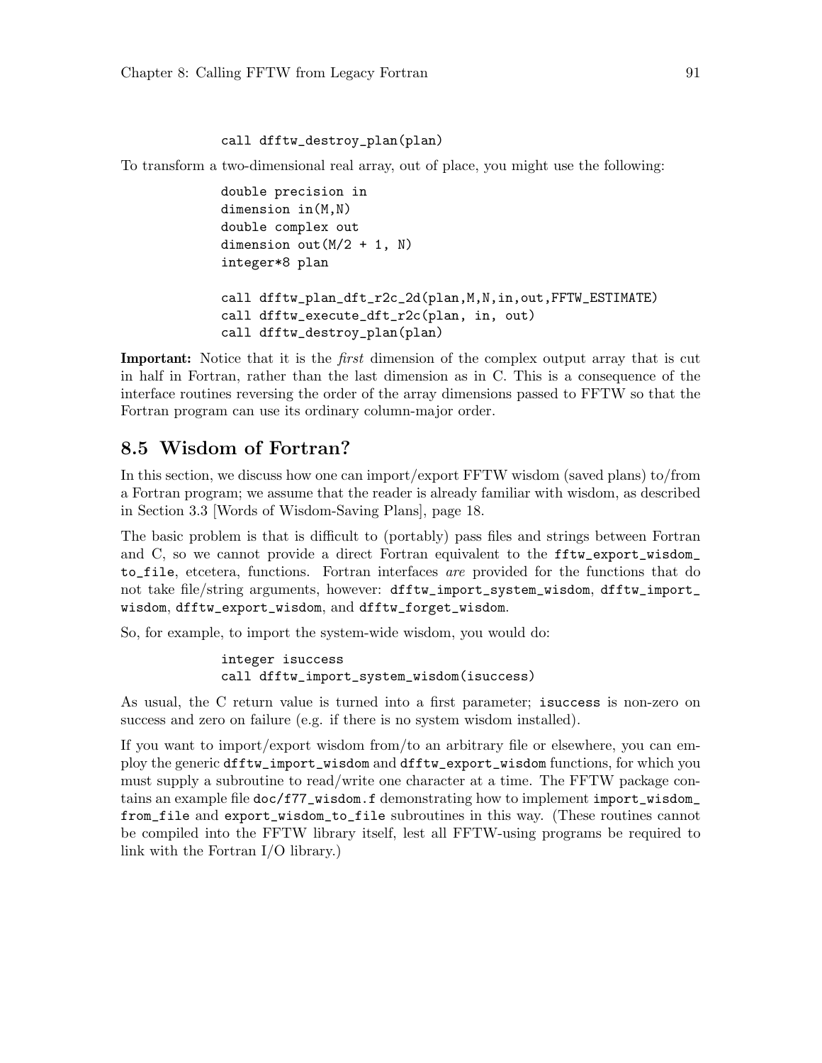```
call dfftw_destroy_plan(plan)
```

To transform a two-dimensional real array, out of place, you might use the following:

```
double precision in
dimension in(M,N)
double complex out
dimension out(M/2 + 1, N)
integer*8 plan

call dfftw_plan_dft_r2c_2d(plan,M,N,in,out,FFTW_ESTIMATE)
call dfftw_execute_dft_r2c(plan, in, out)
call dfftw_destroy_plan(plan)
```

**Important:** Notice that it is the *first* dimension of the complex output array that is cut in half in Fortran, rather than the last dimension as in C. This is a consequence of the interface routines reversing the order of the array dimensions passed to FFTW so that the Fortran program can use its ordinary column-major order.

## 8.5 Wisdom of Fortran?

In this section, we discuss how one can import/export FFTW wisdom (saved plans) to/from a Fortran program; we assume that the reader is already familiar with wisdom, as described in Section 3.3 [Words of Wisdom-Saving Plans], page 18.

The basic problem is that is difficult to (portably) pass files and strings between Fortran and C, so we cannot provide a direct Fortran equivalent to the `fftw_export_wisdom_to_file`, etcetera, functions. Fortran interfaces *are* provided for the functions that do not take file/string arguments, however: `dfftw_import_system_wisdom`, `dfftw_import_wisdom`, `dfftw_export_wisdom`, and `dfftw_forget_wisdom`.

So, for example, to import the system-wide wisdom, you would do:

```
integer isuccess
call dfftw_import_system_wisdom(isuccess)
```

As usual, the C return value is turned into a first parameter; `isuccess` is non-zero on success and zero on failure (e.g. if there is no system wisdom installed).

If you want to import/export wisdom from/to an arbitrary file or elsewhere, you can employ the generic `dfftw_import_wisdom` and `dfftw_export_wisdom` functions, for which you must supply a subroutine to read/write one character at a time. The FFTW package contains an example file `doc/f77_wisdom.f` demonstrating how to implement `import_wisdom_from_file` and `export_wisdom_to_file` subroutines in this way. (These routines cannot be compiled into the FFTW library itself, lest all FFTW-using programs be required to link with the Fortran I/O library.)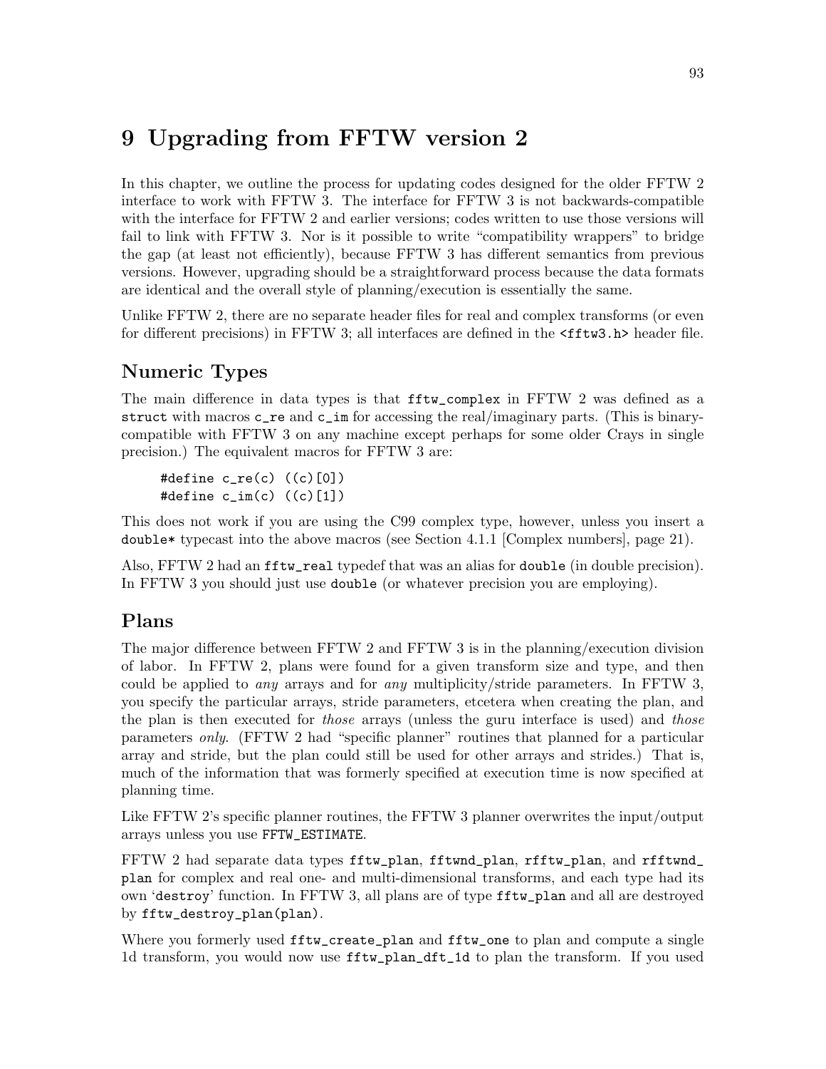# 9 Upgrading from FFTW version 2

In this chapter, we outline the process for updating codes designed for the older FFTW 2 interface to work with FFTW 3. The interface for FFTW 3 is not backwards-compatible with the interface for FFTW 2 and earlier versions; codes written to use those versions will fail to link with FFTW 3. Nor is it possible to write "compatibility wrappers" to bridge the gap (at least not efficiently), because FFTW 3 has different semantics from previous versions. However, upgrading should be a straightforward process because the data formats are identical and the overall style of planning/execution is essentially the same.

Unlike FFTW 2, there are no separate header files for real and complex transforms (or even for different precisions) in FFTW 3; all interfaces are defined in the `<fftw3.h>` header file.

## Numeric Types

The main difference in data types is that `fftw_complex` in FFTW 2 was defined as a `struct` with macros `c_re` and `c_im` for accessing the real/imaginary parts. (This is binary-compatible with FFTW 3 on any machine except perhaps for some older Crays in single precision.) The equivalent macros for FFTW 3 are:

```
#define c_re(c) ((c)[0])
#define c_im(c) ((c)[1])
```

This does not work if you are using the C99 complex type, however, unless you insert a `double*` typecast into the above macros (see Section 4.1.1 [Complex numbers], page 21).

Also, FFTW 2 had an `fftw_real` typedef that was an alias for `double` (in double precision). In FFTW 3 you should just use `double` (or whatever precision you are employing).

## Plans

The major difference between FFTW 2 and FFTW 3 is in the planning/execution division of labor. In FFTW 2, plans were found for a given transform size and type, and then could be applied to *any* arrays and for *any* multiplicity/stride parameters. In FFTW 3, you specify the particular arrays, stride parameters, etcetera when creating the plan, and the plan is then executed for *those* arrays (unless the guru interface is used) and *those* parameters *only*. (FFTW 2 had "specific planner" routines that planned for a particular array and stride, but the plan could still be used for other arrays and strides.) That is, much of the information that was formerly specified at execution time is now specified at planning time.

Like FFTW 2's specific planner routines, the FFTW 3 planner overwrites the input/output arrays unless you use `FFTW_ESTIMATE`.

FFTW 2 had separate data types `fftw_plan`, `fftwnd_plan`, `rfftw_plan`, and `rfftwnd_plan` for complex and real one- and multi-dimensional transforms, and each type had its own '`destroy`' function. In FFTW 3, all plans are of type `fftw_plan` and all are destroyed by `fftw_destroy_plan(plan)`.

Where you formerly used `fftw_create_plan` and `fftw_one` to plan and compute a single 1d transform, you would now use `fftw_plan_dft_1d` to plan the transform. If you used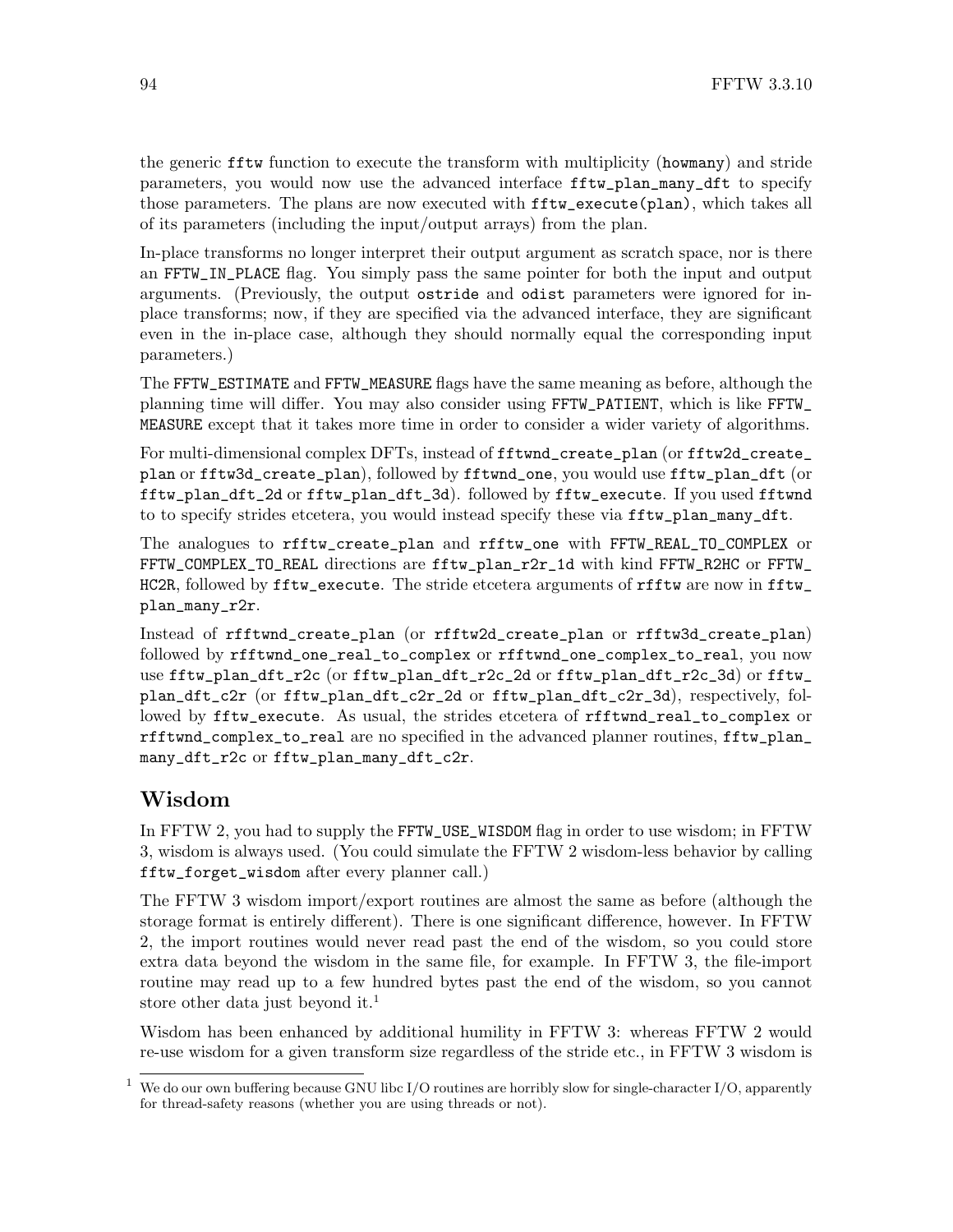the generic `fftw` function to execute the transform with multiplicity (`howmany`) and stride parameters, you would now use the advanced interface `fftw_plan_many_dft` to specify those parameters. The plans are now executed with `fftw_execute(plan)`, which takes all of its parameters (including the input/output arrays) from the plan.

In-place transforms no longer interpret their output argument as scratch space, nor is there an `FFTW_IN_PLACE` flag. You simply pass the same pointer for both the input and output arguments. (Previously, the output `ostride` and `odist` parameters were ignored for in-place transforms; now, if they are specified via the advanced interface, they are significant even in the in-place case, although they should normally equal the corresponding input parameters.)

The `FFTW_ESTIMATE` and `FFTW_MEASURE` flags have the same meaning as before, although the planning time will differ. You may also consider using `FFTW_PATIENT`, which is like `FFTW_MEASURE` except that it takes more time in order to consider a wider variety of algorithms.

For multi-dimensional complex DFTs, instead of `fftwnd_create_plan` (or `fftw2d_create_plan` or `fftw3d_create_plan`), followed by `fftwnd_one`, you would use `fftw_plan_dft` (or `fftw_plan_dft_2d` or `fftw_plan_dft_3d`). followed by `fftw_execute`. If you used `fftwnd` to to specify strides etcetera, you would instead specify these via `fftw_plan_many_dft`.

The analogues to `rfftw_create_plan` and `rfftw_one` with `FFTW_REAL_TO_COMPLEX` or `FFTW_COMPLEX_TO_REAL` directions are `fftw_plan_r2r_1d` with kind `FFTW_R2HC` or `FFTW_HC2R`, followed by `fftw_execute`. The stride etcetera arguments of `rfftw` are now in `fftw_plan_many_r2r`.

Instead of `rfftwnd_create_plan` (or `rfftw2d_create_plan` or `rfftw3d_create_plan`) followed by `rfftwnd_one_real_to_complex` or `rfftwnd_one_complex_to_real`, you now use `fftw_plan_dft_r2c` (or `fftw_plan_dft_r2c_2d` or `fftw_plan_dft_r2c_3d`) or `fftw_plan_dft_c2r` (or `fftw_plan_dft_c2r_2d` or `fftw_plan_dft_c2r_3d`), respectively, followed by `fftw_execute`. As usual, the strides etcetera of `rfftwnd_real_to_complex` or `rfftwnd_complex_to_real` are no specified in the advanced planner routines, `fftw_plan_many_dft_r2c` or `fftw_plan_many_dft_c2r`.

## Wisdom

In FFTW 2, you had to supply the `FFTW_USE_WISDOM` flag in order to use wisdom; in FFTW 3, wisdom is always used. (You could simulate the FFTW 2 wisdom-less behavior by calling `fftw_forget_wisdom` after every planner call.)

The FFTW 3 wisdom import/export routines are almost the same as before (although the storage format is entirely different). There is one significant difference, however. In FFTW 2, the import routines would never read past the end of the wisdom, so you could store extra data beyond the wisdom in the same file, for example. In FFTW 3, the file-import routine may read up to a few hundred bytes past the end of the wisdom, so you cannot store other data just beyond it.[1]

Wisdom has been enhanced by additional humility in FFTW 3: whereas FFTW 2 would re-use wisdom for a given transform size regardless of the stride etc., in FFTW 3 wisdom is

[1] We do our own buffering because GNU libc I/O routines are horribly slow for single-character I/O, apparently for thread-safety reasons (whether you are using threads or not).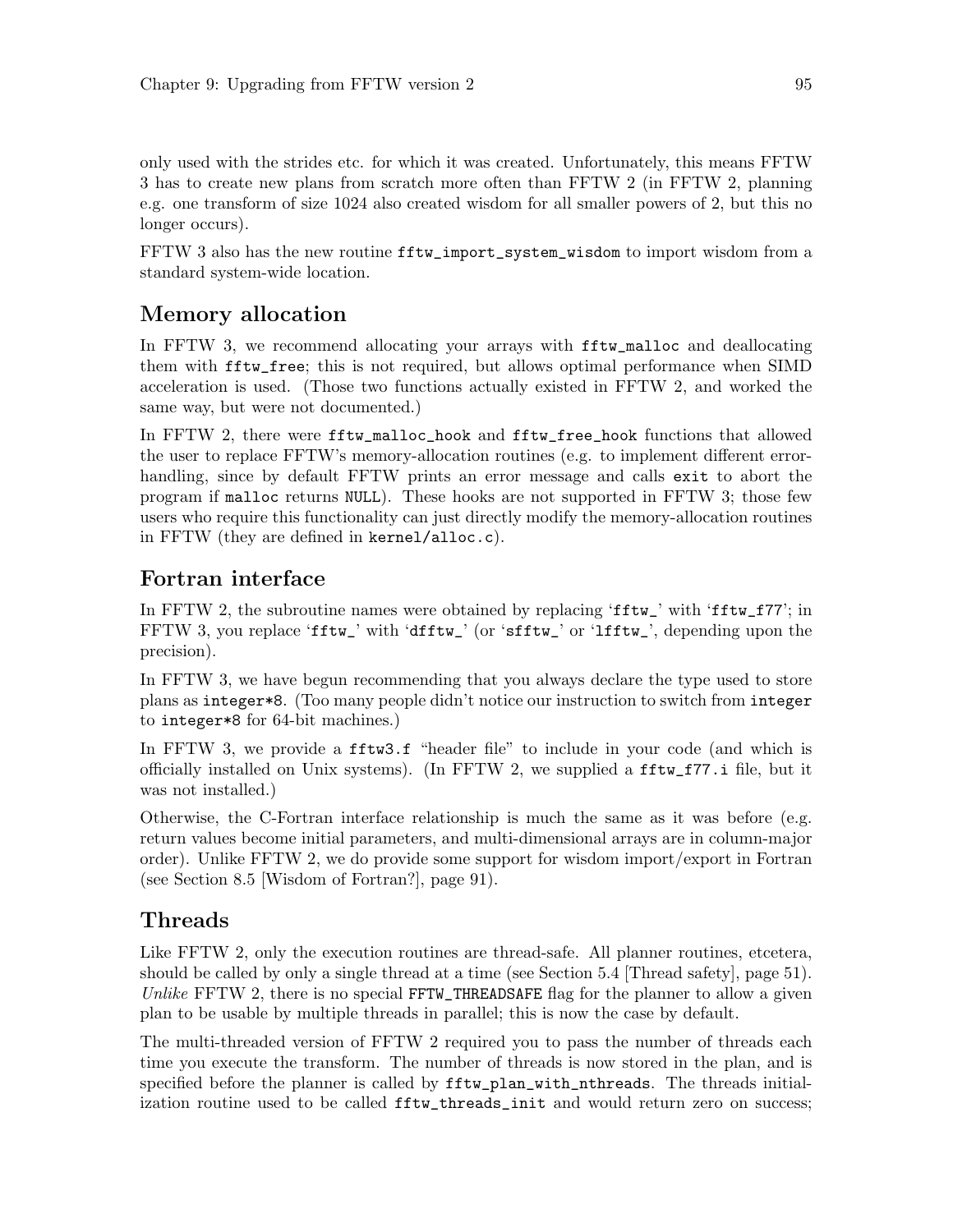only used with the strides etc. for which it was created. Unfortunately, this means FFTW 3 has to create new plans from scratch more often than FFTW 2 (in FFTW 2, planning e.g. one transform of size 1024 also created wisdom for all smaller powers of 2, but this no longer occurs).

FFTW 3 also has the new routine `fftw_import_system_wisdom` to import wisdom from a standard system-wide location.

## Memory allocation

In FFTW 3, we recommend allocating your arrays with `fftw_malloc` and deallocating them with `fftw_free`; this is not required, but allows optimal performance when SIMD acceleration is used. (Those two functions actually existed in FFTW 2, and worked the same way, but were not documented.)

In FFTW 2, there were `fftw_malloc_hook` and `fftw_free_hook` functions that allowed the user to replace FFTW's memory-allocation routines (e.g. to implement different error-handling, since by default FFTW prints an error message and calls `exit` to abort the program if `malloc` returns `NULL`). These hooks are not supported in FFTW 3; those few users who require this functionality can just directly modify the memory-allocation routines in FFTW (they are defined in `kernel/alloc.c`).

## Fortran interface

In FFTW 2, the subroutine names were obtained by replacing '`fftw_`' with '`fftw_f77`'; in FFTW 3, you replace '`fftw_`' with '`dfftw_`' (or '`sfftw_`' or '`lfftw_`', depending upon the precision).

In FFTW 3, we have begun recommending that you always declare the type used to store plans as `integer*8`. (Too many people didn't notice our instruction to switch from `integer` to `integer*8` for 64-bit machines.)

In FFTW 3, we provide a `fftw3.f` "header file" to include in your code (and which is officially installed on Unix systems). (In FFTW 2, we supplied a `fftw_f77.i` file, but it was not installed.)

Otherwise, the C-Fortran interface relationship is much the same as it was before (e.g. return values become initial parameters, and multi-dimensional arrays are in column-major order). Unlike FFTW 2, we do provide some support for wisdom import/export in Fortran (see Section 8.5 [Wisdom of Fortran?], page 91).

## Threads

Like FFTW 2, only the execution routines are thread-safe. All planner routines, etcetera, should be called by only a single thread at a time (see Section 5.4 [Thread safety], page 51). *Unlike* FFTW 2, there is no special `FFTW_THREADSAFE` flag for the planner to allow a given plan to be usable by multiple threads in parallel; this is now the case by default.

The multi-threaded version of FFTW 2 required you to pass the number of threads each time you execute the transform. The number of threads is now stored in the plan, and is specified before the planner is called by `fftw_plan_with_nthreads`. The threads initialization routine used to be called `fftw_threads_init` and would return zero on success;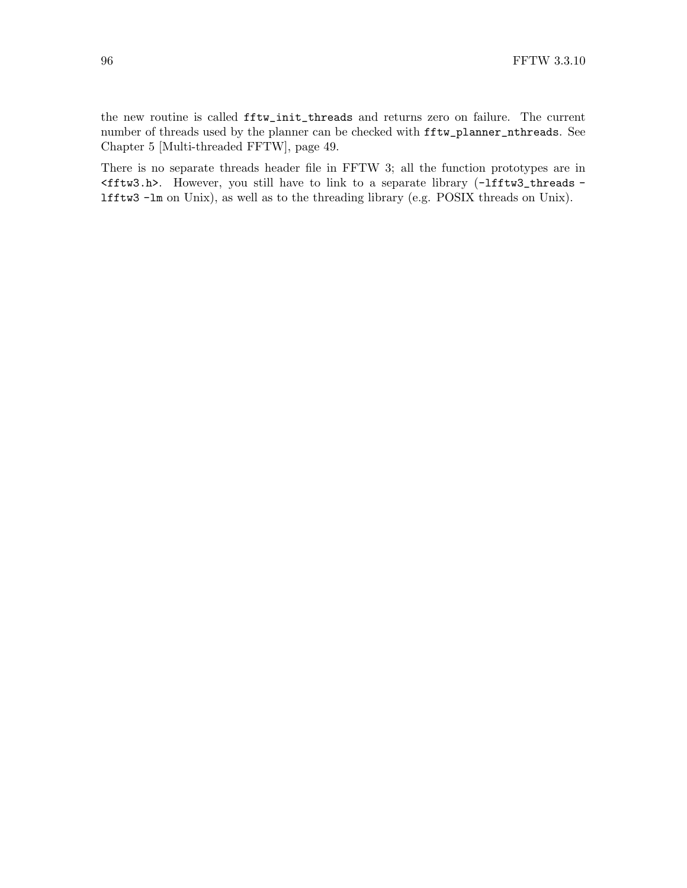the new routine is called `fftw_init_threads` and returns zero on failure. The current number of threads used by the planner can be checked with `fftw_planner_nthreads`. See Chapter 5 [Multi-threaded FFTW], page 49.

There is no separate threads header file in FFTW 3; all the function prototypes are in `<fftw3.h>`. However, you still have to link to a separate library (`-lfftw3_threads -lfftw3 -lm` on Unix), as well as to the threading library (e.g. POSIX threads on Unix).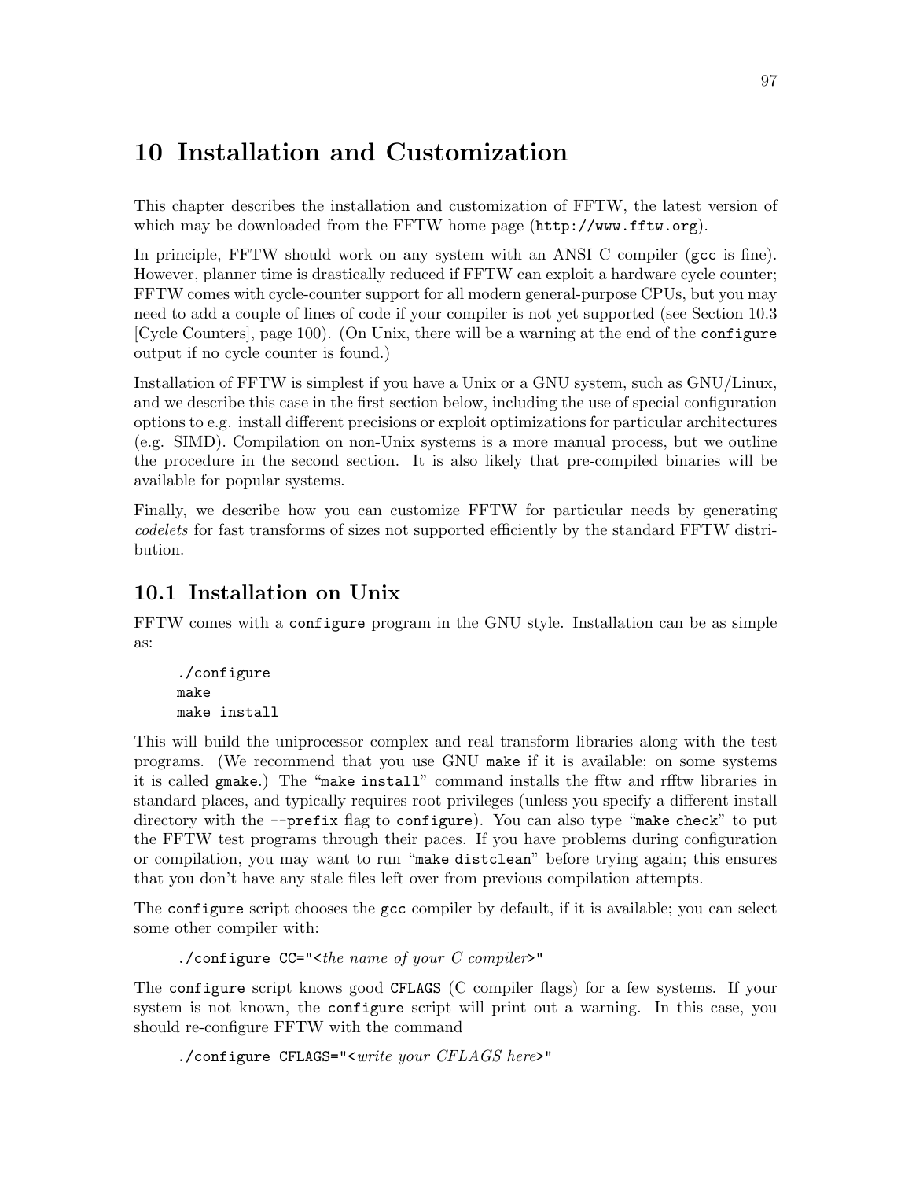# 10 Installation and Customization

This chapter describes the installation and customization of FFTW, the latest version of which may be downloaded from the FFTW home page (`http://www.fftw.org`).

In principle, FFTW should work on any system with an ANSI C compiler (`gcc` is fine). However, planner time is drastically reduced if FFTW can exploit a hardware cycle counter; FFTW comes with cycle-counter support for all modern general-purpose CPUs, but you may need to add a couple of lines of code if your compiler is not yet supported (see Section 10.3 [Cycle Counters], page 100). (On Unix, there will be a warning at the end of the `configure` output if no cycle counter is found.)

Installation of FFTW is simplest if you have a Unix or a GNU system, such as GNU/Linux, and we describe this case in the first section below, including the use of special configuration options to e.g. install different precisions or exploit optimizations for particular architectures (e.g. SIMD). Compilation on non-Unix systems is a more manual process, but we outline the procedure in the second section. It is also likely that pre-compiled binaries will be available for popular systems.

Finally, we describe how you can customize FFTW for particular needs by generating *codelets* for fast transforms of sizes not supported efficiently by the standard FFTW distribution.

## 10.1 Installation on Unix

FFTW comes with a `configure` program in the GNU style. Installation can be as simple as:

```
./configure
make
make install
```

This will build the uniprocessor complex and real transform libraries along with the test programs. (We recommend that you use GNU `make` if it is available; on some systems it is called `gmake`.) The "`make install`" command installs the fftw and rfftw libraries in standard places, and typically requires root privileges (unless you specify a different install directory with the `--prefix` flag to `configure`). You can also type "`make check`" to put the FFTW test programs through their paces. If you have problems during configuration or compilation, you may want to run "`make distclean`" before trying again; this ensures that you don't have any stale files left over from previous compilation attempts.

The `configure` script chooses the `gcc` compiler by default, if it is available; you can select some other compiler with:

```
./configure CC="<the name of your C compiler>"
```

The `configure` script knows good `CFLAGS` (C compiler flags) for a few systems. If your system is not known, the `configure` script will print out a warning. In this case, you should re-configure FFTW with the command

```
./configure CFLAGS="<write your CFLAGS here>"
```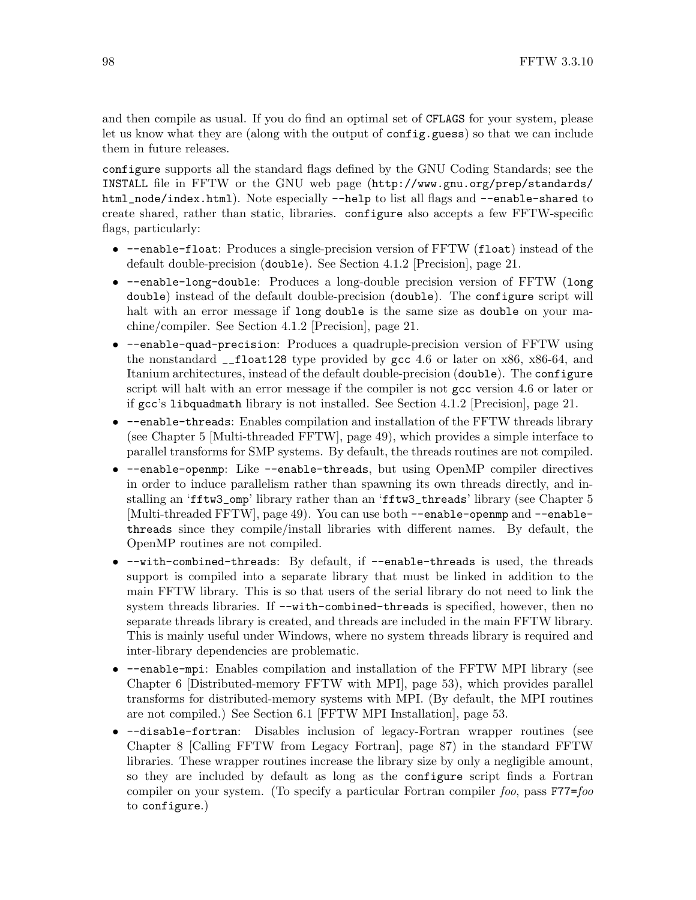and then compile as usual. If you do find an optimal set of `CFLAGS` for your system, please let us know what they are (along with the output of `config.guess`) so that we can include them in future releases.

`configure` supports all the standard flags defined by the GNU Coding Standards; see the `INSTALL` file in FFTW or the GNU web page (`http://www.gnu.org/prep/standards/html_node/index.html`). Note especially `--help` to list all flags and `--enable-shared` to create shared, rather than static, libraries. `configure` also accepts a few FFTW-specific flags, particularly:

- `--enable-float`: Produces a single-precision version of FFTW (`float`) instead of the default double-precision (`double`). See Section 4.1.2 [Precision], page 21.
- `--enable-long-double`: Produces a long-double precision version of FFTW (`long double`) instead of the default double-precision (`double`). The `configure` script will halt with an error message if `long double` is the same size as `double` on your machine/compiler. See Section 4.1.2 [Precision], page 21.
- `--enable-quad-precision`: Produces a quadruple-precision version of FFTW using the nonstandard `__float128` type provided by `gcc` 4.6 or later on x86, x86-64, and Itanium architectures, instead of the default double-precision (`double`). The `configure` script will halt with an error message if the compiler is not `gcc` version 4.6 or later or if `gcc`'s `libquadmath` library is not installed. See Section 4.1.2 [Precision], page 21.
- `--enable-threads`: Enables compilation and installation of the FFTW threads library (see Chapter 5 [Multi-threaded FFTW], page 49), which provides a simple interface to parallel transforms for SMP systems. By default, the threads routines are not compiled.
- `--enable-openmp`: Like `--enable-threads`, but using OpenMP compiler directives in order to induce parallelism rather than spawning its own threads directly, and installing an '`fftw3_omp`' library rather than an '`fftw3_threads`' library (see Chapter 5 [Multi-threaded FFTW], page 49). You can use both `--enable-openmp` and `--enable-threads` since they compile/install libraries with different names. By default, the OpenMP routines are not compiled.
- `--with-combined-threads`: By default, if `--enable-threads` is used, the threads support is compiled into a separate library that must be linked in addition to the main FFTW library. This is so that users of the serial library do not need to link the system threads libraries. If `--with-combined-threads` is specified, however, then no separate threads library is created, and threads are included in the main FFTW library. This is mainly useful under Windows, where no system threads library is required and inter-library dependencies are problematic.
- `--enable-mpi`: Enables compilation and installation of the FFTW MPI library (see Chapter 6 [Distributed-memory FFTW with MPI], page 53), which provides parallel transforms for distributed-memory systems with MPI. (By default, the MPI routines are not compiled.) See Section 6.1 [FFTW MPI Installation], page 53.
- `--disable-fortran`: Disables inclusion of legacy-Fortran wrapper routines (see Chapter 8 [Calling FFTW from Legacy Fortran], page 87) in the standard FFTW libraries. These wrapper routines increase the library size by only a negligible amount, so they are included by default as long as the `configure` script finds a Fortran compiler on your system. (To specify a particular Fortran compiler *foo*, pass `F77=`*foo* to `configure`.)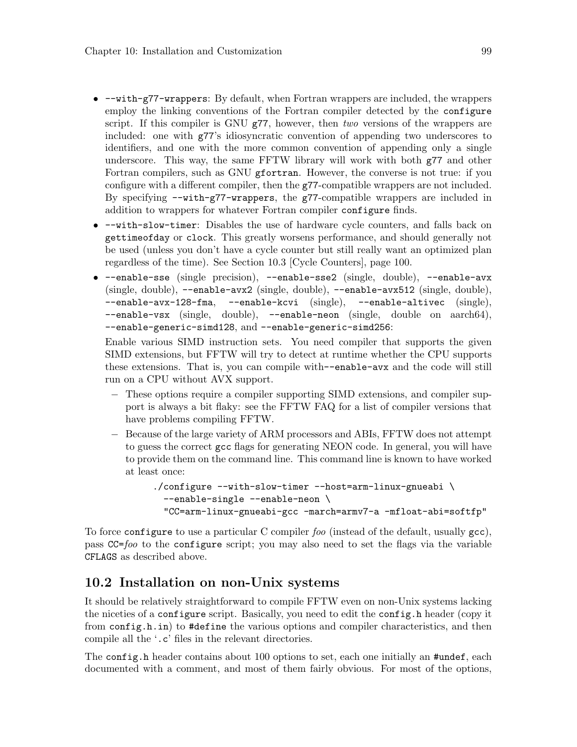- `--with-g77-wrappers`: By default, when Fortran wrappers are included, the wrappers employ the linking conventions of the Fortran compiler detected by the `configure` script. If this compiler is GNU `g77`, however, then *two* versions of the wrappers are included: one with `g77`'s idiosyncratic convention of appending two underscores to identifiers, and one with the more common convention of appending only a single underscore. This way, the same FFTW library will work with both `g77` and other Fortran compilers, such as GNU `gfortran`. However, the converse is not true: if you configure with a different compiler, then the `g77`-compatible wrappers are not included. By specifying `--with-g77-wrappers`, the `g77`-compatible wrappers are included in addition to wrappers for whatever Fortran compiler `configure` finds.
- `--with-slow-timer`: Disables the use of hardware cycle counters, and falls back on `gettimeofday` or `clock`. This greatly worsens performance, and should generally not be used (unless you don't have a cycle counter but still really want an optimized plan regardless of the time). See Section 10.3 [Cycle Counters], page 100.
- `--enable-sse` (single precision), `--enable-sse2` (single, double), `--enable-avx` (single, double), `--enable-avx2` (single, double), `--enable-avx512` (single, double), `--enable-avx-128-fma`, `--enable-kcvi` (single), `--enable-altivec` (single), `--enable-vsx` (single, double), `--enable-neon` (single, double on aarch64), `--enable-generic-simd128`, and `--enable-generic-simd256`:

  Enable various SIMD instruction sets. You need compiler that supports the given SIMD extensions, but FFTW will try to detect at runtime whether the CPU supports these extensions. That is, you can compile with`--enable-avx` and the code will still run on a CPU without AVX support.

  - These options require a compiler supporting SIMD extensions, and compiler support is always a bit flaky: see the FFTW FAQ for a list of compiler versions that have problems compiling FFTW.
  - Because of the large variety of ARM processors and ABIs, FFTW does not attempt to guess the correct `gcc` flags for generating NEON code. In general, you will have to provide them on the command line. This command line is known to have worked at least once:

    ```
    ./configure --with-slow-timer --host=arm-linux-gnueabi \
      --enable-single --enable-neon \
      "CC=arm-linux-gnueabi-gcc -march=armv7-a -mfloat-abi=softfp"
    ```

To force `configure` to use a particular C compiler *foo* (instead of the default, usually `gcc`), pass `CC=`*foo* to the `configure` script; you may also need to set the flags via the variable `CFLAGS` as described above.

## 10.2 Installation on non-Unix systems

It should be relatively straightforward to compile FFTW even on non-Unix systems lacking the niceties of a `configure` script. Basically, you need to edit the `config.h` header (copy it from `config.h.in`) to `#define` the various options and compiler characteristics, and then compile all the '`.c`' files in the relevant directories.

The `config.h` header contains about 100 options to set, each one initially an `#undef`, each documented with a comment, and most of them fairly obvious. For most of the options,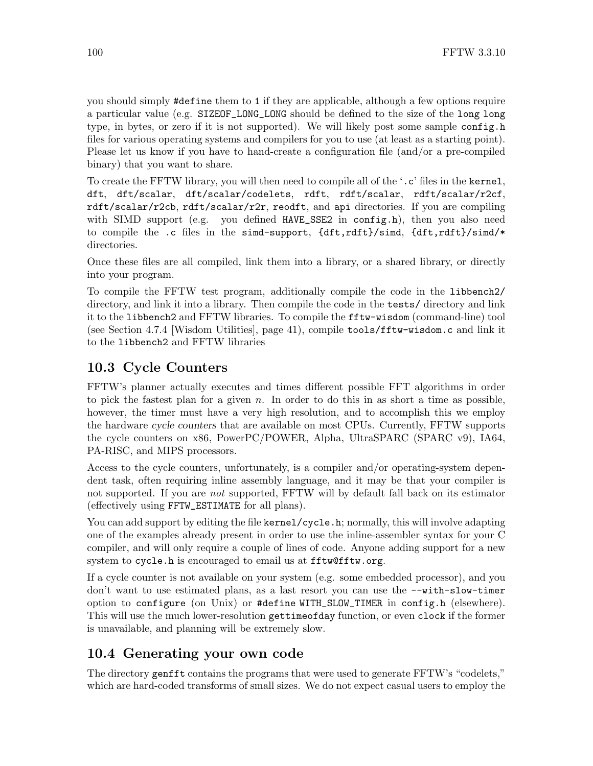you should simply `#define` them to `1` if they are applicable, although a few options require a particular value (e.g. `SIZEOF_LONG_LONG` should be defined to the size of the `long long` type, in bytes, or zero if it is not supported). We will likely post some sample `config.h` files for various operating systems and compilers for you to use (at least as a starting point). Please let us know if you have to hand-create a configuration file (and/or a pre-compiled binary) that you want to share.

To create the FFTW library, you will then need to compile all of the '`.c`' files in the `kernel`, `dft`, `dft/scalar`, `dft/scalar/codelets`, `rdft`, `rdft/scalar`, `rdft/scalar/r2cf`, `rdft/scalar/r2cb`, `rdft/scalar/r2r`, `reodft`, and `api` directories. If you are compiling with SIMD support (e.g. you defined `HAVE_SSE2` in `config.h`), then you also need to compile the `.c` files in the `simd-support`, `{dft,rdft}/simd`, `{dft,rdft}/simd/*` directories.

Once these files are all compiled, link them into a library, or a shared library, or directly into your program.

To compile the FFTW test program, additionally compile the code in the `libbench2/` directory, and link it into a library. Then compile the code in the `tests/` directory and link it to the `libbench2` and FFTW libraries. To compile the `fftw-wisdom` (command-line) tool (see Section 4.7.4 [Wisdom Utilities], page 41), compile `tools/fftw-wisdom.c` and link it to the `libbench2` and FFTW libraries

## 10.3 Cycle Counters

FFTW's planner actually executes and times different possible FFT algorithms in order to pick the fastest plan for a given $n$. In order to do this in as short a time as possible, however, the timer must have a very high resolution, and to accomplish this we employ the hardware *cycle counters* that are available on most CPUs. Currently, FFTW supports the cycle counters on x86, PowerPC/POWER, Alpha, UltraSPARC (SPARC v9), IA64, PA-RISC, and MIPS processors.

Access to the cycle counters, unfortunately, is a compiler and/or operating-system dependent task, often requiring inline assembly language, and it may be that your compiler is not supported. If you are *not* supported, FFTW will by default fall back on its estimator (effectively using `FFTW_ESTIMATE` for all plans).

You can add support by editing the file `kernel/cycle.h`; normally, this will involve adapting one of the examples already present in order to use the inline-assembler syntax for your C compiler, and will only require a couple of lines of code. Anyone adding support for a new system to `cycle.h` is encouraged to email us at `fftw@fftw.org`.

If a cycle counter is not available on your system (e.g. some embedded processor), and you don't want to use estimated plans, as a last resort you can use the `--with-slow-timer` option to `configure` (on Unix) or `#define WITH_SLOW_TIMER` in `config.h` (elsewhere). This will use the much lower-resolution `gettimeofday` function, or even `clock` if the former is unavailable, and planning will be extremely slow.

## 10.4 Generating your own code

The directory `genfft` contains the programs that were used to generate FFTW's "codelets," which are hard-coded transforms of small sizes. We do not expect casual users to employ the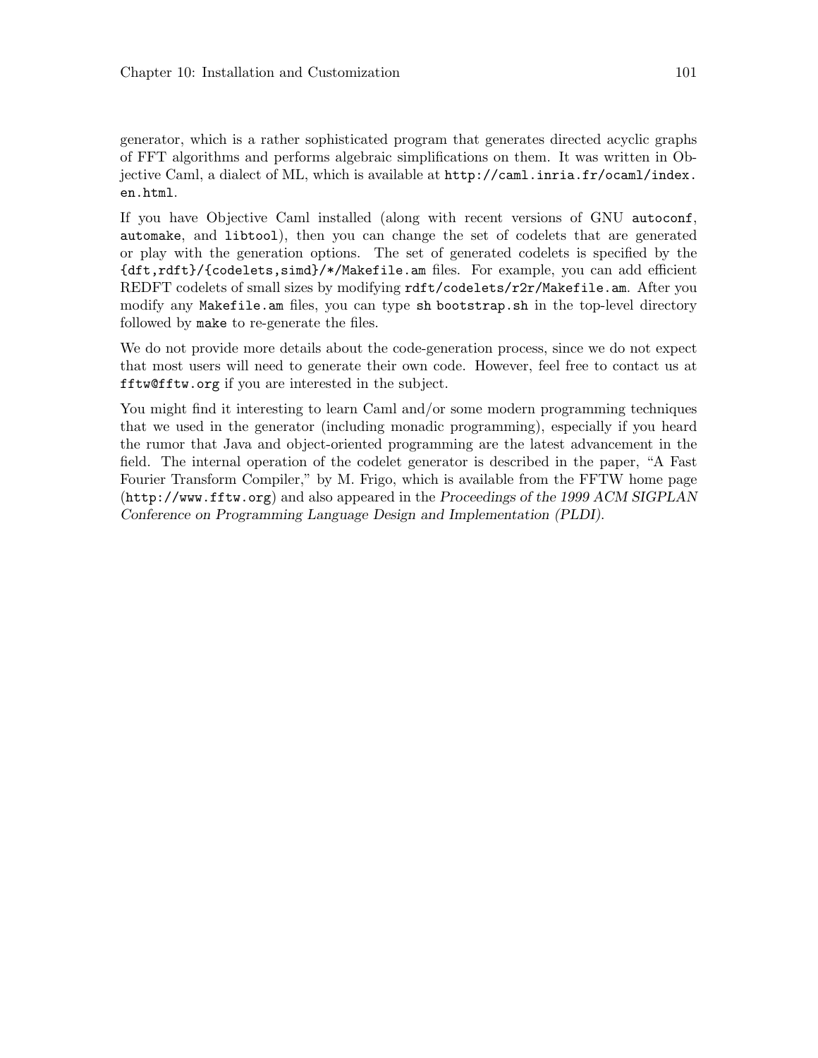generator, which is a rather sophisticated program that generates directed acyclic graphs of FFT algorithms and performs algebraic simplifications on them. It was written in Objective Caml, a dialect of ML, which is available at `http://caml.inria.fr/ocaml/index.en.html`.

If you have Objective Caml installed (along with recent versions of GNU `autoconf`, `automake`, and `libtool`), then you can change the set of codelets that are generated or play with the generation options. The set of generated codelets is specified by the `{dft,rdft}/{codelets,simd}/*/Makefile.am` files. For example, you can add efficient REDFT codelets of small sizes by modifying `rdft/codelets/r2r/Makefile.am`. After you modify any `Makefile.am` files, you can type `sh bootstrap.sh` in the top-level directory followed by `make` to re-generate the files.

We do not provide more details about the code-generation process, since we do not expect that most users will need to generate their own code. However, feel free to contact us at `fftw@fftw.org` if you are interested in the subject.

You might find it interesting to learn Caml and/or some modern programming techniques that we used in the generator (including monadic programming), especially if you heard the rumor that Java and object-oriented programming are the latest advancement in the field. The internal operation of the codelet generator is described in the paper, "A Fast Fourier Transform Compiler," by M. Frigo, which is available from the FFTW home page (`http://www.fftw.org`) and also appeared in the *Proceedings of the 1999 ACM SIGPLAN Conference on Programming Language Design and Implementation (PLDI)*.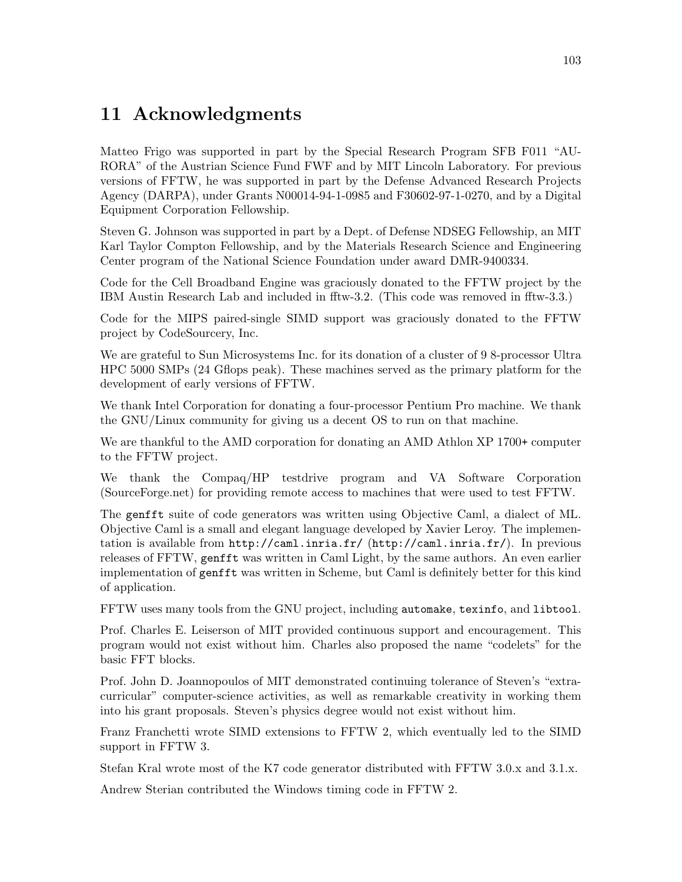# 11 Acknowledgments

Matteo Frigo was supported in part by the Special Research Program SFB F011 "AURORA" of the Austrian Science Fund FWF and by MIT Lincoln Laboratory. For previous versions of FFTW, he was supported in part by the Defense Advanced Research Projects Agency (DARPA), under Grants N00014-94-1-0985 and F30602-97-1-0270, and by a Digital Equipment Corporation Fellowship.

Steven G. Johnson was supported in part by a Dept. of Defense NDSEG Fellowship, an MIT Karl Taylor Compton Fellowship, and by the Materials Research Science and Engineering Center program of the National Science Foundation under award DMR-9400334.

Code for the Cell Broadband Engine was graciously donated to the FFTW project by the IBM Austin Research Lab and included in fftw-3.2. (This code was removed in fftw-3.3.)

Code for the MIPS paired-single SIMD support was graciously donated to the FFTW project by CodeSourcery, Inc.

We are grateful to Sun Microsystems Inc. for its donation of a cluster of 9 8-processor Ultra HPC 5000 SMPs (24 Gflops peak). These machines served as the primary platform for the development of early versions of FFTW.

We thank Intel Corporation for donating a four-processor Pentium Pro machine. We thank the GNU/Linux community for giving us a decent OS to run on that machine.

We are thankful to the AMD corporation for donating an AMD Athlon XP 1700+ computer to the FFTW project.

We thank the Compaq/HP testdrive program and VA Software Corporation (SourceForge.net) for providing remote access to machines that were used to test FFTW.

The `genfft` suite of code generators was written using Objective Caml, a dialect of ML. Objective Caml is a small and elegant language developed by Xavier Leroy. The implementation is available from `http://caml.inria.fr/` (`http://caml.inria.fr/`). In previous releases of FFTW, `genfft` was written in Caml Light, by the same authors. An even earlier implementation of `genfft` was written in Scheme, but Caml is definitely better for this kind of application.

FFTW uses many tools from the GNU project, including `automake`, `texinfo`, and `libtool`.

Prof. Charles E. Leiserson of MIT provided continuous support and encouragement. This program would not exist without him. Charles also proposed the name "codelets" for the basic FFT blocks.

Prof. John D. Joannopoulos of MIT demonstrated continuing tolerance of Steven's "extracurricular" computer-science activities, as well as remarkable creativity in working them into his grant proposals. Steven's physics degree would not exist without him.

Franz Franchetti wrote SIMD extensions to FFTW 2, which eventually led to the SIMD support in FFTW 3.

Stefan Kral wrote most of the K7 code generator distributed with FFTW 3.0.x and 3.1.x.

Andrew Sterian contributed the Windows timing code in FFTW 2.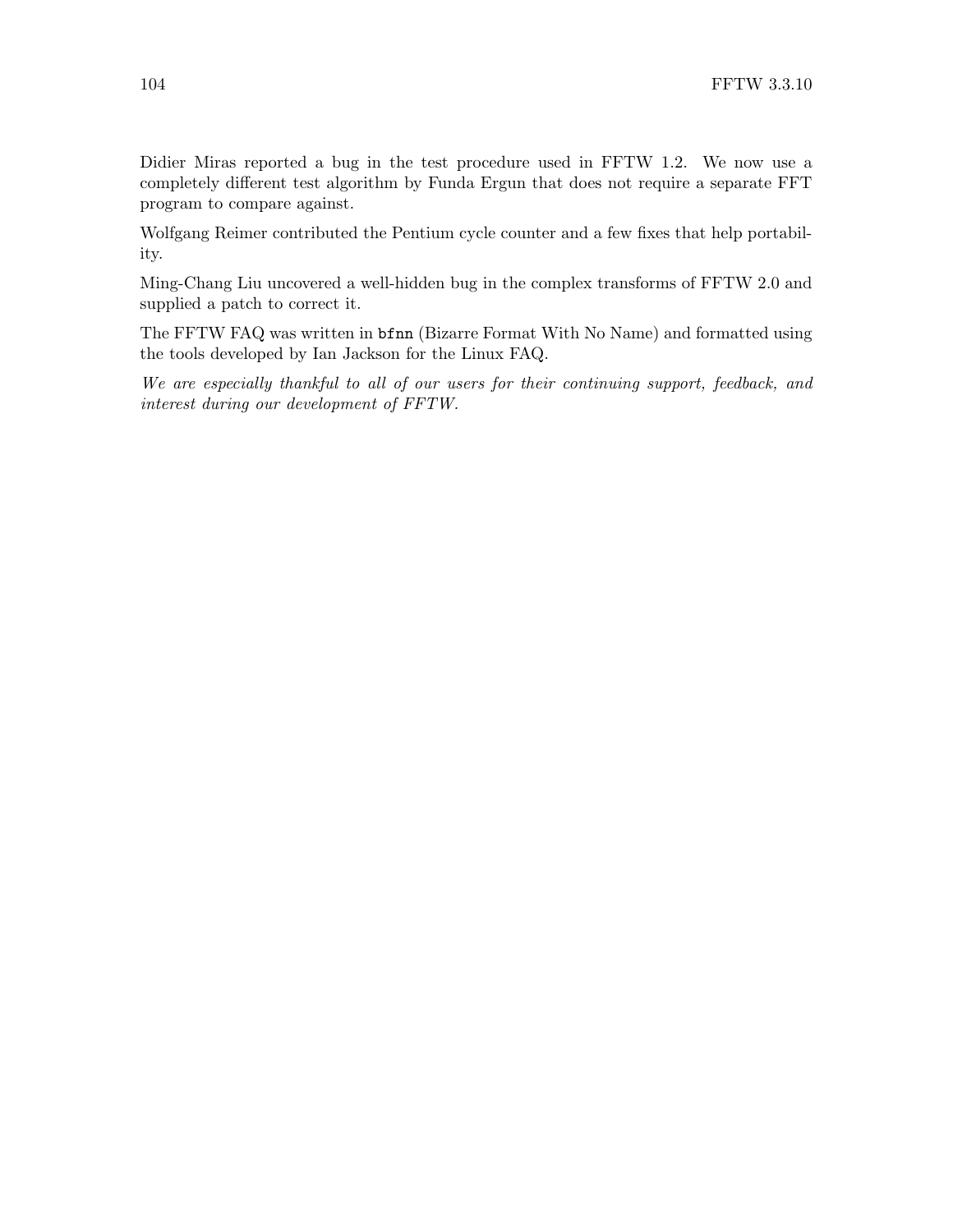Didier Miras reported a bug in the test procedure used in FFTW 1.2. We now use a completely different test algorithm by Funda Ergun that does not require a separate FFT program to compare against.

Wolfgang Reimer contributed the Pentium cycle counter and a few fixes that help portability.

Ming-Chang Liu uncovered a well-hidden bug in the complex transforms of FFTW 2.0 and supplied a patch to correct it.

The FFTW FAQ was written in `bfnn` (Bizarre Format With No Name) and formatted using the tools developed by Ian Jackson for the Linux FAQ.

*We are especially thankful to all of our users for their continuing support, feedback, and interest during our development of FFTW.*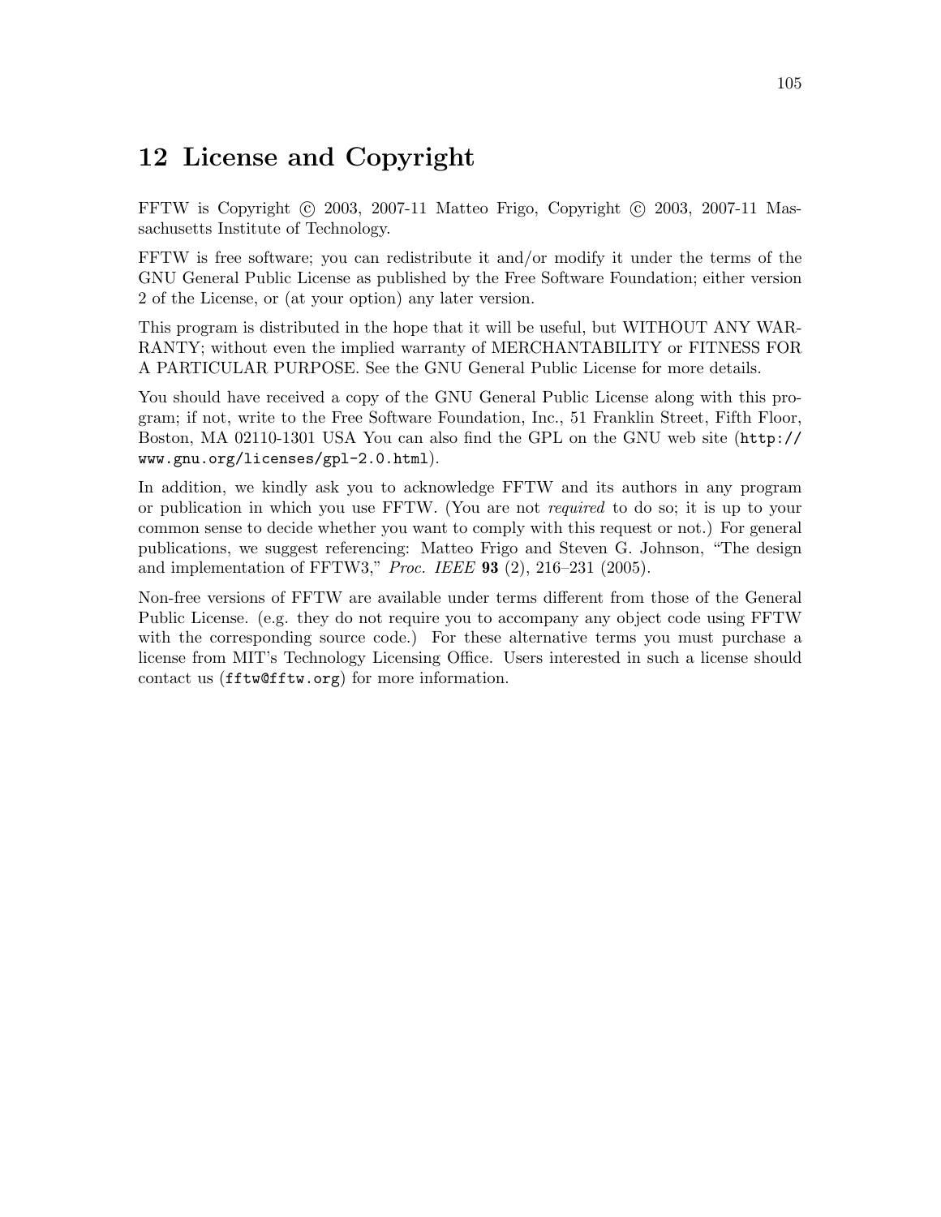# 12 License and Copyright

FFTW is Copyright © 2003, 2007-11 Matteo Frigo, Copyright © 2003, 2007-11 Massachusetts Institute of Technology.

FFTW is free software; you can redistribute it and/or modify it under the terms of the GNU General Public License as published by the Free Software Foundation; either version 2 of the License, or (at your option) any later version.

This program is distributed in the hope that it will be useful, but WITHOUT ANY WARRANTY; without even the implied warranty of MERCHANTABILITY or FITNESS FOR A PARTICULAR PURPOSE. See the GNU General Public License for more details.

You should have received a copy of the GNU General Public License along with this program; if not, write to the Free Software Foundation, Inc., 51 Franklin Street, Fifth Floor, Boston, MA 02110-1301 USA You can also find the GPL on the GNU web site (`http://www.gnu.org/licenses/gpl-2.0.html`).

In addition, we kindly ask you to acknowledge FFTW and its authors in any program or publication in which you use FFTW. (You are not *required* to do so; it is up to your common sense to decide whether you want to comply with this request or not.) For general publications, we suggest referencing: Matteo Frigo and Steven G. Johnson, "The design and implementation of FFTW3," *Proc. IEEE* **93** (2), 216–231 (2005).

Non-free versions of FFTW are available under terms different from those of the General Public License. (e.g. they do not require you to accompany any object code using FFTW with the corresponding source code.) For these alternative terms you must purchase a license from MIT's Technology Licensing Office. Users interested in such a license should contact us (`fftw@fftw.org`) for more information.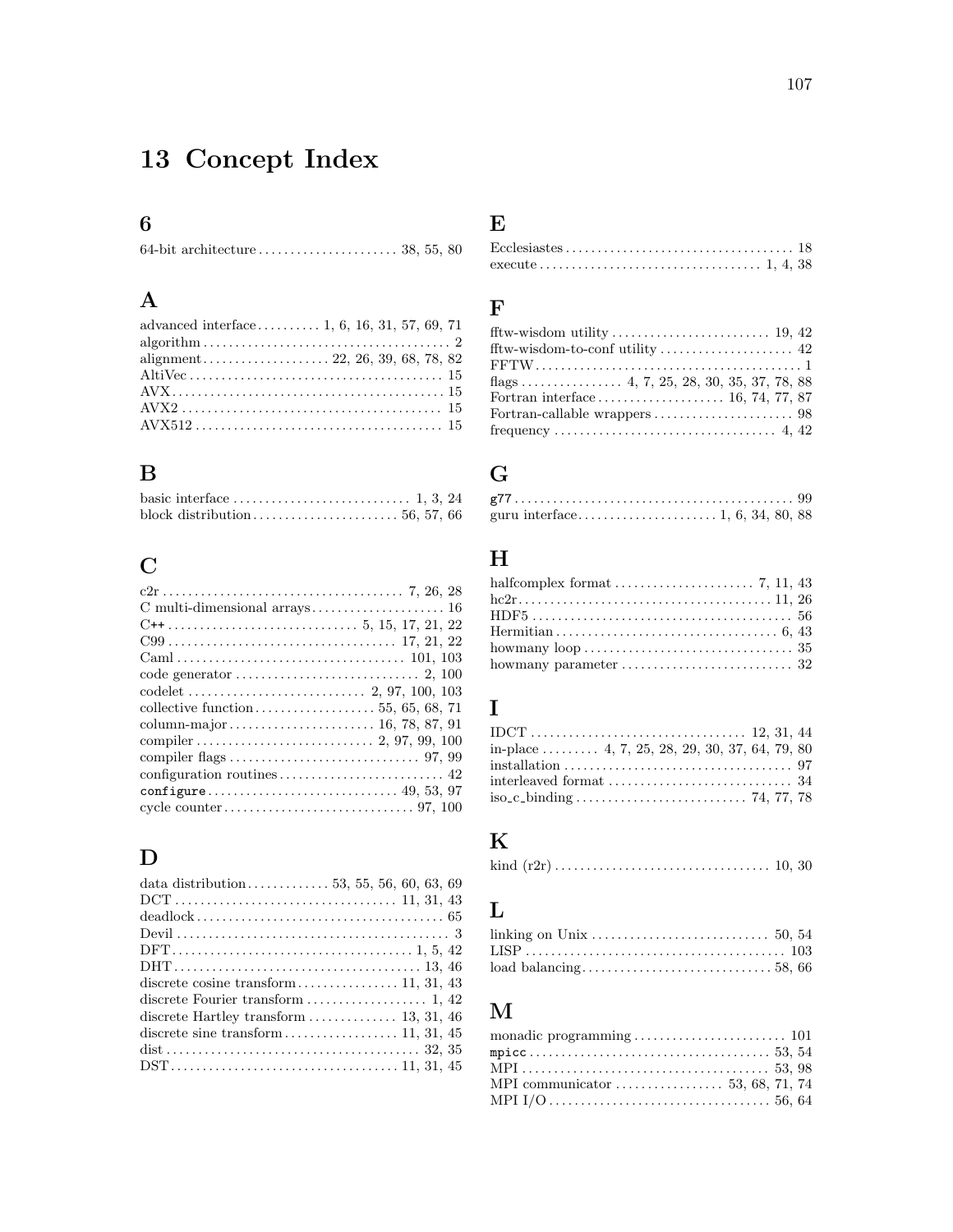# 13 Concept Index

## 6

64-bit architecture ...................... 38, 55, 80

## A

advanced interface .......... 1, 6, 16, 31, 57, 69, 71
algorithm ...................................... 2
alignment .................... 22, 26, 39, 68, 78, 82
AltiVec ....................................... 15
AVX ........................................... 15
AVX2 .......................................... 15
AVX512 ........................................ 15

## B

basic interface ........................... 1, 3, 24
block distribution ....................... 56, 57, 66

## C

c2r ..................................... 7, 26, 28
C multi-dimensional arrays ..................... 16
C++ .............................. 5, 15, 17, 21, 22
C99 ................................... 17, 21, 22
Caml .................................... 101, 103
code generator ............................. 2, 100
codelet ............................ 2, 97, 100, 103
collective function ................... 55, 65, 68, 71
column-major ....................... 16, 78, 87, 91
compiler ............................ 2, 97, 99, 100
compiler flags .............................. 97, 99
configuration routines .......................... 42
`configure` .............................. 49, 53, 97
cycle counter .............................. 97, 100

## D

data distribution ............. 53, 55, 56, 60, 63, 69
DCT .................................. 11, 31, 43
deadlock ....................................... 65
Devil .......................................... 3
DFT ...................................... 1, 5, 42
DHT ...................................... 13, 46
discrete cosine transform ................ 11, 31, 43
discrete Fourier transform ................... 1, 42
discrete Hartley transform .............. 13, 31, 46
discrete sine transform .................. 11, 31, 45
dist ....................................... 32, 35
DST .................................... 11, 31, 45

## E

Ecclesiastes ................................... 18
execute .................................. 1, 4, 38

## F

fftw-wisdom utility ......................... 19, 42
fftw-wisdom-to-conf utility ..................... 42
FFTW ........................................... 1
flags ................ 4, 7, 25, 28, 30, 35, 37, 78, 88
Fortran interface .................... 16, 74, 77, 87
Fortran-callable wrappers ...................... 98
frequency .................................. 4, 42

## G

`g77` ........................................... 99
guru interface ...................... 1, 6, 34, 80, 88

## H

halfcomplex format ...................... 7, 11, 43
hc2r ....................................... 11, 26
HDF5 ........................................... 56
Hermitian .................................. 6, 43
howmany loop ................................... 35
howmany parameter .............................. 32

## I

IDCT ................................. 12, 31, 44
in-place ......... 4, 7, 25, 28, 29, 30, 37, 64, 79, 80
installation ................................... 97
interleaved format ............................. 34
iso_c_binding ........................... 74, 77, 78

## K

kind (r2r) ................................. 10, 30

## L

linking on Unix ............................ 50, 54
LISP .......................................... 103
load balancing ............................. 58, 66

## M

monadic programming ........................... 101
`mpicc` ...................................... 53, 54
MPI ........................................ 53, 98
MPI communicator ................. 53, 68, 71, 74
MPI I/O .................................... 56, 64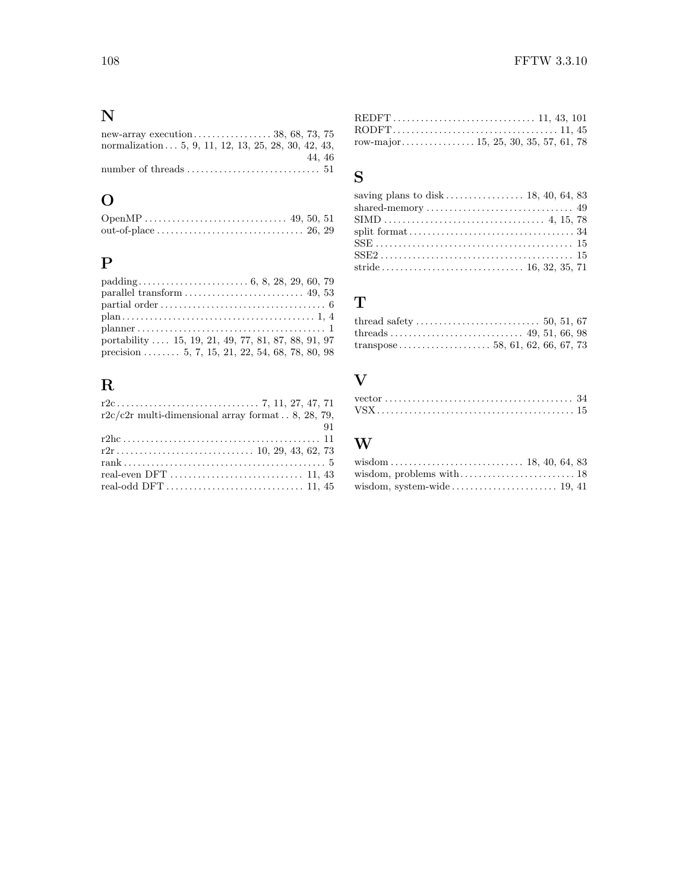## N

new-array execution . . . . . . . . . . . . . . . . . 38, 68, 73, 75
normalization . . . 5, 9, 11, 12, 13, 25, 28, 30, 42, 43, 44, 46
number of threads . . . . . . . . . . . . . . . . . . . . . . . . . . . . 51

## O

OpenMP . . . . . . . . . . . . . . . . . . . . . . . . . . . . . . 49, 50, 51
out-of-place . . . . . . . . . . . . . . . . . . . . . . . . . . . . . . . 26, 29

## P

padding . . . . . . . . . . . . . . . . . . . . . . . . 6, 8, 28, 29, 60, 79
parallel transform . . . . . . . . . . . . . . . . . . . . . . . . . 49, 53
partial order . . . . . . . . . . . . . . . . . . . . . . . . . . . . . . . . . . . 6
plan . . . . . . . . . . . . . . . . . . . . . . . . . . . . . . . . . . . . . . . . . 1, 4
planner . . . . . . . . . . . . . . . . . . . . . . . . . . . . . . . . . . . . . . . . 1
portability . . . . 15, 19, 21, 49, 77, 81, 87, 88, 91, 97
precision . . . . . . . . 5, 7, 15, 21, 22, 54, 68, 78, 80, 98

## R

r2c . . . . . . . . . . . . . . . . . . . . . . . . . . . . . . 7, 11, 27, 47, 71
r2c/c2r multi-dimensional array format . . 8, 28, 79, 91
r2hc . . . . . . . . . . . . . . . . . . . . . . . . . . . . . . . . . . . . . . . . . 11
r2r . . . . . . . . . . . . . . . . . . . . . . . . . . . . . 10, 29, 43, 62, 73
rank . . . . . . . . . . . . . . . . . . . . . . . . . . . . . . . . . . . . . . . . . . . 5
real-even DFT . . . . . . . . . . . . . . . . . . . . . . . . . . . . 11, 43
real-odd DFT . . . . . . . . . . . . . . . . . . . . . . . . . . . . . 11, 45
REDFT . . . . . . . . . . . . . . . . . . . . . . . . . . . . . . 11, 43, 101
RODFT . . . . . . . . . . . . . . . . . . . . . . . . . . . . . . . . . . . 11, 45
row-major . . . . . . . . . . . . . . . . 15, 25, 30, 35, 57, 61, 78

## S

saving plans to disk . . . . . . . . . . . . . . . . . 18, 40, 64, 83
shared-memory . . . . . . . . . . . . . . . . . . . . . . . . . . . . . . . 49
SIMD . . . . . . . . . . . . . . . . . . . . . . . . . . . . . . . . . . 4, 15, 78
split format . . . . . . . . . . . . . . . . . . . . . . . . . . . . . . . . . . . 34
SSE . . . . . . . . . . . . . . . . . . . . . . . . . . . . . . . . . . . . . . . . . . 15
SSE2 . . . . . . . . . . . . . . . . . . . . . . . . . . . . . . . . . . . . . . . . . 15
stride . . . . . . . . . . . . . . . . . . . . . . . . . . . . . . . 16, 32, 35, 71

## T

thread safety . . . . . . . . . . . . . . . . . . . . . . . . . . . 50, 51, 67
threads . . . . . . . . . . . . . . . . . . . . . . . . . . . . . 49, 51, 66, 98
transpose . . . . . . . . . . . . . . . . . . . . 58, 61, 62, 66, 67, 73

## V

vector . . . . . . . . . . . . . . . . . . . . . . . . . . . . . . . . . . . . . . . . 34
VSX . . . . . . . . . . . . . . . . . . . . . . . . . . . . . . . . . . . . . . . . . . 15

## W

wisdom . . . . . . . . . . . . . . . . . . . . . . . . . . . . 18, 40, 64, 83
wisdom, problems with . . . . . . . . . . . . . . . . . . . . . . . . . 18
wisdom, system-wide . . . . . . . . . . . . . . . . . . . . . . . 19, 41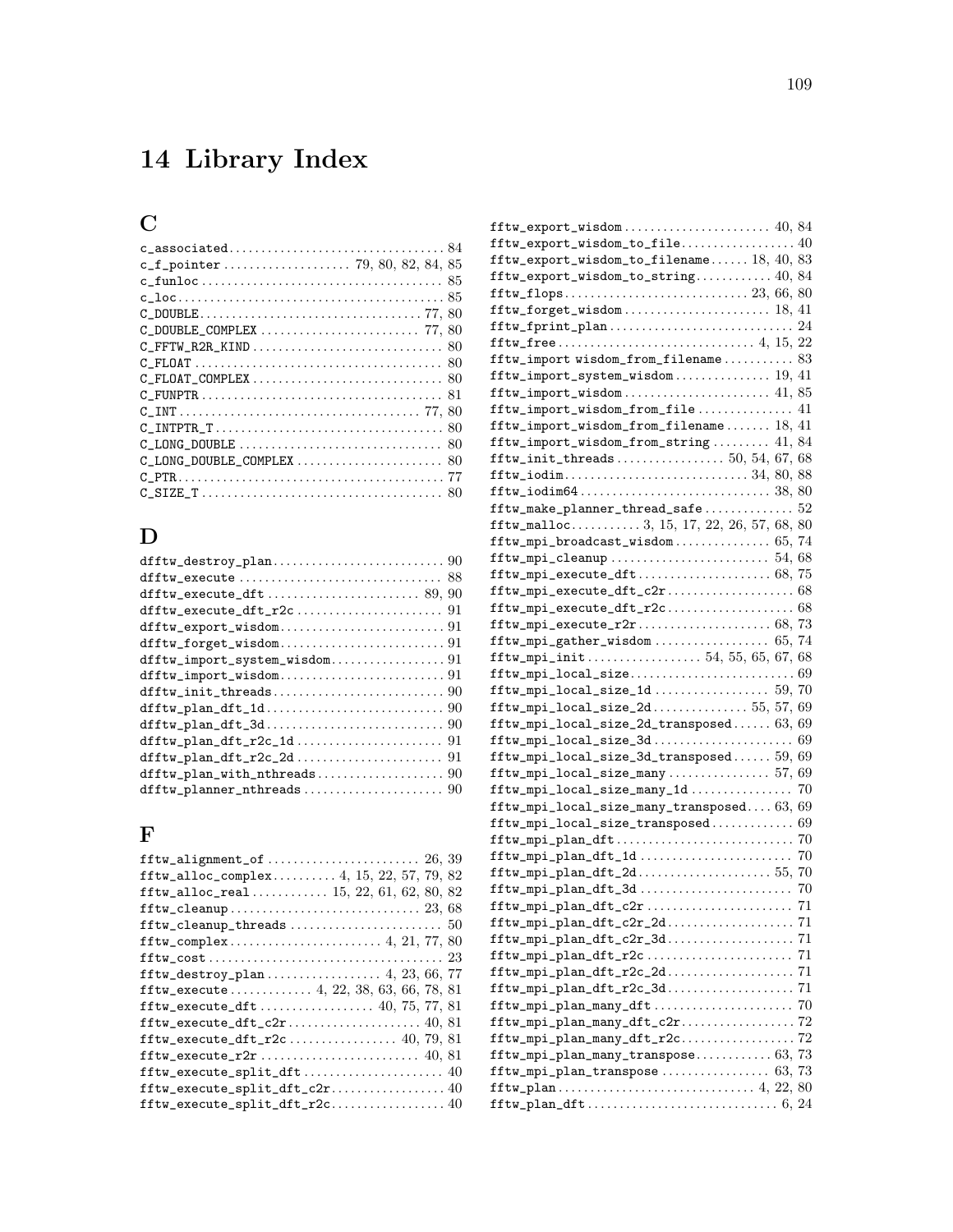# 14 Library Index

## C

c_associated .................................. 84
c_f_pointer ..................... 79, 80, 82, 84, 85
c_funloc ...................................... 85
c_loc ......................................... 85
C_DOUBLE .................................. 77, 80
C_DOUBLE_COMPLEX ......................... 77, 80
C_FFTW_R2R_KIND ............................. 80
C_FLOAT ...................................... 80
C_FLOAT_COMPLEX ............................. 80
C_FUNPTR ..................................... 81
C_INT ..................................... 77, 80
C_INTPTR_T ................................... 80
C_LONG_DOUBLE ................................ 80
C_LONG_DOUBLE_COMPLEX ....................... 80
C_PTR ........................................ 77
C_SIZE_T ..................................... 80

## D

dfftw_destroy_plan ........................... 90
dfftw_execute ................................ 88
dfftw_execute_dft ......................... 89, 90
dfftw_execute_dft_r2c ........................ 91
dfftw_export_wisdom .......................... 91
dfftw_forget_wisdom .......................... 91
dfftw_import_system_wisdom ................... 91
dfftw_import_wisdom .......................... 91
dfftw_init_threads ........................... 90
dfftw_plan_dft_1d ............................ 90
dfftw_plan_dft_3d ............................ 90
dfftw_plan_dft_r2c_1d ........................ 91
dfftw_plan_dft_r2c_2d ........................ 91
dfftw_plan_with_nthreads ..................... 90
dfftw_planner_nthreads ....................... 90

## F

fftw_alignment_of ......................... 26, 39
fftw_alloc_complex .......... 4, 15, 22, 57, 79, 82
fftw_alloc_real ............ 15, 22, 61, 62, 80, 82
fftw_cleanup .............................. 23, 68
fftw_cleanup_threads ......................... 50
fftw_complex ....................... 4, 21, 77, 80
fftw_cost .................................... 23
fftw_destroy_plan .................. 4, 23, 66, 77
fftw_execute ............. 4, 22, 38, 63, 66, 78, 81
fftw_execute_dft .................. 40, 75, 77, 81
fftw_execute_dft_c2r ...................... 40, 81
fftw_execute_dft_r2c .............. 40, 79, 81
fftw_execute_r2r .......................... 40, 81
fftw_execute_split_dft ....................... 40
fftw_execute_split_dft_c2r ................... 40
fftw_execute_split_dft_r2c ................... 40
fftw_export_wisdom ........................ 40, 84
fftw_export_wisdom_to_file ................... 40
fftw_export_wisdom_to_filename ...... 18, 40, 83
fftw_export_wisdom_to_string .............. 40, 84
fftw_flops ............................ 23, 66, 80
fftw_forget_wisdom ........................ 18, 41
fftw_fprint_plan ............................. 24
fftw_free ............................. 4, 15, 22
fftw_import wisdom_from_filename ............. 83
fftw_import_system_wisdom ................. 19, 41
fftw_import_wisdom ........................ 41, 85
fftw_import_wisdom_from_file ................. 41
fftw_import_wisdom_from_filename ....... 18, 41
fftw_import_wisdom_from_string ........... 41, 84
fftw_init_threads ................. 50, 54, 67, 68
fftw_iodim ............................ 34, 80, 88
fftw_iodim64 .............................. 38, 80
fftw_make_planner_thread_safe ................ 52
fftw_malloc ........... 3, 15, 17, 22, 26, 57, 68, 80
fftw_mpi_broadcast_wisdom ................. 65, 74
fftw_mpi_cleanup .......................... 54, 68
fftw_mpi_execute_dft ...................... 68, 75
fftw_mpi_execute_dft_c2r ..................... 68
fftw_mpi_execute_dft_r2c ..................... 68
fftw_mpi_execute_r2r ...................... 68, 73
fftw_mpi_gather_wisdom .................... 65, 74
fftw_mpi_init ................. 54, 55, 65, 67, 68
fftw_mpi_local_size .......................... 69
fftw_mpi_local_size_1d .................... 59, 70
fftw_mpi_local_size_2d ................ 55, 57, 69
fftw_mpi_local_size_2d_transposed ...... 63, 69
fftw_mpi_local_size_3d ....................... 69
fftw_mpi_local_size_3d_transposed ...... 59, 69
fftw_mpi_local_size_many .................. 57, 69
fftw_mpi_local_size_many_1d .................. 70
fftw_mpi_local_size_many_transposed .... 63, 69
fftw_mpi_local_size_transposed ............... 69
fftw_mpi_plan_dft ............................ 70
fftw_mpi_plan_dft_1d ......................... 70
fftw_mpi_plan_dft_2d ...................... 55, 70
fftw_mpi_plan_dft_3d ......................... 70
fftw_mpi_plan_dft_c2r ........................ 71
fftw_mpi_plan_dft_c2r_2d ..................... 71
fftw_mpi_plan_dft_c2r_3d ..................... 71
fftw_mpi_plan_dft_r2c ........................ 71
fftw_mpi_plan_dft_r2c_2d ..................... 71
fftw_mpi_plan_dft_r2c_3d ..................... 71
fftw_mpi_plan_many_dft ....................... 70
fftw_mpi_plan_many_dft_c2r ................... 72
fftw_mpi_plan_many_dft_r2c ................... 72
fftw_mpi_plan_many_transpose .............. 63, 73
fftw_mpi_plan_transpose ................... 63, 73
fftw_plan ............................. 4, 22, 80
fftw_plan_dft ............................. 6, 24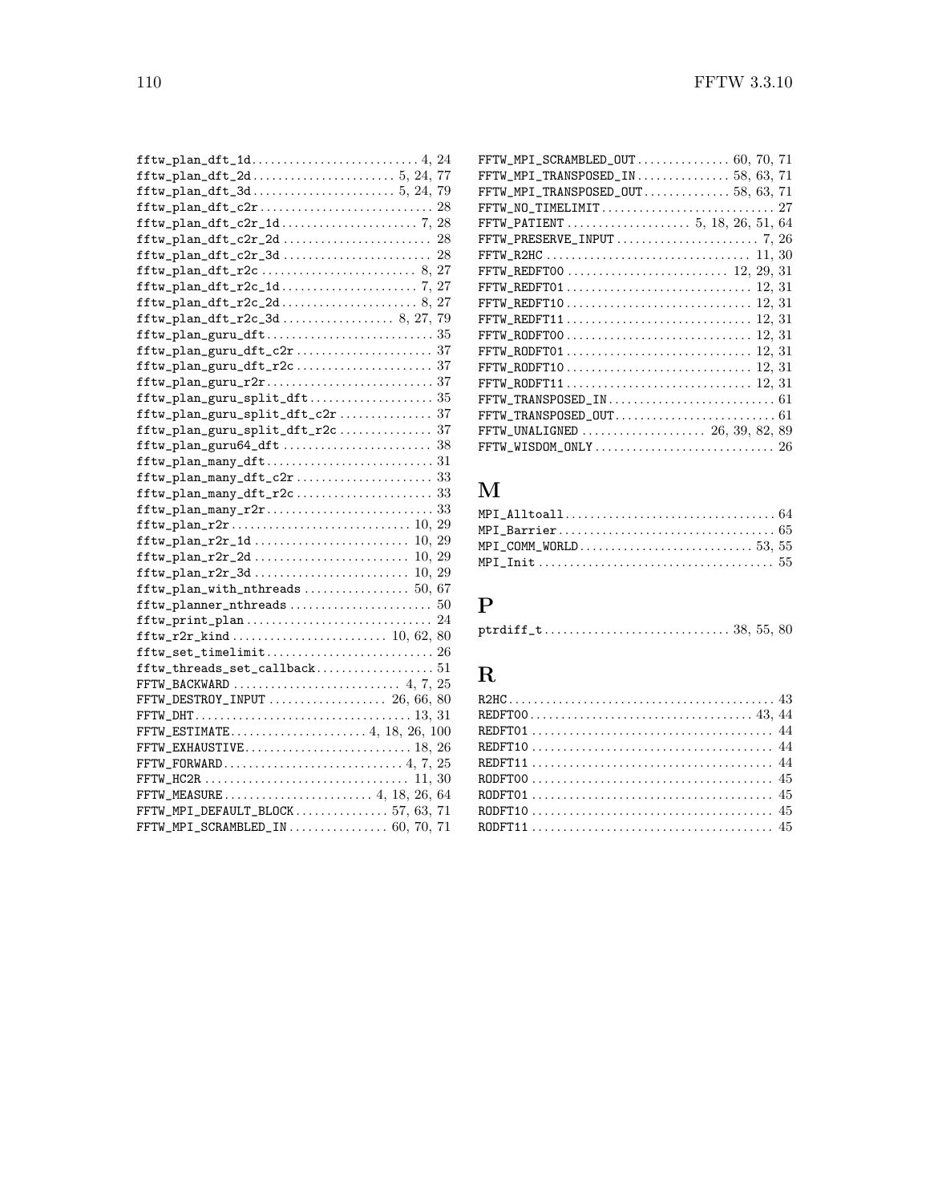fftw_plan_dft_1d .......... 4, 24
fftw_plan_dft_2d .......... 5, 24, 77
fftw_plan_dft_3d .......... 5, 24, 79
fftw_plan_dft_c2r .......... 28
fftw_plan_dft_c2r_1d .......... 7, 28
fftw_plan_dft_c2r_2d .......... 28
fftw_plan_dft_c2r_3d .......... 28
fftw_plan_dft_r2c .......... 8, 27
fftw_plan_dft_r2c_1d .......... 7, 27
fftw_plan_dft_r2c_2d .......... 8, 27
fftw_plan_dft_r2c_3d .......... 8, 27, 79
fftw_plan_guru_dft .......... 35
fftw_plan_guru_dft_c2r .......... 37
fftw_plan_guru_dft_r2c .......... 37
fftw_plan_guru_r2r .......... 37
fftw_plan_guru_split_dft .......... 35
fftw_plan_guru_split_dft_c2r .......... 37
fftw_plan_guru_split_dft_r2c .......... 37
fftw_plan_guru64_dft .......... 38
fftw_plan_many_dft .......... 31
fftw_plan_many_dft_c2r .......... 33
fftw_plan_many_dft_r2c .......... 33
fftw_plan_many_r2r .......... 33
fftw_plan_r2r .......... 10, 29
fftw_plan_r2r_1d .......... 10, 29
fftw_plan_r2r_2d .......... 10, 29
fftw_plan_r2r_3d .......... 10, 29
fftw_plan_with_nthreads .......... 50, 67
fftw_planner_nthreads .......... 50
fftw_print_plan .......... 24
fftw_r2r_kind .......... 10, 62, 80
fftw_set_timelimit .......... 26
fftw_threads_set_callback .......... 51
FFTW_BACKWARD .......... 4, 7, 25
FFTW_DESTROY_INPUT .......... 26, 66, 80
FFTW_DHT .......... 13, 31
FFTW_ESTIMATE .......... 4, 18, 26, 100
FFTW_EXHAUSTIVE .......... 18, 26
FFTW_FORWARD .......... 4, 7, 25
FFTW_HC2R .......... 11, 30
FFTW_MEASURE .......... 4, 18, 26, 64
FFTW_MPI_DEFAULT_BLOCK .......... 57, 63, 71
FFTW_MPI_SCRAMBLED_IN .......... 60, 70, 71
FFTW_MPI_SCRAMBLED_OUT .......... 60, 70, 71
FFTW_MPI_TRANSPOSED_IN .......... 58, 63, 71
FFTW_MPI_TRANSPOSED_OUT .......... 58, 63, 71
FFTW_NO_TIMELIMIT .......... 27
FFTW_PATIENT .......... 5, 18, 26, 51, 64
FFTW_PRESERVE_INPUT .......... 7, 26
FFTW_R2HC .......... 11, 30
FFTW_REDFT00 .......... 12, 29, 31
FFTW_REDFT01 .......... 12, 31
FFTW_REDFT10 .......... 12, 31
FFTW_REDFT11 .......... 12, 31
FFTW_RODFT00 .......... 12, 31
FFTW_RODFT01 .......... 12, 31
FFTW_RODFT10 .......... 12, 31
FFTW_RODFT11 .......... 12, 31
FFTW_TRANSPOSED_IN .......... 61
FFTW_TRANSPOSED_OUT .......... 61
FFTW_UNALIGNED .......... 26, 39, 82, 89
FFTW_WISDOM_ONLY .......... 26

## M

MPI_Alltoall .......... 64
MPI_Barrier .......... 65
MPI_COMM_WORLD .......... 53, 55
MPI_Init .......... 55

## P

ptrdiff_t .......... 38, 55, 80

## R

R2HC .......... 43
REDFT00 .......... 43, 44
REDFT01 .......... 44
REDFT10 .......... 44
REDFT11 .......... 44
RODFT00 .......... 45
RODFT01 .......... 45
RODFT10 .......... 45
RODFT11 .......... 45